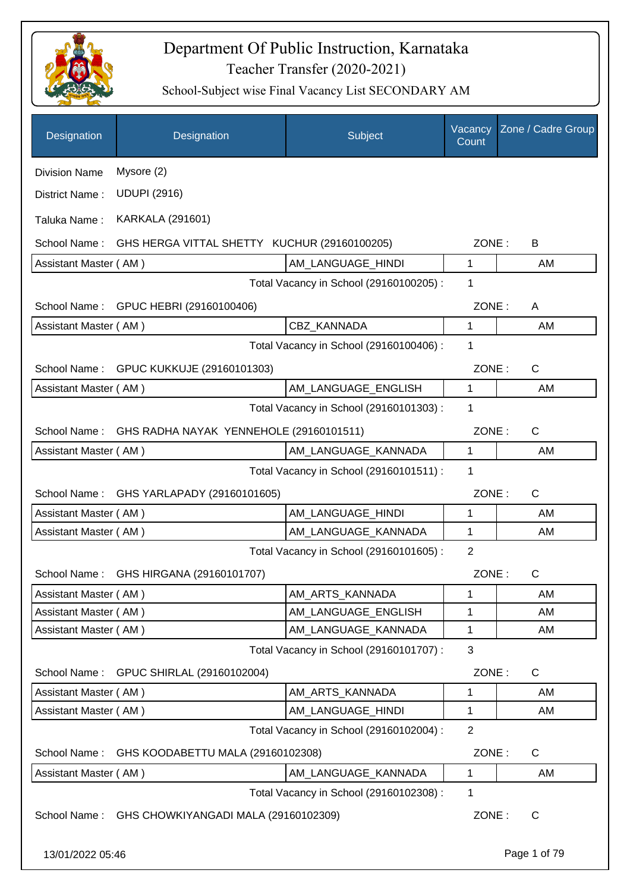# Department Of Public Instruction, Karnataka

## Teacher Transfer (2020-2021)

### School-Subject wise Final Vacancy List SECONDARY AM

| Designation | Designation | Subject | Vacancy Count | Zone / Cadre Group |
|---|---|---|---|---|

Division Name : Mysore (2)

District Name : UDUPI (2916)

Taluka Name : KARKALA (291601)

School Name : GHS HERGA VITTAL SHETTY KUCHUR (29160100205) ZONE : B

| Designation | Subject | Vacancy Count | Zone / Cadre Group |
|---|---|---|---|
| Assistant Master ( AM ) | AM_LANGUAGE_HINDI | 1 | AM |

Total Vacancy in School (29160100205) : 1

School Name : GPUC HEBRI (29160100406) ZONE : A

| Designation | Subject | Vacancy Count | Zone / Cadre Group |
|---|---|---|---|
| Assistant Master ( AM ) | CBZ_KANNADA | 1 | AM |

Total Vacancy in School (29160100406) : 1

School Name : GPUC KUKKUJE (29160101303) ZONE : C

| Designation | Subject | Vacancy Count | Zone / Cadre Group |
|---|---|---|---|
| Assistant Master ( AM ) | AM_LANGUAGE_ENGLISH | 1 | AM |

Total Vacancy in School (29160101303) : 1

School Name : GHS RADHA NAYAK YENNEHOLE (29160101511) ZONE : C

| Designation | Subject | Vacancy Count | Zone / Cadre Group |
|---|---|---|---|
| Assistant Master ( AM ) | AM_LANGUAGE_KANNADA | 1 | AM |

Total Vacancy in School (29160101511) : 1

School Name : GHS YARLAPADY (29160101605) ZONE : C

| Designation | Subject | Vacancy Count | Zone / Cadre Group |
|---|---|---|---|
| Assistant Master ( AM ) | AM_LANGUAGE_HINDI | 1 | AM |
| Assistant Master ( AM ) | AM_LANGUAGE_KANNADA | 1 | AM |

Total Vacancy in School (29160101605) : 2

School Name : GHS HIRGANA (29160101707) ZONE : C

| Designation | Subject | Vacancy Count | Zone / Cadre Group |
|---|---|---|---|
| Assistant Master ( AM ) | AM_ARTS_KANNADA | 1 | AM |
| Assistant Master ( AM ) | AM_LANGUAGE_ENGLISH | 1 | AM |
| Assistant Master ( AM ) | AM_LANGUAGE_KANNADA | 1 | AM |

Total Vacancy in School (29160101707) : 3

School Name : GPUC SHIRLAL (29160102004) ZONE : C

| Designation | Subject | Vacancy Count | Zone / Cadre Group |
|---|---|---|---|
| Assistant Master ( AM ) | AM_ARTS_KANNADA | 1 | AM |
| Assistant Master ( AM ) | AM_LANGUAGE_HINDI | 1 | AM |

Total Vacancy in School (29160102004) : 2

School Name : GHS KOODABETTU MALA (29160102308) ZONE : C

| Designation | Subject | Vacancy Count | Zone / Cadre Group |
|---|---|---|---|
| Assistant Master ( AM ) | AM_LANGUAGE_KANNADA | 1 | AM |

Total Vacancy in School (29160102308) : 1

School Name : GHS CHOWKIYANGADI MALA (29160102309) ZONE : C

13/01/2022 05:46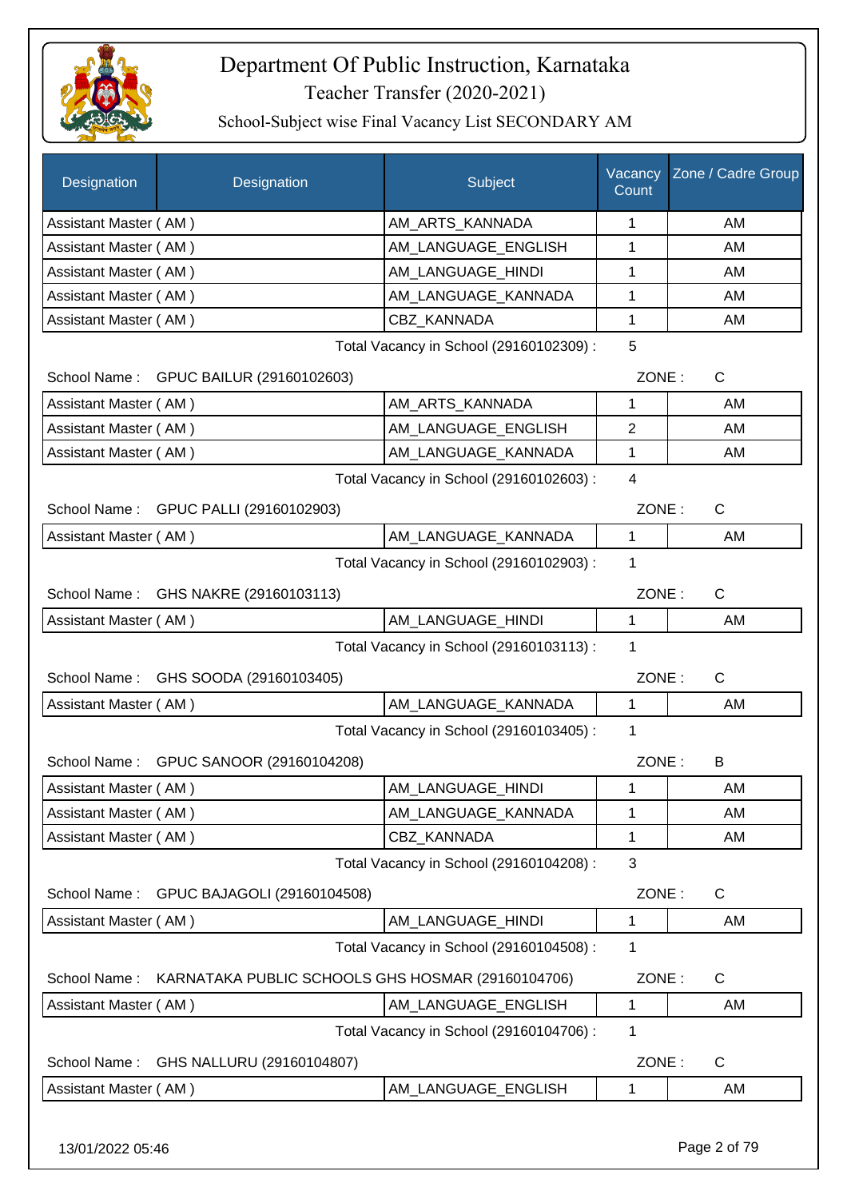# Department Of Public Instruction, Karnataka

Teacher Transfer (2020-2021)

School-Subject wise Final Vacancy List SECONDARY AM

| Designation | Designation | Subject | Vacancy Count | Zone / Cadre Group |
|---|---|---|---|---|
| Assistant Master ( AM ) | | AM_ARTS_KANNADA | 1 | AM |
| Assistant Master ( AM ) | | AM_LANGUAGE_ENGLISH | 1 | AM |
| Assistant Master ( AM ) | | AM_LANGUAGE_HINDI | 1 | AM |
| Assistant Master ( AM ) | | AM_LANGUAGE_KANNADA | 1 | AM |
| Assistant Master ( AM ) | | CBZ_KANNADA | 1 | AM |

Total Vacancy in School (29160102309) : 5

School Name : GPUC BAILUR (29160102603) ZONE : C

| Designation | Subject | Vacancy Count | Zone / Cadre Group |
|---|---|---|---|
| Assistant Master ( AM ) | AM_ARTS_KANNADA | 1 | AM |
| Assistant Master ( AM ) | AM_LANGUAGE_ENGLISH | 2 | AM |
| Assistant Master ( AM ) | AM_LANGUAGE_KANNADA | 1 | AM |

Total Vacancy in School (29160102603) : 4

School Name : GPUC PALLI (29160102903) ZONE : C

| Designation | Subject | Vacancy Count | Zone / Cadre Group |
|---|---|---|---|
| Assistant Master ( AM ) | AM_LANGUAGE_KANNADA | 1 | AM |

Total Vacancy in School (29160102903) : 1

School Name : GHS NAKRE (29160103113) ZONE : C

| Designation | Subject | Vacancy Count | Zone / Cadre Group |
|---|---|---|---|
| Assistant Master ( AM ) | AM_LANGUAGE_HINDI | 1 | AM |

Total Vacancy in School (29160103113) : 1

School Name : GHS SOODA (29160103405) ZONE : C

| Designation | Subject | Vacancy Count | Zone / Cadre Group |
|---|---|---|---|
| Assistant Master ( AM ) | AM_LANGUAGE_KANNADA | 1 | AM |

Total Vacancy in School (29160103405) : 1

School Name : GPUC SANOOR (29160104208) ZONE : B

| Designation | Subject | Vacancy Count | Zone / Cadre Group |
|---|---|---|---|
| Assistant Master ( AM ) | AM_LANGUAGE_HINDI | 1 | AM |
| Assistant Master ( AM ) | AM_LANGUAGE_KANNADA | 1 | AM |
| Assistant Master ( AM ) | CBZ_KANNADA | 1 | AM |

Total Vacancy in School (29160104208) : 3

School Name : GPUC BAJAGOLI (29160104508) ZONE : C

| Designation | Subject | Vacancy Count | Zone / Cadre Group |
|---|---|---|---|
| Assistant Master ( AM ) | AM_LANGUAGE_HINDI | 1 | AM |

Total Vacancy in School (29160104508) : 1

School Name : KARNATAKA PUBLIC SCHOOLS GHS HOSMAR (29160104706) ZONE : C

| Designation | Subject | Vacancy Count | Zone / Cadre Group |
|---|---|---|---|
| Assistant Master ( AM ) | AM_LANGUAGE_ENGLISH | 1 | AM |

Total Vacancy in School (29160104706) : 1

School Name : GHS NALLURU (29160104807) ZONE : C

| Designation | Subject | Vacancy Count | Zone / Cadre Group |
|---|---|---|---|
| Assistant Master ( AM ) | AM_LANGUAGE_ENGLISH | 1 | AM |

13/01/2022 05:46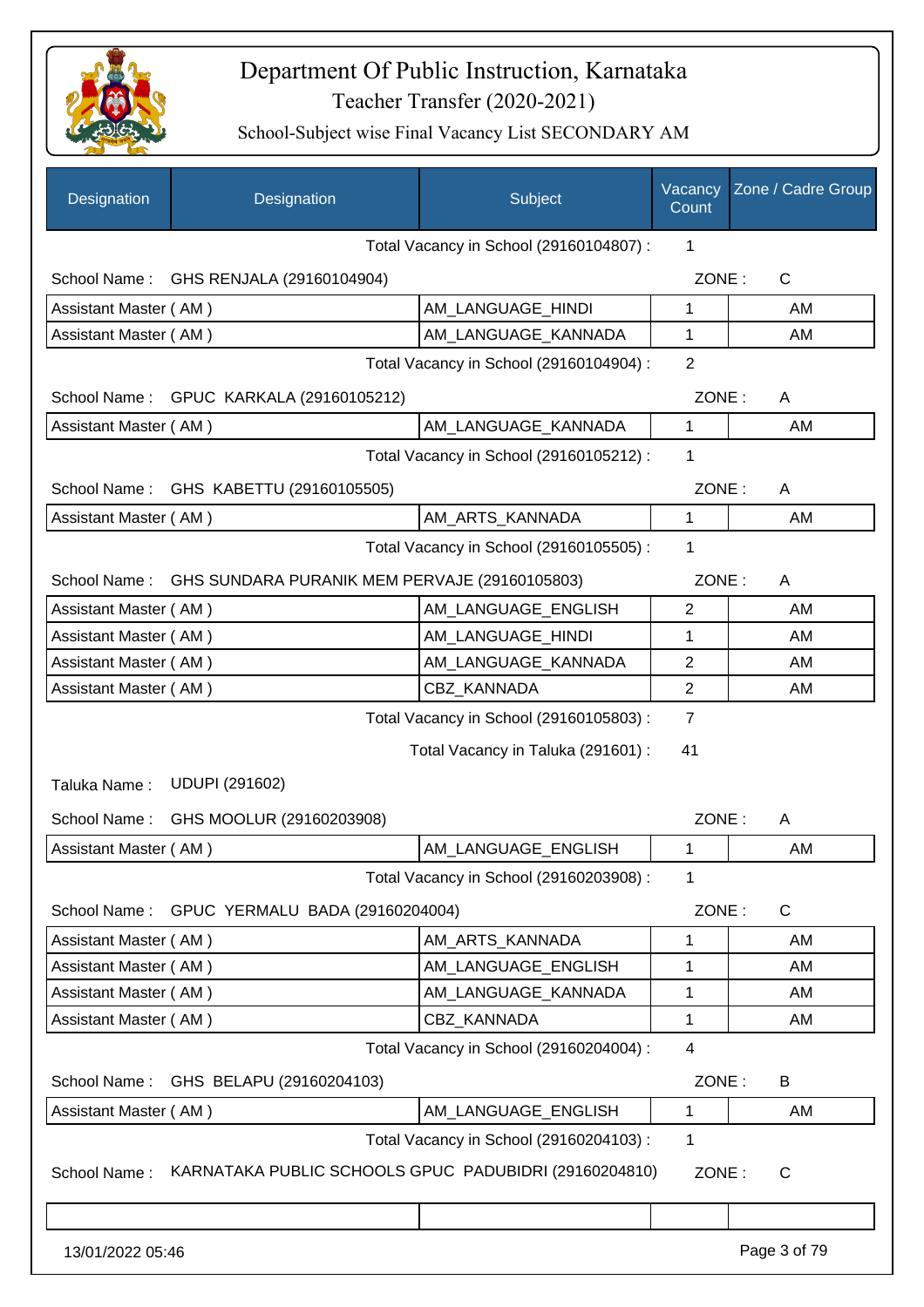# Department Of Public Instruction, Karnataka

## Teacher Transfer (2020-2021)

### School-Subject wise Final Vacancy List SECONDARY AM

| Designation | Designation | Subject | Vacancy Count | Zone / Cadre Group |
|---|---|---|---|---|
| | | Total Vacancy in School (29160104807) : | 1 | |
| School Name : | GHS RENJALA (29160104904) | | ZONE : | C |
| Assistant Master ( AM ) | | AM_LANGUAGE_HINDI | 1 | AM |
| Assistant Master ( AM ) | | AM_LANGUAGE_KANNADA | 1 | AM |
| | | Total Vacancy in School (29160104904) : | 2 | |
| School Name : | GPUC KARKALA (29160105212) | | ZONE : | A |
| Assistant Master ( AM ) | | AM_LANGUAGE_KANNADA | 1 | AM |
| | | Total Vacancy in School (29160105212) : | 1 | |
| School Name : | GHS KABETTU (29160105505) | | ZONE : | A |
| Assistant Master ( AM ) | | AM_ARTS_KANNADA | 1 | AM |
| | | Total Vacancy in School (29160105505) : | 1 | |
| School Name : | GHS SUNDARA PURANIK MEM PERVAJE (29160105803) | | ZONE : | A |
| Assistant Master ( AM ) | | AM_LANGUAGE_ENGLISH | 2 | AM |
| Assistant Master ( AM ) | | AM_LANGUAGE_HINDI | 1 | AM |
| Assistant Master ( AM ) | | AM_LANGUAGE_KANNADA | 2 | AM |
| Assistant Master ( AM ) | | CBZ_KANNADA | 2 | AM |
| | | Total Vacancy in School (29160105803) : | 7 | |
| | | Total Vacancy in Taluka (291601) : | 41 | |
| Taluka Name : | UDUPI (291602) | | | |
| School Name : | GHS MOOLUR (29160203908) | | ZONE : | A |
| Assistant Master ( AM ) | | AM_LANGUAGE_ENGLISH | 1 | AM |
| | | Total Vacancy in School (29160203908) : | 1 | |
| School Name : | GPUC YERMALU BADA (29160204004) | | ZONE : | C |
| Assistant Master ( AM ) | | AM_ARTS_KANNADA | 1 | AM |
| Assistant Master ( AM ) | | AM_LANGUAGE_ENGLISH | 1 | AM |
| Assistant Master ( AM ) | | AM_LANGUAGE_KANNADA | 1 | AM |
| Assistant Master ( AM ) | | CBZ_KANNADA | 1 | AM |
| | | Total Vacancy in School (29160204004) : | 4 | |
| School Name : | GHS BELAPU (29160204103) | | ZONE : | B |
| Assistant Master ( AM ) | | AM_LANGUAGE_ENGLISH | 1 | AM |
| | | Total Vacancy in School (29160204103) : | 1 | |
| School Name : | KARNATAKA PUBLIC SCHOOLS GPUC PADUBIDRI (29160204810) | | ZONE : | C |

13/01/2022 05:46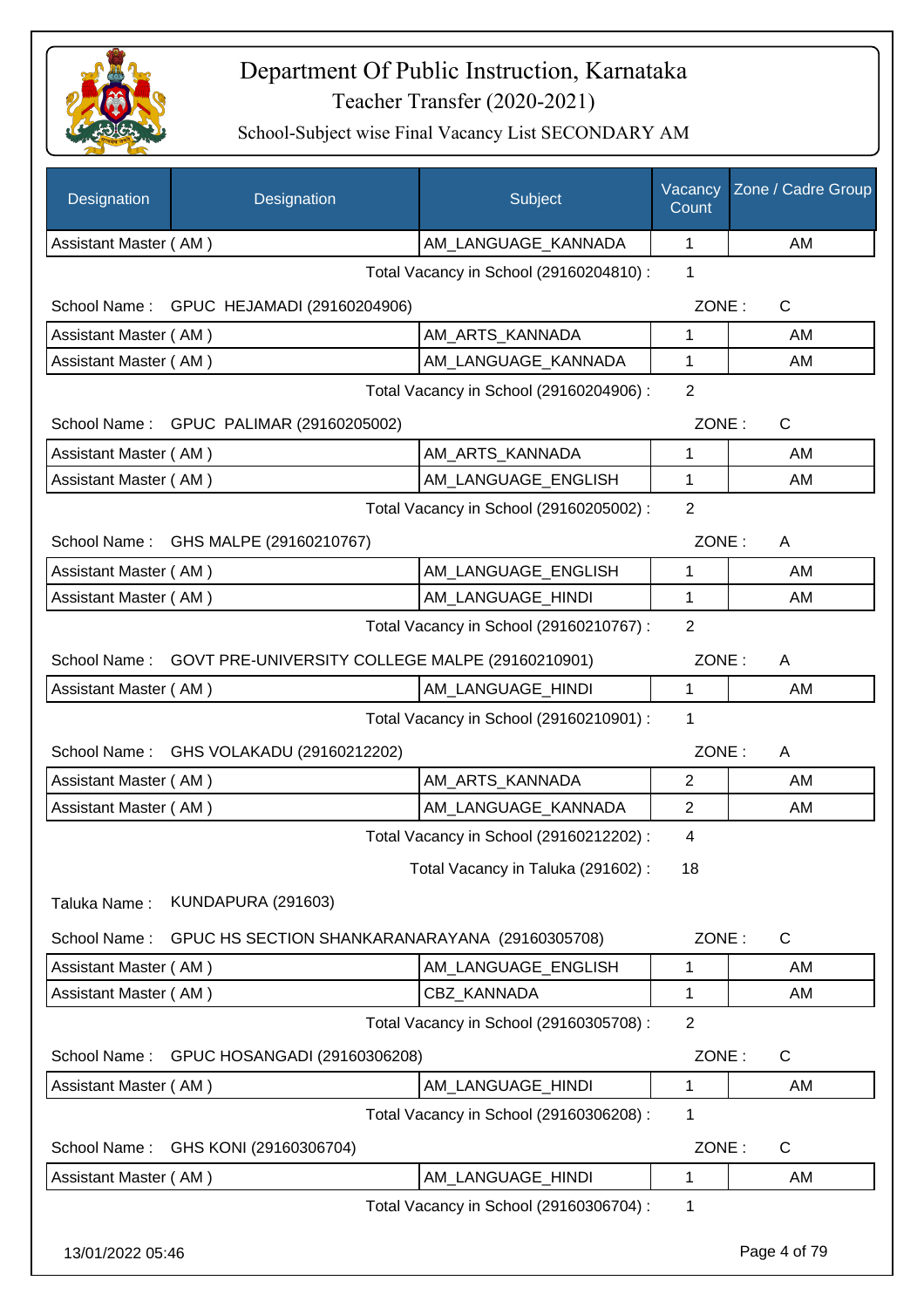# Department Of Public Instruction, Karnataka

## Teacher Transfer (2020-2021)

### School-Subject wise Final Vacancy List SECONDARY AM

| Designation | Designation | Subject | Vacancy Count | Zone / Cadre Group |
|---|---|---|---|---|
| Assistant Master ( AM ) | | AM_LANGUAGE_KANNADA | 1 | AM |

Total Vacancy in School (29160204810) : 1

School Name : GPUC HEJAMADI (29160204906) ZONE : C

| Designation | Subject | Vacancy Count | Zone / Cadre Group |
|---|---|---|---|
| Assistant Master ( AM ) | AM_ARTS_KANNADA | 1 | AM |
| Assistant Master ( AM ) | AM_LANGUAGE_KANNADA | 1 | AM |

Total Vacancy in School (29160204906) : 2

School Name : GPUC PALIMAR (29160205002) ZONE : C

| Designation | Subject | Vacancy Count | Zone / Cadre Group |
|---|---|---|---|
| Assistant Master ( AM ) | AM_ARTS_KANNADA | 1 | AM |
| Assistant Master ( AM ) | AM_LANGUAGE_ENGLISH | 1 | AM |

Total Vacancy in School (29160205002) : 2

School Name : GHS MALPE (29160210767) ZONE : A

| Designation | Subject | Vacancy Count | Zone / Cadre Group |
|---|---|---|---|
| Assistant Master ( AM ) | AM_LANGUAGE_ENGLISH | 1 | AM |
| Assistant Master ( AM ) | AM_LANGUAGE_HINDI | 1 | AM |

Total Vacancy in School (29160210767) : 2

School Name : GOVT PRE-UNIVERSITY COLLEGE MALPE (29160210901) ZONE : A

| Designation | Subject | Vacancy Count | Zone / Cadre Group |
|---|---|---|---|
| Assistant Master ( AM ) | AM_LANGUAGE_HINDI | 1 | AM |

Total Vacancy in School (29160210901) : 1

School Name : GHS VOLAKADU (29160212202) ZONE : A

| Designation | Subject | Vacancy Count | Zone / Cadre Group |
|---|---|---|---|
| Assistant Master ( AM ) | AM_ARTS_KANNADA | 2 | AM |
| Assistant Master ( AM ) | AM_LANGUAGE_KANNADA | 2 | AM |

Total Vacancy in School (29160212202) : 4

Total Vacancy in Taluka (291602) : 18

Taluka Name : KUNDAPURA (291603)

School Name : GPUC HS SECTION SHANKARANARAYANA (29160305708) ZONE : C

| Designation | Subject | Vacancy Count | Zone / Cadre Group |
|---|---|---|---|
| Assistant Master ( AM ) | AM_LANGUAGE_ENGLISH | 1 | AM |
| Assistant Master ( AM ) | CBZ_KANNADA | 1 | AM |

Total Vacancy in School (29160305708) : 2

School Name : GPUC HOSANGADI (29160306208) ZONE : C

| Designation | Subject | Vacancy Count | Zone / Cadre Group |
|---|---|---|---|
| Assistant Master ( AM ) | AM_LANGUAGE_HINDI | 1 | AM |

Total Vacancy in School (29160306208) : 1

School Name : GHS KONI (29160306704) ZONE : C

| Designation | Subject | Vacancy Count | Zone / Cadre Group |
|---|---|---|---|
| Assistant Master ( AM ) | AM_LANGUAGE_HINDI | 1 | AM |

Total Vacancy in School (29160306704) : 1

13/01/2022 05:46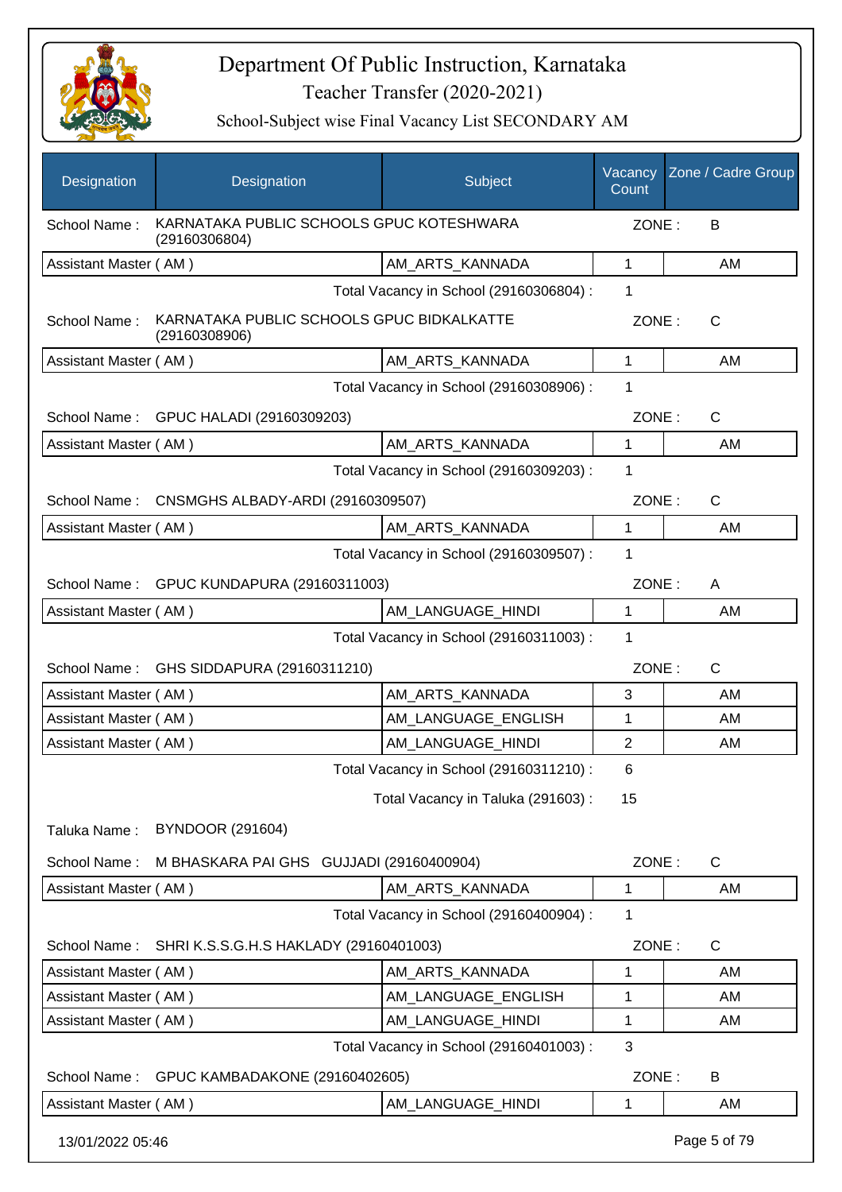# Department Of Public Instruction, Karnataka

## Teacher Transfer (2020-2021)

### School-Subject wise Final Vacancy List SECONDARY AM

| Designation | Designation | Subject | Vacancy Count | Zone / Cadre Group |
|---|---|---|---|---|
| School Name : | KARNATAKA PUBLIC SCHOOLS GPUC KOTESHWARA (29160306804) | | ZONE : | B |
| Assistant Master ( AM ) | | AM_ARTS_KANNADA | 1 | AM |
| | | Total Vacancy in School (29160306804) : | 1 | |
| School Name : | KARNATAKA PUBLIC SCHOOLS GPUC BIDKALKATTE (29160308906) | | ZONE : | C |
| Assistant Master ( AM ) | | AM_ARTS_KANNADA | 1 | AM |
| | | Total Vacancy in School (29160308906) : | 1 | |
| School Name : | GPUC HALADI (29160309203) | | ZONE : | C |
| Assistant Master ( AM ) | | AM_ARTS_KANNADA | 1 | AM |
| | | Total Vacancy in School (29160309203) : | 1 | |
| School Name : | CNSMGHS ALBADY-ARDI (29160309507) | | ZONE : | C |
| Assistant Master ( AM ) | | AM_ARTS_KANNADA | 1 | AM |
| | | Total Vacancy in School (29160309507) : | 1 | |
| School Name : | GPUC KUNDAPURA (29160311003) | | ZONE : | A |
| Assistant Master ( AM ) | | AM_LANGUAGE_HINDI | 1 | AM |
| | | Total Vacancy in School (29160311003) : | 1 | |
| School Name : | GHS SIDDAPURA (29160311210) | | ZONE : | C |
| Assistant Master ( AM ) | | AM_ARTS_KANNADA | 3 | AM |
| Assistant Master ( AM ) | | AM_LANGUAGE_ENGLISH | 1 | AM |
| Assistant Master ( AM ) | | AM_LANGUAGE_HINDI | 2 | AM |
| | | Total Vacancy in School (29160311210) : | 6 | |
| | | Total Vacancy in Taluka (291603) : | 15 | |
| Taluka Name : | BYNDOOR (291604) | | | |
| School Name : | M BHASKARA PAI GHS GUJJADI (29160400904) | | ZONE : | C |
| Assistant Master ( AM ) | | AM_ARTS_KANNADA | 1 | AM |
| | | Total Vacancy in School (29160400904) : | 1 | |
| School Name : | SHRI K.S.S.G.H.S HAKLADY (29160401003) | | ZONE : | C |
| Assistant Master ( AM ) | | AM_ARTS_KANNADA | 1 | AM |
| Assistant Master ( AM ) | | AM_LANGUAGE_ENGLISH | 1 | AM |
| Assistant Master ( AM ) | | AM_LANGUAGE_HINDI | 1 | AM |
| | | Total Vacancy in School (29160401003) : | 3 | |
| School Name : | GPUC KAMBADAKONE (29160402605) | | ZONE : | B |
| Assistant Master ( AM ) | | AM_LANGUAGE_HINDI | 1 | AM |

13/01/2022 05:46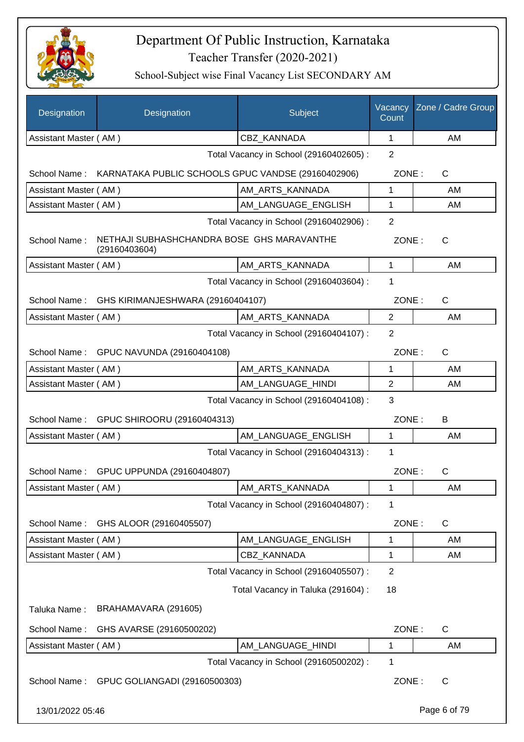# Department Of Public Instruction, Karnataka

## Teacher Transfer (2020-2021)

### School-Subject wise Final Vacancy List SECONDARY AM

| Designation | Designation | Subject | Vacancy Count | Zone / Cadre Group |
|---|---|---|---|---|
| Assistant Master ( AM ) | | CBZ_KANNADA | 1 | AM |

Total Vacancy in School (29160402605) : 2

School Name : KARNATAKA PUBLIC SCHOOLS GPUC VANDSE (29160402906) ZONE : C

| Designation | Designation | Subject | Vacancy Count | Zone / Cadre Group |
|---|---|---|---|---|
| Assistant Master ( AM ) | | AM_ARTS_KANNADA | 1 | AM |
| Assistant Master ( AM ) | | AM_LANGUAGE_ENGLISH | 1 | AM |

Total Vacancy in School (29160402906) : 2

School Name : NETHAJI SUBHASHCHANDRA BOSE GHS MARAVANTHE (29160403604) ZONE : C

| Designation | Designation | Subject | Vacancy Count | Zone / Cadre Group |
|---|---|---|---|---|
| Assistant Master ( AM ) | | AM_ARTS_KANNADA | 1 | AM |

Total Vacancy in School (29160403604) : 1

School Name : GHS KIRIMANJESHWARA (29160404107) ZONE : C

| Designation | Designation | Subject | Vacancy Count | Zone / Cadre Group |
|---|---|---|---|---|
| Assistant Master ( AM ) | | AM_ARTS_KANNADA | 2 | AM |

Total Vacancy in School (29160404107) : 2

School Name : GPUC NAVUNDA (29160404108) ZONE : C

| Designation | Designation | Subject | Vacancy Count | Zone / Cadre Group |
|---|---|---|---|---|
| Assistant Master ( AM ) | | AM_ARTS_KANNADA | 1 | AM |
| Assistant Master ( AM ) | | AM_LANGUAGE_HINDI | 2 | AM |

Total Vacancy in School (29160404108) : 3

School Name : GPUC SHIROORU (29160404313) ZONE : B

| Designation | Designation | Subject | Vacancy Count | Zone / Cadre Group |
|---|---|---|---|---|
| Assistant Master ( AM ) | | AM_LANGUAGE_ENGLISH | 1 | AM |

Total Vacancy in School (29160404313) : 1

School Name : GPUC UPPUNDA (29160404807) ZONE : C

| Designation | Designation | Subject | Vacancy Count | Zone / Cadre Group |
|---|---|---|---|---|
| Assistant Master ( AM ) | | AM_ARTS_KANNADA | 1 | AM |

Total Vacancy in School (29160404807) : 1

School Name : GHS ALOOR (29160405507) ZONE : C

| Designation | Designation | Subject | Vacancy Count | Zone / Cadre Group |
|---|---|---|---|---|
| Assistant Master ( AM ) | | AM_LANGUAGE_ENGLISH | 1 | AM |
| Assistant Master ( AM ) | | CBZ_KANNADA | 1 | AM |

Total Vacancy in School (29160405507) : 2

Total Vacancy in Taluka (291604) : 18

Taluka Name : BRAHAMAVARA (291605)

School Name : GHS AVARSE (29160500202) ZONE : C

| Designation | Designation | Subject | Vacancy Count | Zone / Cadre Group |
|---|---|---|---|---|
| Assistant Master ( AM ) | | AM_LANGUAGE_HINDI | 1 | AM |

Total Vacancy in School (29160500202) : 1

School Name : GPUC GOLIANGADI (29160500303) ZONE : C

13/01/2022 05:46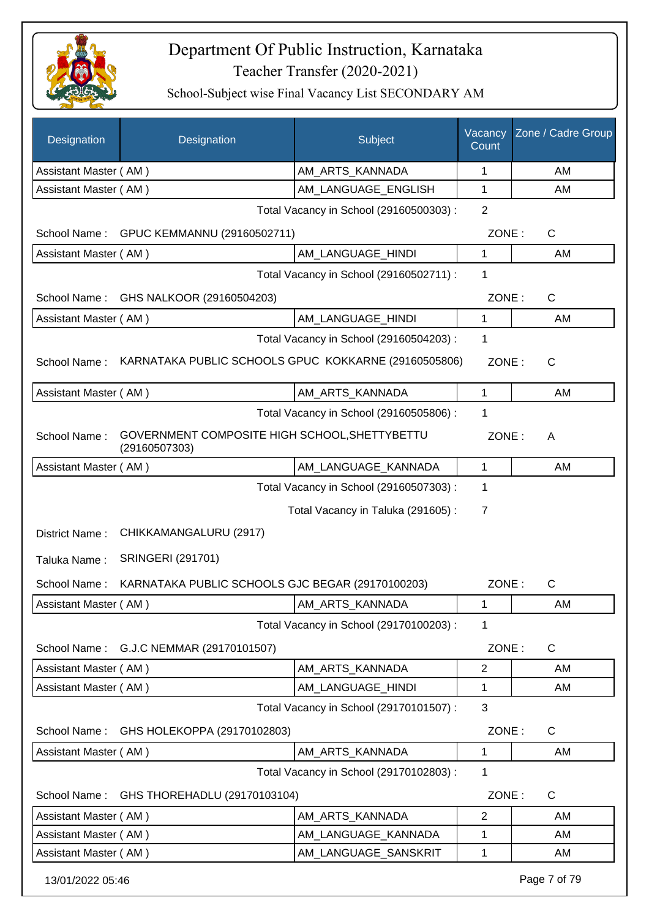# Department Of Public Instruction, Karnataka

Teacher Transfer (2020-2021)

School-Subject wise Final Vacancy List SECONDARY AM

| Designation | Designation | Subject | Vacancy Count | Zone / Cadre Group |
|---|---|---|---|---|
| Assistant Master ( AM ) | | AM_ARTS_KANNADA | 1 | AM |
| Assistant Master ( AM ) | | AM_LANGUAGE_ENGLISH | 1 | AM |

Total Vacancy in School (29160500303) : 2

School Name : GPUC KEMMANNU (29160502711) ZONE : C

| Designation | Subject | Vacancy Count | Zone / Cadre Group |
|---|---|---|---|
| Assistant Master ( AM ) | AM_LANGUAGE_HINDI | 1 | AM |

Total Vacancy in School (29160502711) : 1

School Name : GHS NALKOOR (29160504203) ZONE : C

| Designation | Subject | Vacancy Count | Zone / Cadre Group |
|---|---|---|---|
| Assistant Master ( AM ) | AM_LANGUAGE_HINDI | 1 | AM |

Total Vacancy in School (29160504203) : 1

School Name : KARNATAKA PUBLIC SCHOOLS GPUC KOKKARNE (29160505806) ZONE : C

| Designation | Subject | Vacancy Count | Zone / Cadre Group |
|---|---|---|---|
| Assistant Master ( AM ) | AM_ARTS_KANNADA | 1 | AM |

Total Vacancy in School (29160505806) : 1

School Name : GOVERNMENT COMPOSITE HIGH SCHOOL,SHETTYBETTU (29160507303) ZONE : A

| Designation | Subject | Vacancy Count | Zone / Cadre Group |
|---|---|---|---|
| Assistant Master ( AM ) | AM_LANGUAGE_KANNADA | 1 | AM |

Total Vacancy in School (29160507303) : 1

Total Vacancy in Taluka (291605) : 7

District Name : CHIKKAMANGALURU (2917)

Taluka Name : SRINGERI (291701)

School Name : KARNATAKA PUBLIC SCHOOLS GJC BEGAR (29170100203) ZONE : C

| Designation | Subject | Vacancy Count | Zone / Cadre Group |
|---|---|---|---|
| Assistant Master ( AM ) | AM_ARTS_KANNADA | 1 | AM |

Total Vacancy in School (29170100203) : 1

School Name : G.J.C NEMMAR (29170101507) ZONE : C

| Designation | Subject | Vacancy Count | Zone / Cadre Group |
|---|---|---|---|
| Assistant Master ( AM ) | AM_ARTS_KANNADA | 2 | AM |
| Assistant Master ( AM ) | AM_LANGUAGE_HINDI | 1 | AM |

Total Vacancy in School (29170101507) : 3

School Name : GHS HOLEKOPPA (29170102803) ZONE : C

| Designation | Subject | Vacancy Count | Zone / Cadre Group |
|---|---|---|---|
| Assistant Master ( AM ) | AM_ARTS_KANNADA | 1 | AM |

Total Vacancy in School (29170102803) : 1

School Name : GHS THOREHADLU (29170103104) ZONE : C

| Designation | Subject | Vacancy Count | Zone / Cadre Group |
|---|---|---|---|
| Assistant Master ( AM ) | AM_ARTS_KANNADA | 2 | AM |
| Assistant Master ( AM ) | AM_LANGUAGE_KANNADA | 1 | AM |
| Assistant Master ( AM ) | AM_LANGUAGE_SANSKRIT | 1 | AM |

13/01/2022 05:46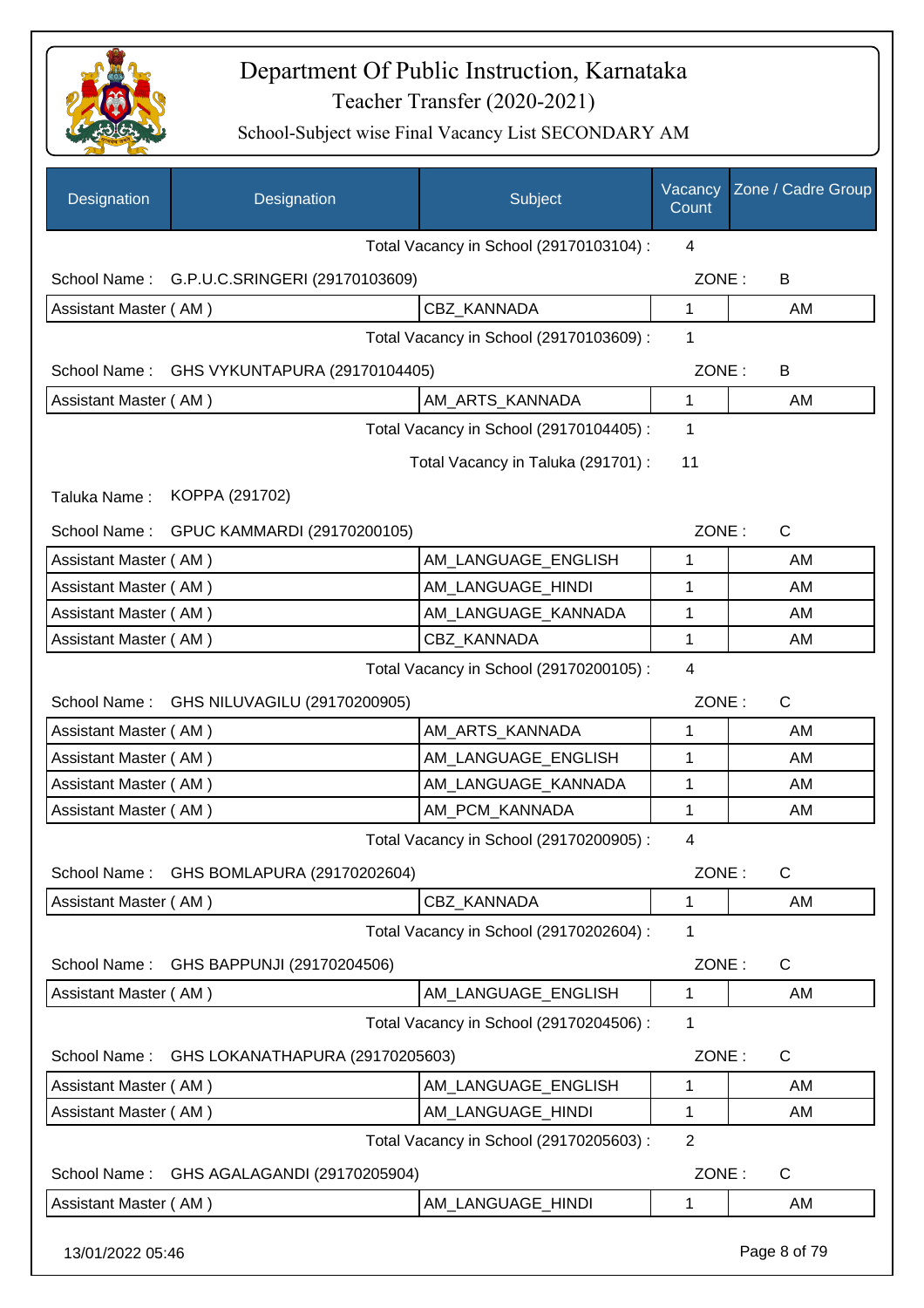# Department Of Public Instruction, Karnataka

## Teacher Transfer (2020-2021)

### School-Subject wise Final Vacancy List SECONDARY AM

| Designation | Designation | Subject | Vacancy Count | Zone / Cadre Group |
|---|---|---|---|---|
| | | Total Vacancy in School (29170103104) : | 4 | |
| School Name : | G.P.U.C.SRINGERI (29170103609) | | ZONE : | B |
| Assistant Master ( AM ) | | CBZ_KANNADA | 1 | AM |
| | | Total Vacancy in School (29170103609) : | 1 | |
| School Name : | GHS VYKUNTAPURA (29170104405) | | ZONE : | B |
| Assistant Master ( AM ) | | AM_ARTS_KANNADA | 1 | AM |
| | | Total Vacancy in School (29170104405) : | 1 | |
| | | Total Vacancy in Taluka (291701) : | 11 | |
| Taluka Name : | KOPPA (291702) | | | |
| School Name : | GPUC KAMMARDI (29170200105) | | ZONE : | C |
| Assistant Master ( AM ) | | AM_LANGUAGE_ENGLISH | 1 | AM |
| Assistant Master ( AM ) | | AM_LANGUAGE_HINDI | 1 | AM |
| Assistant Master ( AM ) | | AM_LANGUAGE_KANNADA | 1 | AM |
| Assistant Master ( AM ) | | CBZ_KANNADA | 1 | AM |
| | | Total Vacancy in School (29170200105) : | 4 | |
| School Name : | GHS NILUVAGILU (29170200905) | | ZONE : | C |
| Assistant Master ( AM ) | | AM_ARTS_KANNADA | 1 | AM |
| Assistant Master ( AM ) | | AM_LANGUAGE_ENGLISH | 1 | AM |
| Assistant Master ( AM ) | | AM_LANGUAGE_KANNADA | 1 | AM |
| Assistant Master ( AM ) | | AM_PCM_KANNADA | 1 | AM |
| | | Total Vacancy in School (29170200905) : | 4 | |
| School Name : | GHS BOMLAPURA (29170202604) | | ZONE : | C |
| Assistant Master ( AM ) | | CBZ_KANNADA | 1 | AM |
| | | Total Vacancy in School (29170202604) : | 1 | |
| School Name : | GHS BAPPUNJI (29170204506) | | ZONE : | C |
| Assistant Master ( AM ) | | AM_LANGUAGE_ENGLISH | 1 | AM |
| | | Total Vacancy in School (29170204506) : | 1 | |
| School Name : | GHS LOKANATHAPURA (29170205603) | | ZONE : | C |
| Assistant Master ( AM ) | | AM_LANGUAGE_ENGLISH | 1 | AM |
| Assistant Master ( AM ) | | AM_LANGUAGE_HINDI | 1 | AM |
| | | Total Vacancy in School (29170205603) : | 2 | |
| School Name : | GHS AGALAGANDI (29170205904) | | ZONE : | C |
| Assistant Master ( AM ) | | AM_LANGUAGE_HINDI | 1 | AM |

13/01/2022 05:46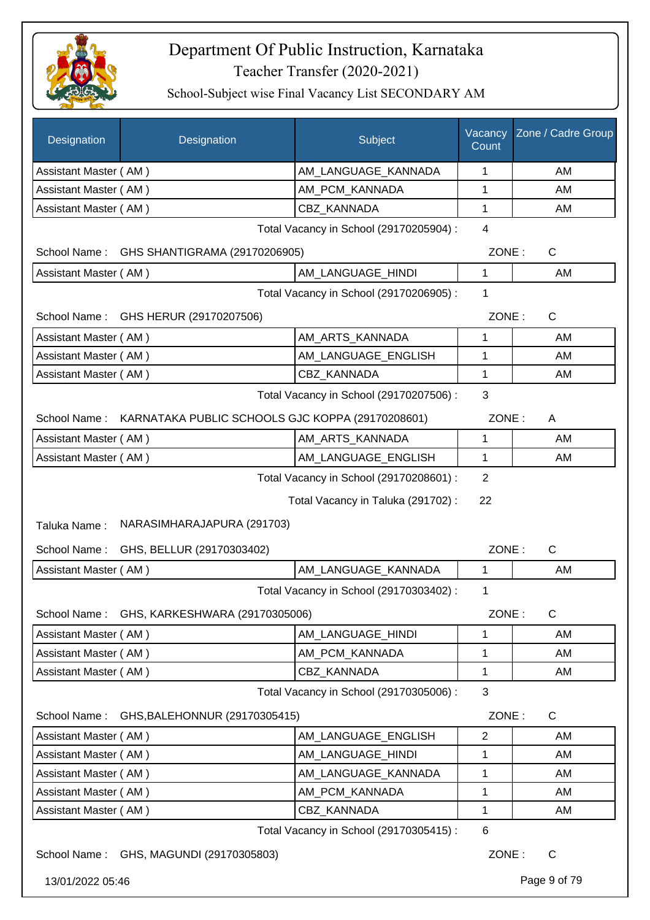# Department Of Public Instruction, Karnataka

Teacher Transfer (2020-2021)

School-Subject wise Final Vacancy List SECONDARY AM

| Designation | Designation | Subject | Vacancy Count | Zone / Cadre Group |
|---|---|---|---|---|
| Assistant Master ( AM ) | | AM_LANGUAGE_KANNADA | 1 | AM |
| Assistant Master ( AM ) | | AM_PCM_KANNADA | 1 | AM |
| Assistant Master ( AM ) | | CBZ_KANNADA | 1 | AM |

Total Vacancy in School (29170205904) : 4

School Name : GHS SHANTIGRAMA (29170206905) ZONE : C

| Designation | Designation | Subject | Vacancy Count | Zone / Cadre Group |
|---|---|---|---|---|
| Assistant Master ( AM ) | | AM_LANGUAGE_HINDI | 1 | AM |

Total Vacancy in School (29170206905) : 1

School Name : GHS HERUR (29170207506) ZONE : C

| Designation | Designation | Subject | Vacancy Count | Zone / Cadre Group |
|---|---|---|---|---|
| Assistant Master ( AM ) | | AM_ARTS_KANNADA | 1 | AM |
| Assistant Master ( AM ) | | AM_LANGUAGE_ENGLISH | 1 | AM |
| Assistant Master ( AM ) | | CBZ_KANNADA | 1 | AM |

Total Vacancy in School (29170207506) : 3

School Name : KARNATAKA PUBLIC SCHOOLS GJC KOPPA (29170208601) ZONE : A

| Designation | Designation | Subject | Vacancy Count | Zone / Cadre Group |
|---|---|---|---|---|
| Assistant Master ( AM ) | | AM_ARTS_KANNADA | 1 | AM |
| Assistant Master ( AM ) | | AM_LANGUAGE_ENGLISH | 1 | AM |

Total Vacancy in School (29170208601) : 2

Total Vacancy in Taluka (291702) : 22

Taluka Name : NARASIMHARAJAPURA (291703)

School Name : GHS, BELLUR (29170303402) ZONE : C

| Designation | Designation | Subject | Vacancy Count | Zone / Cadre Group |
|---|---|---|---|---|
| Assistant Master ( AM ) | | AM_LANGUAGE_KANNADA | 1 | AM |

Total Vacancy in School (29170303402) : 1

School Name : GHS, KARKESHWARA (29170305006) ZONE : C

| Designation | Designation | Subject | Vacancy Count | Zone / Cadre Group |
|---|---|---|---|---|
| Assistant Master ( AM ) | | AM_LANGUAGE_HINDI | 1 | AM |
| Assistant Master ( AM ) | | AM_PCM_KANNADA | 1 | AM |
| Assistant Master ( AM ) | | CBZ_KANNADA | 1 | AM |

Total Vacancy in School (29170305006) : 3

School Name : GHS,BALEHONNUR (29170305415) ZONE : C

| Designation | Designation | Subject | Vacancy Count | Zone / Cadre Group |
|---|---|---|---|---|
| Assistant Master ( AM ) | | AM_LANGUAGE_ENGLISH | 2 | AM |
| Assistant Master ( AM ) | | AM_LANGUAGE_HINDI | 1 | AM |
| Assistant Master ( AM ) | | AM_LANGUAGE_KANNADA | 1 | AM |
| Assistant Master ( AM ) | | AM_PCM_KANNADA | 1 | AM |
| Assistant Master ( AM ) | | CBZ_KANNADA | 1 | AM |

Total Vacancy in School (29170305415) : 6

School Name : GHS, MAGUNDI (29170305803) ZONE : C

13/01/2022 05:46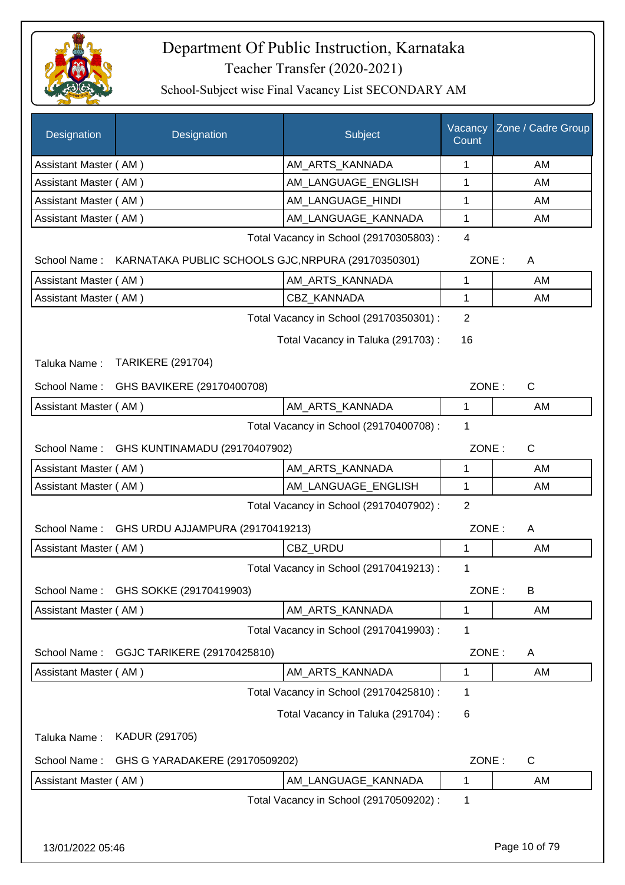# Department Of Public Instruction, Karnataka

## Teacher Transfer (2020-2021)

### School-Subject wise Final Vacancy List SECONDARY AM

| Designation | Designation | Subject | Vacancy Count | Zone / Cadre Group |
|---|---|---|---|---|
| Assistant Master ( AM ) | | AM_ARTS_KANNADA | 1 | AM |
| Assistant Master ( AM ) | | AM_LANGUAGE_ENGLISH | 1 | AM |
| Assistant Master ( AM ) | | AM_LANGUAGE_HINDI | 1 | AM |
| Assistant Master ( AM ) | | AM_LANGUAGE_KANNADA | 1 | AM |

Total Vacancy in School (29170305803) : 4

School Name : KARNATAKA PUBLIC SCHOOLS GJC,NRPURA (29170350301) ZONE : A

| Designation | Subject | Vacancy Count | Zone / Cadre Group |
|---|---|---|---|
| Assistant Master ( AM ) | AM_ARTS_KANNADA | 1 | AM |
| Assistant Master ( AM ) | CBZ_KANNADA | 1 | AM |

Total Vacancy in School (29170350301) : 2

Total Vacancy in Taluka (291703) : 16

Taluka Name : TARIKERE (291704)

School Name : GHS BAVIKERE (29170400708) ZONE : C

| Designation | Subject | Vacancy Count | Zone / Cadre Group |
|---|---|---|---|
| Assistant Master ( AM ) | AM_ARTS_KANNADA | 1 | AM |

Total Vacancy in School (29170400708) : 1

School Name : GHS KUNTINAMADU (29170407902) ZONE : C

| Designation | Subject | Vacancy Count | Zone / Cadre Group |
|---|---|---|---|
| Assistant Master ( AM ) | AM_ARTS_KANNADA | 1 | AM |
| Assistant Master ( AM ) | AM_LANGUAGE_ENGLISH | 1 | AM |

Total Vacancy in School (29170407902) : 2

School Name : GHS URDU AJJAMPURA (29170419213) ZONE : A

| Designation | Subject | Vacancy Count | Zone / Cadre Group |
|---|---|---|---|
| Assistant Master ( AM ) | CBZ_URDU | 1 | AM |

Total Vacancy in School (29170419213) : 1

School Name : GHS SOKKE (29170419903) ZONE : B

| Designation | Subject | Vacancy Count | Zone / Cadre Group |
|---|---|---|---|
| Assistant Master ( AM ) | AM_ARTS_KANNADA | 1 | AM |

Total Vacancy in School (29170419903) : 1

School Name : GGJC TARIKERE (29170425810) ZONE : A

| Designation | Subject | Vacancy Count | Zone / Cadre Group |
|---|---|---|---|
| Assistant Master ( AM ) | AM_ARTS_KANNADA | 1 | AM |

Total Vacancy in School (29170425810) : 1

Total Vacancy in Taluka (291704) : 6

Taluka Name : KADUR (291705)

School Name : GHS G YARADAKERE (29170509202) ZONE : C

| Designation | Subject | Vacancy Count | Zone / Cadre Group |
|---|---|---|---|
| Assistant Master ( AM ) | AM_LANGUAGE_KANNADA | 1 | AM |

Total Vacancy in School (29170509202) : 1

13/01/2022 05:46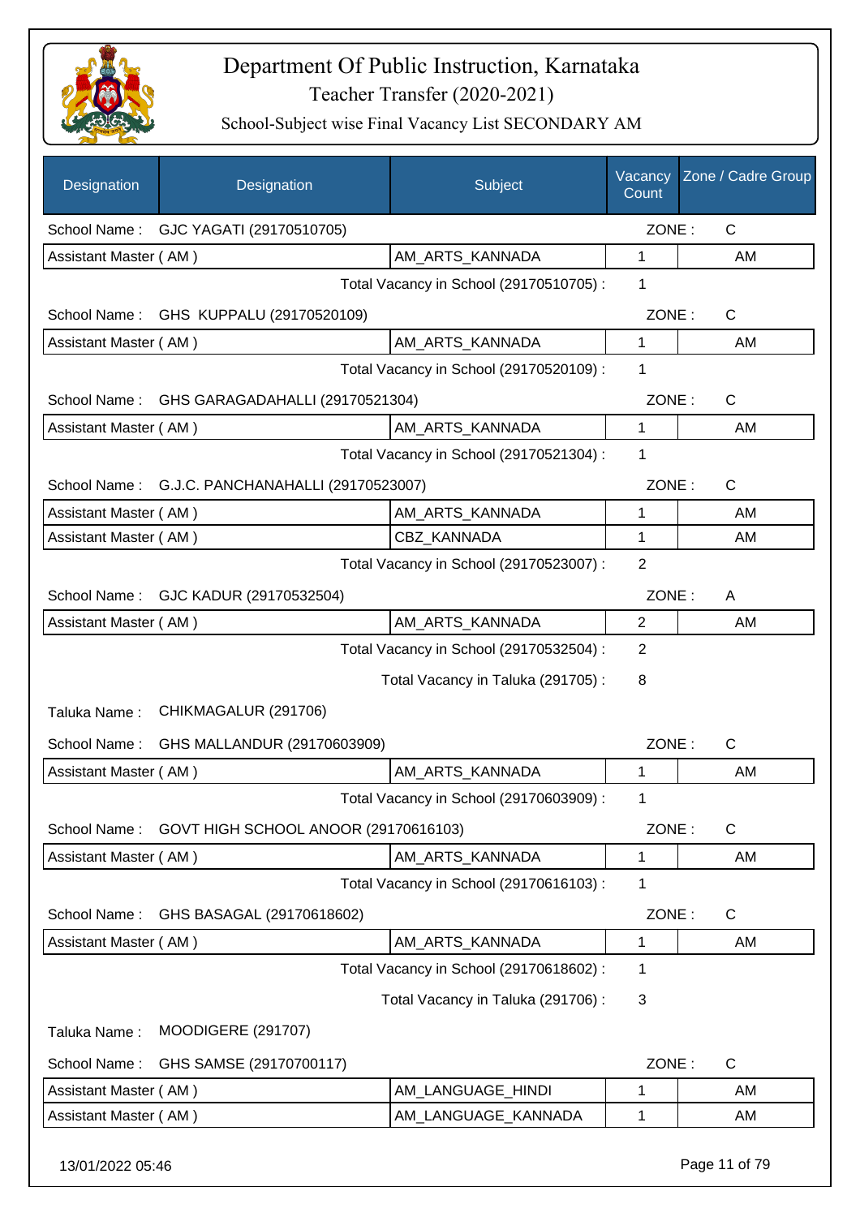# Department Of Public Instruction, Karnataka

## Teacher Transfer (2020-2021)

### School-Subject wise Final Vacancy List SECONDARY AM

| Designation | Designation | Subject | Vacancy Count | Zone / Cadre Group |
|---|---|---|---|---|
| School Name : | GJC YAGATI (29170510705) | | ZONE : | C |
| Assistant Master ( AM ) | | AM_ARTS_KANNADA | 1 | AM |
| | | Total Vacancy in School (29170510705) : | 1 | |
| School Name : | GHS KUPPALU (29170520109) | | ZONE : | C |
| Assistant Master ( AM ) | | AM_ARTS_KANNADA | 1 | AM |
| | | Total Vacancy in School (29170520109) : | 1 | |
| School Name : | GHS GARAGADAHALLI (29170521304) | | ZONE : | C |
| Assistant Master ( AM ) | | AM_ARTS_KANNADA | 1 | AM |
| | | Total Vacancy in School (29170521304) : | 1 | |
| School Name : | G.J.C. PANCHANAHALLI (29170523007) | | ZONE : | C |
| Assistant Master ( AM ) | | AM_ARTS_KANNADA | 1 | AM |
| Assistant Master ( AM ) | | CBZ_KANNADA | 1 | AM |
| | | Total Vacancy in School (29170523007) : | 2 | |
| School Name : | GJC KADUR (29170532504) | | ZONE : | A |
| Assistant Master ( AM ) | | AM_ARTS_KANNADA | 2 | AM |
| | | Total Vacancy in School (29170532504) : | 2 | |
| | | Total Vacancy in Taluka (291705) : | 8 | |
| Taluka Name : | CHIKMAGALUR (291706) | | | |
| School Name : | GHS MALLANDUR (29170603909) | | ZONE : | C |
| Assistant Master ( AM ) | | AM_ARTS_KANNADA | 1 | AM |
| | | Total Vacancy in School (29170603909) : | 1 | |
| School Name : | GOVT HIGH SCHOOL ANOOR (29170616103) | | ZONE : | C |
| Assistant Master ( AM ) | | AM_ARTS_KANNADA | 1 | AM |
| | | Total Vacancy in School (29170616103) : | 1 | |
| School Name : | GHS BASAGAL (29170618602) | | ZONE : | C |
| Assistant Master ( AM ) | | AM_ARTS_KANNADA | 1 | AM |
| | | Total Vacancy in School (29170618602) : | 1 | |
| | | Total Vacancy in Taluka (291706) : | 3 | |
| Taluka Name : | MOODIGERE (291707) | | | |
| School Name : | GHS SAMSE (29170700117) | | ZONE : | C |
| Assistant Master ( AM ) | | AM_LANGUAGE_HINDI | 1 | AM |
| Assistant Master ( AM ) | | AM_LANGUAGE_KANNADA | 1 | AM |

13/01/2022 05:46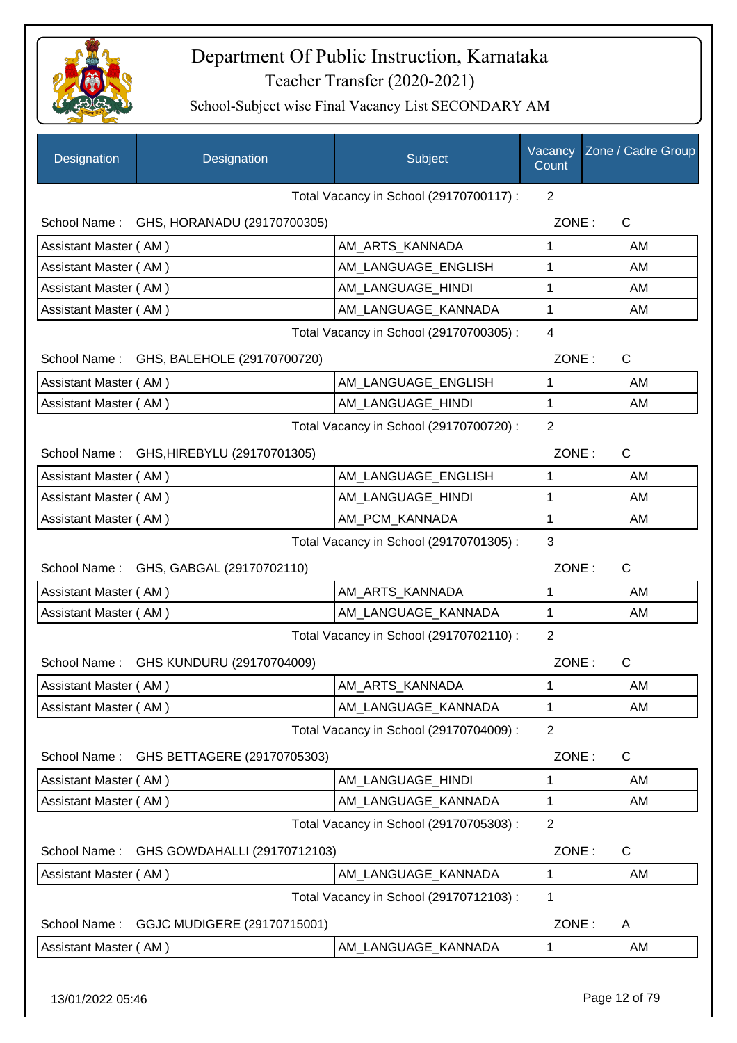# Department Of Public Instruction, Karnataka

Teacher Transfer (2020-2021)

School-Subject wise Final Vacancy List SECONDARY AM

| Designation | Designation | Subject | Vacancy Count | Zone / Cadre Group |
|---|---|---|---|---|
| | | Total Vacancy in School (29170700117) : | 2 | |
| School Name : | GHS, HORANADU (29170700305) | | ZONE : | C |
| Assistant Master ( AM ) | | AM_ARTS_KANNADA | 1 | AM |
| Assistant Master ( AM ) | | AM_LANGUAGE_ENGLISH | 1 | AM |
| Assistant Master ( AM ) | | AM_LANGUAGE_HINDI | 1 | AM |
| Assistant Master ( AM ) | | AM_LANGUAGE_KANNADA | 1 | AM |
| | | Total Vacancy in School (29170700305) : | 4 | |
| School Name : | GHS, BALEHOLE (29170700720) | | ZONE : | C |
| Assistant Master ( AM ) | | AM_LANGUAGE_ENGLISH | 1 | AM |
| Assistant Master ( AM ) | | AM_LANGUAGE_HINDI | 1 | AM |
| | | Total Vacancy in School (29170700720) : | 2 | |
| School Name : | GHS,HIREBYLU (29170701305) | | ZONE : | C |
| Assistant Master ( AM ) | | AM_LANGUAGE_ENGLISH | 1 | AM |
| Assistant Master ( AM ) | | AM_LANGUAGE_HINDI | 1 | AM |
| Assistant Master ( AM ) | | AM_PCM_KANNADA | 1 | AM |
| | | Total Vacancy in School (29170701305) : | 3 | |
| School Name : | GHS, GABGAL (29170702110) | | ZONE : | C |
| Assistant Master ( AM ) | | AM_ARTS_KANNADA | 1 | AM |
| Assistant Master ( AM ) | | AM_LANGUAGE_KANNADA | 1 | AM |
| | | Total Vacancy in School (29170702110) : | 2 | |
| School Name : | GHS KUNDURU (29170704009) | | ZONE : | C |
| Assistant Master ( AM ) | | AM_ARTS_KANNADA | 1 | AM |
| Assistant Master ( AM ) | | AM_LANGUAGE_KANNADA | 1 | AM |
| | | Total Vacancy in School (29170704009) : | 2 | |
| School Name : | GHS BETTAGERE (29170705303) | | ZONE : | C |
| Assistant Master ( AM ) | | AM_LANGUAGE_HINDI | 1 | AM |
| Assistant Master ( AM ) | | AM_LANGUAGE_KANNADA | 1 | AM |
| | | Total Vacancy in School (29170705303) : | 2 | |
| School Name : | GHS GOWDAHALLI (29170712103) | | ZONE : | C |
| Assistant Master ( AM ) | | AM_LANGUAGE_KANNADA | 1 | AM |
| | | Total Vacancy in School (29170712103) : | 1 | |
| School Name : | GGJC MUDIGERE (29170715001) | | ZONE : | A |
| Assistant Master ( AM ) | | AM_LANGUAGE_KANNADA | 1 | AM |

13/01/2022 05:46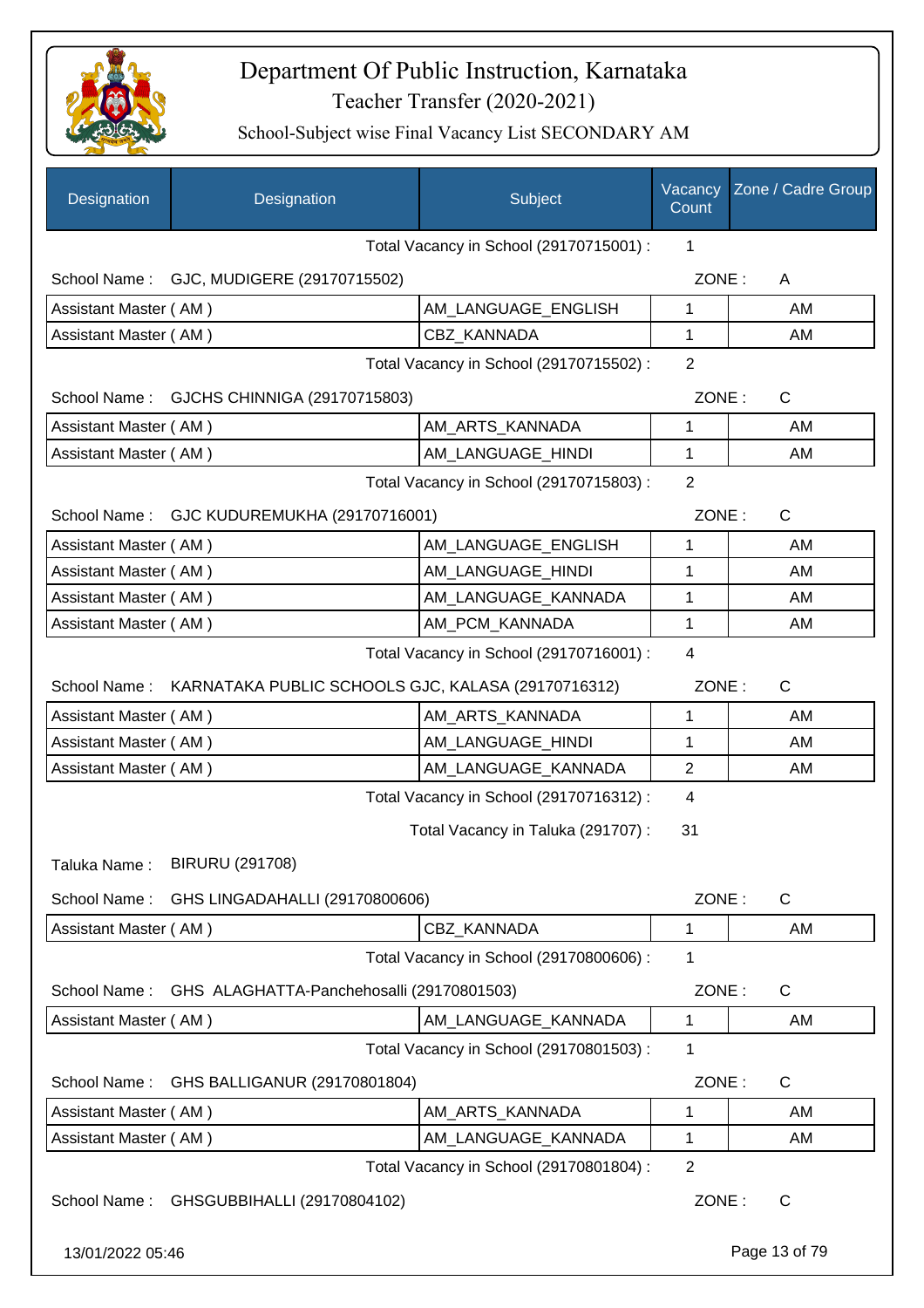# Department Of Public Instruction, Karnataka

## Teacher Transfer (2020-2021)

### School-Subject wise Final Vacancy List SECONDARY AM

| Designation | Designation | Subject | Vacancy Count | Zone / Cadre Group |
|---|---|---|---|---|
| | | Total Vacancy in School (29170715001) : | 1 | |
| School Name : | GJC, MUDIGERE (29170715502) | | ZONE : | A |
| Assistant Master ( AM ) | | AM_LANGUAGE_ENGLISH | 1 | AM |
| Assistant Master ( AM ) | | CBZ_KANNADA | 1 | AM |
| | | Total Vacancy in School (29170715502) : | 2 | |
| School Name : | GJCHS CHINNIGA (29170715803) | | ZONE : | C |
| Assistant Master ( AM ) | | AM_ARTS_KANNADA | 1 | AM |
| Assistant Master ( AM ) | | AM_LANGUAGE_HINDI | 1 | AM |
| | | Total Vacancy in School (29170715803) : | 2 | |
| School Name : | GJC KUDUREMUKHA (29170716001) | | ZONE : | C |
| Assistant Master ( AM ) | | AM_LANGUAGE_ENGLISH | 1 | AM |
| Assistant Master ( AM ) | | AM_LANGUAGE_HINDI | 1 | AM |
| Assistant Master ( AM ) | | AM_LANGUAGE_KANNADA | 1 | AM |
| Assistant Master ( AM ) | | AM_PCM_KANNADA | 1 | AM |
| | | Total Vacancy in School (29170716001) : | 4 | |
| School Name : | KARNATAKA PUBLIC SCHOOLS GJC, KALASA (29170716312) | | ZONE : | C |
| Assistant Master ( AM ) | | AM_ARTS_KANNADA | 1 | AM |
| Assistant Master ( AM ) | | AM_LANGUAGE_HINDI | 1 | AM |
| Assistant Master ( AM ) | | AM_LANGUAGE_KANNADA | 2 | AM |
| | | Total Vacancy in School (29170716312) : | 4 | |
| | | Total Vacancy in Taluka (291707) : | 31 | |
| Taluka Name : | BIRURU (291708) | | | |
| School Name : | GHS LINGADAHALLI (29170800606) | | ZONE : | C |
| Assistant Master ( AM ) | | CBZ_KANNADA | 1 | AM |
| | | Total Vacancy in School (29170800606) : | 1 | |
| School Name : | GHS ALAGHATTA-Panchehosalli (29170801503) | | ZONE : | C |
| Assistant Master ( AM ) | | AM_LANGUAGE_KANNADA | 1 | AM |
| | | Total Vacancy in School (29170801503) : | 1 | |
| School Name : | GHS BALLIGANUR (29170801804) | | ZONE : | C |
| Assistant Master ( AM ) | | AM_ARTS_KANNADA | 1 | AM |
| Assistant Master ( AM ) | | AM_LANGUAGE_KANNADA | 1 | AM |
| | | Total Vacancy in School (29170801804) : | 2 | |
| School Name : | GHSGUBBIHALLI (29170804102) | | ZONE : | C |

13/01/2022 05:46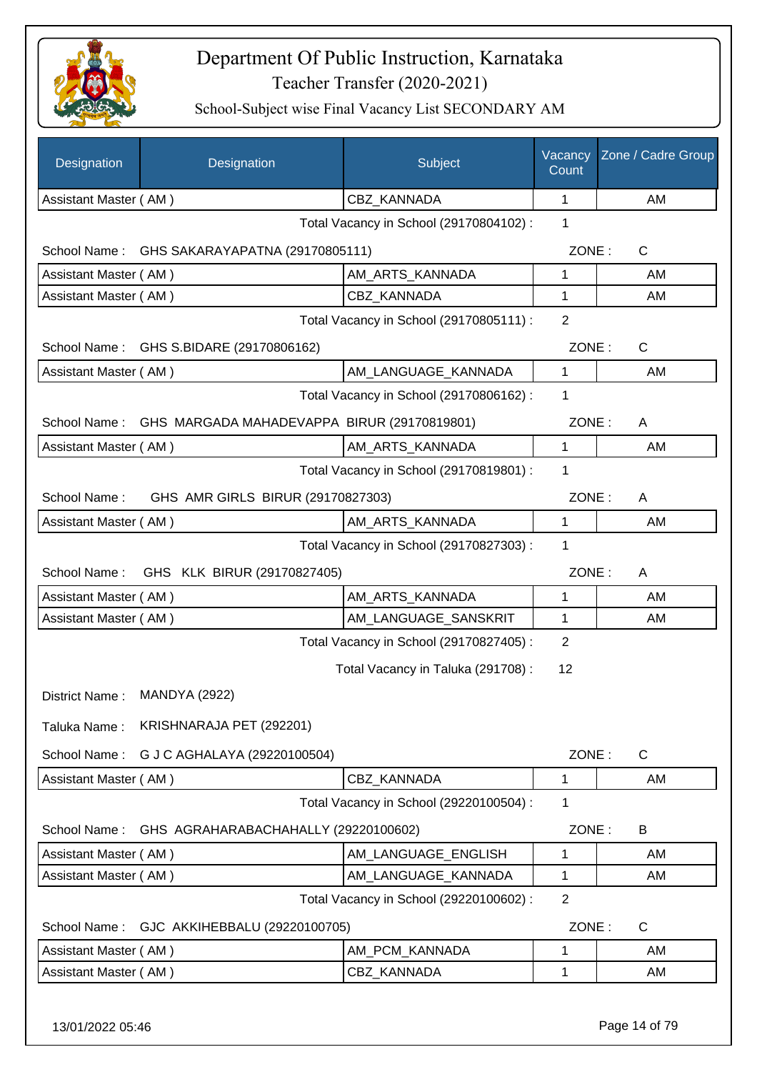# Department Of Public Instruction, Karnataka

Teacher Transfer (2020-2021)

School-Subject wise Final Vacancy List SECONDARY AM

| Designation | Designation | Subject | Vacancy Count | Zone / Cadre Group |
|---|---|---|---|---|
| Assistant Master ( AM ) | | CBZ_KANNADA | 1 | AM |

Total Vacancy in School (29170804102) : 1

School Name : GHS SAKARAYAPATNA (29170805111) ZONE : C

| Designation | Subject | Vacancy Count | Zone / Cadre Group |
|---|---|---|---|
| Assistant Master ( AM ) | AM_ARTS_KANNADA | 1 | AM |
| Assistant Master ( AM ) | CBZ_KANNADA | 1 | AM |

Total Vacancy in School (29170805111) : 2

School Name : GHS S.BIDARE (29170806162) ZONE : C

| Designation | Subject | Vacancy Count | Zone / Cadre Group |
|---|---|---|---|
| Assistant Master ( AM ) | AM_LANGUAGE_KANNADA | 1 | AM |

Total Vacancy in School (29170806162) : 1

School Name : GHS MARGADA MAHADEVAPPA BIRUR (29170819801) ZONE : A

| Designation | Subject | Vacancy Count | Zone / Cadre Group |
|---|---|---|---|
| Assistant Master ( AM ) | AM_ARTS_KANNADA | 1 | AM |

Total Vacancy in School (29170819801) : 1

School Name : GHS AMR GIRLS BIRUR (29170827303) ZONE : A

| Designation | Subject | Vacancy Count | Zone / Cadre Group |
|---|---|---|---|
| Assistant Master ( AM ) | AM_ARTS_KANNADA | 1 | AM |

Total Vacancy in School (29170827303) : 1

School Name : GHS KLK BIRUR (29170827405) ZONE : A

| Designation | Subject | Vacancy Count | Zone / Cadre Group |
|---|---|---|---|
| Assistant Master ( AM ) | AM_ARTS_KANNADA | 1 | AM |
| Assistant Master ( AM ) | AM_LANGUAGE_SANSKRIT | 1 | AM |

Total Vacancy in School (29170827405) : 2

Total Vacancy in Taluka (291708) : 12

District Name : MANDYA (2922)

Taluka Name : KRISHNARAJA PET (292201)

School Name : G J C AGHALAYA (29220100504) ZONE : C

| Designation | Subject | Vacancy Count | Zone / Cadre Group |
|---|---|---|---|
| Assistant Master ( AM ) | CBZ_KANNADA | 1 | AM |

Total Vacancy in School (29220100504) : 1

School Name : GHS AGRAHARABACHAHALLY (29220100602) ZONE : B

| Designation | Subject | Vacancy Count | Zone / Cadre Group |
|---|---|---|---|
| Assistant Master ( AM ) | AM_LANGUAGE_ENGLISH | 1 | AM |
| Assistant Master ( AM ) | AM_LANGUAGE_KANNADA | 1 | AM |

Total Vacancy in School (29220100602) : 2

School Name : GJC AKKIHEBBALU (29220100705) ZONE : C

| Designation | Subject | Vacancy Count | Zone / Cadre Group |
|---|---|---|---|
| Assistant Master ( AM ) | AM_PCM_KANNADA | 1 | AM |
| Assistant Master ( AM ) | CBZ_KANNADA | 1 | AM |

13/01/2022 05:46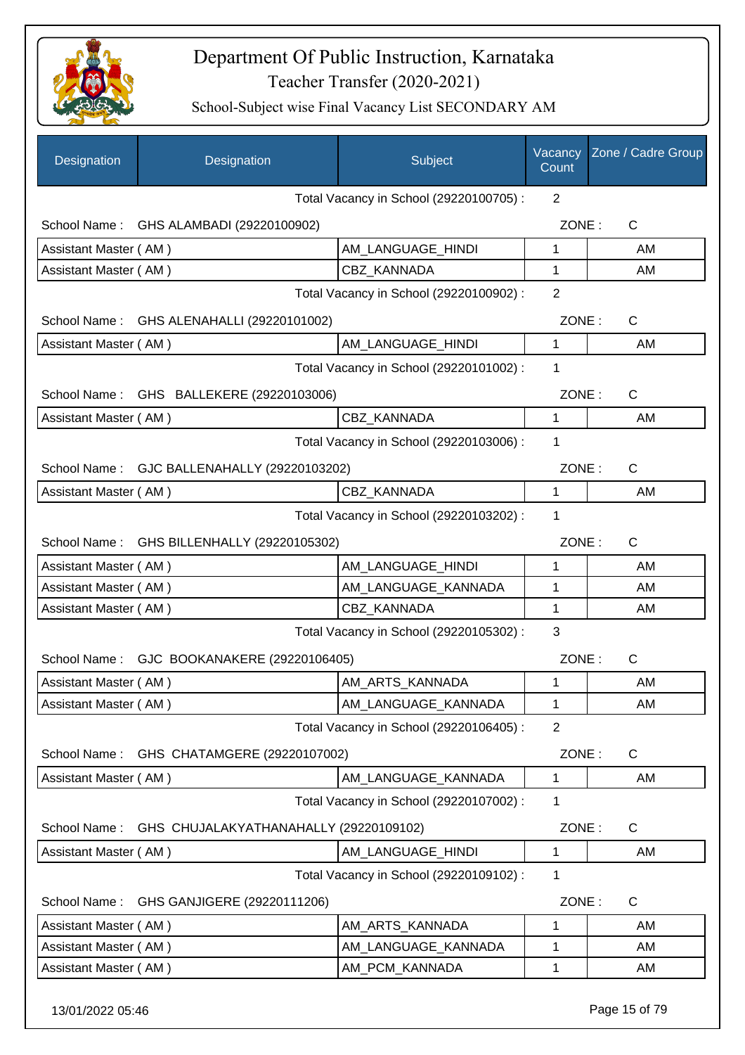# Department Of Public Instruction, Karnataka

Teacher Transfer (2020-2021)

School-Subject wise Final Vacancy List SECONDARY AM

| Designation | Designation | Subject | Vacancy Count | Zone / Cadre Group |
|---|---|---|---|---|
| | | Total Vacancy in School (29220100705) : | 2 | |
| School Name : | GHS ALAMBADI (29220100902) | | ZONE : | C |
| Assistant Master ( AM ) | | AM_LANGUAGE_HINDI | 1 | AM |
| Assistant Master ( AM ) | | CBZ_KANNADA | 1 | AM |
| | | Total Vacancy in School (29220100902) : | 2 | |
| School Name : | GHS ALENAHALLI (29220101002) | | ZONE : | C |
| Assistant Master ( AM ) | | AM_LANGUAGE_HINDI | 1 | AM |
| | | Total Vacancy in School (29220101002) : | 1 | |
| School Name : | GHS BALLEKERE (29220103006) | | ZONE : | C |
| Assistant Master ( AM ) | | CBZ_KANNADA | 1 | AM |
| | | Total Vacancy in School (29220103006) : | 1 | |
| School Name : | GJC BALLENAHALLY (29220103202) | | ZONE : | C |
| Assistant Master ( AM ) | | CBZ_KANNADA | 1 | AM |
| | | Total Vacancy in School (29220103202) : | 1 | |
| School Name : | GHS BILLENHALLY (29220105302) | | ZONE : | C |
| Assistant Master ( AM ) | | AM_LANGUAGE_HINDI | 1 | AM |
| Assistant Master ( AM ) | | AM_LANGUAGE_KANNADA | 1 | AM |
| Assistant Master ( AM ) | | CBZ_KANNADA | 1 | AM |
| | | Total Vacancy in School (29220105302) : | 3 | |
| School Name : | GJC BOOKANAKERE (29220106405) | | ZONE : | C |
| Assistant Master ( AM ) | | AM_ARTS_KANNADA | 1 | AM |
| Assistant Master ( AM ) | | AM_LANGUAGE_KANNADA | 1 | AM |
| | | Total Vacancy in School (29220106405) : | 2 | |
| School Name : | GHS CHATAMGERE (29220107002) | | ZONE : | C |
| Assistant Master ( AM ) | | AM_LANGUAGE_KANNADA | 1 | AM |
| | | Total Vacancy in School (29220107002) : | 1 | |
| School Name : | GHS CHUJALAKYATHANAHALLY (29220109102) | | ZONE : | C |
| Assistant Master ( AM ) | | AM_LANGUAGE_HINDI | 1 | AM |
| | | Total Vacancy in School (29220109102) : | 1 | |
| School Name : | GHS GANJIGERE (29220111206) | | ZONE : | C |
| Assistant Master ( AM ) | | AM_ARTS_KANNADA | 1 | AM |
| Assistant Master ( AM ) | | AM_LANGUAGE_KANNADA | 1 | AM |
| Assistant Master ( AM ) | | AM_PCM_KANNADA | 1 | AM |

13/01/2022 05:46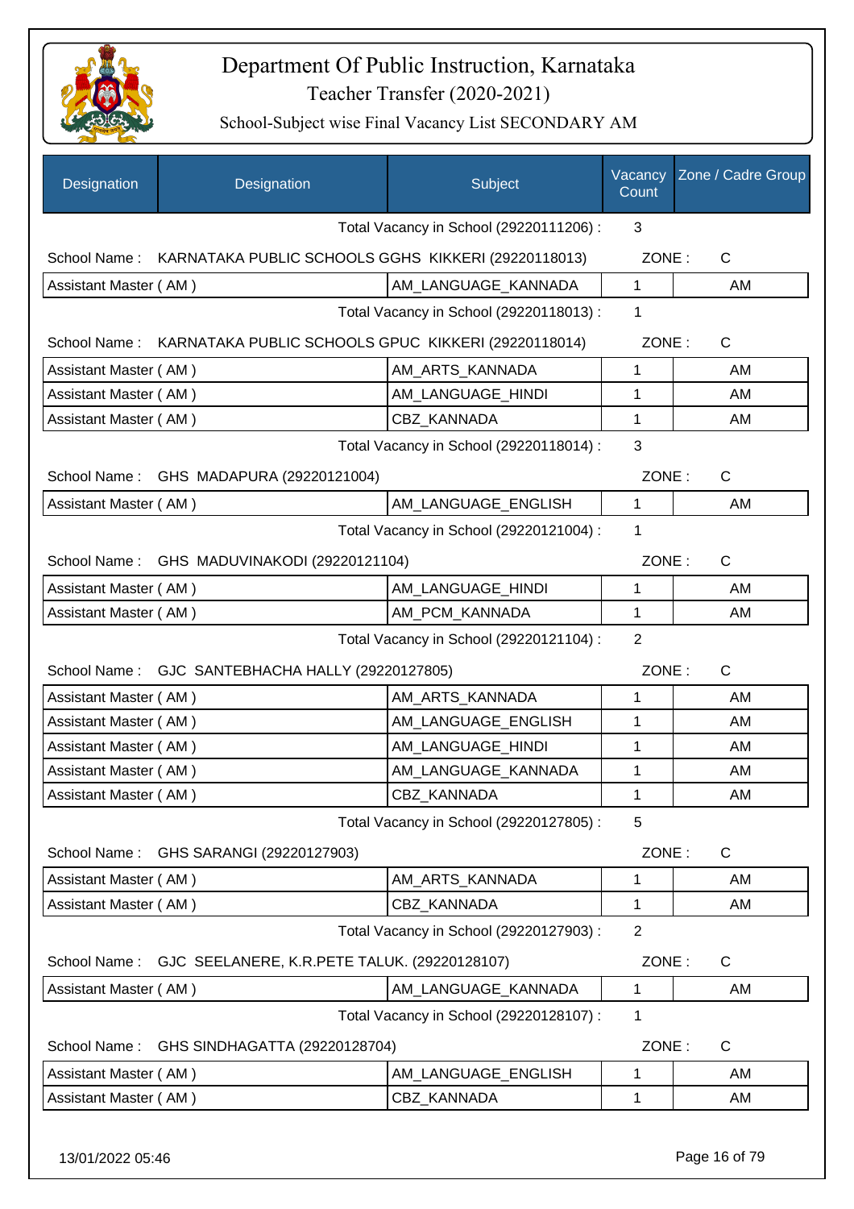# Department Of Public Instruction, Karnataka

## Teacher Transfer (2020-2021)

### School-Subject wise Final Vacancy List SECONDARY AM

| Designation | Designation | Subject | Vacancy Count | Zone / Cadre Group |
|---|---|---|---|---|
| | | Total Vacancy in School (29220111206) : | 3 | |
| School Name : | KARNATAKA PUBLIC SCHOOLS GGHS KIKKERI (29220118013) | | ZONE : | C |
| Assistant Master ( AM ) | | AM_LANGUAGE_KANNADA | 1 | AM |
| | | Total Vacancy in School (29220118013) : | 1 | |
| School Name : | KARNATAKA PUBLIC SCHOOLS GPUC KIKKERI (29220118014) | | ZONE : | C |
| Assistant Master ( AM ) | | AM_ARTS_KANNADA | 1 | AM |
| Assistant Master ( AM ) | | AM_LANGUAGE_HINDI | 1 | AM |
| Assistant Master ( AM ) | | CBZ_KANNADA | 1 | AM |
| | | Total Vacancy in School (29220118014) : | 3 | |
| School Name : | GHS MADAPURA (29220121004) | | ZONE : | C |
| Assistant Master ( AM ) | | AM_LANGUAGE_ENGLISH | 1 | AM |
| | | Total Vacancy in School (29220121004) : | 1 | |
| School Name : | GHS MADUVINAKODI (29220121104) | | ZONE : | C |
| Assistant Master ( AM ) | | AM_LANGUAGE_HINDI | 1 | AM |
| Assistant Master ( AM ) | | AM_PCM_KANNADA | 1 | AM |
| | | Total Vacancy in School (29220121104) : | 2 | |
| School Name : | GJC SANTEBHACHA HALLY (29220127805) | | ZONE : | C |
| Assistant Master ( AM ) | | AM_ARTS_KANNADA | 1 | AM |
| Assistant Master ( AM ) | | AM_LANGUAGE_ENGLISH | 1 | AM |
| Assistant Master ( AM ) | | AM_LANGUAGE_HINDI | 1 | AM |
| Assistant Master ( AM ) | | AM_LANGUAGE_KANNADA | 1 | AM |
| Assistant Master ( AM ) | | CBZ_KANNADA | 1 | AM |
| | | Total Vacancy in School (29220127805) : | 5 | |
| School Name : | GHS SARANGI (29220127903) | | ZONE : | C |
| Assistant Master ( AM ) | | AM_ARTS_KANNADA | 1 | AM |
| Assistant Master ( AM ) | | CBZ_KANNADA | 1 | AM |
| | | Total Vacancy in School (29220127903) : | 2 | |
| School Name : | GJC SEELANERE, K.R.PETE TALUK. (29220128107) | | ZONE : | C |
| Assistant Master ( AM ) | | AM_LANGUAGE_KANNADA | 1 | AM |
| | | Total Vacancy in School (29220128107) : | 1 | |
| School Name : | GHS SINDHAGATTA (29220128704) | | ZONE : | C |
| Assistant Master ( AM ) | | AM_LANGUAGE_ENGLISH | 1 | AM |
| Assistant Master ( AM ) | | CBZ_KANNADA | 1 | AM |

13/01/2022 05:46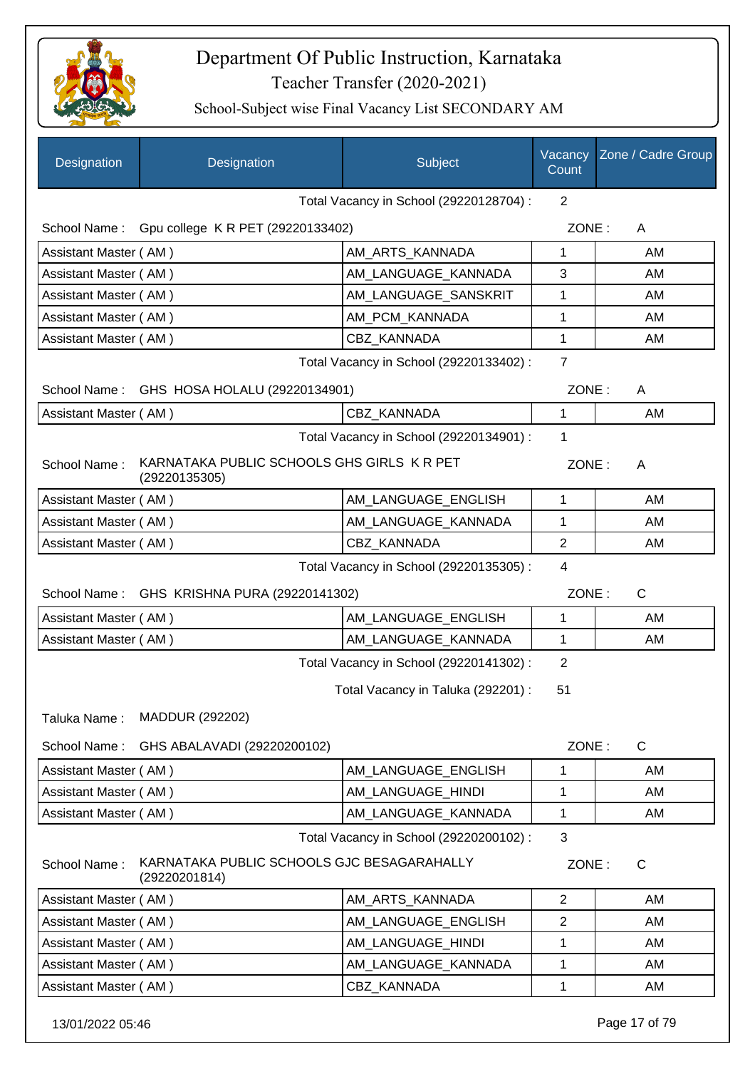# Department Of Public Instruction, Karnataka

Teacher Transfer (2020-2021)

School-Subject wise Final Vacancy List SECONDARY AM

| Designation | Designation | Subject | Vacancy Count | Zone / Cadre Group |
|---|---|---|---|---|

Total Vacancy in School (29220128704) : 2

School Name : Gpu college K R PET (29220133402) ZONE : A

| Designation | Subject | Vacancy Count | Zone / Cadre Group |
|---|---|---|---|
| Assistant Master ( AM ) | AM_ARTS_KANNADA | 1 | AM |
| Assistant Master ( AM ) | AM_LANGUAGE_KANNADA | 3 | AM |
| Assistant Master ( AM ) | AM_LANGUAGE_SANSKRIT | 1 | AM |
| Assistant Master ( AM ) | AM_PCM_KANNADA | 1 | AM |
| Assistant Master ( AM ) | CBZ_KANNADA | 1 | AM |

Total Vacancy in School (29220133402) : 7

School Name : GHS HOSA HOLALU (29220134901) ZONE : A

| Designation | Subject | Vacancy Count | Zone / Cadre Group |
|---|---|---|---|
| Assistant Master ( AM ) | CBZ_KANNADA | 1 | AM |

Total Vacancy in School (29220134901) : 1

School Name : KARNATAKA PUBLIC SCHOOLS GHS GIRLS K R PET (29220135305) ZONE : A

| Designation | Subject | Vacancy Count | Zone / Cadre Group |
|---|---|---|---|
| Assistant Master ( AM ) | AM_LANGUAGE_ENGLISH | 1 | AM |
| Assistant Master ( AM ) | AM_LANGUAGE_KANNADA | 1 | AM |
| Assistant Master ( AM ) | CBZ_KANNADA | 2 | AM |

Total Vacancy in School (29220135305) : 4

School Name : GHS KRISHNA PURA (29220141302) ZONE : C

| Designation | Subject | Vacancy Count | Zone / Cadre Group |
|---|---|---|---|
| Assistant Master ( AM ) | AM_LANGUAGE_ENGLISH | 1 | AM |
| Assistant Master ( AM ) | AM_LANGUAGE_KANNADA | 1 | AM |

Total Vacancy in School (29220141302) : 2

Total Vacancy in Taluka (292201) : 51

Taluka Name : MADDUR (292202)

School Name : GHS ABALAVADI (29220200102) ZONE : C

| Designation | Subject | Vacancy Count | Zone / Cadre Group |
|---|---|---|---|
| Assistant Master ( AM ) | AM_LANGUAGE_ENGLISH | 1 | AM |
| Assistant Master ( AM ) | AM_LANGUAGE_HINDI | 1 | AM |
| Assistant Master ( AM ) | AM_LANGUAGE_KANNADA | 1 | AM |

Total Vacancy in School (29220200102) : 3

School Name : KARNATAKA PUBLIC SCHOOLS GJC BESAGARAHALLY (29220201814) ZONE : C

| Designation | Subject | Vacancy Count | Zone / Cadre Group |
|---|---|---|---|
| Assistant Master ( AM ) | AM_ARTS_KANNADA | 2 | AM |
| Assistant Master ( AM ) | AM_LANGUAGE_ENGLISH | 2 | AM |
| Assistant Master ( AM ) | AM_LANGUAGE_HINDI | 1 | AM |
| Assistant Master ( AM ) | AM_LANGUAGE_KANNADA | 1 | AM |
| Assistant Master ( AM ) | CBZ_KANNADA | 1 | AM |

13/01/2022 05:46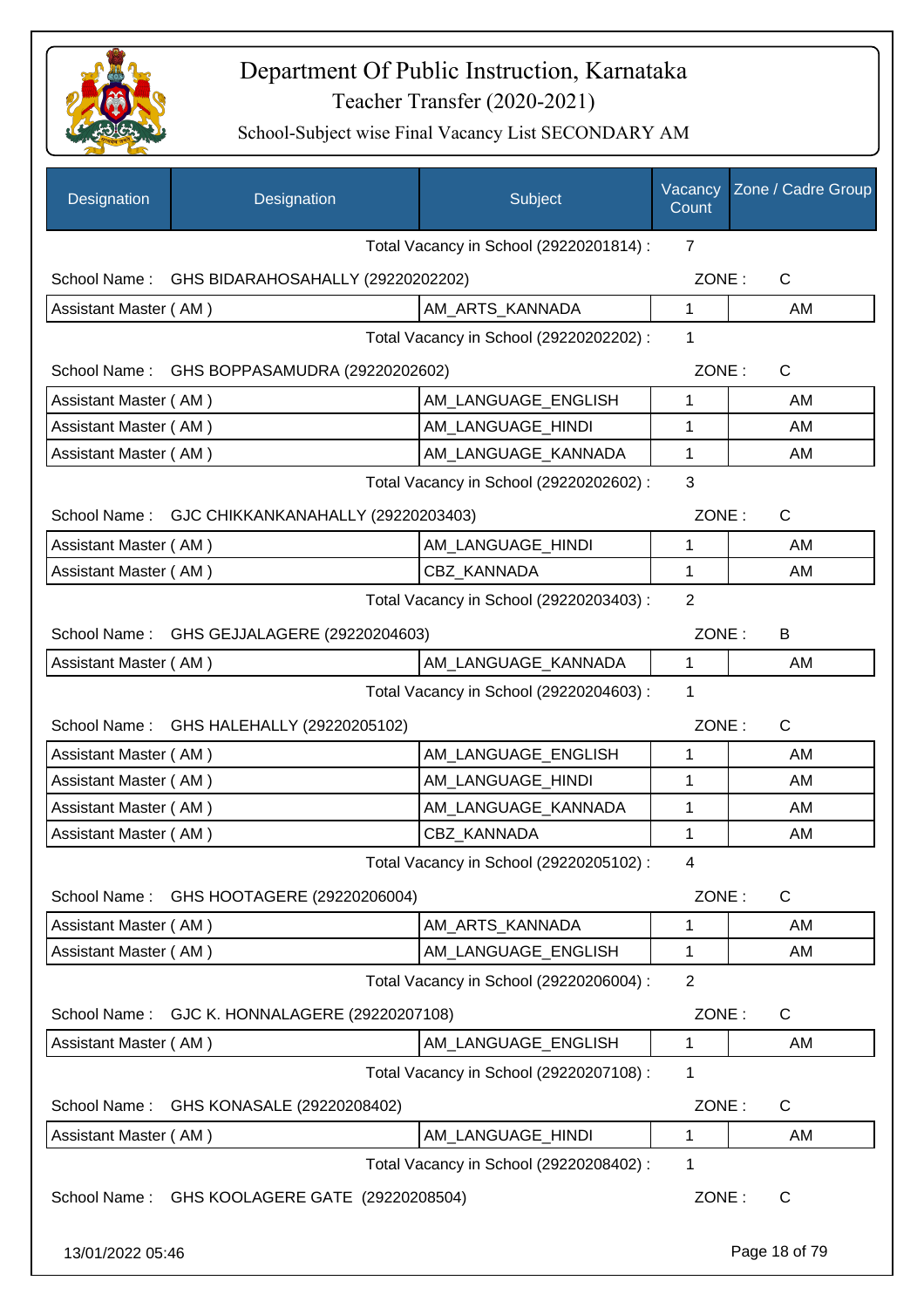# Department Of Public Instruction, Karnataka

## Teacher Transfer (2020-2021)

### School-Subject wise Final Vacancy List SECONDARY AM

| Designation | Designation | Subject | Vacancy Count | Zone / Cadre Group |
|---|---|---|---|---|
| | | Total Vacancy in School (29220201814) : | 7 | |
| School Name : | GHS BIDARAHOSAHALLY (29220202202) | | ZONE : | C |
| Assistant Master ( AM ) | | AM_ARTS_KANNADA | 1 | AM |
| | | Total Vacancy in School (29220202202) : | 1 | |
| School Name : | GHS BOPPASAMUDRA (29220202602) | | ZONE : | C |
| Assistant Master ( AM ) | | AM_LANGUAGE_ENGLISH | 1 | AM |
| Assistant Master ( AM ) | | AM_LANGUAGE_HINDI | 1 | AM |
| Assistant Master ( AM ) | | AM_LANGUAGE_KANNADA | 1 | AM |
| | | Total Vacancy in School (29220202602) : | 3 | |
| School Name : | GJC CHIKKANKANAHALLY (29220203403) | | ZONE : | C |
| Assistant Master ( AM ) | | AM_LANGUAGE_HINDI | 1 | AM |
| Assistant Master ( AM ) | | CBZ_KANNADA | 1 | AM |
| | | Total Vacancy in School (29220203403) : | 2 | |
| School Name : | GHS GEJJALAGERE (29220204603) | | ZONE : | B |
| Assistant Master ( AM ) | | AM_LANGUAGE_KANNADA | 1 | AM |
| | | Total Vacancy in School (29220204603) : | 1 | |
| School Name : | GHS HALEHALLY (29220205102) | | ZONE : | C |
| Assistant Master ( AM ) | | AM_LANGUAGE_ENGLISH | 1 | AM |
| Assistant Master ( AM ) | | AM_LANGUAGE_HINDI | 1 | AM |
| Assistant Master ( AM ) | | AM_LANGUAGE_KANNADA | 1 | AM |
| Assistant Master ( AM ) | | CBZ_KANNADA | 1 | AM |
| | | Total Vacancy in School (29220205102) : | 4 | |
| School Name : | GHS HOOTAGERE (29220206004) | | ZONE : | C |
| Assistant Master ( AM ) | | AM_ARTS_KANNADA | 1 | AM |
| Assistant Master ( AM ) | | AM_LANGUAGE_ENGLISH | 1 | AM |
| | | Total Vacancy in School (29220206004) : | 2 | |
| School Name : | GJC K. HONNALAGERE (29220207108) | | ZONE : | C |
| Assistant Master ( AM ) | | AM_LANGUAGE_ENGLISH | 1 | AM |
| | | Total Vacancy in School (29220207108) : | 1 | |
| School Name : | GHS KONASALE (29220208402) | | ZONE : | C |
| Assistant Master ( AM ) | | AM_LANGUAGE_HINDI | 1 | AM |
| | | Total Vacancy in School (29220208402) : | 1 | |
| School Name : | GHS KOOLAGERE GATE (29220208504) | | ZONE : | C |

13/01/2022 05:46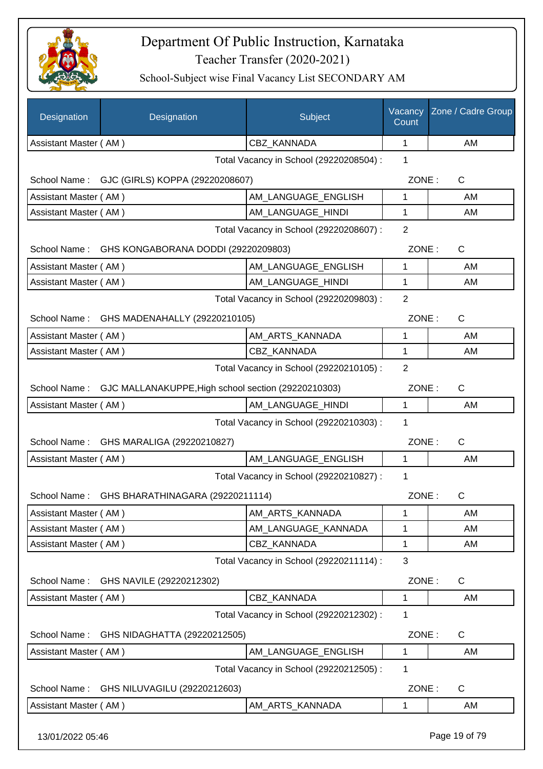# Department Of Public Instruction, Karnataka

## Teacher Transfer (2020-2021)

### School-Subject wise Final Vacancy List SECONDARY AM

| Designation | Designation | Subject | Vacancy Count | Zone / Cadre Group |
|---|---|---|---|---|
| Assistant Master ( AM ) | | CBZ_KANNADA | 1 | AM |

Total Vacancy in School (29220208504) : 1

School Name : GJC (GIRLS) KOPPA (29220208607) ZONE : C

| Designation | Designation | Subject | Vacancy Count | Zone / Cadre Group |
|---|---|---|---|---|
| Assistant Master ( AM ) | | AM_LANGUAGE_ENGLISH | 1 | AM |
| Assistant Master ( AM ) | | AM_LANGUAGE_HINDI | 1 | AM |

Total Vacancy in School (29220208607) : 2

School Name : GHS KONGABORANA DODDI (29220209803) ZONE : C

| Designation | Designation | Subject | Vacancy Count | Zone / Cadre Group |
|---|---|---|---|---|
| Assistant Master ( AM ) | | AM_LANGUAGE_ENGLISH | 1 | AM |
| Assistant Master ( AM ) | | AM_LANGUAGE_HINDI | 1 | AM |

Total Vacancy in School (29220209803) : 2

School Name : GHS MADENAHALLY (29220210105) ZONE : C

| Designation | Designation | Subject | Vacancy Count | Zone / Cadre Group |
|---|---|---|---|---|
| Assistant Master ( AM ) | | AM_ARTS_KANNADA | 1 | AM |
| Assistant Master ( AM ) | | CBZ_KANNADA | 1 | AM |

Total Vacancy in School (29220210105) : 2

School Name : GJC MALLANAKUPPE,High school section (29220210303) ZONE : C

| Designation | Designation | Subject | Vacancy Count | Zone / Cadre Group |
|---|---|---|---|---|
| Assistant Master ( AM ) | | AM_LANGUAGE_HINDI | 1 | AM |

Total Vacancy in School (29220210303) : 1

School Name : GHS MARALIGA (29220210827) ZONE : C

| Designation | Designation | Subject | Vacancy Count | Zone / Cadre Group |
|---|---|---|---|---|
| Assistant Master ( AM ) | | AM_LANGUAGE_ENGLISH | 1 | AM |

Total Vacancy in School (29220210827) : 1

School Name : GHS BHARATHINAGARA (29220211114) ZONE : C

| Designation | Designation | Subject | Vacancy Count | Zone / Cadre Group |
|---|---|---|---|---|
| Assistant Master ( AM ) | | AM_ARTS_KANNADA | 1 | AM |
| Assistant Master ( AM ) | | AM_LANGUAGE_KANNADA | 1 | AM |
| Assistant Master ( AM ) | | CBZ_KANNADA | 1 | AM |

Total Vacancy in School (29220211114) : 3

School Name : GHS NAVILE (29220212302) ZONE : C

| Designation | Designation | Subject | Vacancy Count | Zone / Cadre Group |
|---|---|---|---|---|
| Assistant Master ( AM ) | | CBZ_KANNADA | 1 | AM |

Total Vacancy in School (29220212302) : 1

School Name : GHS NIDAGHATTA (29220212505) ZONE : C

| Designation | Designation | Subject | Vacancy Count | Zone / Cadre Group |
|---|---|---|---|---|
| Assistant Master ( AM ) | | AM_LANGUAGE_ENGLISH | 1 | AM |

Total Vacancy in School (29220212505) : 1

School Name : GHS NILUVAGILU (29220212603) ZONE : C

| Designation | Designation | Subject | Vacancy Count | Zone / Cadre Group |
|---|---|---|---|---|
| Assistant Master ( AM ) | | AM_ARTS_KANNADA | 1 | AM |

13/01/2022 05:46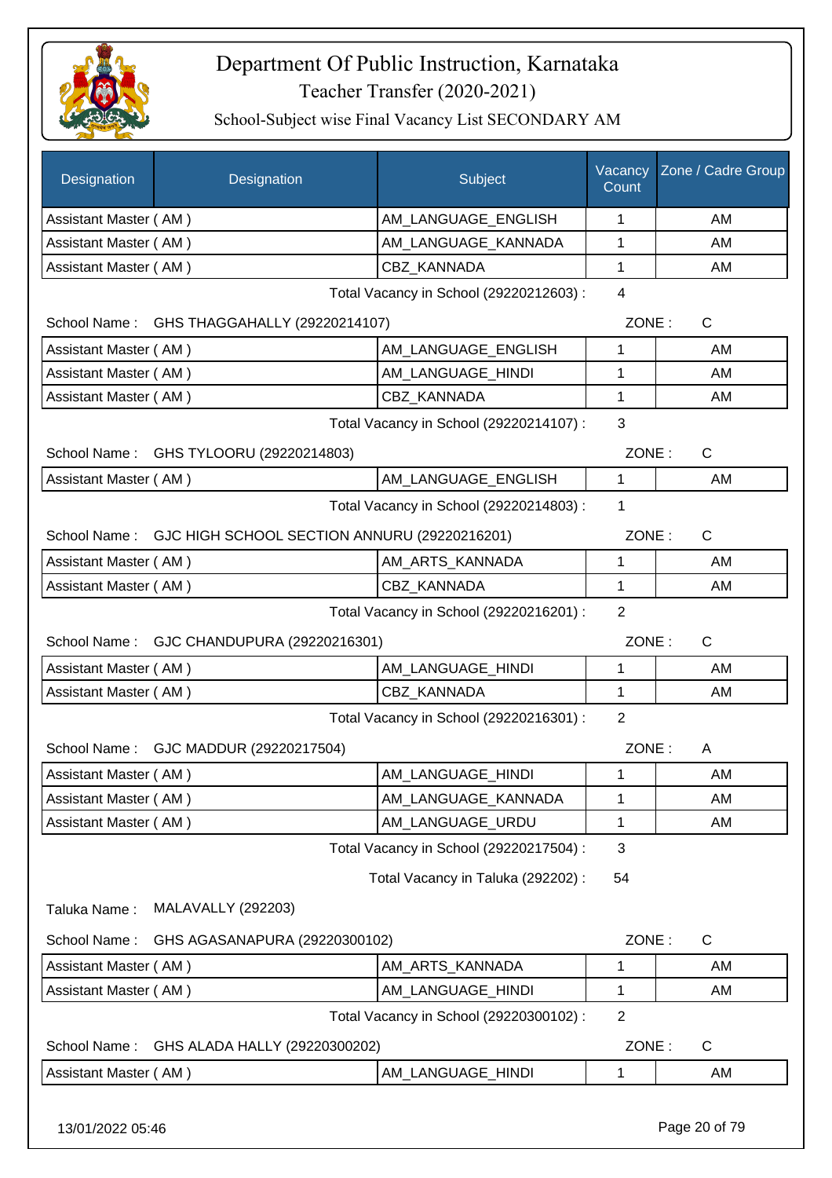# Department Of Public Instruction, Karnataka

## Teacher Transfer (2020-2021)

### School-Subject wise Final Vacancy List SECONDARY AM

| Designation | Designation | Subject | Vacancy Count | Zone / Cadre Group |
|---|---|---|---|---|
| Assistant Master ( AM ) | | AM_LANGUAGE_ENGLISH | 1 | AM |
| Assistant Master ( AM ) | | AM_LANGUAGE_KANNADA | 1 | AM |
| Assistant Master ( AM ) | | CBZ_KANNADA | 1 | AM |

Total Vacancy in School (29220212603) : 4

School Name : GHS THAGGAHALLY (29220214107) ZONE : C

| Designation | Subject | Vacancy Count | Zone / Cadre Group |
|---|---|---|---|
| Assistant Master ( AM ) | AM_LANGUAGE_ENGLISH | 1 | AM |
| Assistant Master ( AM ) | AM_LANGUAGE_HINDI | 1 | AM |
| Assistant Master ( AM ) | CBZ_KANNADA | 1 | AM |

Total Vacancy in School (29220214107) : 3

School Name : GHS TYLOORU (29220214803) ZONE : C

| Designation | Subject | Vacancy Count | Zone / Cadre Group |
|---|---|---|---|
| Assistant Master ( AM ) | AM_LANGUAGE_ENGLISH | 1 | AM |

Total Vacancy in School (29220214803) : 1

School Name : GJC HIGH SCHOOL SECTION ANNURU (29220216201) ZONE : C

| Designation | Subject | Vacancy Count | Zone / Cadre Group |
|---|---|---|---|
| Assistant Master ( AM ) | AM_ARTS_KANNADA | 1 | AM |
| Assistant Master ( AM ) | CBZ_KANNADA | 1 | AM |

Total Vacancy in School (29220216201) : 2

School Name : GJC CHANDUPURA (29220216301) ZONE : C

| Designation | Subject | Vacancy Count | Zone / Cadre Group |
|---|---|---|---|
| Assistant Master ( AM ) | AM_LANGUAGE_HINDI | 1 | AM |
| Assistant Master ( AM ) | CBZ_KANNADA | 1 | AM |

Total Vacancy in School (29220216301) : 2

School Name : GJC MADDUR (29220217504) ZONE : A

| Designation | Subject | Vacancy Count | Zone / Cadre Group |
|---|---|---|---|
| Assistant Master ( AM ) | AM_LANGUAGE_HINDI | 1 | AM |
| Assistant Master ( AM ) | AM_LANGUAGE_KANNADA | 1 | AM |
| Assistant Master ( AM ) | AM_LANGUAGE_URDU | 1 | AM |

Total Vacancy in School (29220217504) : 3

Total Vacancy in Taluka (292202) : 54

Taluka Name : MALAVALLY (292203)

School Name : GHS AGASANAPURA (29220300102) ZONE : C

| Designation | Subject | Vacancy Count | Zone / Cadre Group |
|---|---|---|---|
| Assistant Master ( AM ) | AM_ARTS_KANNADA | 1 | AM |
| Assistant Master ( AM ) | AM_LANGUAGE_HINDI | 1 | AM |

Total Vacancy in School (29220300102) : 2

School Name : GHS ALADA HALLY (29220300202) ZONE : C

| Designation | Subject | Vacancy Count | Zone / Cadre Group |
|---|---|---|---|
| Assistant Master ( AM ) | AM_LANGUAGE_HINDI | 1 | AM |

13/01/2022 05:46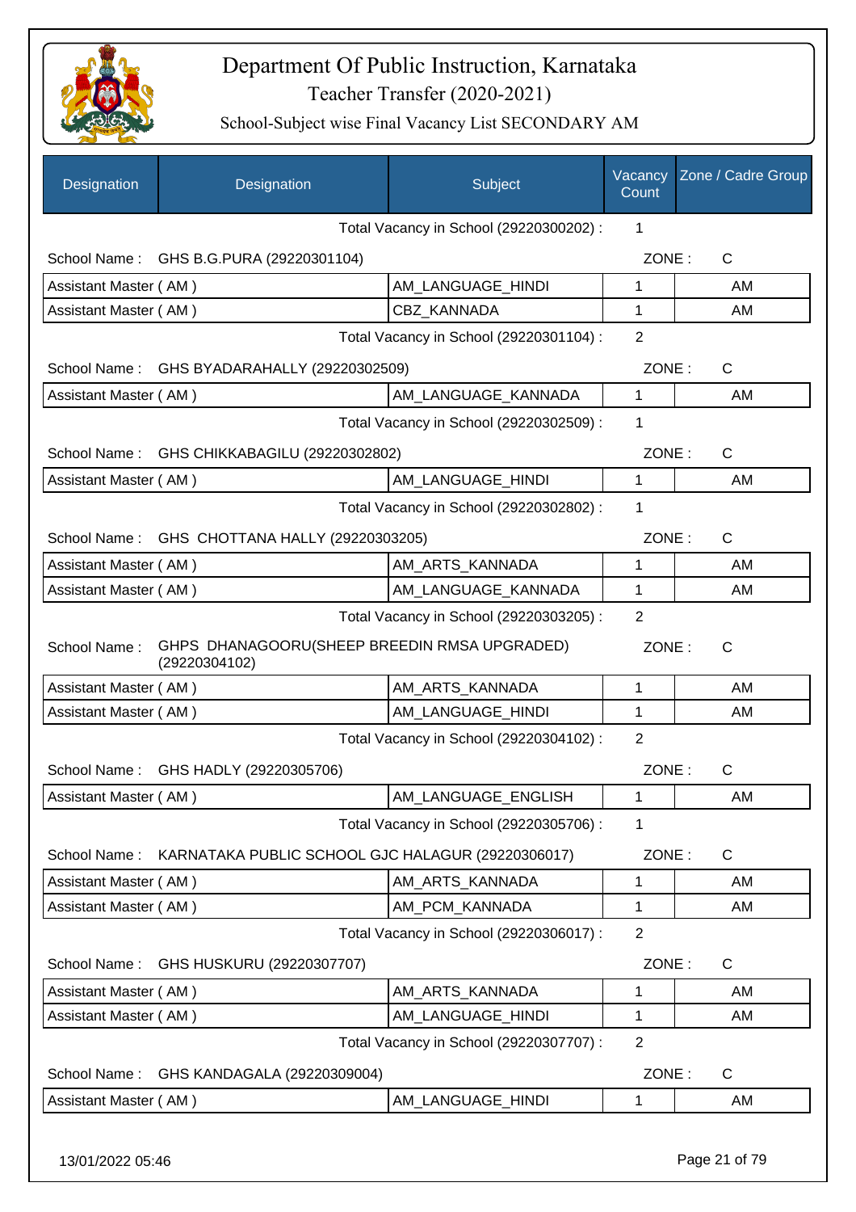# Department Of Public Instruction, Karnataka

Teacher Transfer (2020-2021)

School-Subject wise Final Vacancy List SECONDARY AM

| Designation | Designation | Subject | Vacancy Count | Zone / Cadre Group |
|---|---|---|---|---|
| | | Total Vacancy in School (29220300202) : | 1 | |
| School Name : | GHS B.G.PURA (29220301104) | | ZONE : | C |
| Assistant Master ( AM ) | | AM_LANGUAGE_HINDI | 1 | AM |
| Assistant Master ( AM ) | | CBZ_KANNADA | 1 | AM |
| | | Total Vacancy in School (29220301104) : | 2 | |
| School Name : | GHS BYADARAHALLY (29220302509) | | ZONE : | C |
| Assistant Master ( AM ) | | AM_LANGUAGE_KANNADA | 1 | AM |
| | | Total Vacancy in School (29220302509) : | 1 | |
| School Name : | GHS CHIKKABAGILU (29220302802) | | ZONE : | C |
| Assistant Master ( AM ) | | AM_LANGUAGE_HINDI | 1 | AM |
| | | Total Vacancy in School (29220302802) : | 1 | |
| School Name : | GHS CHOTTANA HALLY (29220303205) | | ZONE : | C |
| Assistant Master ( AM ) | | AM_ARTS_KANNADA | 1 | AM |
| Assistant Master ( AM ) | | AM_LANGUAGE_KANNADA | 1 | AM |
| | | Total Vacancy in School (29220303205) : | 2 | |
| School Name : | GHPS DHANAGOORU(SHEEP BREEDIN RMSA UPGRADED) (29220304102) | | ZONE : | C |
| Assistant Master ( AM ) | | AM_ARTS_KANNADA | 1 | AM |
| Assistant Master ( AM ) | | AM_LANGUAGE_HINDI | 1 | AM |
| | | Total Vacancy in School (29220304102) : | 2 | |
| School Name : | GHS HADLY (29220305706) | | ZONE : | C |
| Assistant Master ( AM ) | | AM_LANGUAGE_ENGLISH | 1 | AM |
| | | Total Vacancy in School (29220305706) : | 1 | |
| School Name : | KARNATAKA PUBLIC SCHOOL GJC HALAGUR (29220306017) | | ZONE : | C |
| Assistant Master ( AM ) | | AM_ARTS_KANNADA | 1 | AM |
| Assistant Master ( AM ) | | AM_PCM_KANNADA | 1 | AM |
| | | Total Vacancy in School (29220306017) : | 2 | |
| School Name : | GHS HUSKURU (29220307707) | | ZONE : | C |
| Assistant Master ( AM ) | | AM_ARTS_KANNADA | 1 | AM |
| Assistant Master ( AM ) | | AM_LANGUAGE_HINDI | 1 | AM |
| | | Total Vacancy in School (29220307707) : | 2 | |
| School Name : | GHS KANDAGALA (29220309004) | | ZONE : | C |
| Assistant Master ( AM ) | | AM_LANGUAGE_HINDI | 1 | AM |

13/01/2022 05:46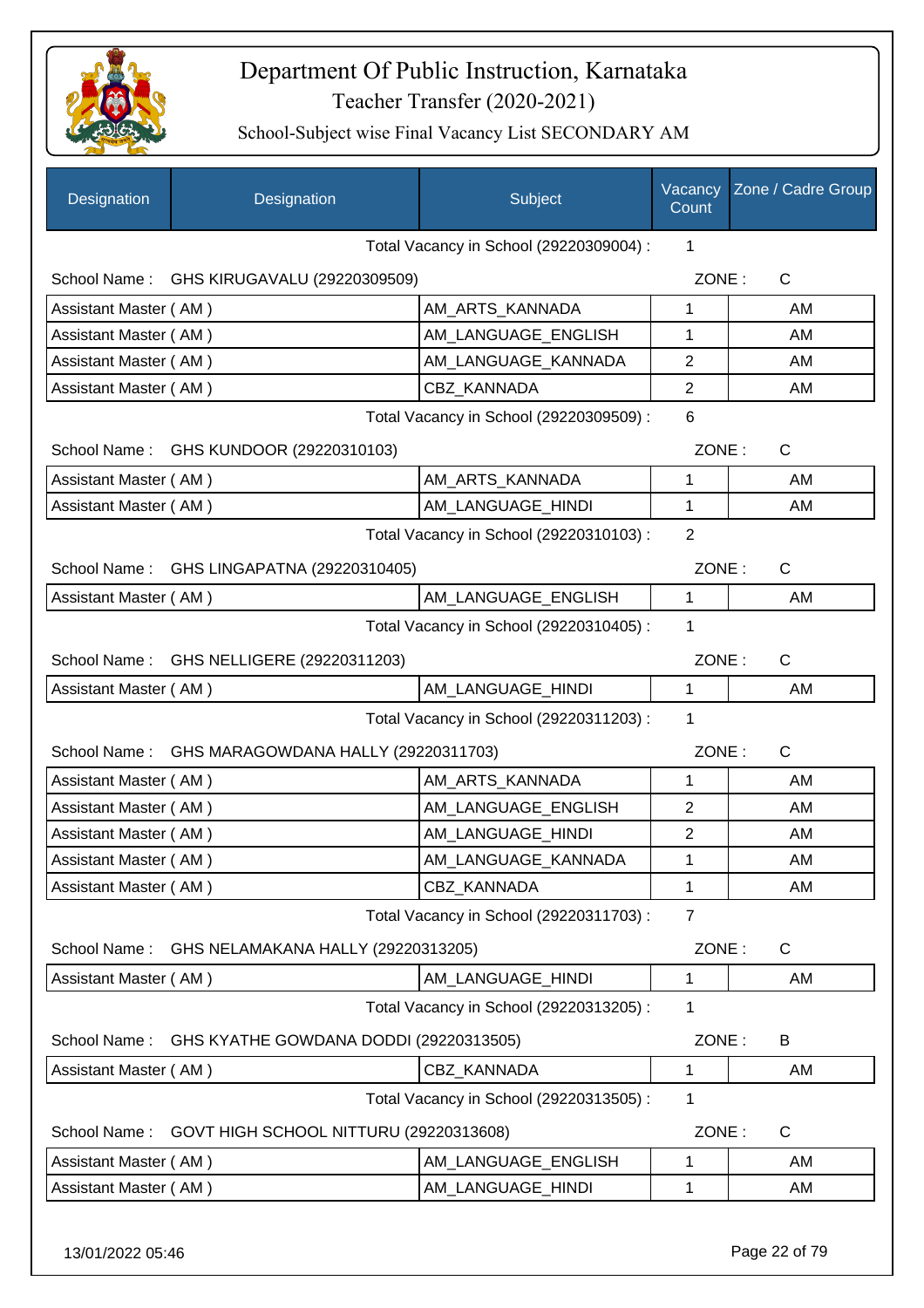# Department Of Public Instruction, Karnataka

Teacher Transfer (2020-2021)

School-Subject wise Final Vacancy List SECONDARY AM

| Designation | Designation | Subject | Vacancy Count | Zone / Cadre Group |
|---|---|---|---|---|
| | | Total Vacancy in School (29220309004) : | 1 | |
| School Name : | GHS KIRUGAVALU (29220309509) | | ZONE : | C |
| Assistant Master ( AM ) | | AM_ARTS_KANNADA | 1 | AM |
| Assistant Master ( AM ) | | AM_LANGUAGE_ENGLISH | 1 | AM |
| Assistant Master ( AM ) | | AM_LANGUAGE_KANNADA | 2 | AM |
| Assistant Master ( AM ) | | CBZ_KANNADA | 2 | AM |
| | | Total Vacancy in School (29220309509) : | 6 | |
| School Name : | GHS KUNDOOR (29220310103) | | ZONE : | C |
| Assistant Master ( AM ) | | AM_ARTS_KANNADA | 1 | AM |
| Assistant Master ( AM ) | | AM_LANGUAGE_HINDI | 1 | AM |
| | | Total Vacancy in School (29220310103) : | 2 | |
| School Name : | GHS LINGAPATNA (29220310405) | | ZONE : | C |
| Assistant Master ( AM ) | | AM_LANGUAGE_ENGLISH | 1 | AM |
| | | Total Vacancy in School (29220310405) : | 1 | |
| School Name : | GHS NELLIGERE (29220311203) | | ZONE : | C |
| Assistant Master ( AM ) | | AM_LANGUAGE_HINDI | 1 | AM |
| | | Total Vacancy in School (29220311203) : | 1 | |
| School Name : | GHS MARAGOWDANA HALLY (29220311703) | | ZONE : | C |
| Assistant Master ( AM ) | | AM_ARTS_KANNADA | 1 | AM |
| Assistant Master ( AM ) | | AM_LANGUAGE_ENGLISH | 2 | AM |
| Assistant Master ( AM ) | | AM_LANGUAGE_HINDI | 2 | AM |
| Assistant Master ( AM ) | | AM_LANGUAGE_KANNADA | 1 | AM |
| Assistant Master ( AM ) | | CBZ_KANNADA | 1 | AM |
| | | Total Vacancy in School (29220311703) : | 7 | |
| School Name : | GHS NELAMAKANA HALLY (29220313205) | | ZONE : | C |
| Assistant Master ( AM ) | | AM_LANGUAGE_HINDI | 1 | AM |
| | | Total Vacancy in School (29220313205) : | 1 | |
| School Name : | GHS KYATHE GOWDANA DODDI (29220313505) | | ZONE : | B |
| Assistant Master ( AM ) | | CBZ_KANNADA | 1 | AM |
| | | Total Vacancy in School (29220313505) : | 1 | |
| School Name : | GOVT HIGH SCHOOL NITTURU (29220313608) | | ZONE : | C |
| Assistant Master ( AM ) | | AM_LANGUAGE_ENGLISH | 1 | AM |
| Assistant Master ( AM ) | | AM_LANGUAGE_HINDI | 1 | AM |

13/01/2022 05:46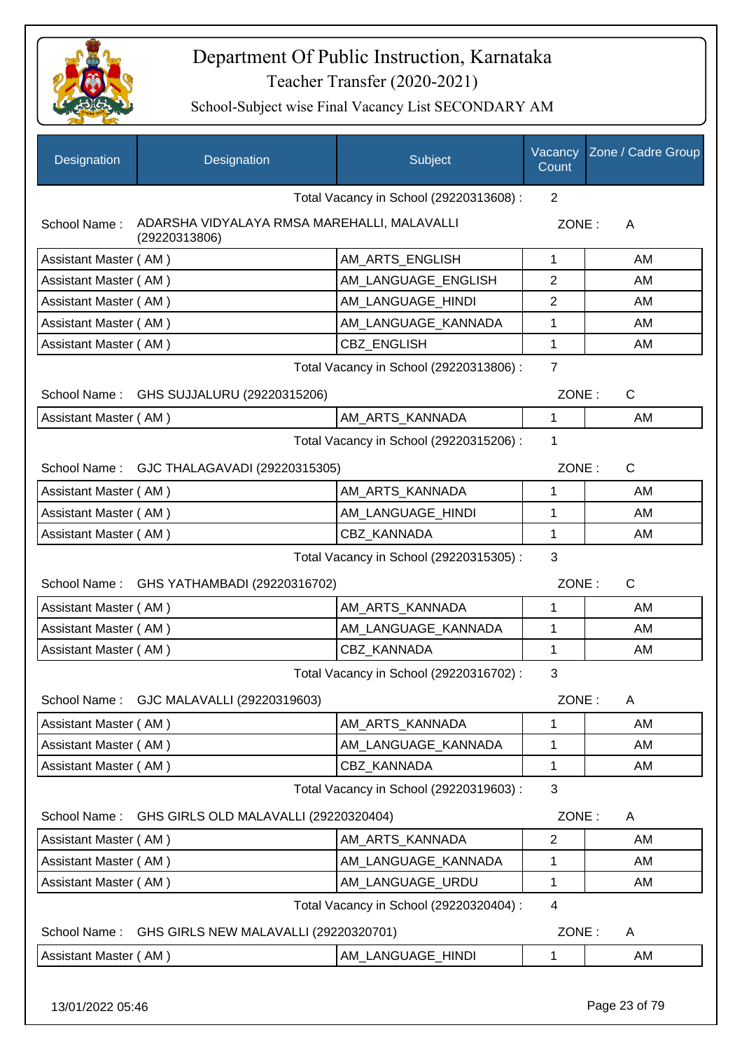# Department Of Public Instruction, Karnataka

Teacher Transfer (2020-2021)

School-Subject wise Final Vacancy List SECONDARY AM

| Designation | Designation | Subject | Vacancy Count | Zone / Cadre Group |
|---|---|---|---|---|
| | | Total Vacancy in School (29220313608) : | 2 | |
| School Name : | ADARSHA VIDYALAYA RMSA MAREHALLI, MALAVALLI (29220313806) | | ZONE : | A |
| Assistant Master ( AM ) | | AM_ARTS_ENGLISH | 1 | AM |
| Assistant Master ( AM ) | | AM_LANGUAGE_ENGLISH | 2 | AM |
| Assistant Master ( AM ) | | AM_LANGUAGE_HINDI | 2 | AM |
| Assistant Master ( AM ) | | AM_LANGUAGE_KANNADA | 1 | AM |
| Assistant Master ( AM ) | | CBZ_ENGLISH | 1 | AM |
| | | Total Vacancy in School (29220313806) : | 7 | |
| School Name : | GHS SUJJALURU (29220315206) | | ZONE : | C |
| Assistant Master ( AM ) | | AM_ARTS_KANNADA | 1 | AM |
| | | Total Vacancy in School (29220315206) : | 1 | |
| School Name : | GJC THALAGAVADI (29220315305) | | ZONE : | C |
| Assistant Master ( AM ) | | AM_ARTS_KANNADA | 1 | AM |
| Assistant Master ( AM ) | | AM_LANGUAGE_HINDI | 1 | AM |
| Assistant Master ( AM ) | | CBZ_KANNADA | 1 | AM |
| | | Total Vacancy in School (29220315305) : | 3 | |
| School Name : | GHS YATHAMBADI (29220316702) | | ZONE : | C |
| Assistant Master ( AM ) | | AM_ARTS_KANNADA | 1 | AM |
| Assistant Master ( AM ) | | AM_LANGUAGE_KANNADA | 1 | AM |
| Assistant Master ( AM ) | | CBZ_KANNADA | 1 | AM |
| | | Total Vacancy in School (29220316702) : | 3 | |
| School Name : | GJC MALAVALLI (29220319603) | | ZONE : | A |
| Assistant Master ( AM ) | | AM_ARTS_KANNADA | 1 | AM |
| Assistant Master ( AM ) | | AM_LANGUAGE_KANNADA | 1 | AM |
| Assistant Master ( AM ) | | CBZ_KANNADA | 1 | AM |
| | | Total Vacancy in School (29220319603) : | 3 | |
| School Name : | GHS GIRLS OLD MALAVALLI (29220320404) | | ZONE : | A |
| Assistant Master ( AM ) | | AM_ARTS_KANNADA | 2 | AM |
| Assistant Master ( AM ) | | AM_LANGUAGE_KANNADA | 1 | AM |
| Assistant Master ( AM ) | | AM_LANGUAGE_URDU | 1 | AM |
| | | Total Vacancy in School (29220320404) : | 4 | |
| School Name : | GHS GIRLS NEW MALAVALLI (29220320701) | | ZONE : | A |
| Assistant Master ( AM ) | | AM_LANGUAGE_HINDI | 1 | AM |

13/01/2022 05:46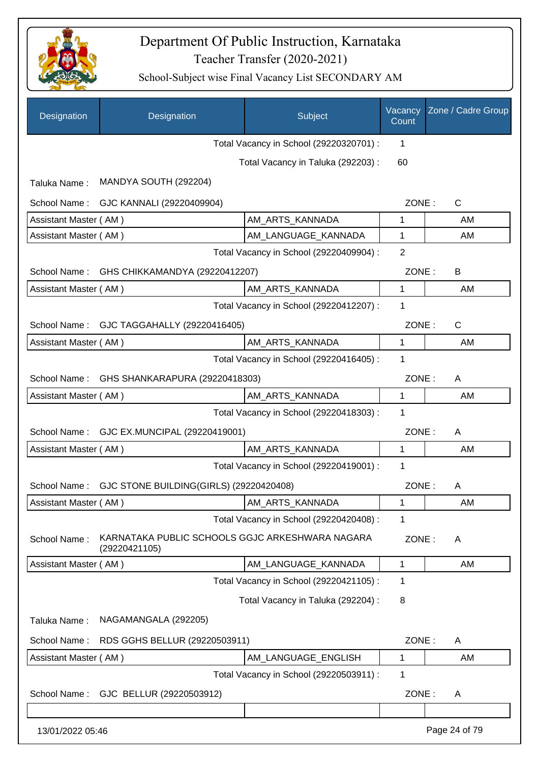# Department Of Public Instruction, Karnataka

## Teacher Transfer (2020-2021)

### School-Subject wise Final Vacancy List SECONDARY AM

| Designation | Designation | Subject | Vacancy Count | Zone / Cadre Group |
|---|---|---|---|---|
| | | Total Vacancy in School (29220320701) : | 1 | |
| | | Total Vacancy in Taluka (292203) : | 60 | |
| Taluka Name : | MANDYA SOUTH (292204) | | | |
| School Name : | GJC KANNALI (29220409904) | | ZONE : | C |
| Assistant Master ( AM ) | | AM_ARTS_KANNADA | 1 | AM |
| Assistant Master ( AM ) | | AM_LANGUAGE_KANNADA | 1 | AM |
| | | Total Vacancy in School (29220409904) : | 2 | |
| School Name : | GHS CHIKKAMANDYA (29220412207) | | ZONE : | B |
| Assistant Master ( AM ) | | AM_ARTS_KANNADA | 1 | AM |
| | | Total Vacancy in School (29220412207) : | 1 | |
| School Name : | GJC TAGGAHALLY (29220416405) | | ZONE : | C |
| Assistant Master ( AM ) | | AM_ARTS_KANNADA | 1 | AM |
| | | Total Vacancy in School (29220416405) : | 1 | |
| School Name : | GHS SHANKARAPURA (29220418303) | | ZONE : | A |
| Assistant Master ( AM ) | | AM_ARTS_KANNADA | 1 | AM |
| | | Total Vacancy in School (29220418303) : | 1 | |
| School Name : | GJC EX.MUNCIPAL (29220419001) | | ZONE : | A |
| Assistant Master ( AM ) | | AM_ARTS_KANNADA | 1 | AM |
| | | Total Vacancy in School (29220419001) : | 1 | |
| School Name : | GJC STONE BUILDING(GIRLS) (29220420408) | | ZONE : | A |
| Assistant Master ( AM ) | | AM_ARTS_KANNADA | 1 | AM |
| | | Total Vacancy in School (29220420408) : | 1 | |
| School Name : | KARNATAKA PUBLIC SCHOOLS GGJC ARKESHWARA NAGARA (29220421105) | | ZONE : | A |
| Assistant Master ( AM ) | | AM_LANGUAGE_KANNADA | 1 | AM |
| | | Total Vacancy in School (29220421105) : | 1 | |
| | | Total Vacancy in Taluka (292204) : | 8 | |
| Taluka Name : | NAGAMANGALA (292205) | | | |
| School Name : | RDS GGHS BELLUR (29220503911) | | ZONE : | A |
| Assistant Master ( AM ) | | AM_LANGUAGE_ENGLISH | 1 | AM |
| | | Total Vacancy in School (29220503911) : | 1 | |
| School Name : | GJC BELLUR (29220503912) | | ZONE : | A |

13/01/2022 05:46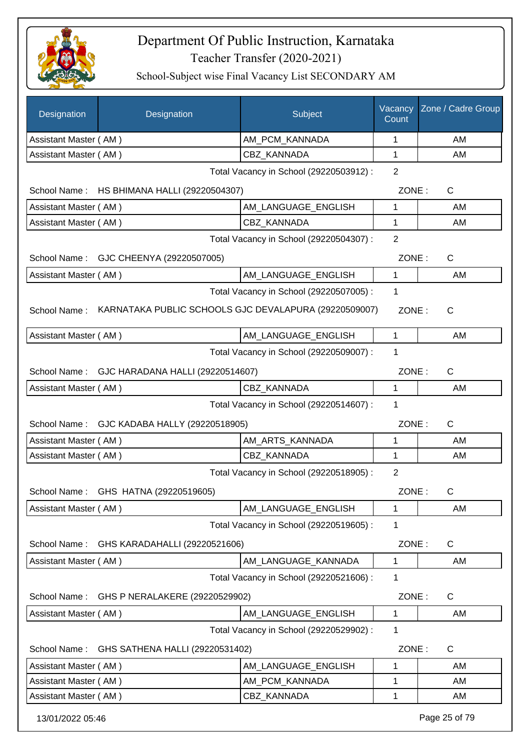# Department Of Public Instruction, Karnataka

Teacher Transfer (2020-2021)

School-Subject wise Final Vacancy List SECONDARY AM

| Designation | Designation | Subject | Vacancy Count | Zone / Cadre Group |
|---|---|---|---|---|
| Assistant Master ( AM ) | | AM_PCM_KANNADA | 1 | AM |
| Assistant Master ( AM ) | | CBZ_KANNADA | 1 | AM |

Total Vacancy in School (29220503912) : 2

School Name : HS BHIMANA HALLI (29220504307) ZONE : C

| Designation | Designation | Subject | Vacancy Count | Zone / Cadre Group |
|---|---|---|---|---|
| Assistant Master ( AM ) | | AM_LANGUAGE_ENGLISH | 1 | AM |
| Assistant Master ( AM ) | | CBZ_KANNADA | 1 | AM |

Total Vacancy in School (29220504307) : 2

School Name : GJC CHEENYA (29220507005) ZONE : C

| Designation | Designation | Subject | Vacancy Count | Zone / Cadre Group |
|---|---|---|---|---|
| Assistant Master ( AM ) | | AM_LANGUAGE_ENGLISH | 1 | AM |

Total Vacancy in School (29220507005) : 1

School Name : KARNATAKA PUBLIC SCHOOLS GJC DEVALAPURA (29220509007) ZONE : C

| Designation | Designation | Subject | Vacancy Count | Zone / Cadre Group |
|---|---|---|---|---|
| Assistant Master ( AM ) | | AM_LANGUAGE_ENGLISH | 1 | AM |

Total Vacancy in School (29220509007) : 1

School Name : GJC HARADANA HALLI (29220514607) ZONE : C

| Designation | Designation | Subject | Vacancy Count | Zone / Cadre Group |
|---|---|---|---|---|
| Assistant Master ( AM ) | | CBZ_KANNADA | 1 | AM |

Total Vacancy in School (29220514607) : 1

School Name : GJC KADABA HALLY (29220518905) ZONE : C

| Designation | Designation | Subject | Vacancy Count | Zone / Cadre Group |
|---|---|---|---|---|
| Assistant Master ( AM ) | | AM_ARTS_KANNADA | 1 | AM |
| Assistant Master ( AM ) | | CBZ_KANNADA | 1 | AM |

Total Vacancy in School (29220518905) : 2

School Name : GHS HATNA (29220519605) ZONE : C

| Designation | Designation | Subject | Vacancy Count | Zone / Cadre Group |
|---|---|---|---|---|
| Assistant Master ( AM ) | | AM_LANGUAGE_ENGLISH | 1 | AM |

Total Vacancy in School (29220519605) : 1

School Name : GHS KARADAHALLI (29220521606) ZONE : C

| Designation | Designation | Subject | Vacancy Count | Zone / Cadre Group |
|---|---|---|---|---|
| Assistant Master ( AM ) | | AM_LANGUAGE_KANNADA | 1 | AM |

Total Vacancy in School (29220521606) : 1

School Name : GHS P NERALAKERE (29220529902) ZONE : C

| Designation | Designation | Subject | Vacancy Count | Zone / Cadre Group |
|---|---|---|---|---|
| Assistant Master ( AM ) | | AM_LANGUAGE_ENGLISH | 1 | AM |

Total Vacancy in School (29220529902) : 1

School Name : GHS SATHENA HALLI (29220531402) ZONE : C

| Designation | Designation | Subject | Vacancy Count | Zone / Cadre Group |
|---|---|---|---|---|
| Assistant Master ( AM ) | | AM_LANGUAGE_ENGLISH | 1 | AM |
| Assistant Master ( AM ) | | AM_PCM_KANNADA | 1 | AM |
| Assistant Master ( AM ) | | CBZ_KANNADA | 1 | AM |

13/01/2022 05:46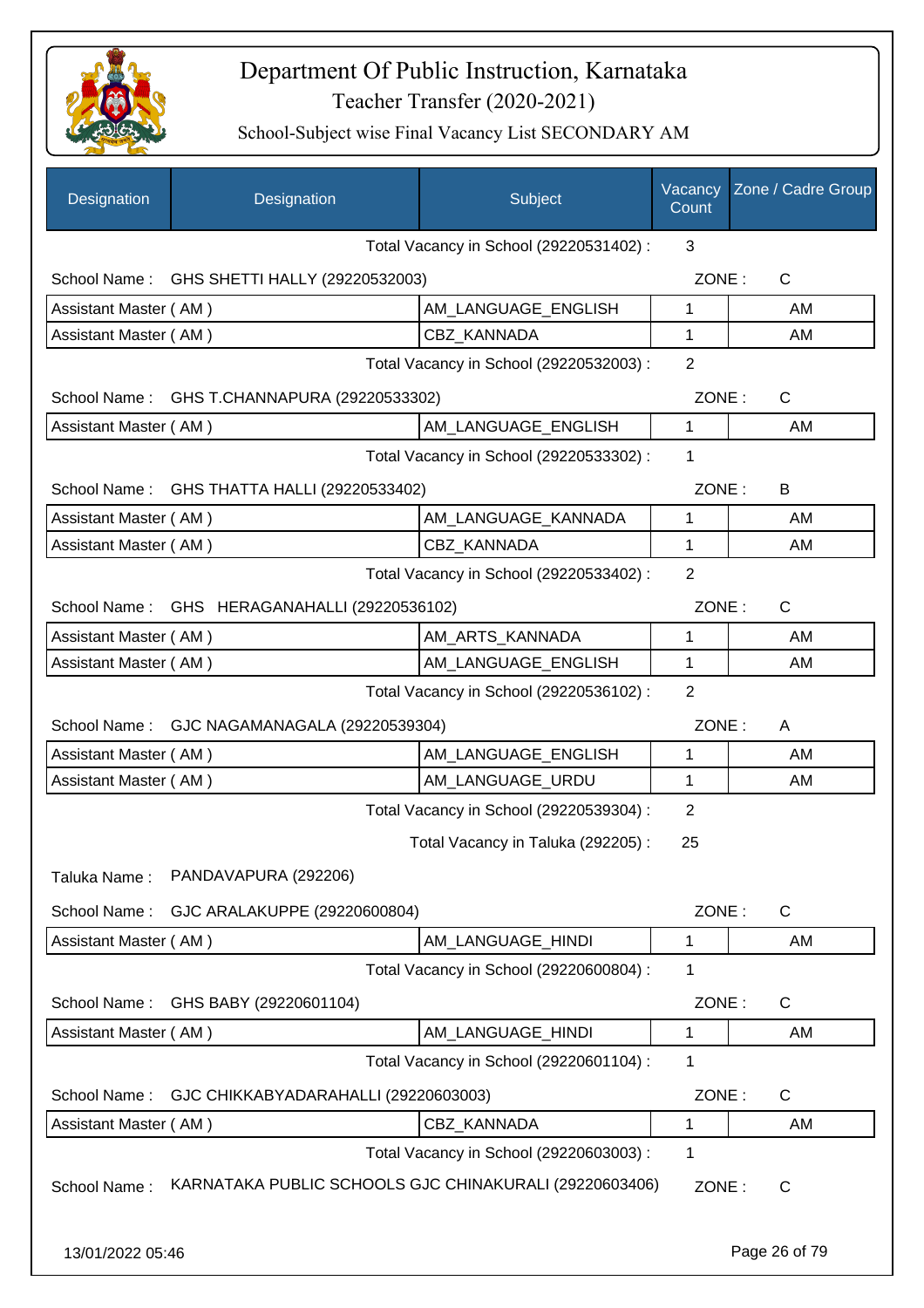# Department Of Public Instruction, Karnataka

## Teacher Transfer (2020-2021)

### School-Subject wise Final Vacancy List SECONDARY AM

| Designation | Designation | Subject | Vacancy Count | Zone / Cadre Group |
|---|---|---|---|---|
| | | Total Vacancy in School (29220531402) : | 3 | |
| School Name : | GHS SHETTI HALLY (29220532003) | | ZONE : | C |
| Assistant Master ( AM ) | | AM_LANGUAGE_ENGLISH | 1 | AM |
| Assistant Master ( AM ) | | CBZ_KANNADA | 1 | AM |
| | | Total Vacancy in School (29220532003) : | 2 | |
| School Name : | GHS T.CHANNAPURA (29220533302) | | ZONE : | C |
| Assistant Master ( AM ) | | AM_LANGUAGE_ENGLISH | 1 | AM |
| | | Total Vacancy in School (29220533302) : | 1 | |
| School Name : | GHS THATTA HALLI (29220533402) | | ZONE : | B |
| Assistant Master ( AM ) | | AM_LANGUAGE_KANNADA | 1 | AM |
| Assistant Master ( AM ) | | CBZ_KANNADA | 1 | AM |
| | | Total Vacancy in School (29220533402) : | 2 | |
| School Name : | GHS HERAGANAHALLI (29220536102) | | ZONE : | C |
| Assistant Master ( AM ) | | AM_ARTS_KANNADA | 1 | AM |
| Assistant Master ( AM ) | | AM_LANGUAGE_ENGLISH | 1 | AM |
| | | Total Vacancy in School (29220536102) : | 2 | |
| School Name : | GJC NAGAMANAGALA (29220539304) | | ZONE : | A |
| Assistant Master ( AM ) | | AM_LANGUAGE_ENGLISH | 1 | AM |
| Assistant Master ( AM ) | | AM_LANGUAGE_URDU | 1 | AM |
| | | Total Vacancy in School (29220539304) : | 2 | |
| | | Total Vacancy in Taluka (292205) : | 25 | |
| Taluka Name : | PANDAVAPURA (292206) | | | |
| School Name : | GJC ARALAKUPPE (29220600804) | | ZONE : | C |
| Assistant Master ( AM ) | | AM_LANGUAGE_HINDI | 1 | AM |
| | | Total Vacancy in School (29220600804) : | 1 | |
| School Name : | GHS BABY (29220601104) | | ZONE : | C |
| Assistant Master ( AM ) | | AM_LANGUAGE_HINDI | 1 | AM |
| | | Total Vacancy in School (29220601104) : | 1 | |
| School Name : | GJC CHIKKABYADARAHALLI (29220603003) | | ZONE : | C |
| Assistant Master ( AM ) | | CBZ_KANNADA | 1 | AM |
| | | Total Vacancy in School (29220603003) : | 1 | |
| School Name : | KARNATAKA PUBLIC SCHOOLS GJC CHINAKURALI (29220603406) | | ZONE : | C |

13/01/2022 05:46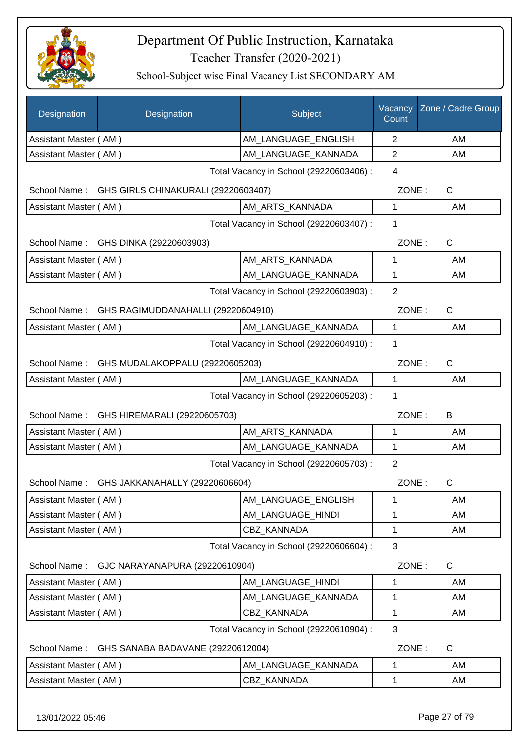# Department Of Public Instruction, Karnataka

## Teacher Transfer (2020-2021)

### School-Subject wise Final Vacancy List SECONDARY AM

| Designation | Designation | Subject | Vacancy Count | Zone / Cadre Group |
|---|---|---|---|---|
| Assistant Master ( AM ) | | AM_LANGUAGE_ENGLISH | 2 | AM |
| Assistant Master ( AM ) | | AM_LANGUAGE_KANNADA | 2 | AM |

Total Vacancy in School (29220603406) : 4

School Name : GHS GIRLS CHINAKURALI (29220603407) ZONE : C

| Designation | Subject | Vacancy Count | Zone / Cadre Group |
|---|---|---|---|
| Assistant Master ( AM ) | AM_ARTS_KANNADA | 1 | AM |

Total Vacancy in School (29220603407) : 1

School Name : GHS DINKA (29220603903) ZONE : C

| Designation | Subject | Vacancy Count | Zone / Cadre Group |
|---|---|---|---|
| Assistant Master ( AM ) | AM_ARTS_KANNADA | 1 | AM |
| Assistant Master ( AM ) | AM_LANGUAGE_KANNADA | 1 | AM |

Total Vacancy in School (29220603903) : 2

School Name : GHS RAGIMUDDANAHALLI (29220604910) ZONE : C

| Designation | Subject | Vacancy Count | Zone / Cadre Group |
|---|---|---|---|
| Assistant Master ( AM ) | AM_LANGUAGE_KANNADA | 1 | AM |

Total Vacancy in School (29220604910) : 1

School Name : GHS MUDALAKOPPALU (29220605203) ZONE : C

| Designation | Subject | Vacancy Count | Zone / Cadre Group |
|---|---|---|---|
| Assistant Master ( AM ) | AM_LANGUAGE_KANNADA | 1 | AM |

Total Vacancy in School (29220605203) : 1

School Name : GHS HIREMARALI (29220605703) ZONE : B

| Designation | Subject | Vacancy Count | Zone / Cadre Group |
|---|---|---|---|
| Assistant Master ( AM ) | AM_ARTS_KANNADA | 1 | AM |
| Assistant Master ( AM ) | AM_LANGUAGE_KANNADA | 1 | AM |

Total Vacancy in School (29220605703) : 2

School Name : GHS JAKKANAHALLY (29220606604) ZONE : C

| Designation | Subject | Vacancy Count | Zone / Cadre Group |
|---|---|---|---|
| Assistant Master ( AM ) | AM_LANGUAGE_ENGLISH | 1 | AM |
| Assistant Master ( AM ) | AM_LANGUAGE_HINDI | 1 | AM |
| Assistant Master ( AM ) | CBZ_KANNADA | 1 | AM |

Total Vacancy in School (29220606604) : 3

School Name : GJC NARAYANAPURA (29220610904) ZONE : C

| Designation | Subject | Vacancy Count | Zone / Cadre Group |
|---|---|---|---|
| Assistant Master ( AM ) | AM_LANGUAGE_HINDI | 1 | AM |
| Assistant Master ( AM ) | AM_LANGUAGE_KANNADA | 1 | AM |
| Assistant Master ( AM ) | CBZ_KANNADA | 1 | AM |

Total Vacancy in School (29220610904) : 3

School Name : GHS SANABA BADAVANE (29220612004) ZONE : C

| Designation | Subject | Vacancy Count | Zone / Cadre Group |
|---|---|---|---|
| Assistant Master ( AM ) | AM_LANGUAGE_KANNADA | 1 | AM |
| Assistant Master ( AM ) | CBZ_KANNADA | 1 | AM |

13/01/2022 05:46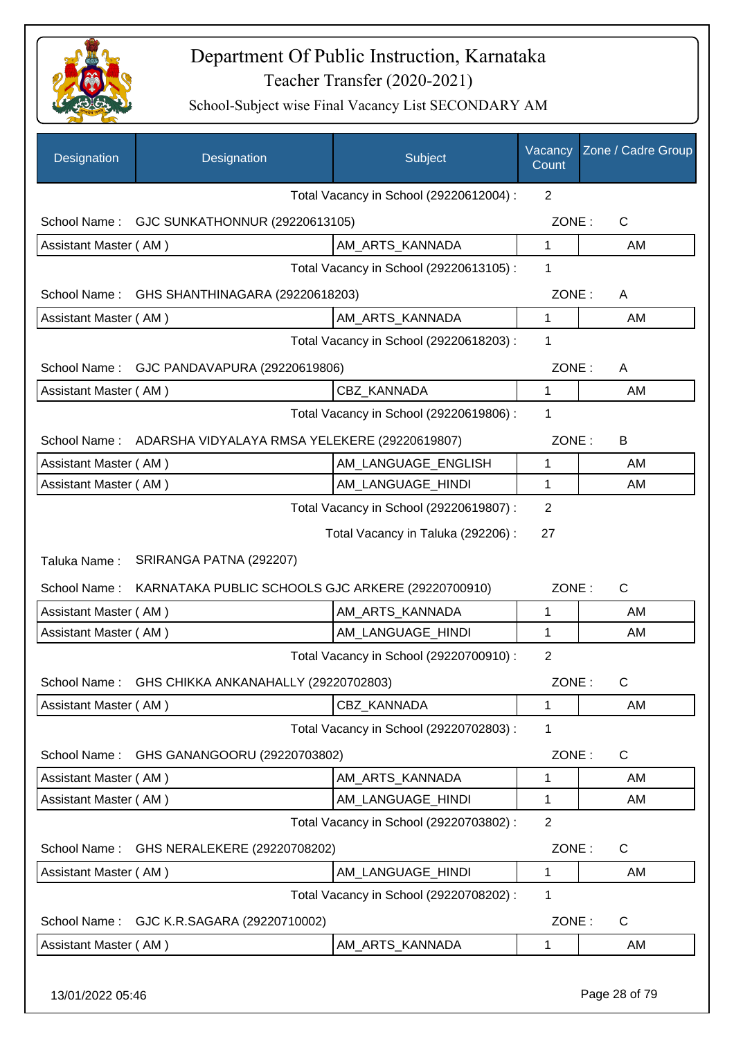# Department Of Public Instruction, Karnataka

Teacher Transfer (2020-2021)

School-Subject wise Final Vacancy List SECONDARY AM

| Designation | Designation | Subject | Vacancy Count | Zone / Cadre Group |
|---|---|---|---|---|
| | | Total Vacancy in School (29220612004) : | 2 | |
| School Name : | GJC SUNKATHONNUR (29220613105) | | ZONE : | C |
| Assistant Master ( AM ) | | AM_ARTS_KANNADA | 1 | AM |
| | | Total Vacancy in School (29220613105) : | 1 | |
| School Name : | GHS SHANTHINAGARA (29220618203) | | ZONE : | A |
| Assistant Master ( AM ) | | AM_ARTS_KANNADA | 1 | AM |
| | | Total Vacancy in School (29220618203) : | 1 | |
| School Name : | GJC PANDAVAPURA (29220619806) | | ZONE : | A |
| Assistant Master ( AM ) | | CBZ_KANNADA | 1 | AM |
| | | Total Vacancy in School (29220619806) : | 1 | |
| School Name : | ADARSHA VIDYALAYA RMSA YELEKERE (29220619807) | | ZONE : | B |
| Assistant Master ( AM ) | | AM_LANGUAGE_ENGLISH | 1 | AM |
| Assistant Master ( AM ) | | AM_LANGUAGE_HINDI | 1 | AM |
| | | Total Vacancy in School (29220619807) : | 2 | |
| | | Total Vacancy in Taluka (292206) : | 27 | |
| Taluka Name : | SRIRANGA PATNA (292207) | | | |
| School Name : | KARNATAKA PUBLIC SCHOOLS GJC ARKERE (29220700910) | | ZONE : | C |
| Assistant Master ( AM ) | | AM_ARTS_KANNADA | 1 | AM |
| Assistant Master ( AM ) | | AM_LANGUAGE_HINDI | 1 | AM |
| | | Total Vacancy in School (29220700910) : | 2 | |
| School Name : | GHS CHIKKA ANKANAHALLY (29220702803) | | ZONE : | C |
| Assistant Master ( AM ) | | CBZ_KANNADA | 1 | AM |
| | | Total Vacancy in School (29220702803) : | 1 | |
| School Name : | GHS GANANGOORU (29220703802) | | ZONE : | C |
| Assistant Master ( AM ) | | AM_ARTS_KANNADA | 1 | AM |
| Assistant Master ( AM ) | | AM_LANGUAGE_HINDI | 1 | AM |
| | | Total Vacancy in School (29220703802) : | 2 | |
| School Name : | GHS NERALEKERE (29220708202) | | ZONE : | C |
| Assistant Master ( AM ) | | AM_LANGUAGE_HINDI | 1 | AM |
| | | Total Vacancy in School (29220708202) : | 1 | |
| School Name : | GJC K.R.SAGARA (29220710002) | | ZONE : | C |
| Assistant Master ( AM ) | | AM_ARTS_KANNADA | 1 | AM |

13/01/2022 05:46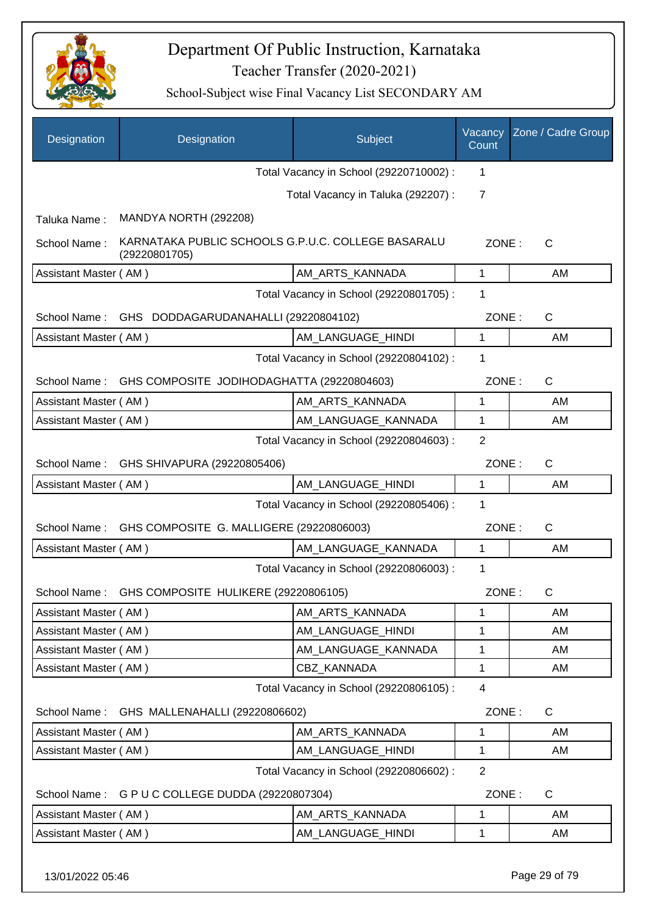# Department Of Public Instruction, Karnataka

## Teacher Transfer (2020-2021)

### School-Subject wise Final Vacancy List SECONDARY AM

| Designation | Designation | Subject | Vacancy Count | Zone / Cadre Group |
|---|---|---|---|---|
| | | Total Vacancy in School (29220710002) : | 1 | |
| | | Total Vacancy in Taluka (292207) : | 7 | |

Taluka Name : MANDYA NORTH (292208)

School Name : KARNATAKA PUBLIC SCHOOLS G.P.U.C. COLLEGE BASARALU (29220801705) ZONE : C

| Designation | Subject | Vacancy Count | Zone / Cadre Group |
|---|---|---|---|
| Assistant Master ( AM ) | AM_ARTS_KANNADA | 1 | AM |
| | Total Vacancy in School (29220801705) : | 1 | |

School Name : GHS DODDAGARUDANAHALLI (29220804102) ZONE : C

| Designation | Subject | Vacancy Count | Zone / Cadre Group |
|---|---|---|---|
| Assistant Master ( AM ) | AM_LANGUAGE_HINDI | 1 | AM |
| | Total Vacancy in School (29220804102) : | 1 | |

School Name : GHS COMPOSITE JODIHODAGHATTA (29220804603) ZONE : C

| Designation | Subject | Vacancy Count | Zone / Cadre Group |
|---|---|---|---|
| Assistant Master ( AM ) | AM_ARTS_KANNADA | 1 | AM |
| Assistant Master ( AM ) | AM_LANGUAGE_KANNADA | 1 | AM |
| | Total Vacancy in School (29220804603) : | 2 | |

School Name : GHS SHIVAPURA (29220805406) ZONE : C

| Designation | Subject | Vacancy Count | Zone / Cadre Group |
|---|---|---|---|
| Assistant Master ( AM ) | AM_LANGUAGE_HINDI | 1 | AM |
| | Total Vacancy in School (29220805406) : | 1 | |

School Name : GHS COMPOSITE G. MALLIGERE (29220806003) ZONE : C

| Designation | Subject | Vacancy Count | Zone / Cadre Group |
|---|---|---|---|
| Assistant Master ( AM ) | AM_LANGUAGE_KANNADA | 1 | AM |
| | Total Vacancy in School (29220806003) : | 1 | |

School Name : GHS COMPOSITE HULIKERE (29220806105) ZONE : C

| Designation | Subject | Vacancy Count | Zone / Cadre Group |
|---|---|---|---|
| Assistant Master ( AM ) | AM_ARTS_KANNADA | 1 | AM |
| Assistant Master ( AM ) | AM_LANGUAGE_HINDI | 1 | AM |
| Assistant Master ( AM ) | AM_LANGUAGE_KANNADA | 1 | AM |
| Assistant Master ( AM ) | CBZ_KANNADA | 1 | AM |
| | Total Vacancy in School (29220806105) : | 4 | |

School Name : GHS MALLENAHALLI (29220806602) ZONE : C

| Designation | Subject | Vacancy Count | Zone / Cadre Group |
|---|---|---|---|
| Assistant Master ( AM ) | AM_ARTS_KANNADA | 1 | AM |
| Assistant Master ( AM ) | AM_LANGUAGE_HINDI | 1 | AM |
| | Total Vacancy in School (29220806602) : | 2 | |

School Name : G P U C COLLEGE DUDDA (29220807304) ZONE : C

| Designation | Subject | Vacancy Count | Zone / Cadre Group |
|---|---|---|---|
| Assistant Master ( AM ) | AM_ARTS_KANNADA | 1 | AM |
| Assistant Master ( AM ) | AM_LANGUAGE_HINDI | 1 | AM |

13/01/2022 05:46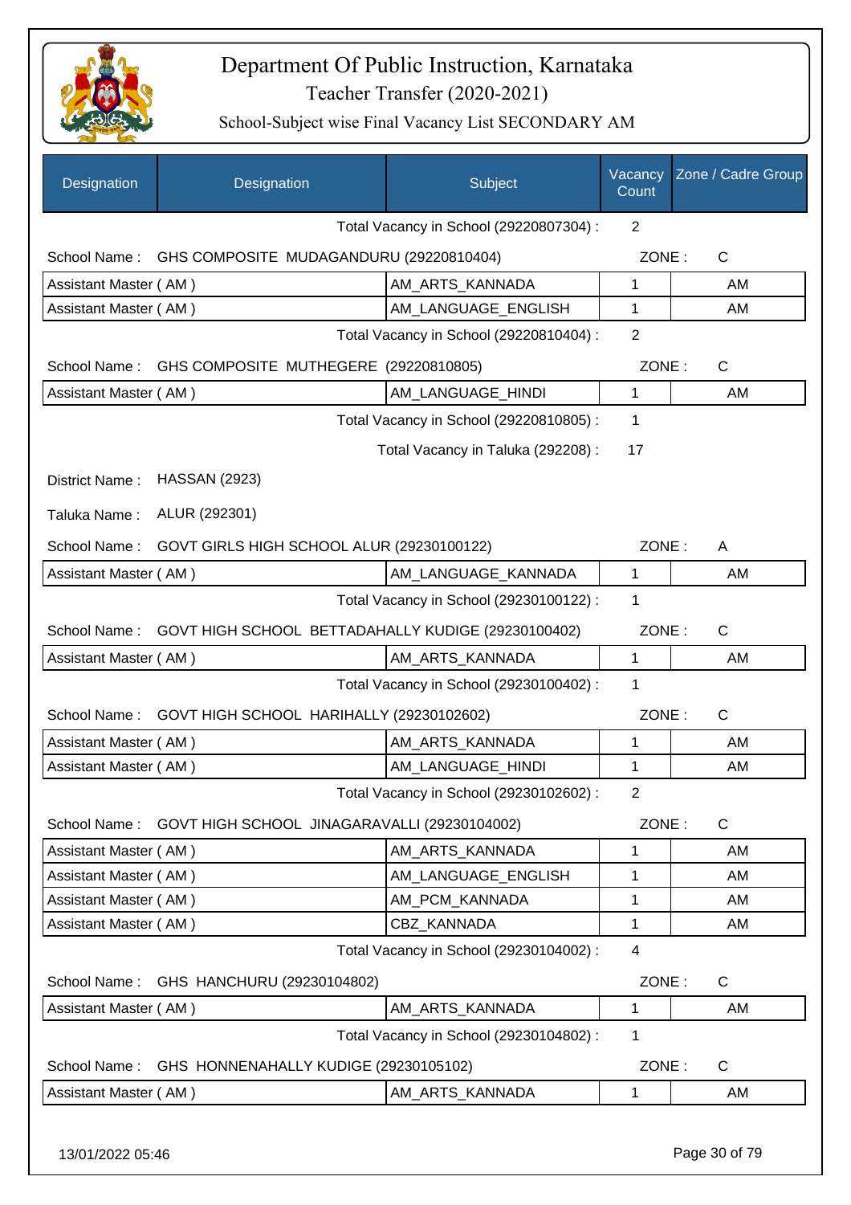# Department Of Public Instruction, Karnataka
## Teacher Transfer (2020-2021)
### School-Subject wise Final Vacancy List SECONDARY AM

| Designation | Designation | Subject | Vacancy Count | Zone / Cadre Group |
|---|---|---|---|---|
| | | Total Vacancy in School (29220807304) : | 2 | |
| School Name : | GHS COMPOSITE MUDAGANDURU (29220810404) | | ZONE : | C |
| Assistant Master ( AM ) | | AM_ARTS_KANNADA | 1 | AM |
| Assistant Master ( AM ) | | AM_LANGUAGE_ENGLISH | 1 | AM |
| | | Total Vacancy in School (29220810404) : | 2 | |
| School Name : | GHS COMPOSITE MUTHEGERE (29220810805) | | ZONE : | C |
| Assistant Master ( AM ) | | AM_LANGUAGE_HINDI | 1 | AM |
| | | Total Vacancy in School (29220810805) : | 1 | |
| | | Total Vacancy in Taluka (292208) : | 17 | |
| District Name : | HASSAN (2923) | | | |
| Taluka Name : | ALUR (292301) | | | |
| School Name : | GOVT GIRLS HIGH SCHOOL ALUR (29230100122) | | ZONE : | A |
| Assistant Master ( AM ) | | AM_LANGUAGE_KANNADA | 1 | AM |
| | | Total Vacancy in School (29230100122) : | 1 | |
| School Name : | GOVT HIGH SCHOOL BETTADAHALLY KUDIGE (29230100402) | | ZONE : | C |
| Assistant Master ( AM ) | | AM_ARTS_KANNADA | 1 | AM |
| | | Total Vacancy in School (29230100402) : | 1 | |
| School Name : | GOVT HIGH SCHOOL HARIHALLY (29230102602) | | ZONE : | C |
| Assistant Master ( AM ) | | AM_ARTS_KANNADA | 1 | AM |
| Assistant Master ( AM ) | | AM_LANGUAGE_HINDI | 1 | AM |
| | | Total Vacancy in School (29230102602) : | 2 | |
| School Name : | GOVT HIGH SCHOOL JINAGARAVALLI (29230104002) | | ZONE : | C |
| Assistant Master ( AM ) | | AM_ARTS_KANNADA | 1 | AM |
| Assistant Master ( AM ) | | AM_LANGUAGE_ENGLISH | 1 | AM |
| Assistant Master ( AM ) | | AM_PCM_KANNADA | 1 | AM |
| Assistant Master ( AM ) | | CBZ_KANNADA | 1 | AM |
| | | Total Vacancy in School (29230104002) : | 4 | |
| School Name : | GHS HANCHURU (29230104802) | | ZONE : | C |
| Assistant Master ( AM ) | | AM_ARTS_KANNADA | 1 | AM |
| | | Total Vacancy in School (29230104802) : | 1 | |
| School Name : | GHS HONNENAHALLY KUDIGE (29230105102) | | ZONE : | C |
| Assistant Master ( AM ) | | AM_ARTS_KANNADA | 1 | AM |

13/01/2022 05:46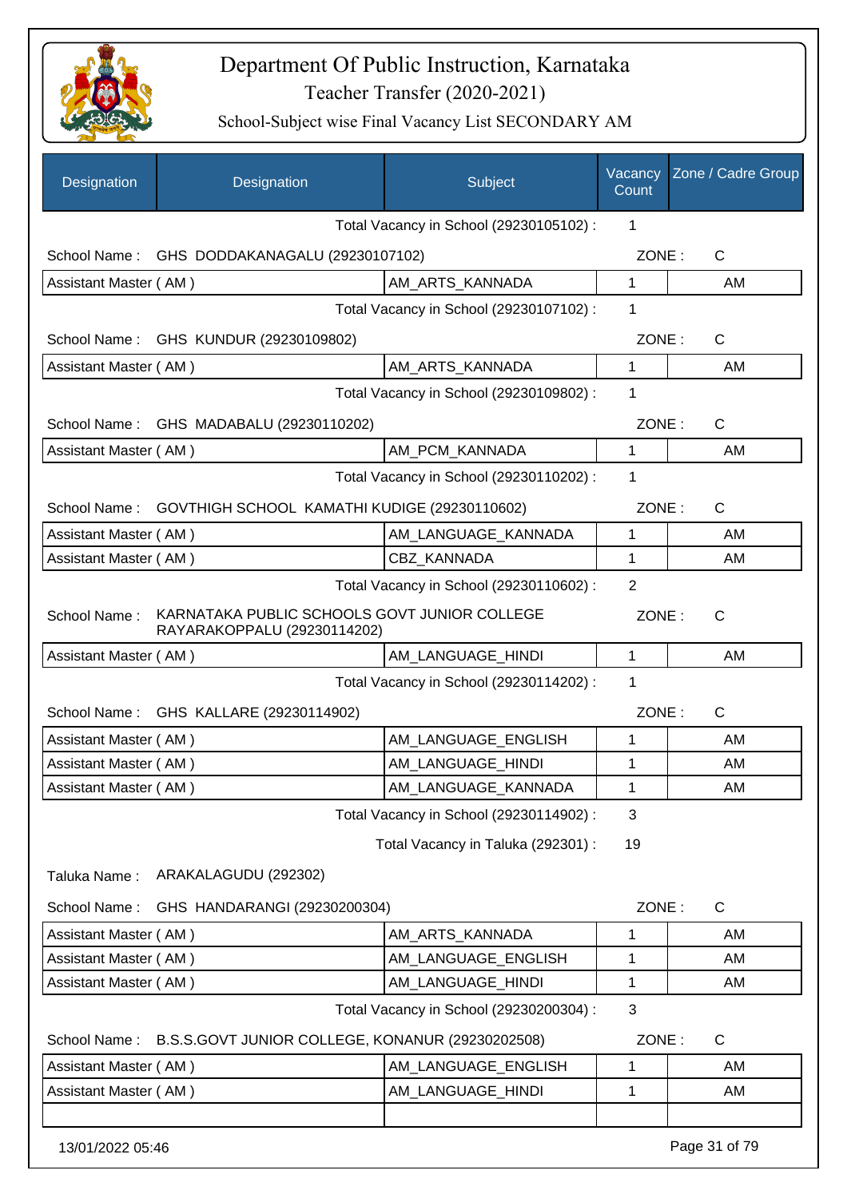# Department Of Public Instruction, Karnataka

Teacher Transfer (2020-2021)

School-Subject wise Final Vacancy List SECONDARY AM

| Designation | Designation | Subject | Vacancy Count | Zone / Cadre Group |
|---|---|---|---|---|
| | | Total Vacancy in School (29230105102) : | 1 | |
| School Name : | GHS DODDAKANAGALU (29230107102) | | ZONE : | C |
| Assistant Master ( AM ) | | AM_ARTS_KANNADA | 1 | AM |
| | | Total Vacancy in School (29230107102) : | 1 | |
| School Name : | GHS KUNDUR (29230109802) | | ZONE : | C |
| Assistant Master ( AM ) | | AM_ARTS_KANNADA | 1 | AM |
| | | Total Vacancy in School (29230109802) : | 1 | |
| School Name : | GHS MADABALU (29230110202) | | ZONE : | C |
| Assistant Master ( AM ) | | AM_PCM_KANNADA | 1 | AM |
| | | Total Vacancy in School (29230110202) : | 1 | |
| School Name : | GOVTHIGH SCHOOL KAMATHI KUDIGE (29230110602) | | ZONE : | C |
| Assistant Master ( AM ) | | AM_LANGUAGE_KANNADA | 1 | AM |
| Assistant Master ( AM ) | | CBZ_KANNADA | 1 | AM |
| | | Total Vacancy in School (29230110602) : | 2 | |
| School Name : | KARNATAKA PUBLIC SCHOOLS GOVT JUNIOR COLLEGE RAYARAKOPPALU (29230114202) | | ZONE : | C |
| Assistant Master ( AM ) | | AM_LANGUAGE_HINDI | 1 | AM |
| | | Total Vacancy in School (29230114202) : | 1 | |
| School Name : | GHS KALLARE (29230114902) | | ZONE : | C |
| Assistant Master ( AM ) | | AM_LANGUAGE_ENGLISH | 1 | AM |
| Assistant Master ( AM ) | | AM_LANGUAGE_HINDI | 1 | AM |
| Assistant Master ( AM ) | | AM_LANGUAGE_KANNADA | 1 | AM |
| | | Total Vacancy in School (29230114902) : | 3 | |
| | | Total Vacancy in Taluka (292301) : | 19 | |
| Taluka Name : | ARAKALAGUDU (292302) | | | |
| School Name : | GHS HANDARANGI (29230200304) | | ZONE : | C |
| Assistant Master ( AM ) | | AM_ARTS_KANNADA | 1 | AM |
| Assistant Master ( AM ) | | AM_LANGUAGE_ENGLISH | 1 | AM |
| Assistant Master ( AM ) | | AM_LANGUAGE_HINDI | 1 | AM |
| | | Total Vacancy in School (29230200304) : | 3 | |
| School Name : | B.S.S.GOVT JUNIOR COLLEGE, KONANUR (29230202508) | | ZONE : | C |
| Assistant Master ( AM ) | | AM_LANGUAGE_ENGLISH | 1 | AM |
| Assistant Master ( AM ) | | AM_LANGUAGE_HINDI | 1 | AM |

13/01/2022 05:46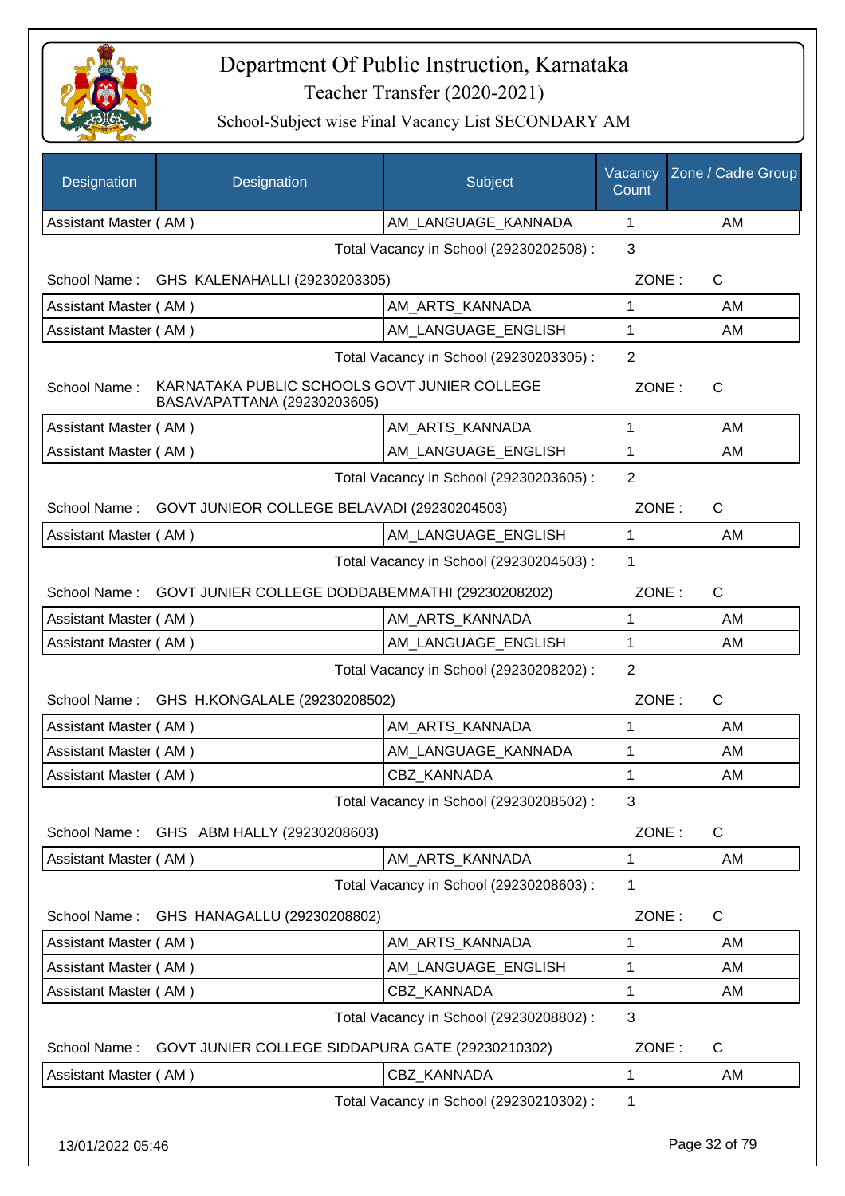# Department Of Public Instruction, Karnataka

## Teacher Transfer (2020-2021)

### School-Subject wise Final Vacancy List SECONDARY AM

| Designation | Designation | Subject | Vacancy Count | Zone / Cadre Group |
|---|---|---|---|---|
| Assistant Master ( AM ) | | AM_LANGUAGE_KANNADA | 1 | AM |

Total Vacancy in School (29230202508) : 3

School Name : GHS KALENAHALLI (29230203305) ZONE : C

| Designation | Subject | Vacancy Count | Zone / Cadre Group |
|---|---|---|---|
| Assistant Master ( AM ) | AM_ARTS_KANNADA | 1 | AM |
| Assistant Master ( AM ) | AM_LANGUAGE_ENGLISH | 1 | AM |

Total Vacancy in School (29230203305) : 2

School Name : KARNATAKA PUBLIC SCHOOLS GOVT JUNIER COLLEGE BASAVAPATTANA (29230203605) ZONE : C

| Designation | Subject | Vacancy Count | Zone / Cadre Group |
|---|---|---|---|
| Assistant Master ( AM ) | AM_ARTS_KANNADA | 1 | AM |
| Assistant Master ( AM ) | AM_LANGUAGE_ENGLISH | 1 | AM |

Total Vacancy in School (29230203605) : 2

School Name : GOVT JUNIEOR COLLEGE BELAVADI (29230204503) ZONE : C

| Designation | Subject | Vacancy Count | Zone / Cadre Group |
|---|---|---|---|
| Assistant Master ( AM ) | AM_LANGUAGE_ENGLISH | 1 | AM |

Total Vacancy in School (29230204503) : 1

School Name : GOVT JUNIER COLLEGE DODDABEMMATHI (29230208202) ZONE : C

| Designation | Subject | Vacancy Count | Zone / Cadre Group |
|---|---|---|---|
| Assistant Master ( AM ) | AM_ARTS_KANNADA | 1 | AM |
| Assistant Master ( AM ) | AM_LANGUAGE_ENGLISH | 1 | AM |

Total Vacancy in School (29230208202) : 2

School Name : GHS H.KONGALALE (29230208502) ZONE : C

| Designation | Subject | Vacancy Count | Zone / Cadre Group |
|---|---|---|---|
| Assistant Master ( AM ) | AM_ARTS_KANNADA | 1 | AM |
| Assistant Master ( AM ) | AM_LANGUAGE_KANNADA | 1 | AM |
| Assistant Master ( AM ) | CBZ_KANNADA | 1 | AM |

Total Vacancy in School (29230208502) : 3

School Name : GHS ABM HALLY (29230208603) ZONE : C

| Designation | Subject | Vacancy Count | Zone / Cadre Group |
|---|---|---|---|
| Assistant Master ( AM ) | AM_ARTS_KANNADA | 1 | AM |

Total Vacancy in School (29230208603) : 1

School Name : GHS HANAGALLU (29230208802) ZONE : C

| Designation | Subject | Vacancy Count | Zone / Cadre Group |
|---|---|---|---|
| Assistant Master ( AM ) | AM_ARTS_KANNADA | 1 | AM |
| Assistant Master ( AM ) | AM_LANGUAGE_ENGLISH | 1 | AM |
| Assistant Master ( AM ) | CBZ_KANNADA | 1 | AM |

Total Vacancy in School (29230208802) : 3

School Name : GOVT JUNIER COLLEGE SIDDAPURA GATE (29230210302) ZONE : C

| Designation | Subject | Vacancy Count | Zone / Cadre Group |
|---|---|---|---|
| Assistant Master ( AM ) | CBZ_KANNADA | 1 | AM |

Total Vacancy in School (29230210302) : 1

13/01/2022 05:46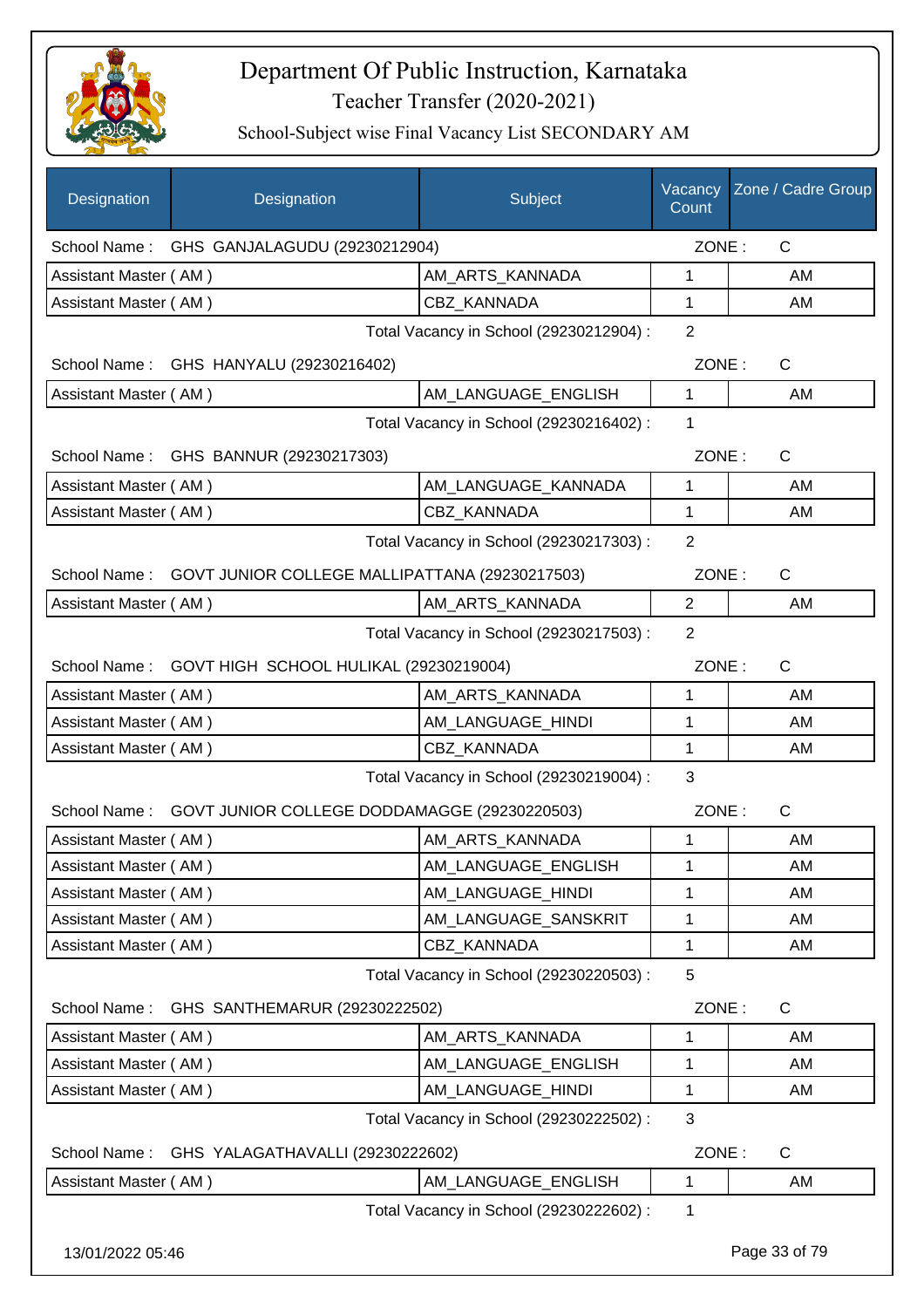# Department Of Public Instruction, Karnataka

## Teacher Transfer (2020-2021)

### School-Subject wise Final Vacancy List SECONDARY AM

| Designation | Designation | Subject | Vacancy Count | Zone / Cadre Group |
|---|---|---|---|---|
| School Name : | GHS GANJALAGUDU (29230212904) | | ZONE : | C |
| Assistant Master ( AM ) | | AM_ARTS_KANNADA | 1 | AM |
| Assistant Master ( AM ) | | CBZ_KANNADA | 1 | AM |
| | | Total Vacancy in School (29230212904) : | 2 | |
| School Name : | GHS HANYALU (29230216402) | | ZONE : | C |
| Assistant Master ( AM ) | | AM_LANGUAGE_ENGLISH | 1 | AM |
| | | Total Vacancy in School (29230216402) : | 1 | |
| School Name : | GHS BANNUR (29230217303) | | ZONE : | C |
| Assistant Master ( AM ) | | AM_LANGUAGE_KANNADA | 1 | AM |
| Assistant Master ( AM ) | | CBZ_KANNADA | 1 | AM |
| | | Total Vacancy in School (29230217303) : | 2 | |
| School Name : | GOVT JUNIOR COLLEGE MALLIPATTANA (29230217503) | | ZONE : | C |
| Assistant Master ( AM ) | | AM_ARTS_KANNADA | 2 | AM |
| | | Total Vacancy in School (29230217503) : | 2 | |
| School Name : | GOVT HIGH SCHOOL HULIKAL (29230219004) | | ZONE : | C |
| Assistant Master ( AM ) | | AM_ARTS_KANNADA | 1 | AM |
| Assistant Master ( AM ) | | AM_LANGUAGE_HINDI | 1 | AM |
| Assistant Master ( AM ) | | CBZ_KANNADA | 1 | AM |
| | | Total Vacancy in School (29230219004) : | 3 | |
| School Name : | GOVT JUNIOR COLLEGE DODDAMAGGE (29230220503) | | ZONE : | C |
| Assistant Master ( AM ) | | AM_ARTS_KANNADA | 1 | AM |
| Assistant Master ( AM ) | | AM_LANGUAGE_ENGLISH | 1 | AM |
| Assistant Master ( AM ) | | AM_LANGUAGE_HINDI | 1 | AM |
| Assistant Master ( AM ) | | AM_LANGUAGE_SANSKRIT | 1 | AM |
| Assistant Master ( AM ) | | CBZ_KANNADA | 1 | AM |
| | | Total Vacancy in School (29230220503) : | 5 | |
| School Name : | GHS SANTHEMARUR (29230222502) | | ZONE : | C |
| Assistant Master ( AM ) | | AM_ARTS_KANNADA | 1 | AM |
| Assistant Master ( AM ) | | AM_LANGUAGE_ENGLISH | 1 | AM |
| Assistant Master ( AM ) | | AM_LANGUAGE_HINDI | 1 | AM |
| | | Total Vacancy in School (29230222502) : | 3 | |
| School Name : | GHS YALAGATHAVALLI (29230222602) | | ZONE : | C |
| Assistant Master ( AM ) | | AM_LANGUAGE_ENGLISH | 1 | AM |
| | | Total Vacancy in School (29230222602) : | 1 | |

13/01/2022 05:46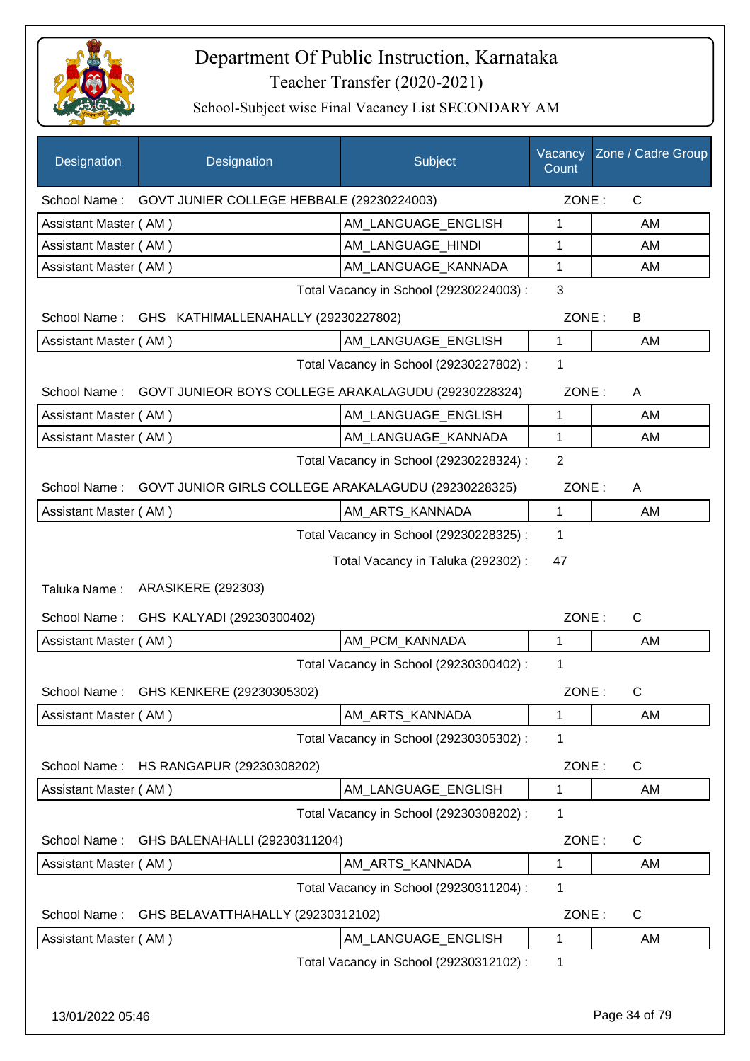# Department Of Public Instruction, Karnataka

## Teacher Transfer (2020-2021)

### School-Subject wise Final Vacancy List SECONDARY AM

| Designation | Designation | Subject | Vacancy Count | Zone / Cadre Group |
|---|---|---|---|---|
| School Name : | GOVT JUNIER COLLEGE HEBBALE (29230224003) | | ZONE : | C |
| Assistant Master ( AM ) | | AM_LANGUAGE_ENGLISH | 1 | AM |
| Assistant Master ( AM ) | | AM_LANGUAGE_HINDI | 1 | AM |
| Assistant Master ( AM ) | | AM_LANGUAGE_KANNADA | 1 | AM |
| | | Total Vacancy in School (29230224003) : | 3 | |
| School Name : | GHS KATHIMALLENAHALLY (29230227802) | | ZONE : | B |
| Assistant Master ( AM ) | | AM_LANGUAGE_ENGLISH | 1 | AM |
| | | Total Vacancy in School (29230227802) : | 1 | |
| School Name : | GOVT JUNIEOR BOYS COLLEGE ARAKALAGUDU (29230228324) | | ZONE : | A |
| Assistant Master ( AM ) | | AM_LANGUAGE_ENGLISH | 1 | AM |
| Assistant Master ( AM ) | | AM_LANGUAGE_KANNADA | 1 | AM |
| | | Total Vacancy in School (29230228324) : | 2 | |
| School Name : | GOVT JUNIOR GIRLS COLLEGE ARAKALAGUDU (29230228325) | | ZONE : | A |
| Assistant Master ( AM ) | | AM_ARTS_KANNADA | 1 | AM |
| | | Total Vacancy in School (29230228325) : | 1 | |
| | | Total Vacancy in Taluka (292302) : | 47 | |
| Taluka Name : | ARASIKERE (292303) | | | |
| School Name : | GHS KALYADI (29230300402) | | ZONE : | C |
| Assistant Master ( AM ) | | AM_PCM_KANNADA | 1 | AM |
| | | Total Vacancy in School (29230300402) : | 1 | |
| School Name : | GHS KENKERE (29230305302) | | ZONE : | C |
| Assistant Master ( AM ) | | AM_ARTS_KANNADA | 1 | AM |
| | | Total Vacancy in School (29230305302) : | 1 | |
| School Name : | HS RANGAPUR (29230308202) | | ZONE : | C |
| Assistant Master ( AM ) | | AM_LANGUAGE_ENGLISH | 1 | AM |
| | | Total Vacancy in School (29230308202) : | 1 | |
| School Name : | GHS BALENAHALLI (29230311204) | | ZONE : | C |
| Assistant Master ( AM ) | | AM_ARTS_KANNADA | 1 | AM |
| | | Total Vacancy in School (29230311204) : | 1 | |
| School Name : | GHS BELAVATTHAHALLY (29230312102) | | ZONE : | C |
| Assistant Master ( AM ) | | AM_LANGUAGE_ENGLISH | 1 | AM |
| | | Total Vacancy in School (29230312102) : | 1 | |

13/01/2022 05:46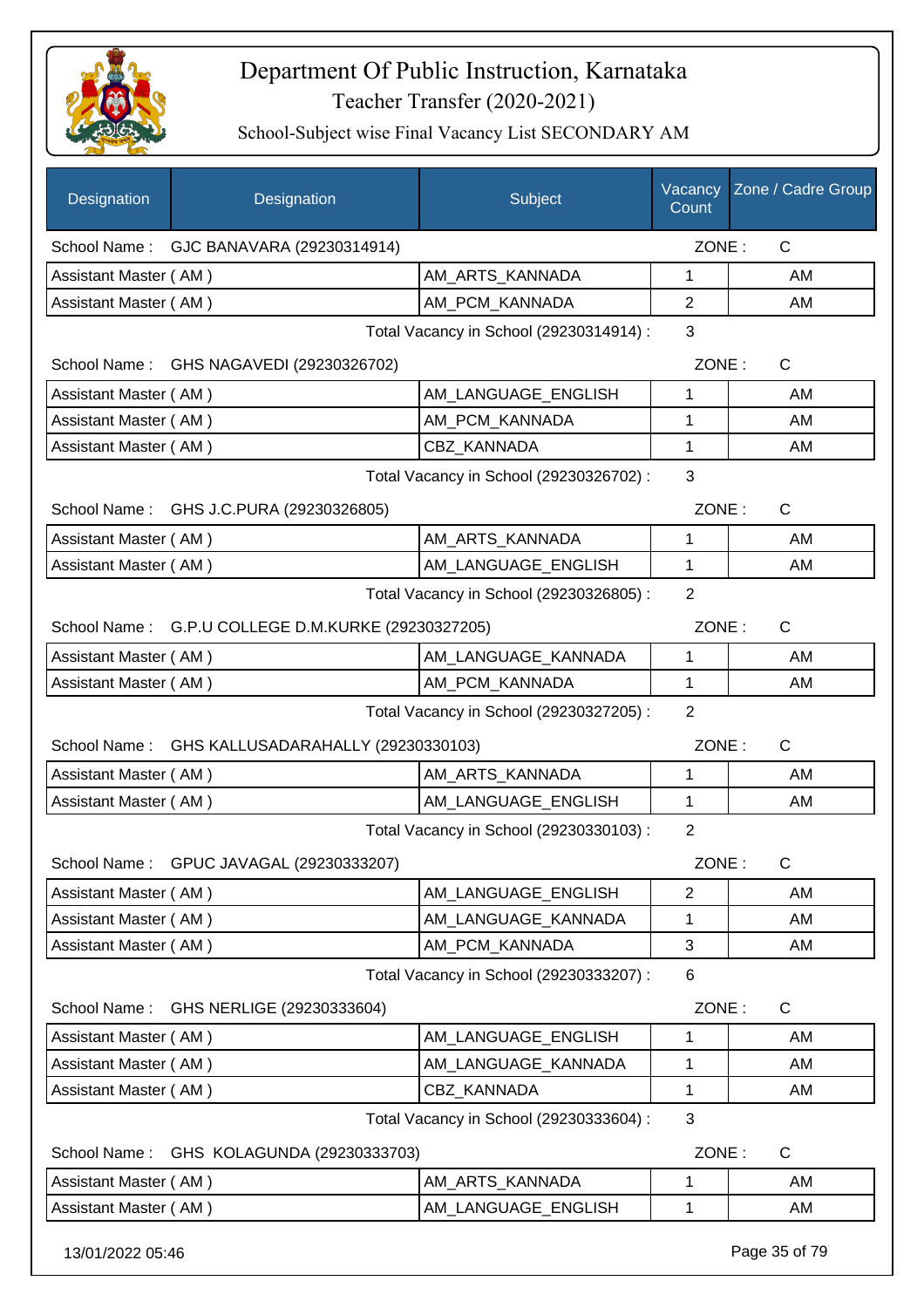# Department Of Public Instruction, Karnataka

## Teacher Transfer (2020-2021)

### School-Subject wise Final Vacancy List SECONDARY AM

| Designation | Designation | Subject | Vacancy Count | Zone / Cadre Group |
|---|---|---|---|---|
| School Name : | GJC BANAVARA (29230314914) | | ZONE : | C |
| Assistant Master ( AM ) | | AM_ARTS_KANNADA | 1 | AM |
| Assistant Master ( AM ) | | AM_PCM_KANNADA | 2 | AM |
| | | Total Vacancy in School (29230314914) : | 3 | |
| School Name : | GHS NAGAVEDI (29230326702) | | ZONE : | C |
| Assistant Master ( AM ) | | AM_LANGUAGE_ENGLISH | 1 | AM |
| Assistant Master ( AM ) | | AM_PCM_KANNADA | 1 | AM |
| Assistant Master ( AM ) | | CBZ_KANNADA | 1 | AM |
| | | Total Vacancy in School (29230326702) : | 3 | |
| School Name : | GHS J.C.PURA (29230326805) | | ZONE : | C |
| Assistant Master ( AM ) | | AM_ARTS_KANNADA | 1 | AM |
| Assistant Master ( AM ) | | AM_LANGUAGE_ENGLISH | 1 | AM |
| | | Total Vacancy in School (29230326805) : | 2 | |
| School Name : | G.P.U COLLEGE D.M.KURKE (29230327205) | | ZONE : | C |
| Assistant Master ( AM ) | | AM_LANGUAGE_KANNADA | 1 | AM |
| Assistant Master ( AM ) | | AM_PCM_KANNADA | 1 | AM |
| | | Total Vacancy in School (29230327205) : | 2 | |
| School Name : | GHS KALLUSADARAHALLY (29230330103) | | ZONE : | C |
| Assistant Master ( AM ) | | AM_ARTS_KANNADA | 1 | AM |
| Assistant Master ( AM ) | | AM_LANGUAGE_ENGLISH | 1 | AM |
| | | Total Vacancy in School (29230330103) : | 2 | |
| School Name : | GPUC JAVAGAL (29230333207) | | ZONE : | C |
| Assistant Master ( AM ) | | AM_LANGUAGE_ENGLISH | 2 | AM |
| Assistant Master ( AM ) | | AM_LANGUAGE_KANNADA | 1 | AM |
| Assistant Master ( AM ) | | AM_PCM_KANNADA | 3 | AM |
| | | Total Vacancy in School (29230333207) : | 6 | |
| School Name : | GHS NERLIGE (29230333604) | | ZONE : | C |
| Assistant Master ( AM ) | | AM_LANGUAGE_ENGLISH | 1 | AM |
| Assistant Master ( AM ) | | AM_LANGUAGE_KANNADA | 1 | AM |
| Assistant Master ( AM ) | | CBZ_KANNADA | 1 | AM |
| | | Total Vacancy in School (29230333604) : | 3 | |
| School Name : | GHS KOLAGUNDA (29230333703) | | ZONE : | C |
| Assistant Master ( AM ) | | AM_ARTS_KANNADA | 1 | AM |
| Assistant Master ( AM ) | | AM_LANGUAGE_ENGLISH | 1 | AM |

13/01/2022 05:46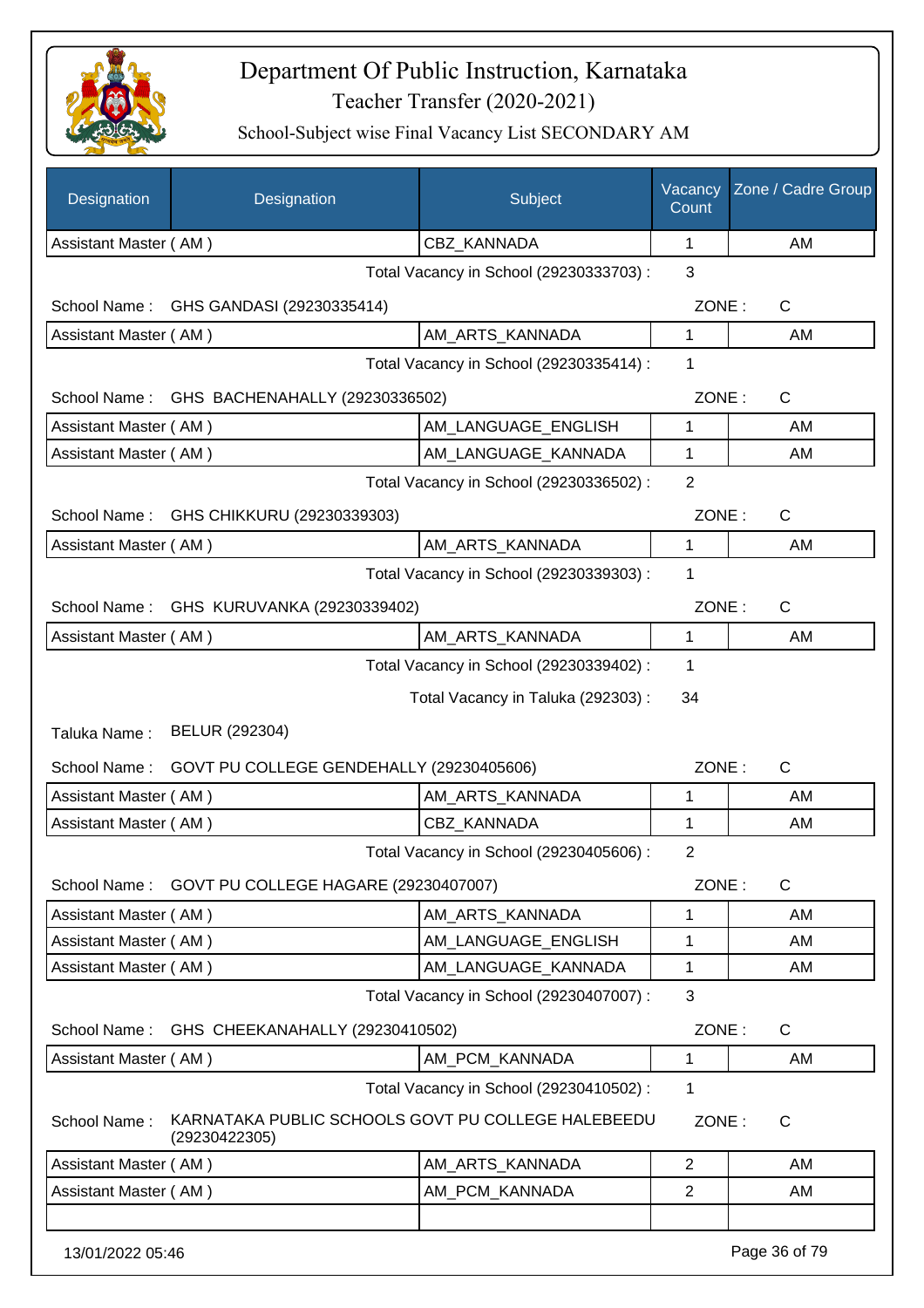# Department Of Public Instruction, Karnataka

Teacher Transfer (2020-2021)

School-Subject wise Final Vacancy List SECONDARY AM

| Designation | Designation | Subject | Vacancy Count | Zone / Cadre Group |
|---|---|---|---|---|
| Assistant Master ( AM ) | | CBZ_KANNADA | 1 | AM |

Total Vacancy in School (29230333703) : 3

School Name : GHS GANDASI (29230335414) ZONE : C

| Designation | Subject | Vacancy Count | Zone / Cadre Group |
|---|---|---|---|
| Assistant Master ( AM ) | AM_ARTS_KANNADA | 1 | AM |

Total Vacancy in School (29230335414) : 1

School Name : GHS BACHENAHALLY (29230336502) ZONE : C

| Designation | Subject | Vacancy Count | Zone / Cadre Group |
|---|---|---|---|
| Assistant Master ( AM ) | AM_LANGUAGE_ENGLISH | 1 | AM |
| Assistant Master ( AM ) | AM_LANGUAGE_KANNADA | 1 | AM |

Total Vacancy in School (29230336502) : 2

School Name : GHS CHIKKURU (29230339303) ZONE : C

| Designation | Subject | Vacancy Count | Zone / Cadre Group |
|---|---|---|---|
| Assistant Master ( AM ) | AM_ARTS_KANNADA | 1 | AM |

Total Vacancy in School (29230339303) : 1

School Name : GHS KURUVANKA (29230339402) ZONE : C

| Designation | Subject | Vacancy Count | Zone / Cadre Group |
|---|---|---|---|
| Assistant Master ( AM ) | AM_ARTS_KANNADA | 1 | AM |

Total Vacancy in School (29230339402) : 1

Total Vacancy in Taluka (292303) : 34

Taluka Name : BELUR (292304)

School Name : GOVT PU COLLEGE GENDEHALLY (29230405606) ZONE : C

| Designation | Subject | Vacancy Count | Zone / Cadre Group |
|---|---|---|---|
| Assistant Master ( AM ) | AM_ARTS_KANNADA | 1 | AM |
| Assistant Master ( AM ) | CBZ_KANNADA | 1 | AM |

Total Vacancy in School (29230405606) : 2

School Name : GOVT PU COLLEGE HAGARE (29230407007) ZONE : C

| Designation | Subject | Vacancy Count | Zone / Cadre Group |
|---|---|---|---|
| Assistant Master ( AM ) | AM_ARTS_KANNADA | 1 | AM |
| Assistant Master ( AM ) | AM_LANGUAGE_ENGLISH | 1 | AM |
| Assistant Master ( AM ) | AM_LANGUAGE_KANNADA | 1 | AM |

Total Vacancy in School (29230407007) : 3

School Name : GHS CHEEKANAHALLY (29230410502) ZONE : C

| Designation | Subject | Vacancy Count | Zone / Cadre Group |
|---|---|---|---|
| Assistant Master ( AM ) | AM_PCM_KANNADA | 1 | AM |

Total Vacancy in School (29230410502) : 1

School Name : KARNATAKA PUBLIC SCHOOLS GOVT PU COLLEGE HALEBEEDU (29230422305) ZONE : C

| Designation | Subject | Vacancy Count | Zone / Cadre Group |
|---|---|---|---|
| Assistant Master ( AM ) | AM_ARTS_KANNADA | 2 | AM |
| Assistant Master ( AM ) | AM_PCM_KANNADA | 2 | AM |
| | | | |

13/01/2022 05:46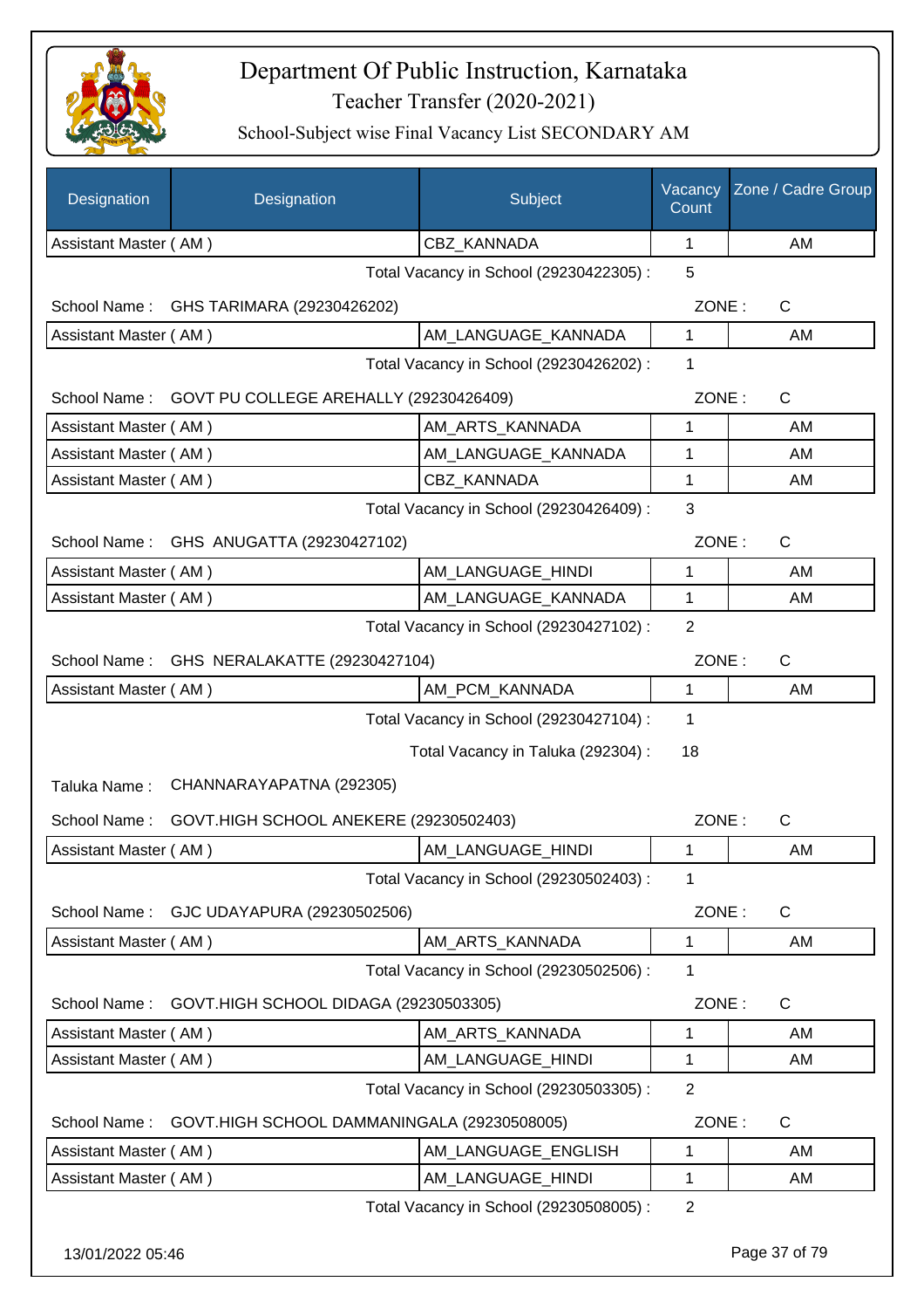# Department Of Public Instruction, Karnataka

## Teacher Transfer (2020-2021)

### School-Subject wise Final Vacancy List SECONDARY AM

| Designation | Designation | Subject | Vacancy Count | Zone / Cadre Group |
|---|---|---|---|---|
| Assistant Master ( AM ) | | CBZ_KANNADA | 1 | AM |

Total Vacancy in School (29230422305) : 5

School Name : GHS TARIMARA (29230426202) ZONE : C

| Designation | Designation | Subject | Vacancy Count | Zone / Cadre Group |
|---|---|---|---|---|
| Assistant Master ( AM ) | | AM_LANGUAGE_KANNADA | 1 | AM |

Total Vacancy in School (29230426202) : 1

School Name : GOVT PU COLLEGE AREHALLY (29230426409) ZONE : C

| Designation | Designation | Subject | Vacancy Count | Zone / Cadre Group |
|---|---|---|---|---|
| Assistant Master ( AM ) | | AM_ARTS_KANNADA | 1 | AM |
| Assistant Master ( AM ) | | AM_LANGUAGE_KANNADA | 1 | AM |
| Assistant Master ( AM ) | | CBZ_KANNADA | 1 | AM |

Total Vacancy in School (29230426409) : 3

School Name : GHS ANUGATTA (29230427102) ZONE : C

| Designation | Designation | Subject | Vacancy Count | Zone / Cadre Group |
|---|---|---|---|---|
| Assistant Master ( AM ) | | AM_LANGUAGE_HINDI | 1 | AM |
| Assistant Master ( AM ) | | AM_LANGUAGE_KANNADA | 1 | AM |

Total Vacancy in School (29230427102) : 2

School Name : GHS NERALAKATTE (29230427104) ZONE : C

| Designation | Designation | Subject | Vacancy Count | Zone / Cadre Group |
|---|---|---|---|---|
| Assistant Master ( AM ) | | AM_PCM_KANNADA | 1 | AM |

Total Vacancy in School (29230427104) : 1

Total Vacancy in Taluka (292304) : 18

Taluka Name : CHANNARAYAPATNA (292305)

School Name : GOVT.HIGH SCHOOL ANEKERE (29230502403) ZONE : C

| Designation | Designation | Subject | Vacancy Count | Zone / Cadre Group |
|---|---|---|---|---|
| Assistant Master ( AM ) | | AM_LANGUAGE_HINDI | 1 | AM |

Total Vacancy in School (29230502403) : 1

School Name : GJC UDAYAPURA (29230502506) ZONE : C

| Designation | Designation | Subject | Vacancy Count | Zone / Cadre Group |
|---|---|---|---|---|
| Assistant Master ( AM ) | | AM_ARTS_KANNADA | 1 | AM |

Total Vacancy in School (29230502506) : 1

School Name : GOVT.HIGH SCHOOL DIDAGA (29230503305) ZONE : C

| Designation | Designation | Subject | Vacancy Count | Zone / Cadre Group |
|---|---|---|---|---|
| Assistant Master ( AM ) | | AM_ARTS_KANNADA | 1 | AM |
| Assistant Master ( AM ) | | AM_LANGUAGE_HINDI | 1 | AM |

Total Vacancy in School (29230503305) : 2

School Name : GOVT.HIGH SCHOOL DAMMANINGALA (29230508005) ZONE : C

| Designation | Designation | Subject | Vacancy Count | Zone / Cadre Group |
|---|---|---|---|---|
| Assistant Master ( AM ) | | AM_LANGUAGE_ENGLISH | 1 | AM |
| Assistant Master ( AM ) | | AM_LANGUAGE_HINDI | 1 | AM |

Total Vacancy in School (29230508005) : 2

13/01/2022 05:46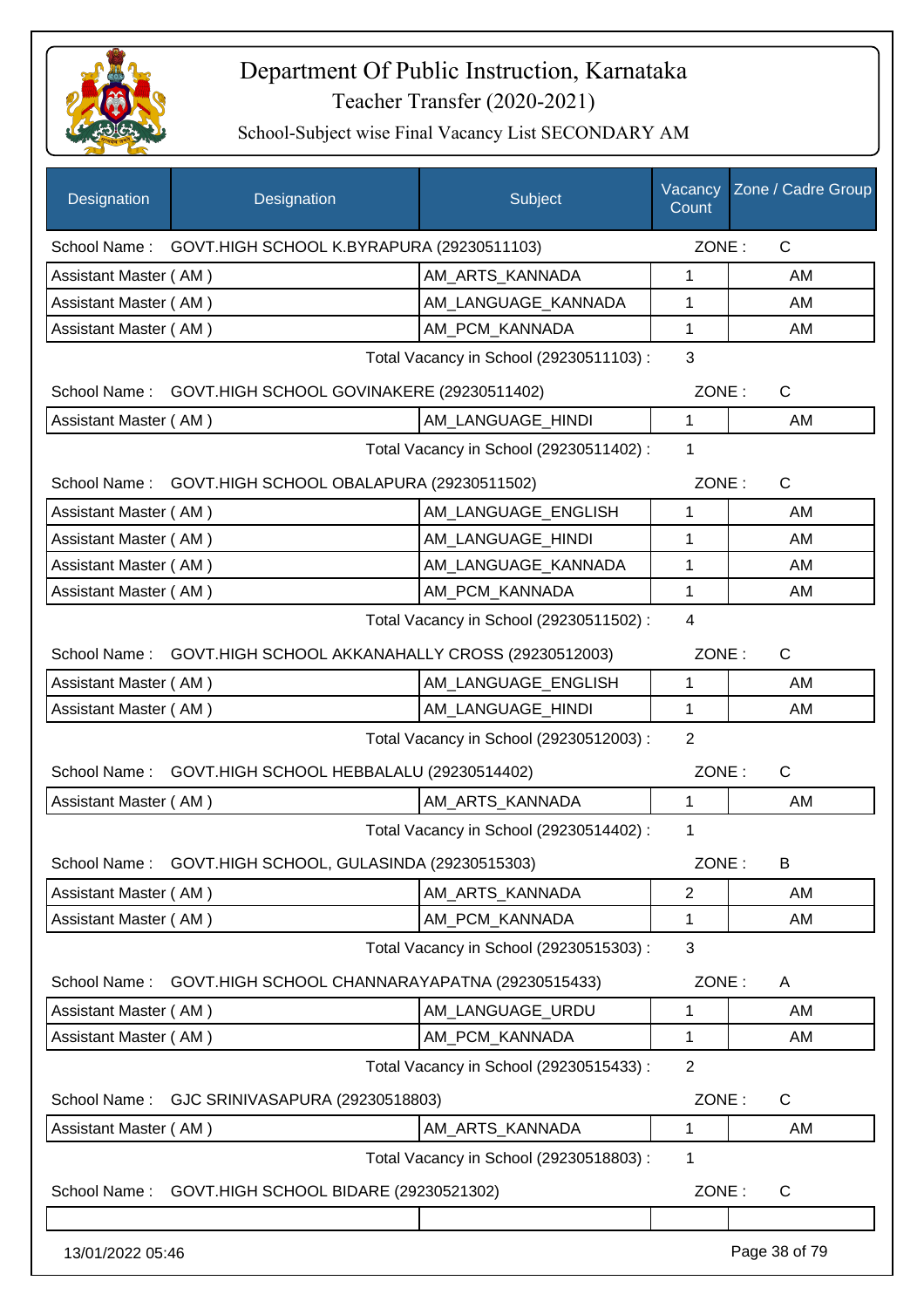# Department Of Public Instruction, Karnataka

## Teacher Transfer (2020-2021)

### School-Subject wise Final Vacancy List SECONDARY AM

| Designation | Designation | Subject | Vacancy Count | Zone / Cadre Group |
|---|---|---|---|---|
| School Name : | GOVT.HIGH SCHOOL K.BYRAPURA (29230511103) | | ZONE : | C |
| Assistant Master ( AM ) | | AM_ARTS_KANNADA | 1 | AM |
| Assistant Master ( AM ) | | AM_LANGUAGE_KANNADA | 1 | AM |
| Assistant Master ( AM ) | | AM_PCM_KANNADA | 1 | AM |
| | | Total Vacancy in School (29230511103) : | 3 | |
| School Name : | GOVT.HIGH SCHOOL GOVINAKERE (29230511402) | | ZONE : | C |
| Assistant Master ( AM ) | | AM_LANGUAGE_HINDI | 1 | AM |
| | | Total Vacancy in School (29230511402) : | 1 | |
| School Name : | GOVT.HIGH SCHOOL OBALAPURA (29230511502) | | ZONE : | C |
| Assistant Master ( AM ) | | AM_LANGUAGE_ENGLISH | 1 | AM |
| Assistant Master ( AM ) | | AM_LANGUAGE_HINDI | 1 | AM |
| Assistant Master ( AM ) | | AM_LANGUAGE_KANNADA | 1 | AM |
| Assistant Master ( AM ) | | AM_PCM_KANNADA | 1 | AM |
| | | Total Vacancy in School (29230511502) : | 4 | |
| School Name : | GOVT.HIGH SCHOOL AKKANAHALLY CROSS (29230512003) | | ZONE : | C |
| Assistant Master ( AM ) | | AM_LANGUAGE_ENGLISH | 1 | AM |
| Assistant Master ( AM ) | | AM_LANGUAGE_HINDI | 1 | AM |
| | | Total Vacancy in School (29230512003) : | 2 | |
| School Name : | GOVT.HIGH SCHOOL HEBBALALU (29230514402) | | ZONE : | C |
| Assistant Master ( AM ) | | AM_ARTS_KANNADA | 1 | AM |
| | | Total Vacancy in School (29230514402) : | 1 | |
| School Name : | GOVT.HIGH SCHOOL, GULASINDA (29230515303) | | ZONE : | B |
| Assistant Master ( AM ) | | AM_ARTS_KANNADA | 2 | AM |
| Assistant Master ( AM ) | | AM_PCM_KANNADA | 1 | AM |
| | | Total Vacancy in School (29230515303) : | 3 | |
| School Name : | GOVT.HIGH SCHOOL CHANNARAYAPATNA (29230515433) | | ZONE : | A |
| Assistant Master ( AM ) | | AM_LANGUAGE_URDU | 1 | AM |
| Assistant Master ( AM ) | | AM_PCM_KANNADA | 1 | AM |
| | | Total Vacancy in School (29230515433) : | 2 | |
| School Name : | GJC SRINIVASAPURA (29230518803) | | ZONE : | C |
| Assistant Master ( AM ) | | AM_ARTS_KANNADA | 1 | AM |
| | | Total Vacancy in School (29230518803) : | 1 | |
| School Name : | GOVT.HIGH SCHOOL BIDARE (29230521302) | | ZONE : | C |

13/01/2022 05:46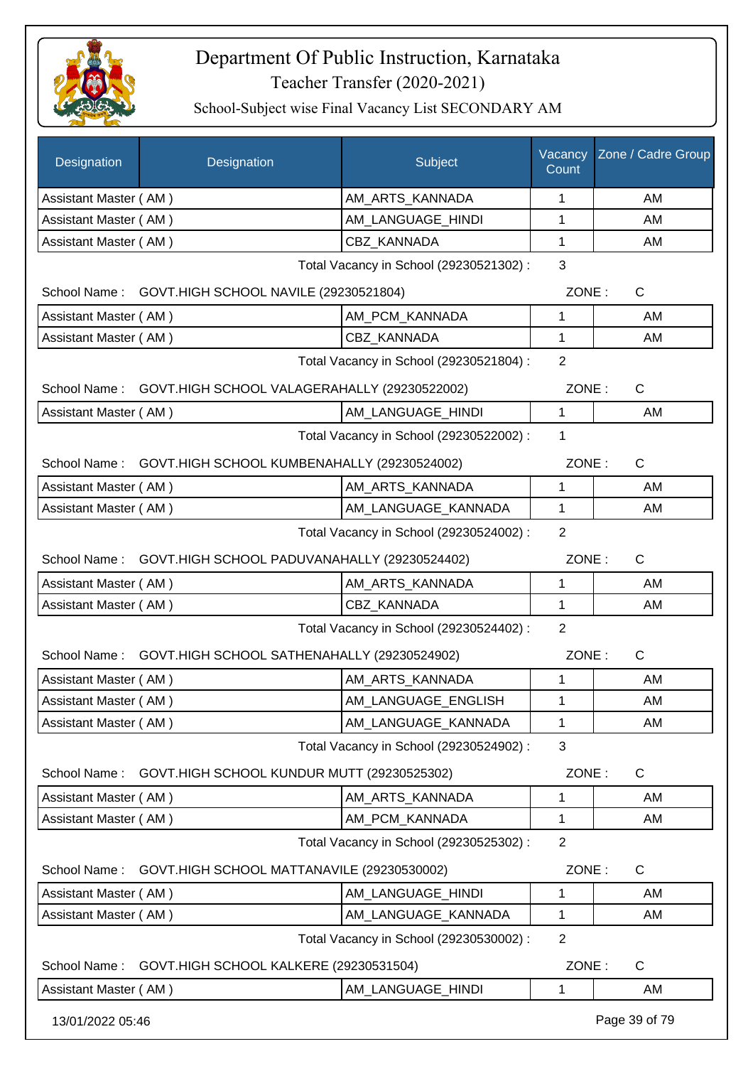# Department Of Public Instruction, Karnataka

## Teacher Transfer (2020-2021)

### School-Subject wise Final Vacancy List SECONDARY AM

| Designation | Designation | Subject | Vacancy Count | Zone / Cadre Group |
|---|---|---|---|---|
| Assistant Master ( AM ) | | AM_ARTS_KANNADA | 1 | AM |
| Assistant Master ( AM ) | | AM_LANGUAGE_HINDI | 1 | AM |
| Assistant Master ( AM ) | | CBZ_KANNADA | 1 | AM |

Total Vacancy in School (29230521302) : 3

School Name : GOVT.HIGH SCHOOL NAVILE (29230521804) ZONE : C

| Designation | Subject | Vacancy Count | Zone / Cadre Group |
|---|---|---|---|
| Assistant Master ( AM ) | AM_PCM_KANNADA | 1 | AM |
| Assistant Master ( AM ) | CBZ_KANNADA | 1 | AM |

Total Vacancy in School (29230521804) : 2

School Name : GOVT.HIGH SCHOOL VALAGERAHALLY (29230522002) ZONE : C

| Designation | Subject | Vacancy Count | Zone / Cadre Group |
|---|---|---|---|
| Assistant Master ( AM ) | AM_LANGUAGE_HINDI | 1 | AM |

Total Vacancy in School (29230522002) : 1

School Name : GOVT.HIGH SCHOOL KUMBENAHALLY (29230524002) ZONE : C

| Designation | Subject | Vacancy Count | Zone / Cadre Group |
|---|---|---|---|
| Assistant Master ( AM ) | AM_ARTS_KANNADA | 1 | AM |
| Assistant Master ( AM ) | AM_LANGUAGE_KANNADA | 1 | AM |

Total Vacancy in School (29230524002) : 2

School Name : GOVT.HIGH SCHOOL PADUVANAHALLY (29230524402) ZONE : C

| Designation | Subject | Vacancy Count | Zone / Cadre Group |
|---|---|---|---|
| Assistant Master ( AM ) | AM_ARTS_KANNADA | 1 | AM |
| Assistant Master ( AM ) | CBZ_KANNADA | 1 | AM |

Total Vacancy in School (29230524402) : 2

School Name : GOVT.HIGH SCHOOL SATHENAHALLY (29230524902) ZONE : C

| Designation | Subject | Vacancy Count | Zone / Cadre Group |
|---|---|---|---|
| Assistant Master ( AM ) | AM_ARTS_KANNADA | 1 | AM |
| Assistant Master ( AM ) | AM_LANGUAGE_ENGLISH | 1 | AM |
| Assistant Master ( AM ) | AM_LANGUAGE_KANNADA | 1 | AM |

Total Vacancy in School (29230524902) : 3

School Name : GOVT.HIGH SCHOOL KUNDUR MUTT (29230525302) ZONE : C

| Designation | Subject | Vacancy Count | Zone / Cadre Group |
|---|---|---|---|
| Assistant Master ( AM ) | AM_ARTS_KANNADA | 1 | AM |
| Assistant Master ( AM ) | AM_PCM_KANNADA | 1 | AM |

Total Vacancy in School (29230525302) : 2

School Name : GOVT.HIGH SCHOOL MATTANAVILE (29230530002) ZONE : C

| Designation | Subject | Vacancy Count | Zone / Cadre Group |
|---|---|---|---|
| Assistant Master ( AM ) | AM_LANGUAGE_HINDI | 1 | AM |
| Assistant Master ( AM ) | AM_LANGUAGE_KANNADA | 1 | AM |

Total Vacancy in School (29230530002) : 2

School Name : GOVT.HIGH SCHOOL KALKERE (29230531504) ZONE : C

| Designation | Subject | Vacancy Count | Zone / Cadre Group |
|---|---|---|---|
| Assistant Master ( AM ) | AM_LANGUAGE_HINDI | 1 | AM |

13/01/2022 05:46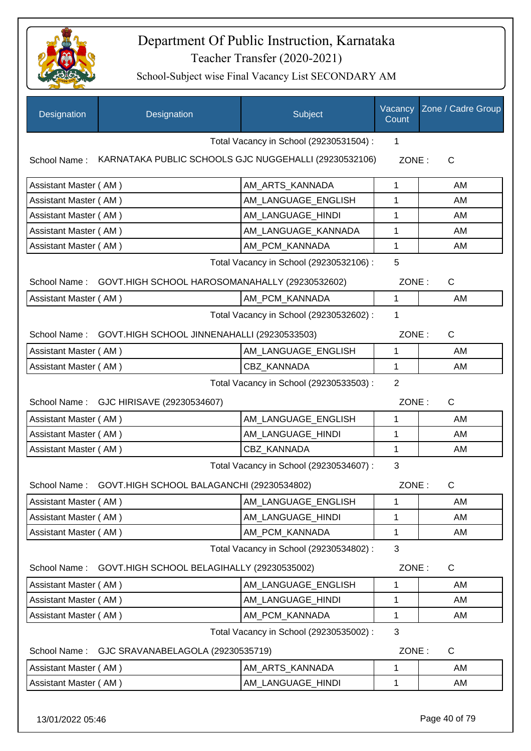# Department Of Public Instruction, Karnataka

Teacher Transfer (2020-2021)

School-Subject wise Final Vacancy List SECONDARY AM

| Designation | Designation | Subject | Vacancy Count | Zone / Cadre Group |
|---|---|---|---|---|

Total Vacancy in School (29230531504) : 1

School Name : KARNATAKA PUBLIC SCHOOLS GJC NUGGEHALLI (29230532106) ZONE : C

| Designation | Subject | Vacancy Count | Zone / Cadre Group |
|---|---|---|---|
| Assistant Master ( AM ) | AM_ARTS_KANNADA | 1 | AM |
| Assistant Master ( AM ) | AM_LANGUAGE_ENGLISH | 1 | AM |
| Assistant Master ( AM ) | AM_LANGUAGE_HINDI | 1 | AM |
| Assistant Master ( AM ) | AM_LANGUAGE_KANNADA | 1 | AM |
| Assistant Master ( AM ) | AM_PCM_KANNADA | 1 | AM |

Total Vacancy in School (29230532106) : 5

School Name : GOVT.HIGH SCHOOL HAROSOMANAHALLY (29230532602) ZONE : C

| Designation | Subject | Vacancy Count | Zone / Cadre Group |
|---|---|---|---|
| Assistant Master ( AM ) | AM_PCM_KANNADA | 1 | AM |

Total Vacancy in School (29230532602) : 1

School Name : GOVT.HIGH SCHOOL JINNENAHALLI (29230533503) ZONE : C

| Designation | Subject | Vacancy Count | Zone / Cadre Group |
|---|---|---|---|
| Assistant Master ( AM ) | AM_LANGUAGE_ENGLISH | 1 | AM |
| Assistant Master ( AM ) | CBZ_KANNADA | 1 | AM |

Total Vacancy in School (29230533503) : 2

School Name : GJC HIRISAVE (29230534607) ZONE : C

| Designation | Subject | Vacancy Count | Zone / Cadre Group |
|---|---|---|---|
| Assistant Master ( AM ) | AM_LANGUAGE_ENGLISH | 1 | AM |
| Assistant Master ( AM ) | AM_LANGUAGE_HINDI | 1 | AM |
| Assistant Master ( AM ) | CBZ_KANNADA | 1 | AM |

Total Vacancy in School (29230534607) : 3

School Name : GOVT.HIGH SCHOOL BALAGANCHI (29230534802) ZONE : C

| Designation | Subject | Vacancy Count | Zone / Cadre Group |
|---|---|---|---|
| Assistant Master ( AM ) | AM_LANGUAGE_ENGLISH | 1 | AM |
| Assistant Master ( AM ) | AM_LANGUAGE_HINDI | 1 | AM |
| Assistant Master ( AM ) | AM_PCM_KANNADA | 1 | AM |

Total Vacancy in School (29230534802) : 3

School Name : GOVT.HIGH SCHOOL BELAGIHALLY (29230535002) ZONE : C

| Designation | Subject | Vacancy Count | Zone / Cadre Group |
|---|---|---|---|
| Assistant Master ( AM ) | AM_LANGUAGE_ENGLISH | 1 | AM |
| Assistant Master ( AM ) | AM_LANGUAGE_HINDI | 1 | AM |
| Assistant Master ( AM ) | AM_PCM_KANNADA | 1 | AM |

Total Vacancy in School (29230535002) : 3

School Name : GJC SRAVANABELAGOLA (29230535719) ZONE : C

| Designation | Subject | Vacancy Count | Zone / Cadre Group |
|---|---|---|---|
| Assistant Master ( AM ) | AM_ARTS_KANNADA | 1 | AM |
| Assistant Master ( AM ) | AM_LANGUAGE_HINDI | 1 | AM |

13/01/2022 05:46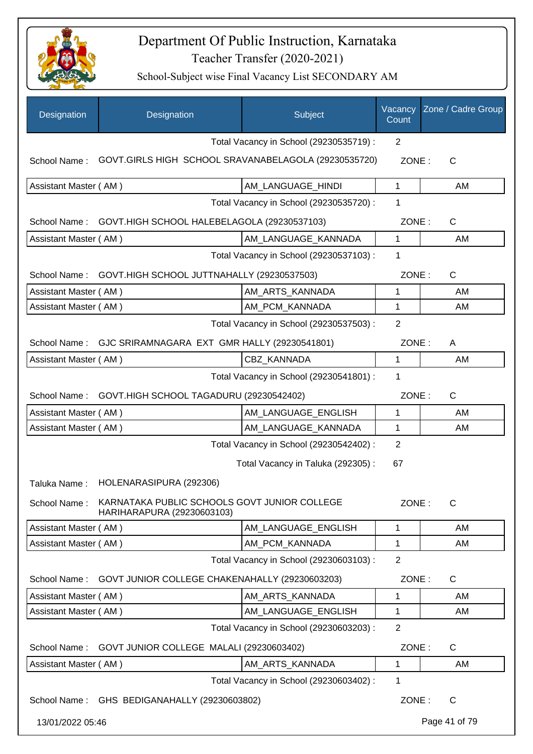# Department Of Public Instruction, Karnataka

## Teacher Transfer (2020-2021)

### School-Subject wise Final Vacancy List SECONDARY AM

| Designation | Designation | Subject | Vacancy Count | Zone / Cadre Group |
|---|---|---|---|---|
| | | Total Vacancy in School (29230535719) : | 2 | |
| School Name : | GOVT.GIRLS HIGH SCHOOL SRAVANABELAGOLA (29230535720) | | ZONE : | C |
| Assistant Master ( AM ) | | AM_LANGUAGE_HINDI | 1 | AM |
| | | Total Vacancy in School (29230535720) : | 1 | |
| School Name : | GOVT.HIGH SCHOOL HALEBELAGOLA (29230537103) | | ZONE : | C |
| Assistant Master ( AM ) | | AM_LANGUAGE_KANNADA | 1 | AM |
| | | Total Vacancy in School (29230537103) : | 1 | |
| School Name : | GOVT.HIGH SCHOOL JUTTNAHALLY (29230537503) | | ZONE : | C |
| Assistant Master ( AM ) | | AM_ARTS_KANNADA | 1 | AM |
| Assistant Master ( AM ) | | AM_PCM_KANNADA | 1 | AM |
| | | Total Vacancy in School (29230537503) : | 2 | |
| School Name : | GJC SRIRAMNAGARA EXT GMR HALLY (29230541801) | | ZONE : | A |
| Assistant Master ( AM ) | | CBZ_KANNADA | 1 | AM |
| | | Total Vacancy in School (29230541801) : | 1 | |
| School Name : | GOVT.HIGH SCHOOL TAGADURU (29230542402) | | ZONE : | C |
| Assistant Master ( AM ) | | AM_LANGUAGE_ENGLISH | 1 | AM |
| Assistant Master ( AM ) | | AM_LANGUAGE_KANNADA | 1 | AM |
| | | Total Vacancy in School (29230542402) : | 2 | |
| | | Total Vacancy in Taluka (292305) : | 67 | |
| Taluka Name : | HOLENARASIPURA (292306) | | | |
| School Name : | KARNATAKA PUBLIC SCHOOLS GOVT JUNIOR COLLEGE HARIHARAPURA (29230603103) | | ZONE : | C |
| Assistant Master ( AM ) | | AM_LANGUAGE_ENGLISH | 1 | AM |
| Assistant Master ( AM ) | | AM_PCM_KANNADA | 1 | AM |
| | | Total Vacancy in School (29230603103) : | 2 | |
| School Name : | GOVT JUNIOR COLLEGE CHAKENAHALLY (29230603203) | | ZONE : | C |
| Assistant Master ( AM ) | | AM_ARTS_KANNADA | 1 | AM |
| Assistant Master ( AM ) | | AM_LANGUAGE_ENGLISH | 1 | AM |
| | | Total Vacancy in School (29230603203) : | 2 | |
| School Name : | GOVT JUNIOR COLLEGE MALALI (29230603402) | | ZONE : | C |
| Assistant Master ( AM ) | | AM_ARTS_KANNADA | 1 | AM |
| | | Total Vacancy in School (29230603402) : | 1 | |
| School Name : | GHS BEDIGANAHALLY (29230603802) | | ZONE : | C |

13/01/2022 05:46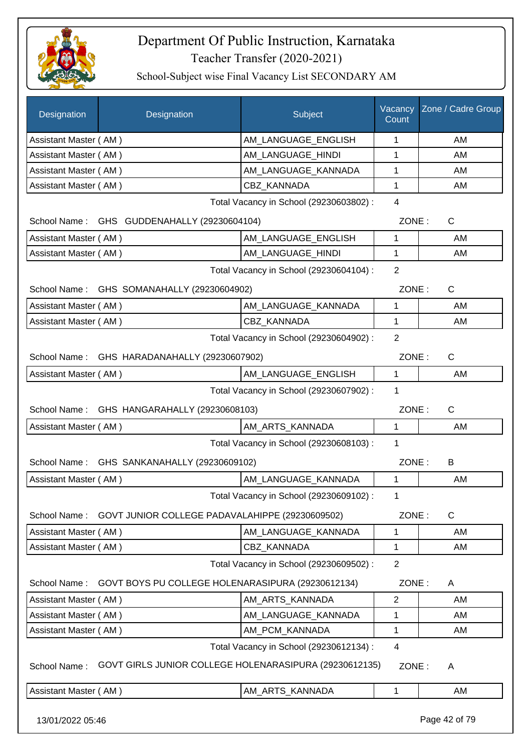# Department Of Public Instruction, Karnataka

## Teacher Transfer (2020-2021)

### School-Subject wise Final Vacancy List SECONDARY AM

| Designation | Designation | Subject | Vacancy Count | Zone / Cadre Group |
|---|---|---|---|---|
| Assistant Master ( AM ) | | AM_LANGUAGE_ENGLISH | 1 | AM |
| Assistant Master ( AM ) | | AM_LANGUAGE_HINDI | 1 | AM |
| Assistant Master ( AM ) | | AM_LANGUAGE_KANNADA | 1 | AM |
| Assistant Master ( AM ) | | CBZ_KANNADA | 1 | AM |

Total Vacancy in School (29230603802) : 4

School Name : GHS GUDDENAHALLY (29230604104) ZONE : C

| Designation | Subject | Vacancy Count | Zone / Cadre Group |
|---|---|---|---|
| Assistant Master ( AM ) | AM_LANGUAGE_ENGLISH | 1 | AM |
| Assistant Master ( AM ) | AM_LANGUAGE_HINDI | 1 | AM |

Total Vacancy in School (29230604104) : 2

School Name : GHS SOMANAHALLY (29230604902) ZONE : C

| Designation | Subject | Vacancy Count | Zone / Cadre Group |
|---|---|---|---|
| Assistant Master ( AM ) | AM_LANGUAGE_KANNADA | 1 | AM |
| Assistant Master ( AM ) | CBZ_KANNADA | 1 | AM |

Total Vacancy in School (29230604902) : 2

School Name : GHS HARADANAHALLY (29230607902) ZONE : C

| Designation | Subject | Vacancy Count | Zone / Cadre Group |
|---|---|---|---|
| Assistant Master ( AM ) | AM_LANGUAGE_ENGLISH | 1 | AM |

Total Vacancy in School (29230607902) : 1

School Name : GHS HANGARAHALLY (29230608103) ZONE : C

| Designation | Subject | Vacancy Count | Zone / Cadre Group |
|---|---|---|---|
| Assistant Master ( AM ) | AM_ARTS_KANNADA | 1 | AM |

Total Vacancy in School (29230608103) : 1

School Name : GHS SANKANAHALLY (29230609102) ZONE : B

| Designation | Subject | Vacancy Count | Zone / Cadre Group |
|---|---|---|---|
| Assistant Master ( AM ) | AM_LANGUAGE_KANNADA | 1 | AM |

Total Vacancy in School (29230609102) : 1

School Name : GOVT JUNIOR COLLEGE PADAVALAHIPPE (29230609502) ZONE : C

| Designation | Subject | Vacancy Count | Zone / Cadre Group |
|---|---|---|---|
| Assistant Master ( AM ) | AM_LANGUAGE_KANNADA | 1 | AM |
| Assistant Master ( AM ) | CBZ_KANNADA | 1 | AM |

Total Vacancy in School (29230609502) : 2

School Name : GOVT BOYS PU COLLEGE HOLENARASIPURA (29230612134) ZONE : A

| Designation | Subject | Vacancy Count | Zone / Cadre Group |
|---|---|---|---|
| Assistant Master ( AM ) | AM_ARTS_KANNADA | 2 | AM |
| Assistant Master ( AM ) | AM_LANGUAGE_KANNADA | 1 | AM |
| Assistant Master ( AM ) | AM_PCM_KANNADA | 1 | AM |

Total Vacancy in School (29230612134) : 4

School Name : GOVT GIRLS JUNIOR COLLEGE HOLENARASIPURA (29230612135) ZONE : A

| Designation | Subject | Vacancy Count | Zone / Cadre Group |
|---|---|---|---|
| Assistant Master ( AM ) | AM_ARTS_KANNADA | 1 | AM |

13/01/2022 05:46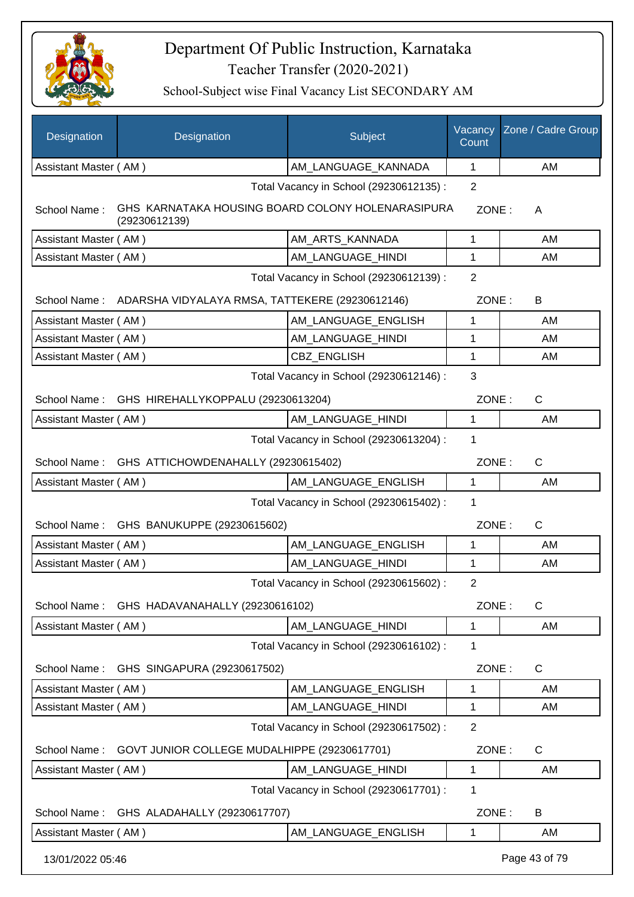# Department Of Public Instruction, Karnataka

## Teacher Transfer (2020-2021)

### School-Subject wise Final Vacancy List SECONDARY AM

| Designation | Designation | Subject | Vacancy Count | Zone / Cadre Group |
|---|---|---|---|---|
| Assistant Master ( AM ) | | AM_LANGUAGE_KANNADA | 1 | AM |
| | | Total Vacancy in School (29230612135) : | 2 | |
| School Name : | GHS KARNATAKA HOUSING BOARD COLONY HOLENARASIPURA (29230612139) | | ZONE : | A |
| Assistant Master ( AM ) | | AM_ARTS_KANNADA | 1 | AM |
| Assistant Master ( AM ) | | AM_LANGUAGE_HINDI | 1 | AM |
| | | Total Vacancy in School (29230612139) : | 2 | |
| School Name : | ADARSHA VIDYALAYA RMSA, TATTEKERE (29230612146) | | ZONE : | B |
| Assistant Master ( AM ) | | AM_LANGUAGE_ENGLISH | 1 | AM |
| Assistant Master ( AM ) | | AM_LANGUAGE_HINDI | 1 | AM |
| Assistant Master ( AM ) | | CBZ_ENGLISH | 1 | AM |
| | | Total Vacancy in School (29230612146) : | 3 | |
| School Name : | GHS HIREHALLYKOPPALU (29230613204) | | ZONE : | C |
| Assistant Master ( AM ) | | AM_LANGUAGE_HINDI | 1 | AM |
| | | Total Vacancy in School (29230613204) : | 1 | |
| School Name : | GHS ATTICHOWDENAHALLY (29230615402) | | ZONE : | C |
| Assistant Master ( AM ) | | AM_LANGUAGE_ENGLISH | 1 | AM |
| | | Total Vacancy in School (29230615402) : | 1 | |
| School Name : | GHS BANUKUPPE (29230615602) | | ZONE : | C |
| Assistant Master ( AM ) | | AM_LANGUAGE_ENGLISH | 1 | AM |
| Assistant Master ( AM ) | | AM_LANGUAGE_HINDI | 1 | AM |
| | | Total Vacancy in School (29230615602) : | 2 | |
| School Name : | GHS HADAVANAHALLY (29230616102) | | ZONE : | C |
| Assistant Master ( AM ) | | AM_LANGUAGE_HINDI | 1 | AM |
| | | Total Vacancy in School (29230616102) : | 1 | |
| School Name : | GHS SINGAPURA (29230617502) | | ZONE : | C |
| Assistant Master ( AM ) | | AM_LANGUAGE_ENGLISH | 1 | AM |
| Assistant Master ( AM ) | | AM_LANGUAGE_HINDI | 1 | AM |
| | | Total Vacancy in School (29230617502) : | 2 | |
| School Name : | GOVT JUNIOR COLLEGE MUDALHIPPE (29230617701) | | ZONE : | C |
| Assistant Master ( AM ) | | AM_LANGUAGE_HINDI | 1 | AM |
| | | Total Vacancy in School (29230617701) : | 1 | |
| School Name : | GHS ALADAHALLY (29230617707) | | ZONE : | B |
| Assistant Master ( AM ) | | AM_LANGUAGE_ENGLISH | 1 | AM |

13/01/2022 05:46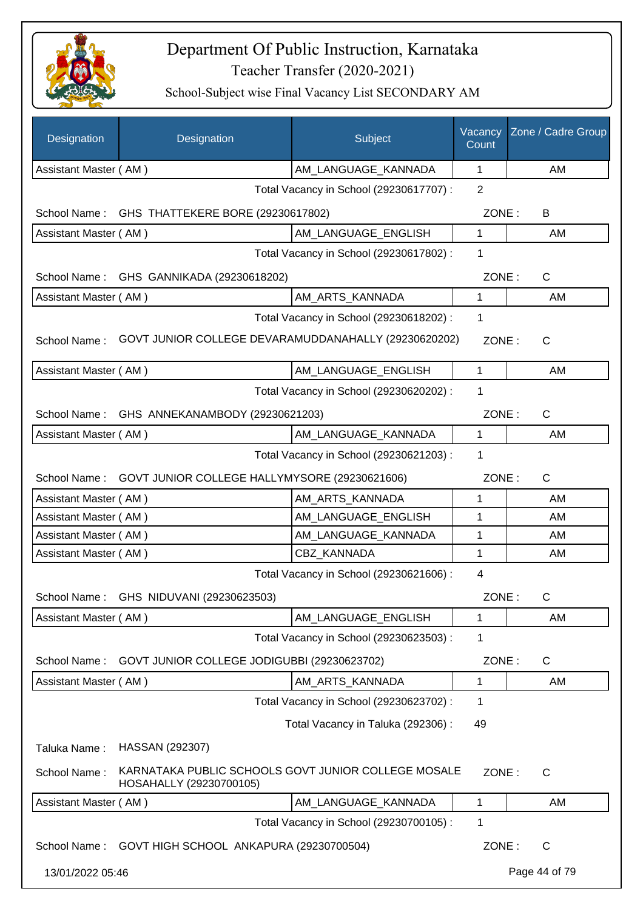# Department Of Public Instruction, Karnataka
## Teacher Transfer (2020-2021)
### School-Subject wise Final Vacancy List SECONDARY AM

| Designation | Designation | Subject | Vacancy Count | Zone / Cadre Group |
|---|---|---|---|---|
| Assistant Master ( AM ) | | AM_LANGUAGE_KANNADA | 1 | AM |

Total Vacancy in School (29230617707) : 2

School Name : GHS THATTEKERE BORE (29230617802) ZONE : B

| Designation | Subject | Vacancy Count | Zone / Cadre Group |
|---|---|---|---|
| Assistant Master ( AM ) | AM_LANGUAGE_ENGLISH | 1 | AM |

Total Vacancy in School (29230617802) : 1

School Name : GHS GANNIKADA (29230618202) ZONE : C

| Designation | Subject | Vacancy Count | Zone / Cadre Group |
|---|---|---|---|
| Assistant Master ( AM ) | AM_ARTS_KANNADA | 1 | AM |

Total Vacancy in School (29230618202) : 1

School Name : GOVT JUNIOR COLLEGE DEVARAMUDDANAHALLY (29230620202) ZONE : C

| Designation | Subject | Vacancy Count | Zone / Cadre Group |
|---|---|---|---|
| Assistant Master ( AM ) | AM_LANGUAGE_ENGLISH | 1 | AM |

Total Vacancy in School (29230620202) : 1

School Name : GHS ANNEKANAMBODY (29230621203) ZONE : C

| Designation | Subject | Vacancy Count | Zone / Cadre Group |
|---|---|---|---|
| Assistant Master ( AM ) | AM_LANGUAGE_KANNADA | 1 | AM |

Total Vacancy in School (29230621203) : 1

School Name : GOVT JUNIOR COLLEGE HALLYMYSORE (29230621606) ZONE : C

| Designation | Subject | Vacancy Count | Zone / Cadre Group |
|---|---|---|---|
| Assistant Master ( AM ) | AM_ARTS_KANNADA | 1 | AM |
| Assistant Master ( AM ) | AM_LANGUAGE_ENGLISH | 1 | AM |
| Assistant Master ( AM ) | AM_LANGUAGE_KANNADA | 1 | AM |
| Assistant Master ( AM ) | CBZ_KANNADA | 1 | AM |

Total Vacancy in School (29230621606) : 4

School Name : GHS NIDUVANI (29230623503) ZONE : C

| Designation | Subject | Vacancy Count | Zone / Cadre Group |
|---|---|---|---|
| Assistant Master ( AM ) | AM_LANGUAGE_ENGLISH | 1 | AM |

Total Vacancy in School (29230623503) : 1

School Name : GOVT JUNIOR COLLEGE JODIGUBBI (29230623702) ZONE : C

| Designation | Subject | Vacancy Count | Zone / Cadre Group |
|---|---|---|---|
| Assistant Master ( AM ) | AM_ARTS_KANNADA | 1 | AM |

Total Vacancy in School (29230623702) : 1

Total Vacancy in Taluka (292306) : 49

Taluka Name : HASSAN (292307)

School Name : KARNATAKA PUBLIC SCHOOLS GOVT JUNIOR COLLEGE MOSALE HOSAHALLY (29230700105) ZONE : C

| Designation | Subject | Vacancy Count | Zone / Cadre Group |
|---|---|---|---|
| Assistant Master ( AM ) | AM_LANGUAGE_KANNADA | 1 | AM |

Total Vacancy in School (29230700105) : 1

School Name : GOVT HIGH SCHOOL ANKAPURA (29230700504) ZONE : C

13/01/2022 05:46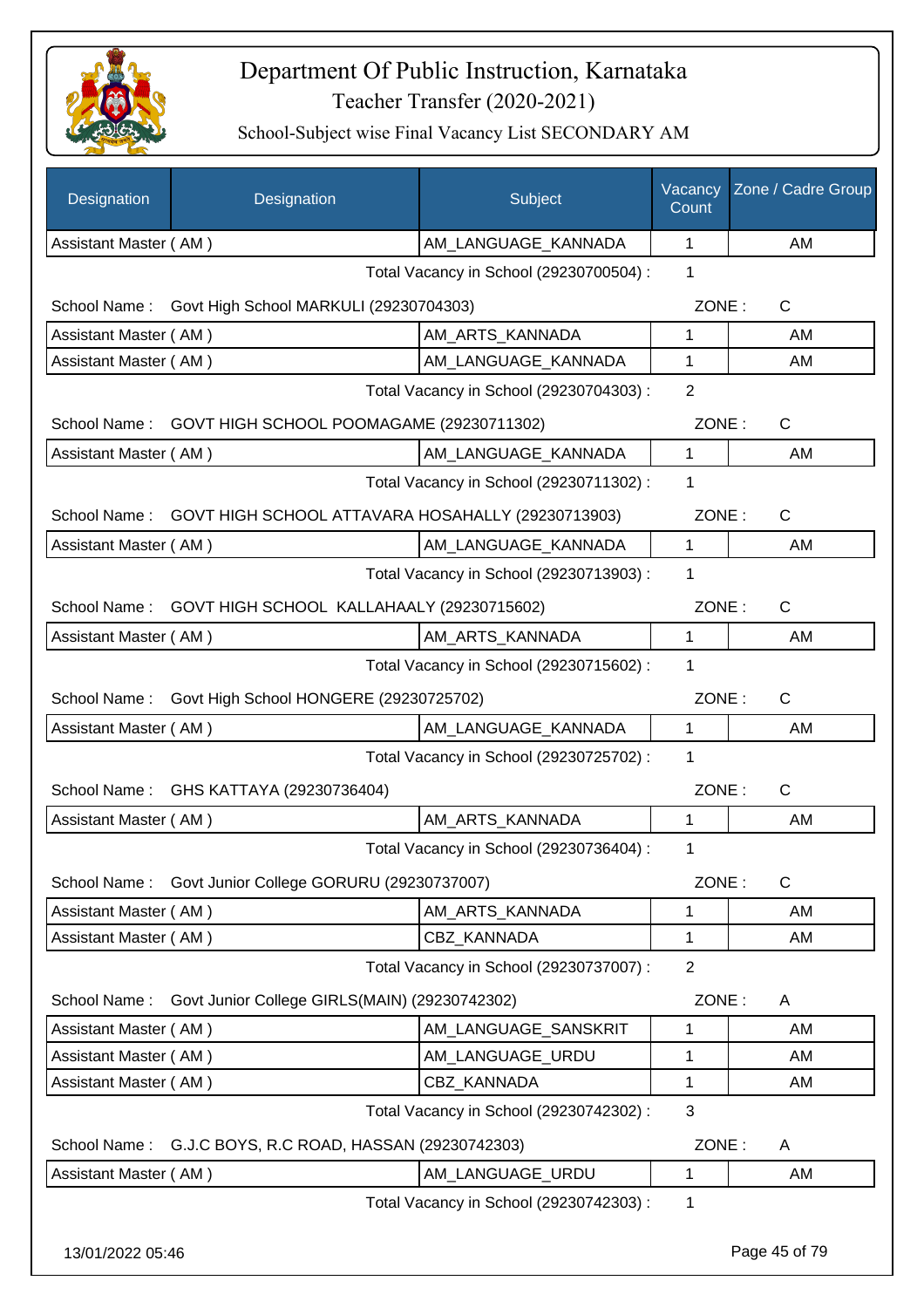# Department Of Public Instruction, Karnataka

Teacher Transfer (2020-2021)

School-Subject wise Final Vacancy List SECONDARY AM

| Designation | Designation | Subject | Vacancy Count | Zone / Cadre Group |
|---|---|---|---|---|
| Assistant Master ( AM ) | | AM_LANGUAGE_KANNADA | 1 | AM |
| | | Total Vacancy in School (29230700504) : | 1 | |
| School Name : | Govt High School MARKULI (29230704303) | | ZONE : | C |
| Assistant Master ( AM ) | | AM_ARTS_KANNADA | 1 | AM |
| Assistant Master ( AM ) | | AM_LANGUAGE_KANNADA | 1 | AM |
| | | Total Vacancy in School (29230704303) : | 2 | |
| School Name : | GOVT HIGH SCHOOL POOMAGAME (29230711302) | | ZONE : | C |
| Assistant Master ( AM ) | | AM_LANGUAGE_KANNADA | 1 | AM |
| | | Total Vacancy in School (29230711302) : | 1 | |
| School Name : | GOVT HIGH SCHOOL ATTAVARA HOSAHALLY (29230713903) | | ZONE : | C |
| Assistant Master ( AM ) | | AM_LANGUAGE_KANNADA | 1 | AM |
| | | Total Vacancy in School (29230713903) : | 1 | |
| School Name : | GOVT HIGH SCHOOL KALLAHAALY (29230715602) | | ZONE : | C |
| Assistant Master ( AM ) | | AM_ARTS_KANNADA | 1 | AM |
| | | Total Vacancy in School (29230715602) : | 1 | |
| School Name : | Govt High School HONGERE (29230725702) | | ZONE : | C |
| Assistant Master ( AM ) | | AM_LANGUAGE_KANNADA | 1 | AM |
| | | Total Vacancy in School (29230725702) : | 1 | |
| School Name : | GHS KATTAYA (29230736404) | | ZONE : | C |
| Assistant Master ( AM ) | | AM_ARTS_KANNADA | 1 | AM |
| | | Total Vacancy in School (29230736404) : | 1 | |
| School Name : | Govt Junior College GORURU (29230737007) | | ZONE : | C |
| Assistant Master ( AM ) | | AM_ARTS_KANNADA | 1 | AM |
| Assistant Master ( AM ) | | CBZ_KANNADA | 1 | AM |
| | | Total Vacancy in School (29230737007) : | 2 | |
| School Name : | Govt Junior College GIRLS(MAIN) (29230742302) | | ZONE : | A |
| Assistant Master ( AM ) | | AM_LANGUAGE_SANSKRIT | 1 | AM |
| Assistant Master ( AM ) | | AM_LANGUAGE_URDU | 1 | AM |
| Assistant Master ( AM ) | | CBZ_KANNADA | 1 | AM |
| | | Total Vacancy in School (29230742302) : | 3 | |
| School Name : | G.J.C BOYS, R.C ROAD, HASSAN (29230742303) | | ZONE : | A |
| Assistant Master ( AM ) | | AM_LANGUAGE_URDU | 1 | AM |
| | | Total Vacancy in School (29230742303) : | 1 | |

13/01/2022 05:46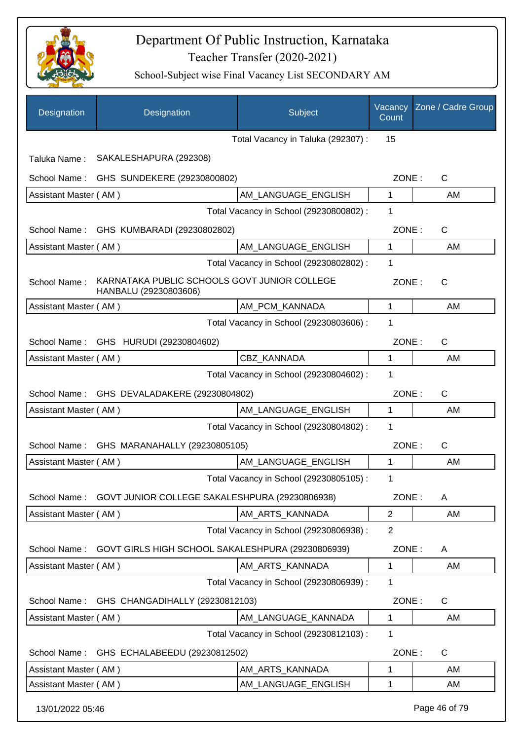# Department Of Public Instruction, Karnataka

## Teacher Transfer (2020-2021)

### School-Subject wise Final Vacancy List SECONDARY AM

| Designation | Designation | Subject | Vacancy Count | Zone / Cadre Group |
|---|---|---|---|---|
| | | Total Vacancy in Taluka (292307) : | 15 | |
| Taluka Name : | SAKALESHAPURA (292308) | | | |
| School Name : | GHS SUNDEKERE (29230800802) | | ZONE : | C |
| Assistant Master ( AM ) | | AM_LANGUAGE_ENGLISH | 1 | AM |
| | | Total Vacancy in School (29230800802) : | 1 | |
| School Name : | GHS KUMBARADI (29230802802) | | ZONE : | C |
| Assistant Master ( AM ) | | AM_LANGUAGE_ENGLISH | 1 | AM |
| | | Total Vacancy in School (29230802802) : | 1 | |
| School Name : | KARNATAKA PUBLIC SCHOOLS GOVT JUNIOR COLLEGE HANBALU (29230803606) | | ZONE : | C |
| Assistant Master ( AM ) | | AM_PCM_KANNADA | 1 | AM |
| | | Total Vacancy in School (29230803606) : | 1 | |
| School Name : | GHS HURUDI (29230804602) | | ZONE : | C |
| Assistant Master ( AM ) | | CBZ_KANNADA | 1 | AM |
| | | Total Vacancy in School (29230804602) : | 1 | |
| School Name : | GHS DEVALADAKERE (29230804802) | | ZONE : | C |
| Assistant Master ( AM ) | | AM_LANGUAGE_ENGLISH | 1 | AM |
| | | Total Vacancy in School (29230804802) : | 1 | |
| School Name : | GHS MARANAHALLY (29230805105) | | ZONE : | C |
| Assistant Master ( AM ) | | AM_LANGUAGE_ENGLISH | 1 | AM |
| | | Total Vacancy in School (29230805105) : | 1 | |
| School Name : | GOVT JUNIOR COLLEGE SAKALESHPURA (29230806938) | | ZONE : | A |
| Assistant Master ( AM ) | | AM_ARTS_KANNADA | 2 | AM |
| | | Total Vacancy in School (29230806938) : | 2 | |
| School Name : | GOVT GIRLS HIGH SCHOOL SAKALESHPURA (29230806939) | | ZONE : | A |
| Assistant Master ( AM ) | | AM_ARTS_KANNADA | 1 | AM |
| | | Total Vacancy in School (29230806939) : | 1 | |
| School Name : | GHS CHANGADIHALLY (29230812103) | | ZONE : | C |
| Assistant Master ( AM ) | | AM_LANGUAGE_KANNADA | 1 | AM |
| | | Total Vacancy in School (29230812103) : | 1 | |
| School Name : | GHS ECHALABEEDU (29230812502) | | ZONE : | C |
| Assistant Master ( AM ) | | AM_ARTS_KANNADA | 1 | AM |
| Assistant Master ( AM ) | | AM_LANGUAGE_ENGLISH | 1 | AM |

13/01/2022 05:46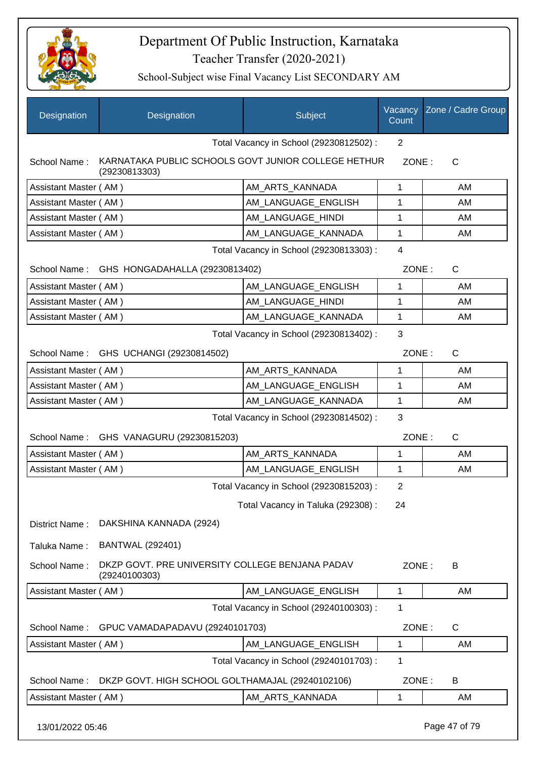# Department Of Public Instruction, Karnataka

Teacher Transfer (2020-2021)

School-Subject wise Final Vacancy List SECONDARY AM

| Designation | Designation | Subject | Vacancy Count | Zone / Cadre Group |
|---|---|---|---|---|
| | | Total Vacancy in School (29230812502) : | 2 | |

School Name : KARNATAKA PUBLIC SCHOOLS GOVT JUNIOR COLLEGE HETHUR (29230813303) ZONE : C

| Designation | Subject | Vacancy Count | Zone / Cadre Group |
|---|---|---|---|
| Assistant Master ( AM ) | AM_ARTS_KANNADA | 1 | AM |
| Assistant Master ( AM ) | AM_LANGUAGE_ENGLISH | 1 | AM |
| Assistant Master ( AM ) | AM_LANGUAGE_HINDI | 1 | AM |
| Assistant Master ( AM ) | AM_LANGUAGE_KANNADA | 1 | AM |

Total Vacancy in School (29230813303) : 4

School Name : GHS HONGADAHALLA (29230813402) ZONE : C

| Designation | Subject | Vacancy Count | Zone / Cadre Group |
|---|---|---|---|
| Assistant Master ( AM ) | AM_LANGUAGE_ENGLISH | 1 | AM |
| Assistant Master ( AM ) | AM_LANGUAGE_HINDI | 1 | AM |
| Assistant Master ( AM ) | AM_LANGUAGE_KANNADA | 1 | AM |

Total Vacancy in School (29230813402) : 3

School Name : GHS UCHANGI (29230814502) ZONE : C

| Designation | Subject | Vacancy Count | Zone / Cadre Group |
|---|---|---|---|
| Assistant Master ( AM ) | AM_ARTS_KANNADA | 1 | AM |
| Assistant Master ( AM ) | AM_LANGUAGE_ENGLISH | 1 | AM |
| Assistant Master ( AM ) | AM_LANGUAGE_KANNADA | 1 | AM |

Total Vacancy in School (29230814502) : 3

School Name : GHS VANAGURU (29230815203) ZONE : C

| Designation | Subject | Vacancy Count | Zone / Cadre Group |
|---|---|---|---|
| Assistant Master ( AM ) | AM_ARTS_KANNADA | 1 | AM |
| Assistant Master ( AM ) | AM_LANGUAGE_ENGLISH | 1 | AM |

Total Vacancy in School (29230815203) : 2

Total Vacancy in Taluka (292308) : 24

District Name : DAKSHINA KANNADA (2924)

Taluka Name : BANTWAL (292401)

School Name : DKZP GOVT. PRE UNIVERSITY COLLEGE BENJANA PADAV (29240100303) ZONE : B

| Designation | Subject | Vacancy Count | Zone / Cadre Group |
|---|---|---|---|
| Assistant Master ( AM ) | AM_LANGUAGE_ENGLISH | 1 | AM |

Total Vacancy in School (29240100303) : 1

School Name : GPUC VAMADAPADAVU (29240101703) ZONE : C

| Designation | Subject | Vacancy Count | Zone / Cadre Group |
|---|---|---|---|
| Assistant Master ( AM ) | AM_LANGUAGE_ENGLISH | 1 | AM |

Total Vacancy in School (29240101703) : 1

School Name : DKZP GOVT. HIGH SCHOOL GOLTHAMAJAL (29240102106) ZONE : B

| Designation | Subject | Vacancy Count | Zone / Cadre Group |
|---|---|---|---|
| Assistant Master ( AM ) | AM_ARTS_KANNADA | 1 | AM |

13/01/2022 05:46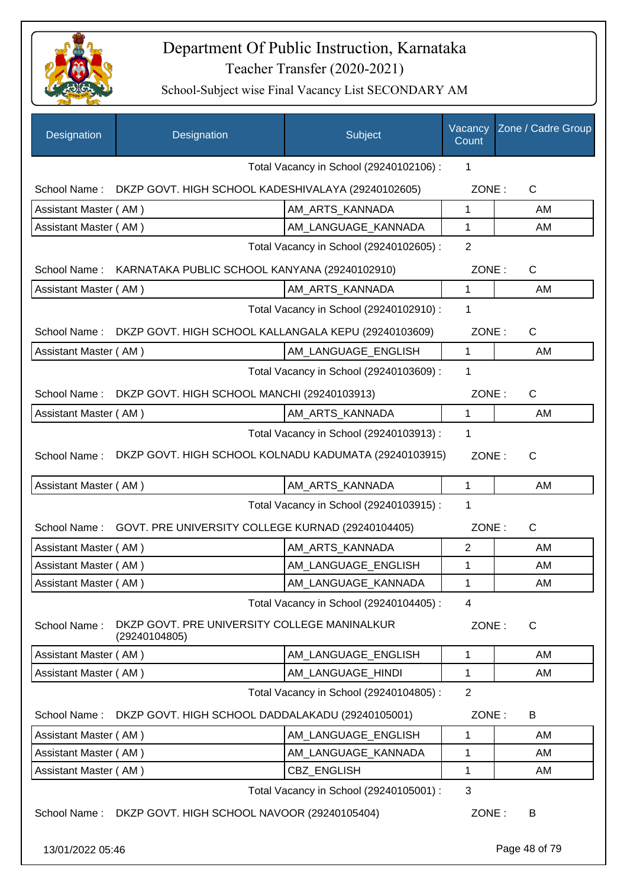# Department Of Public Instruction, Karnataka

Teacher Transfer (2020-2021)

School-Subject wise Final Vacancy List SECONDARY AM

| Designation | Designation | Subject | Vacancy Count | Zone / Cadre Group |
|---|---|---|---|---|
| | | Total Vacancy in School (29240102106) : | 1 | |
| School Name : | DKZP GOVT. HIGH SCHOOL KADESHIVALAYA (29240102605) | | ZONE : | C |
| Assistant Master ( AM ) | | AM_ARTS_KANNADA | 1 | AM |
| Assistant Master ( AM ) | | AM_LANGUAGE_KANNADA | 1 | AM |
| | | Total Vacancy in School (29240102605) : | 2 | |
| School Name : | KARNATAKA PUBLIC SCHOOL KANYANA (29240102910) | | ZONE : | C |
| Assistant Master ( AM ) | | AM_ARTS_KANNADA | 1 | AM |
| | | Total Vacancy in School (29240102910) : | 1 | |
| School Name : | DKZP GOVT. HIGH SCHOOL KALLANGALA KEPU (29240103609) | | ZONE : | C |
| Assistant Master ( AM ) | | AM_LANGUAGE_ENGLISH | 1 | AM |
| | | Total Vacancy in School (29240103609) : | 1 | |
| School Name : | DKZP GOVT. HIGH SCHOOL MANCHI (29240103913) | | ZONE : | C |
| Assistant Master ( AM ) | | AM_ARTS_KANNADA | 1 | AM |
| | | Total Vacancy in School (29240103913) : | 1 | |
| School Name : | DKZP GOVT. HIGH SCHOOL KOLNADU KADUMATA (29240103915) | | ZONE : | C |
| Assistant Master ( AM ) | | AM_ARTS_KANNADA | 1 | AM |
| | | Total Vacancy in School (29240103915) : | 1 | |
| School Name : | GOVT. PRE UNIVERSITY COLLEGE KURNAD (29240104405) | | ZONE : | C |
| Assistant Master ( AM ) | | AM_ARTS_KANNADA | 2 | AM |
| Assistant Master ( AM ) | | AM_LANGUAGE_ENGLISH | 1 | AM |
| Assistant Master ( AM ) | | AM_LANGUAGE_KANNADA | 1 | AM |
| | | Total Vacancy in School (29240104405) : | 4 | |
| School Name : | DKZP GOVT. PRE UNIVERSITY COLLEGE MANINALKUR (29240104805) | | ZONE : | C |
| Assistant Master ( AM ) | | AM_LANGUAGE_ENGLISH | 1 | AM |
| Assistant Master ( AM ) | | AM_LANGUAGE_HINDI | 1 | AM |
| | | Total Vacancy in School (29240104805) : | 2 | |
| School Name : | DKZP GOVT. HIGH SCHOOL DADDALAKADU (29240105001) | | ZONE : | B |
| Assistant Master ( AM ) | | AM_LANGUAGE_ENGLISH | 1 | AM |
| Assistant Master ( AM ) | | AM_LANGUAGE_KANNADA | 1 | AM |
| Assistant Master ( AM ) | | CBZ_ENGLISH | 1 | AM |
| | | Total Vacancy in School (29240105001) : | 3 | |
| School Name : | DKZP GOVT. HIGH SCHOOL NAVOOR (29240105404) | | ZONE : | B |

13/01/2022 05:46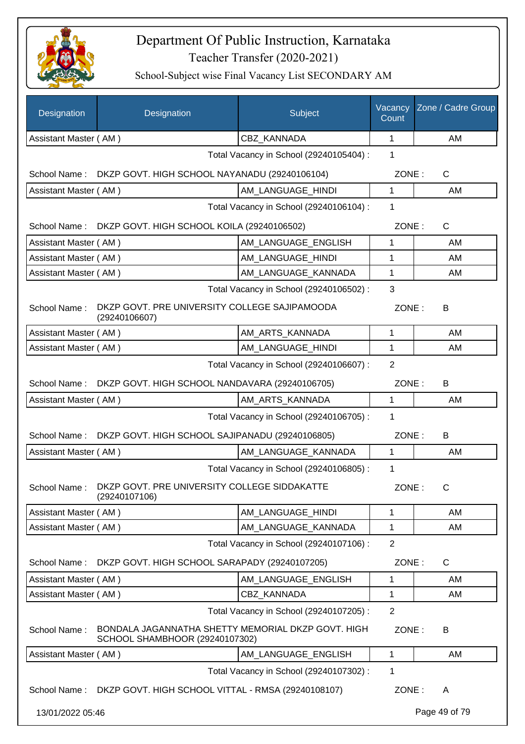# Department Of Public Instruction, Karnataka

## Teacher Transfer (2020-2021)

### School-Subject wise Final Vacancy List SECONDARY AM

| Designation | Designation | Subject | Vacancy Count | Zone / Cadre Group |
|---|---|---|---|---|
| Assistant Master ( AM ) | | CBZ_KANNADA | 1 | AM |

Total Vacancy in School (29240105404) : 1

School Name : DKZP GOVT. HIGH SCHOOL NAYANADU (29240106104) ZONE : C

| Designation | Designation | Subject | Vacancy Count | Zone / Cadre Group |
|---|---|---|---|---|
| Assistant Master ( AM ) | | AM_LANGUAGE_HINDI | 1 | AM |

Total Vacancy in School (29240106104) : 1

School Name : DKZP GOVT. HIGH SCHOOL KOILA (29240106502) ZONE : C

| Designation | Designation | Subject | Vacancy Count | Zone / Cadre Group |
|---|---|---|---|---|
| Assistant Master ( AM ) | | AM_LANGUAGE_ENGLISH | 1 | AM |
| Assistant Master ( AM ) | | AM_LANGUAGE_HINDI | 1 | AM |
| Assistant Master ( AM ) | | AM_LANGUAGE_KANNADA | 1 | AM |

Total Vacancy in School (29240106502) : 3

School Name : DKZP GOVT. PRE UNIVERSITY COLLEGE SAJIPAMOODA (29240106607) ZONE : B

| Designation | Designation | Subject | Vacancy Count | Zone / Cadre Group |
|---|---|---|---|---|
| Assistant Master ( AM ) | | AM_ARTS_KANNADA | 1 | AM |
| Assistant Master ( AM ) | | AM_LANGUAGE_HINDI | 1 | AM |

Total Vacancy in School (29240106607) : 2

School Name : DKZP GOVT. HIGH SCHOOL NANDAVARA (29240106705) ZONE : B

| Designation | Designation | Subject | Vacancy Count | Zone / Cadre Group |
|---|---|---|---|---|
| Assistant Master ( AM ) | | AM_ARTS_KANNADA | 1 | AM |

Total Vacancy in School (29240106705) : 1

School Name : DKZP GOVT. HIGH SCHOOL SAJIPANADU (29240106805) ZONE : B

| Designation | Designation | Subject | Vacancy Count | Zone / Cadre Group |
|---|---|---|---|---|
| Assistant Master ( AM ) | | AM_LANGUAGE_KANNADA | 1 | AM |

Total Vacancy in School (29240106805) : 1

School Name : DKZP GOVT. PRE UNIVERSITY COLLEGE SIDDAKATTE (29240107106) ZONE : C

| Designation | Designation | Subject | Vacancy Count | Zone / Cadre Group |
|---|---|---|---|---|
| Assistant Master ( AM ) | | AM_LANGUAGE_HINDI | 1 | AM |
| Assistant Master ( AM ) | | AM_LANGUAGE_KANNADA | 1 | AM |

Total Vacancy in School (29240107106) : 2

School Name : DKZP GOVT. HIGH SCHOOL SARAPADY (29240107205) ZONE : C

| Designation | Designation | Subject | Vacancy Count | Zone / Cadre Group |
|---|---|---|---|---|
| Assistant Master ( AM ) | | AM_LANGUAGE_ENGLISH | 1 | AM |
| Assistant Master ( AM ) | | CBZ_KANNADA | 1 | AM |

Total Vacancy in School (29240107205) : 2

School Name : BONDALA JAGANNATHA SHETTY MEMORIAL DKZP GOVT. HIGH SCHOOL SHAMBHOOR (29240107302) ZONE : B

| Designation | Designation | Subject | Vacancy Count | Zone / Cadre Group |
|---|---|---|---|---|
| Assistant Master ( AM ) | | AM_LANGUAGE_ENGLISH | 1 | AM |

Total Vacancy in School (29240107302) : 1

School Name : DKZP GOVT. HIGH SCHOOL VITTAL - RMSA (29240108107) ZONE : A

13/01/2022 05:46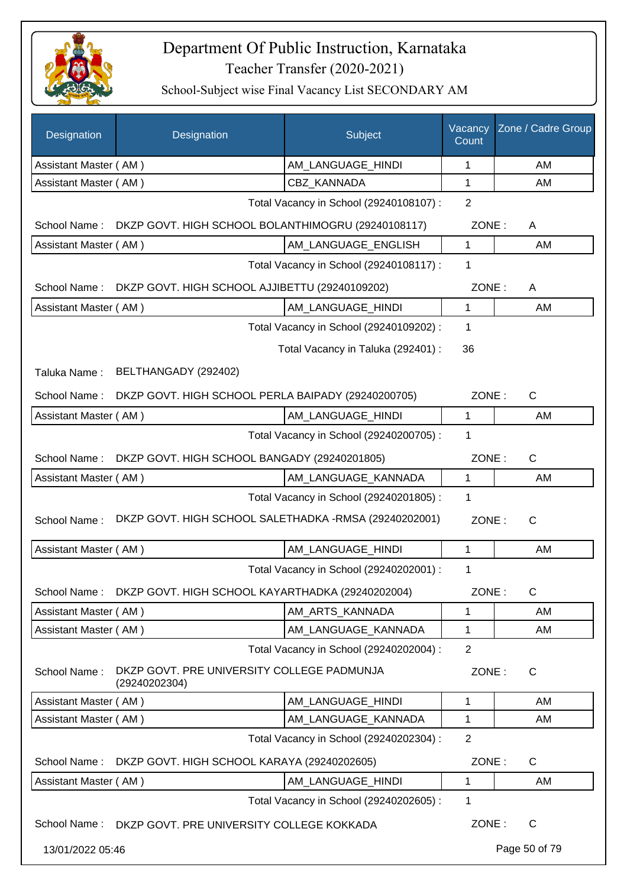# Department Of Public Instruction, Karnataka

## Teacher Transfer (2020-2021)

### School-Subject wise Final Vacancy List SECONDARY AM

| Designation | Designation | Subject | Vacancy Count | Zone / Cadre Group |
|---|---|---|---|---|
| Assistant Master ( AM ) | | AM_LANGUAGE_HINDI | 1 | AM |
| Assistant Master ( AM ) | | CBZ_KANNADA | 1 | AM |

Total Vacancy in School (29240108107) : 2

School Name : DKZP GOVT. HIGH SCHOOL BOLANTHIMOGRU (29240108117) ZONE : A

| Designation | Designation | Subject | Vacancy Count | Zone / Cadre Group |
|---|---|---|---|---|
| Assistant Master ( AM ) | | AM_LANGUAGE_ENGLISH | 1 | AM |

Total Vacancy in School (29240108117) : 1

School Name : DKZP GOVT. HIGH SCHOOL AJJIBETTU (29240109202) ZONE : A

| Designation | Designation | Subject | Vacancy Count | Zone / Cadre Group |
|---|---|---|---|---|
| Assistant Master ( AM ) | | AM_LANGUAGE_HINDI | 1 | AM |

Total Vacancy in School (29240109202) : 1

Total Vacancy in Taluka (292401) : 36

Taluka Name : BELTHANGADY (292402)

School Name : DKZP GOVT. HIGH SCHOOL PERLA BAIPADY (29240200705) ZONE : C

| Designation | Designation | Subject | Vacancy Count | Zone / Cadre Group |
|---|---|---|---|---|
| Assistant Master ( AM ) | | AM_LANGUAGE_HINDI | 1 | AM |

Total Vacancy in School (29240200705) : 1

School Name : DKZP GOVT. HIGH SCHOOL BANGADY (29240201805) ZONE : C

| Designation | Designation | Subject | Vacancy Count | Zone / Cadre Group |
|---|---|---|---|---|
| Assistant Master ( AM ) | | AM_LANGUAGE_KANNADA | 1 | AM |

Total Vacancy in School (29240201805) : 1

School Name : DKZP GOVT. HIGH SCHOOL SALETHADKA -RMSA (29240202001) ZONE : C

| Designation | Designation | Subject | Vacancy Count | Zone / Cadre Group |
|---|---|---|---|---|
| Assistant Master ( AM ) | | AM_LANGUAGE_HINDI | 1 | AM |

Total Vacancy in School (29240202001) : 1

School Name : DKZP GOVT. HIGH SCHOOL KAYARTHADKA (29240202004) ZONE : C

| Designation | Designation | Subject | Vacancy Count | Zone / Cadre Group |
|---|---|---|---|---|
| Assistant Master ( AM ) | | AM_ARTS_KANNADA | 1 | AM |
| Assistant Master ( AM ) | | AM_LANGUAGE_KANNADA | 1 | AM |

Total Vacancy in School (29240202004) : 2

School Name : DKZP GOVT. PRE UNIVERSITY COLLEGE PADMUNJA (29240202304) ZONE : C

| Designation | Designation | Subject | Vacancy Count | Zone / Cadre Group |
|---|---|---|---|---|
| Assistant Master ( AM ) | | AM_LANGUAGE_HINDI | 1 | AM |
| Assistant Master ( AM ) | | AM_LANGUAGE_KANNADA | 1 | AM |

Total Vacancy in School (29240202304) : 2

School Name : DKZP GOVT. HIGH SCHOOL KARAYA (29240202605) ZONE : C

| Designation | Designation | Subject | Vacancy Count | Zone / Cadre Group |
|---|---|---|---|---|
| Assistant Master ( AM ) | | AM_LANGUAGE_HINDI | 1 | AM |

Total Vacancy in School (29240202605) : 1

School Name : DKZP GOVT. PRE UNIVERSITY COLLEGE KOKKADA ZONE : C

13/01/2022 05:46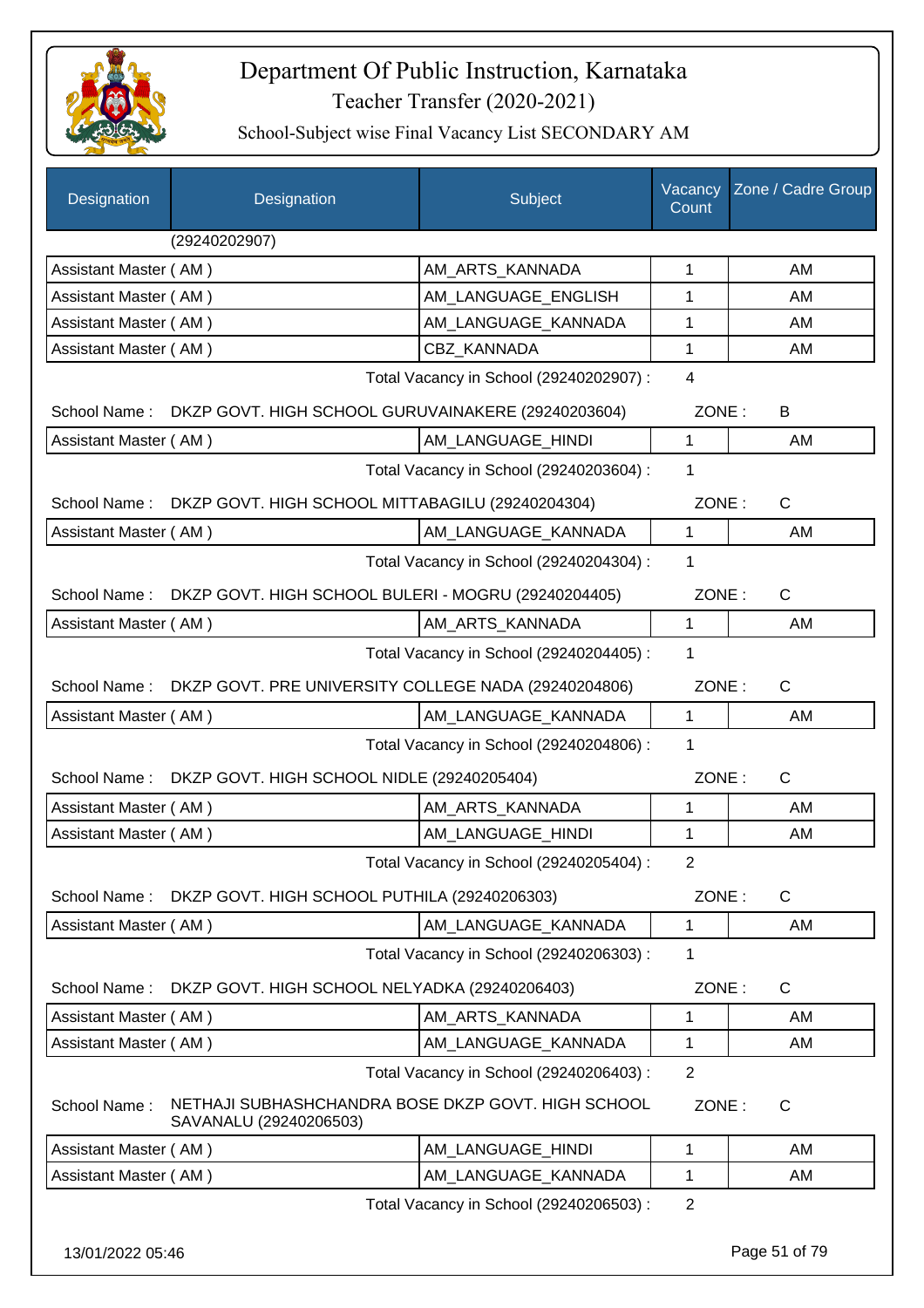# Department Of Public Instruction, Karnataka
## Teacher Transfer (2020-2021)
### School-Subject wise Final Vacancy List SECONDARY AM

| Designation | Designation | Subject | Vacancy Count | Zone / Cadre Group |
|---|---|---|---|---|
| | (29240202907) | | | |
| Assistant Master ( AM ) | | AM_ARTS_KANNADA | 1 | AM |
| Assistant Master ( AM ) | | AM_LANGUAGE_ENGLISH | 1 | AM |
| Assistant Master ( AM ) | | AM_LANGUAGE_KANNADA | 1 | AM |
| Assistant Master ( AM ) | | CBZ_KANNADA | 1 | AM |
| | | Total Vacancy in School (29240202907) : | 4 | |
| School Name : | DKZP GOVT. HIGH SCHOOL GURUVAINAKERE (29240203604) | | ZONE : | B |
| Assistant Master ( AM ) | | AM_LANGUAGE_HINDI | 1 | AM |
| | | Total Vacancy in School (29240203604) : | 1 | |
| School Name : | DKZP GOVT. HIGH SCHOOL MITTABAGILU (29240204304) | | ZONE : | C |
| Assistant Master ( AM ) | | AM_LANGUAGE_KANNADA | 1 | AM |
| | | Total Vacancy in School (29240204304) : | 1 | |
| School Name : | DKZP GOVT. HIGH SCHOOL BULERI - MOGRU (29240204405) | | ZONE : | C |
| Assistant Master ( AM ) | | AM_ARTS_KANNADA | 1 | AM |
| | | Total Vacancy in School (29240204405) : | 1 | |
| School Name : | DKZP GOVT. PRE UNIVERSITY COLLEGE NADA (29240204806) | | ZONE : | C |
| Assistant Master ( AM ) | | AM_LANGUAGE_KANNADA | 1 | AM |
| | | Total Vacancy in School (29240204806) : | 1 | |
| School Name : | DKZP GOVT. HIGH SCHOOL NIDLE (29240205404) | | ZONE : | C |
| Assistant Master ( AM ) | | AM_ARTS_KANNADA | 1 | AM |
| Assistant Master ( AM ) | | AM_LANGUAGE_HINDI | 1 | AM |
| | | Total Vacancy in School (29240205404) : | 2 | |
| School Name : | DKZP GOVT. HIGH SCHOOL PUTHILA (29240206303) | | ZONE : | C |
| Assistant Master ( AM ) | | AM_LANGUAGE_KANNADA | 1 | AM |
| | | Total Vacancy in School (29240206303) : | 1 | |
| School Name : | DKZP GOVT. HIGH SCHOOL NELYADKA (29240206403) | | ZONE : | C |
| Assistant Master ( AM ) | | AM_ARTS_KANNADA | 1 | AM |
| Assistant Master ( AM ) | | AM_LANGUAGE_KANNADA | 1 | AM |
| | | Total Vacancy in School (29240206403) : | 2 | |
| School Name : | NETHAJI SUBHASHCHANDRA BOSE DKZP GOVT. HIGH SCHOOL SAVANALU (29240206503) | | ZONE : | C |
| Assistant Master ( AM ) | | AM_LANGUAGE_HINDI | 1 | AM |
| Assistant Master ( AM ) | | AM_LANGUAGE_KANNADA | 1 | AM |
| | | Total Vacancy in School (29240206503) : | 2 | |

13/01/2022 05:46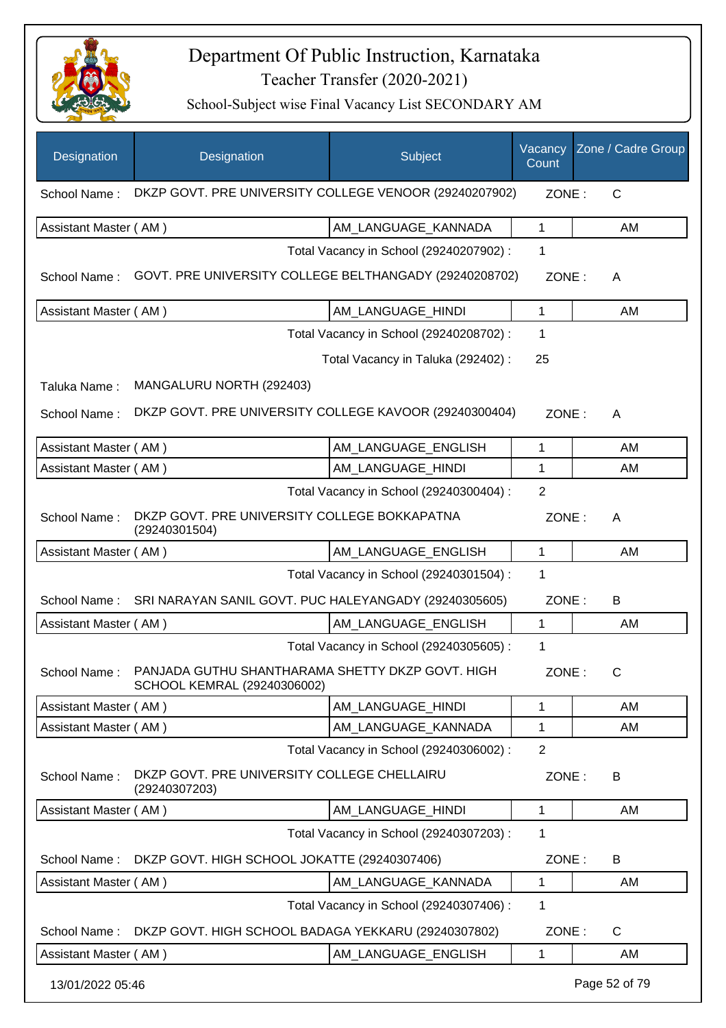# Department Of Public Instruction, Karnataka

## Teacher Transfer (2020-2021)

### School-Subject wise Final Vacancy List SECONDARY AM

| Designation | Designation | Subject | Vacancy Count | Zone / Cadre Group |
|---|---|---|---|---|

School Name : DKZP GOVT. PRE UNIVERSITY COLLEGE VENOOR (29240207902) ZONE : C

| | | | |
|---|---|---|---|
| Assistant Master ( AM ) | AM_LANGUAGE_KANNADA | 1 | AM |

Total Vacancy in School (29240207902) : 1

School Name : GOVT. PRE UNIVERSITY COLLEGE BELTHANGADY (29240208702) ZONE : A

| | | | |
|---|---|---|---|
| Assistant Master ( AM ) | AM_LANGUAGE_HINDI | 1 | AM |

Total Vacancy in School (29240208702) : 1

Total Vacancy in Taluka (292402) : 25

Taluka Name : MANGALURU NORTH (292403)

School Name : DKZP GOVT. PRE UNIVERSITY COLLEGE KAVOOR (29240300404) ZONE : A

| | | | |
|---|---|---|---|
| Assistant Master ( AM ) | AM_LANGUAGE_ENGLISH | 1 | AM |
| Assistant Master ( AM ) | AM_LANGUAGE_HINDI | 1 | AM |

Total Vacancy in School (29240300404) : 2

School Name : DKZP GOVT. PRE UNIVERSITY COLLEGE BOKKAPATNA (29240301504) ZONE : A

| | | | |
|---|---|---|---|
| Assistant Master ( AM ) | AM_LANGUAGE_ENGLISH | 1 | AM |

Total Vacancy in School (29240301504) : 1

School Name : SRI NARAYAN SANIL GOVT. PUC HALEYANGADY (29240305605) ZONE : B

| | | | |
|---|---|---|---|
| Assistant Master ( AM ) | AM_LANGUAGE_ENGLISH | 1 | AM |

Total Vacancy in School (29240305605) : 1

School Name : PANJADA GUTHU SHANTHARAMA SHETTY DKZP GOVT. HIGH SCHOOL KEMRAL (29240306002) ZONE : C

| | | | |
|---|---|---|---|
| Assistant Master ( AM ) | AM_LANGUAGE_HINDI | 1 | AM |
| Assistant Master ( AM ) | AM_LANGUAGE_KANNADA | 1 | AM |

Total Vacancy in School (29240306002) : 2

School Name : DKZP GOVT. PRE UNIVERSITY COLLEGE CHELLAIRU (29240307203) ZONE : B

| | | | |
|---|---|---|---|
| Assistant Master ( AM ) | AM_LANGUAGE_HINDI | 1 | AM |

Total Vacancy in School (29240307203) : 1

School Name : DKZP GOVT. HIGH SCHOOL JOKATTE (29240307406) ZONE : B

| | | | |
|---|---|---|---|
| Assistant Master ( AM ) | AM_LANGUAGE_KANNADA | 1 | AM |

Total Vacancy in School (29240307406) : 1

School Name : DKZP GOVT. HIGH SCHOOL BADAGA YEKKARU (29240307802) ZONE : C

| | | | |
|---|---|---|---|
| Assistant Master ( AM ) | AM_LANGUAGE_ENGLISH | 1 | AM |

13/01/2022 05:46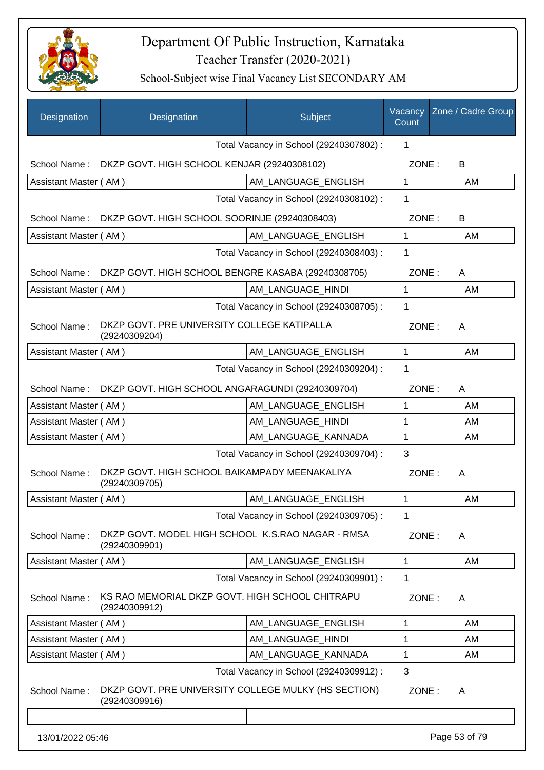# Department Of Public Instruction, Karnataka

Teacher Transfer (2020-2021)

School-Subject wise Final Vacancy List SECONDARY AM

| Designation | Designation | Subject | Vacancy Count | Zone / Cadre Group |
|---|---|---|---|---|
| | | Total Vacancy in School (29240307802) : | 1 | |
| School Name : | DKZP GOVT. HIGH SCHOOL KENJAR (29240308102) | | ZONE : | B |
| Assistant Master ( AM ) | | AM_LANGUAGE_ENGLISH | 1 | AM |
| | | Total Vacancy in School (29240308102) : | 1 | |
| School Name : | DKZP GOVT. HIGH SCHOOL SOORINJE (29240308403) | | ZONE : | B |
| Assistant Master ( AM ) | | AM_LANGUAGE_ENGLISH | 1 | AM |
| | | Total Vacancy in School (29240308403) : | 1 | |
| School Name : | DKZP GOVT. HIGH SCHOOL BENGRE KASABA (29240308705) | | ZONE : | A |
| Assistant Master ( AM ) | | AM_LANGUAGE_HINDI | 1 | AM |
| | | Total Vacancy in School (29240308705) : | 1 | |
| School Name : | DKZP GOVT. PRE UNIVERSITY COLLEGE KATIPALLA (29240309204) | | ZONE : | A |
| Assistant Master ( AM ) | | AM_LANGUAGE_ENGLISH | 1 | AM |
| | | Total Vacancy in School (29240309204) : | 1 | |
| School Name : | DKZP GOVT. HIGH SCHOOL ANGARAGUNDI (29240309704) | | ZONE : | A |
| Assistant Master ( AM ) | | AM_LANGUAGE_ENGLISH | 1 | AM |
| Assistant Master ( AM ) | | AM_LANGUAGE_HINDI | 1 | AM |
| Assistant Master ( AM ) | | AM_LANGUAGE_KANNADA | 1 | AM |
| | | Total Vacancy in School (29240309704) : | 3 | |
| School Name : | DKZP GOVT. HIGH SCHOOL BAIKAMPADY MEENAKALIYA (29240309705) | | ZONE : | A |
| Assistant Master ( AM ) | | AM_LANGUAGE_ENGLISH | 1 | AM |
| | | Total Vacancy in School (29240309705) : | 1 | |
| School Name : | DKZP GOVT. MODEL HIGH SCHOOL K.S.RAO NAGAR - RMSA (29240309901) | | ZONE : | A |
| Assistant Master ( AM ) | | AM_LANGUAGE_ENGLISH | 1 | AM |
| | | Total Vacancy in School (29240309901) : | 1 | |
| School Name : | KS RAO MEMORIAL DKZP GOVT. HIGH SCHOOL CHITRAPU (29240309912) | | ZONE : | A |
| Assistant Master ( AM ) | | AM_LANGUAGE_ENGLISH | 1 | AM |
| Assistant Master ( AM ) | | AM_LANGUAGE_HINDI | 1 | AM |
| Assistant Master ( AM ) | | AM_LANGUAGE_KANNADA | 1 | AM |
| | | Total Vacancy in School (29240309912) : | 3 | |
| School Name : | DKZP GOVT. PRE UNIVERSITY COLLEGE MULKY (HS SECTION) (29240309916) | | ZONE : | A |
| | | | | |

13/01/2022 05:46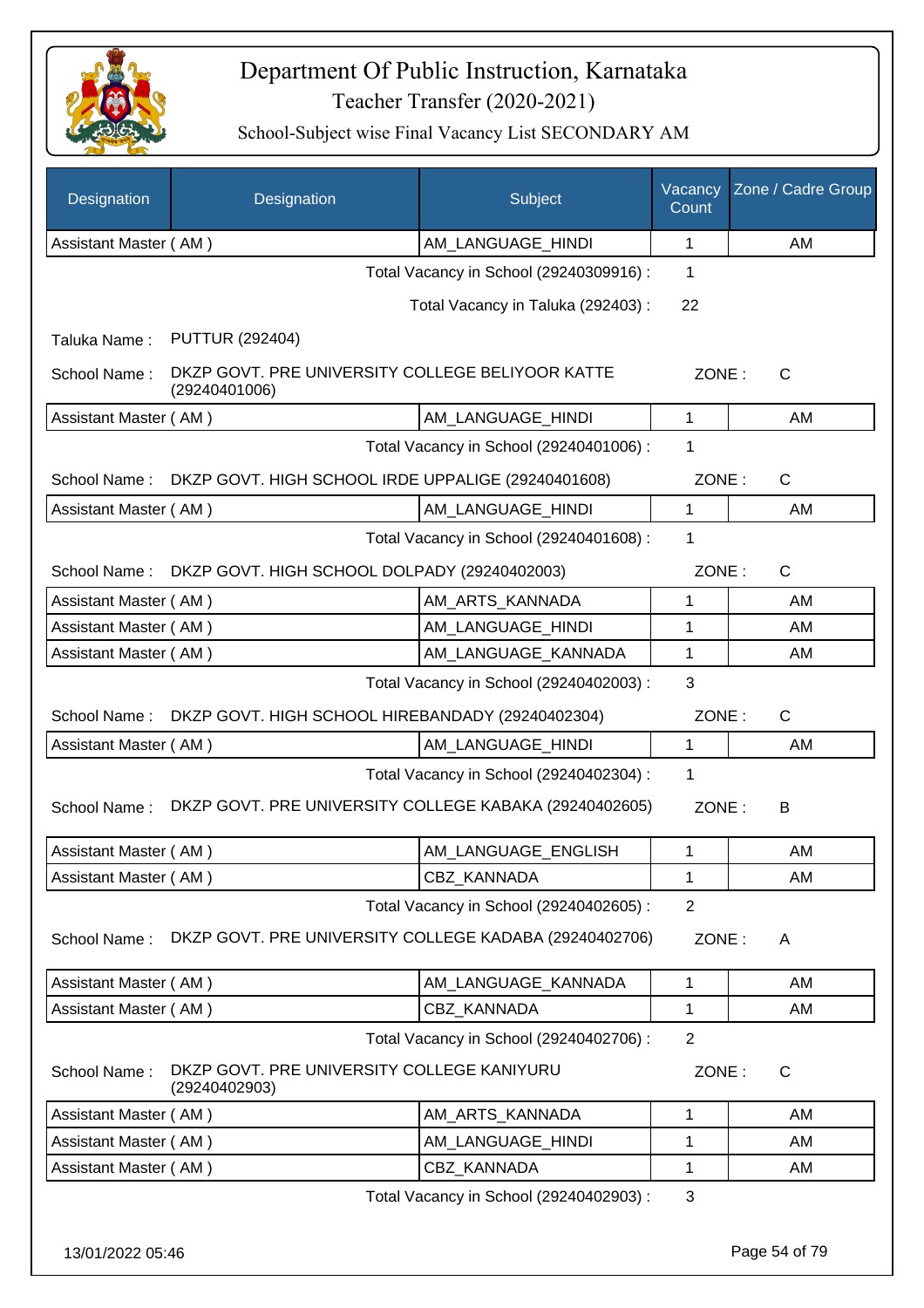# Department Of Public Instruction, Karnataka

Teacher Transfer (2020-2021)

School-Subject wise Final Vacancy List SECONDARY AM

| Designation | Designation | Subject | Vacancy Count | Zone / Cadre Group |
|---|---|---|---|---|
| Assistant Master ( AM ) | | AM_LANGUAGE_HINDI | 1 | AM |

Total Vacancy in School (29240309916) : 1

Total Vacancy in Taluka (292403) : 22

Taluka Name : PUTTUR (292404)

School Name : DKZP GOVT. PRE UNIVERSITY COLLEGE BELIYOOR KATTE (29240401006) ZONE : C

| Designation | Designation | Subject | Vacancy Count | Zone / Cadre Group |
|---|---|---|---|---|
| Assistant Master ( AM ) | | AM_LANGUAGE_HINDI | 1 | AM |

Total Vacancy in School (29240401006) : 1

School Name : DKZP GOVT. HIGH SCHOOL IRDE UPPALIGE (29240401608) ZONE : C

| Designation | Designation | Subject | Vacancy Count | Zone / Cadre Group |
|---|---|---|---|---|
| Assistant Master ( AM ) | | AM_LANGUAGE_HINDI | 1 | AM |

Total Vacancy in School (29240401608) : 1

School Name : DKZP GOVT. HIGH SCHOOL DOLPADY (29240402003) ZONE : C

| Designation | Designation | Subject | Vacancy Count | Zone / Cadre Group |
|---|---|---|---|---|
| Assistant Master ( AM ) | | AM_ARTS_KANNADA | 1 | AM |
| Assistant Master ( AM ) | | AM_LANGUAGE_HINDI | 1 | AM |
| Assistant Master ( AM ) | | AM_LANGUAGE_KANNADA | 1 | AM |

Total Vacancy in School (29240402003) : 3

School Name : DKZP GOVT. HIGH SCHOOL HIREBANDADY (29240402304) ZONE : C

| Designation | Designation | Subject | Vacancy Count | Zone / Cadre Group |
|---|---|---|---|---|
| Assistant Master ( AM ) | | AM_LANGUAGE_HINDI | 1 | AM |

Total Vacancy in School (29240402304) : 1

School Name : DKZP GOVT. PRE UNIVERSITY COLLEGE KABAKA (29240402605) ZONE : B

| Designation | Designation | Subject | Vacancy Count | Zone / Cadre Group |
|---|---|---|---|---|
| Assistant Master ( AM ) | | AM_LANGUAGE_ENGLISH | 1 | AM |
| Assistant Master ( AM ) | | CBZ_KANNADA | 1 | AM |

Total Vacancy in School (29240402605) : 2

School Name : DKZP GOVT. PRE UNIVERSITY COLLEGE KADABA (29240402706) ZONE : A

| Designation | Designation | Subject | Vacancy Count | Zone / Cadre Group |
|---|---|---|---|---|
| Assistant Master ( AM ) | | AM_LANGUAGE_KANNADA | 1 | AM |
| Assistant Master ( AM ) | | CBZ_KANNADA | 1 | AM |

Total Vacancy in School (29240402706) : 2

School Name : DKZP GOVT. PRE UNIVERSITY COLLEGE KANIYURU (29240402903) ZONE : C

| Designation | Designation | Subject | Vacancy Count | Zone / Cadre Group |
|---|---|---|---|---|
| Assistant Master ( AM ) | | AM_ARTS_KANNADA | 1 | AM |
| Assistant Master ( AM ) | | AM_LANGUAGE_HINDI | 1 | AM |
| Assistant Master ( AM ) | | CBZ_KANNADA | 1 | AM |

Total Vacancy in School (29240402903) : 3

13/01/2022 05:46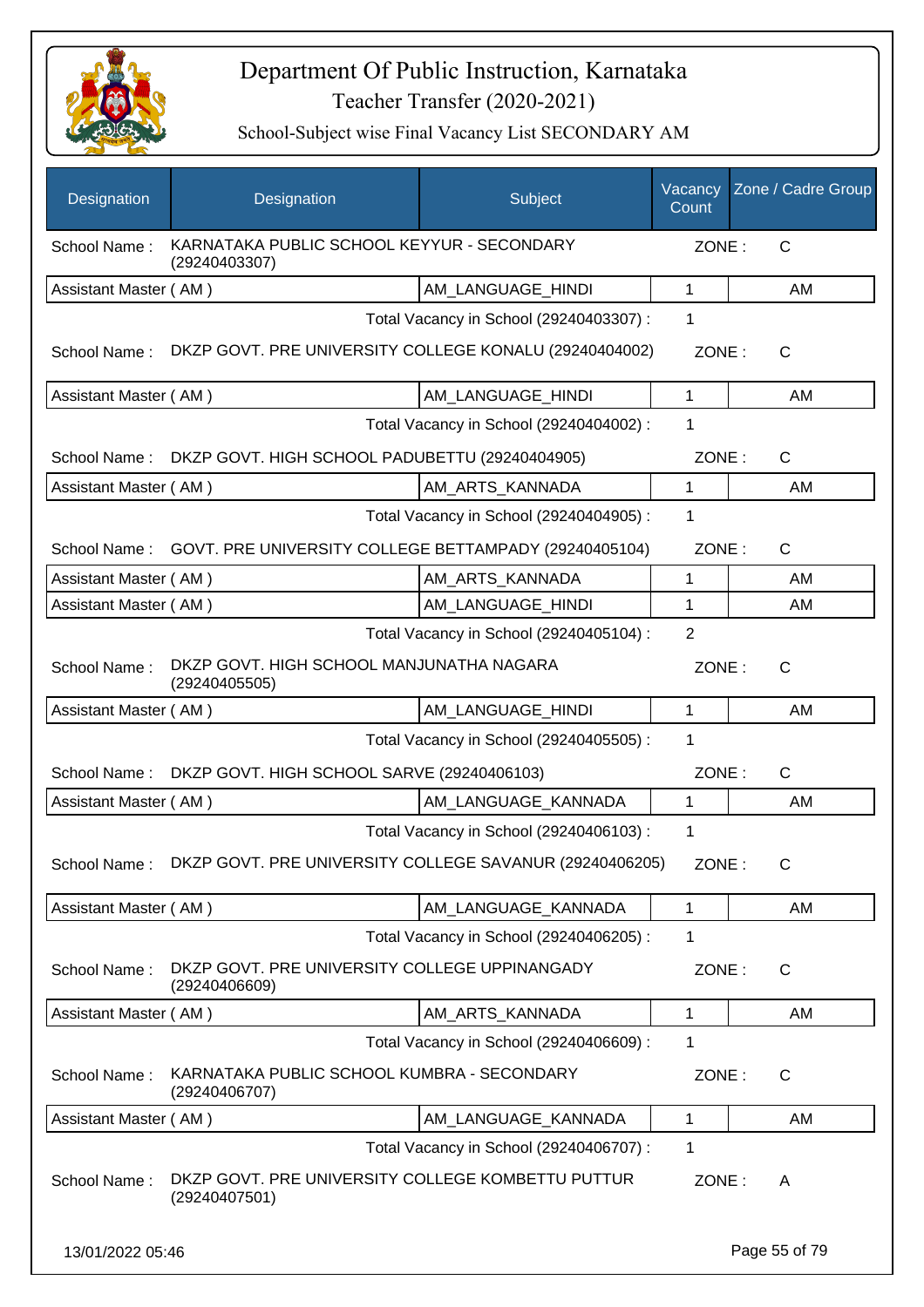# Department Of Public Instruction, Karnataka

Teacher Transfer (2020-2021)

School-Subject wise Final Vacancy List SECONDARY AM

| Designation | Designation | Subject | Vacancy Count | Zone / Cadre Group |
|---|---|---|---|---|
| School Name : | KARNATAKA PUBLIC SCHOOL KEYYUR - SECONDARY (29240403307) | | ZONE : | C |
| Assistant Master ( AM ) | | AM_LANGUAGE_HINDI | 1 | AM |
| | | Total Vacancy in School (29240403307) : | 1 | |
| School Name : | DKZP GOVT. PRE UNIVERSITY COLLEGE KONALU (29240404002) | | ZONE : | C |
| Assistant Master ( AM ) | | AM_LANGUAGE_HINDI | 1 | AM |
| | | Total Vacancy in School (29240404002) : | 1 | |
| School Name : | DKZP GOVT. HIGH SCHOOL PADUBETTU (29240404905) | | ZONE : | C |
| Assistant Master ( AM ) | | AM_ARTS_KANNADA | 1 | AM |
| | | Total Vacancy in School (29240404905) : | 1 | |
| School Name : | GOVT. PRE UNIVERSITY COLLEGE BETTAMPADY (29240405104) | | ZONE : | C |
| Assistant Master ( AM ) | | AM_ARTS_KANNADA | 1 | AM |
| Assistant Master ( AM ) | | AM_LANGUAGE_HINDI | 1 | AM |
| | | Total Vacancy in School (29240405104) : | 2 | |
| School Name : | DKZP GOVT. HIGH SCHOOL MANJUNATHA NAGARA (29240405505) | | ZONE : | C |
| Assistant Master ( AM ) | | AM_LANGUAGE_HINDI | 1 | AM |
| | | Total Vacancy in School (29240405505) : | 1 | |
| School Name : | DKZP GOVT. HIGH SCHOOL SARVE (29240406103) | | ZONE : | C |
| Assistant Master ( AM ) | | AM_LANGUAGE_KANNADA | 1 | AM |
| | | Total Vacancy in School (29240406103) : | 1 | |
| School Name : | DKZP GOVT. PRE UNIVERSITY COLLEGE SAVANUR (29240406205) | | ZONE : | C |
| Assistant Master ( AM ) | | AM_LANGUAGE_KANNADA | 1 | AM |
| | | Total Vacancy in School (29240406205) : | 1 | |
| School Name : | DKZP GOVT. PRE UNIVERSITY COLLEGE UPPINANGADY (29240406609) | | ZONE : | C |
| Assistant Master ( AM ) | | AM_ARTS_KANNADA | 1 | AM |
| | | Total Vacancy in School (29240406609) : | 1 | |
| School Name : | KARNATAKA PUBLIC SCHOOL KUMBRA - SECONDARY (29240406707) | | ZONE : | C |
| Assistant Master ( AM ) | | AM_LANGUAGE_KANNADA | 1 | AM |
| | | Total Vacancy in School (29240406707) : | 1 | |
| School Name : | DKZP GOVT. PRE UNIVERSITY COLLEGE KOMBETTU PUTTUR (29240407501) | | ZONE : | A |

13/01/2022 05:46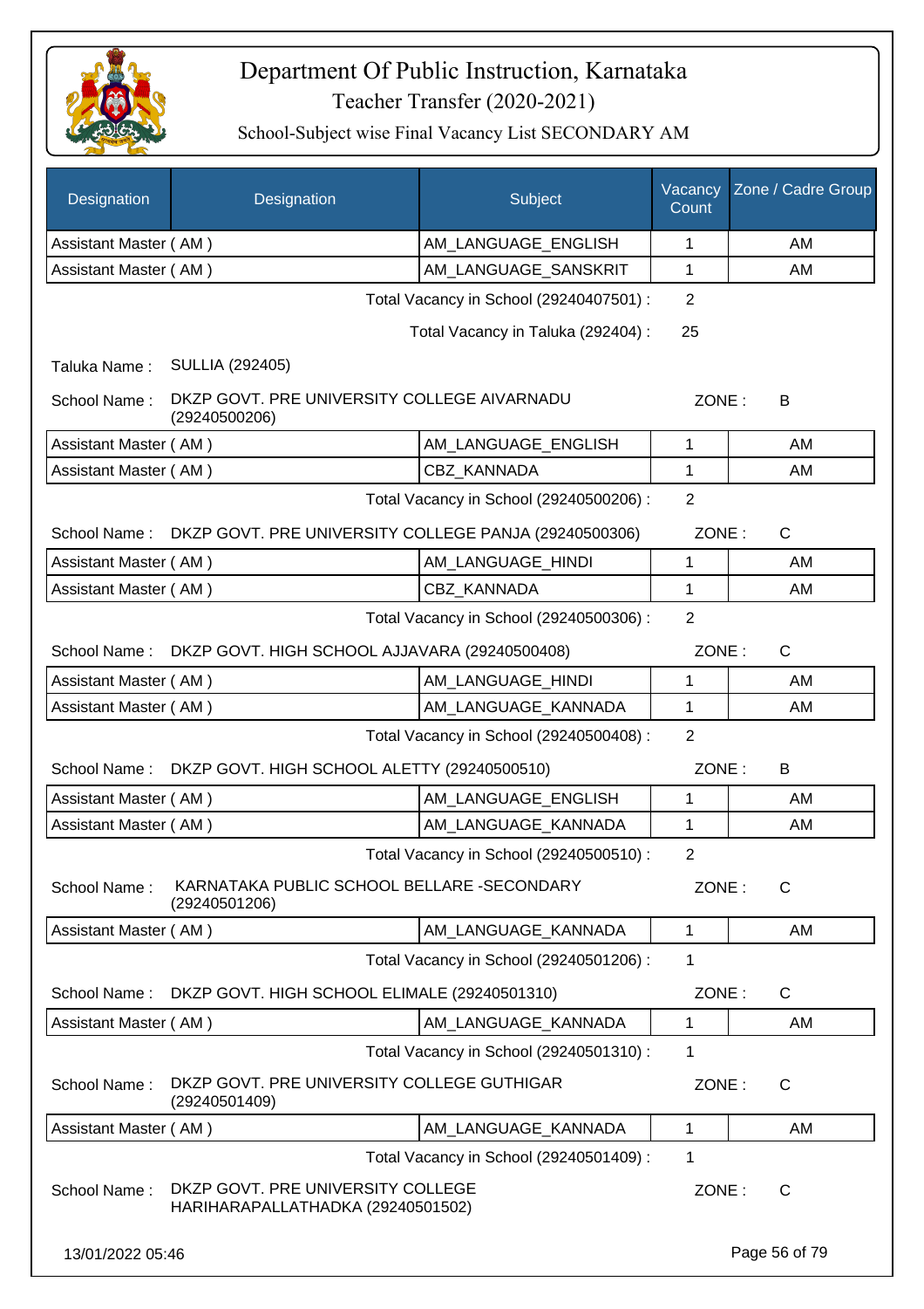# Department Of Public Instruction, Karnataka

## Teacher Transfer (2020-2021)

### School-Subject wise Final Vacancy List SECONDARY AM

| Designation | Designation | Subject | Vacancy Count | Zone / Cadre Group |
|---|---|---|---|---|
| Assistant Master ( AM ) | | AM_LANGUAGE_ENGLISH | 1 | AM |
| Assistant Master ( AM ) | | AM_LANGUAGE_SANSKRIT | 1 | AM |

Total Vacancy in School (29240407501) : 2

Total Vacancy in Taluka (292404) : 25

Taluka Name : SULLIA (292405)

School Name : DKZP GOVT. PRE UNIVERSITY COLLEGE AIVARNADU (29240500206) ZONE : B

| Designation | Subject | Vacancy Count | Zone / Cadre Group |
|---|---|---|---|
| Assistant Master ( AM ) | AM_LANGUAGE_ENGLISH | 1 | AM |
| Assistant Master ( AM ) | CBZ_KANNADA | 1 | AM |

Total Vacancy in School (29240500206) : 2

School Name : DKZP GOVT. PRE UNIVERSITY COLLEGE PANJA (29240500306) ZONE : C

| Designation | Subject | Vacancy Count | Zone / Cadre Group |
|---|---|---|---|
| Assistant Master ( AM ) | AM_LANGUAGE_HINDI | 1 | AM |
| Assistant Master ( AM ) | CBZ_KANNADA | 1 | AM |

Total Vacancy in School (29240500306) : 2

School Name : DKZP GOVT. HIGH SCHOOL AJJAVARA (29240500408) ZONE : C

| Designation | Subject | Vacancy Count | Zone / Cadre Group |
|---|---|---|---|
| Assistant Master ( AM ) | AM_LANGUAGE_HINDI | 1 | AM |
| Assistant Master ( AM ) | AM_LANGUAGE_KANNADA | 1 | AM |

Total Vacancy in School (29240500408) : 2

School Name : DKZP GOVT. HIGH SCHOOL ALETTY (29240500510) ZONE : B

| Designation | Subject | Vacancy Count | Zone / Cadre Group |
|---|---|---|---|
| Assistant Master ( AM ) | AM_LANGUAGE_ENGLISH | 1 | AM |
| Assistant Master ( AM ) | AM_LANGUAGE_KANNADA | 1 | AM |

Total Vacancy in School (29240500510) : 2

School Name : KARNATAKA PUBLIC SCHOOL BELLARE -SECONDARY (29240501206) ZONE : C

| Designation | Subject | Vacancy Count | Zone / Cadre Group |
|---|---|---|---|
| Assistant Master ( AM ) | AM_LANGUAGE_KANNADA | 1 | AM |

Total Vacancy in School (29240501206) : 1

School Name : DKZP GOVT. HIGH SCHOOL ELIMALE (29240501310) ZONE : C

| Designation | Subject | Vacancy Count | Zone / Cadre Group |
|---|---|---|---|
| Assistant Master ( AM ) | AM_LANGUAGE_KANNADA | 1 | AM |

Total Vacancy in School (29240501310) : 1

School Name : DKZP GOVT. PRE UNIVERSITY COLLEGE GUTHIGAR (29240501409) ZONE : C

| Designation | Subject | Vacancy Count | Zone / Cadre Group |
|---|---|---|---|
| Assistant Master ( AM ) | AM_LANGUAGE_KANNADA | 1 | AM |

Total Vacancy in School (29240501409) : 1

School Name : DKZP GOVT. PRE UNIVERSITY COLLEGE HARIHARAPALLATHADKA (29240501502) ZONE : C

13/01/2022 05:46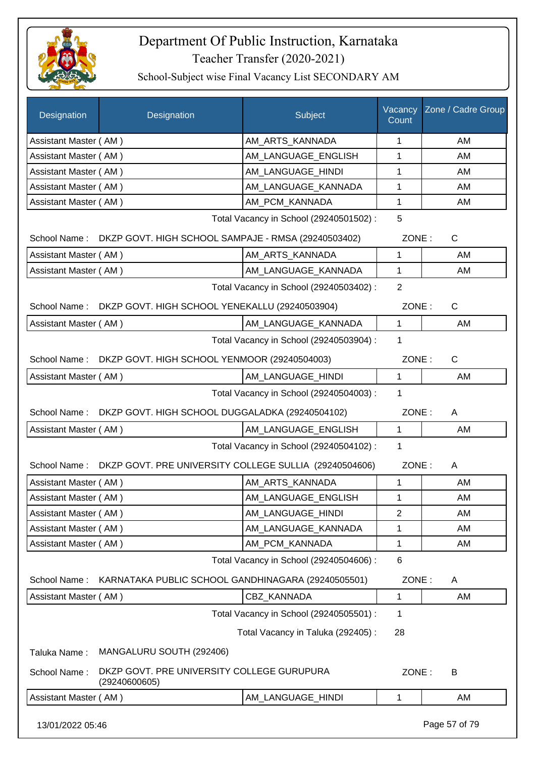# Department Of Public Instruction, Karnataka

Teacher Transfer (2020-2021)

School-Subject wise Final Vacancy List SECONDARY AM

| Designation | Designation | Subject | Vacancy Count | Zone / Cadre Group |
|---|---|---|---|---|
| Assistant Master ( AM ) | | AM_ARTS_KANNADA | 1 | AM |
| Assistant Master ( AM ) | | AM_LANGUAGE_ENGLISH | 1 | AM |
| Assistant Master ( AM ) | | AM_LANGUAGE_HINDI | 1 | AM |
| Assistant Master ( AM ) | | AM_LANGUAGE_KANNADA | 1 | AM |
| Assistant Master ( AM ) | | AM_PCM_KANNADA | 1 | AM |

Total Vacancy in School (29240501502) : 5

School Name : DKZP GOVT. HIGH SCHOOL SAMPAJE - RMSA (29240503402) ZONE : C

| Designation | Designation | Subject | Vacancy Count | Zone / Cadre Group |
|---|---|---|---|---|
| Assistant Master ( AM ) | | AM_ARTS_KANNADA | 1 | AM |
| Assistant Master ( AM ) | | AM_LANGUAGE_KANNADA | 1 | AM |

Total Vacancy in School (29240503402) : 2

School Name : DKZP GOVT. HIGH SCHOOL YENEKALLU (29240503904) ZONE : C

| Designation | Designation | Subject | Vacancy Count | Zone / Cadre Group |
|---|---|---|---|---|
| Assistant Master ( AM ) | | AM_LANGUAGE_KANNADA | 1 | AM |

Total Vacancy in School (29240503904) : 1

School Name : DKZP GOVT. HIGH SCHOOL YENMOOR (29240504003) ZONE : C

| Designation | Designation | Subject | Vacancy Count | Zone / Cadre Group |
|---|---|---|---|---|
| Assistant Master ( AM ) | | AM_LANGUAGE_HINDI | 1 | AM |

Total Vacancy in School (29240504003) : 1

School Name : DKZP GOVT. HIGH SCHOOL DUGGALADKA (29240504102) ZONE : A

| Designation | Designation | Subject | Vacancy Count | Zone / Cadre Group |
|---|---|---|---|---|
| Assistant Master ( AM ) | | AM_LANGUAGE_ENGLISH | 1 | AM |

Total Vacancy in School (29240504102) : 1

School Name : DKZP GOVT. PRE UNIVERSITY COLLEGE SULLIA (29240504606) ZONE : A

| Designation | Designation | Subject | Vacancy Count | Zone / Cadre Group |
|---|---|---|---|---|
| Assistant Master ( AM ) | | AM_ARTS_KANNADA | 1 | AM |
| Assistant Master ( AM ) | | AM_LANGUAGE_ENGLISH | 1 | AM |
| Assistant Master ( AM ) | | AM_LANGUAGE_HINDI | 2 | AM |
| Assistant Master ( AM ) | | AM_LANGUAGE_KANNADA | 1 | AM |
| Assistant Master ( AM ) | | AM_PCM_KANNADA | 1 | AM |

Total Vacancy in School (29240504606) : 6

School Name : KARNATAKA PUBLIC SCHOOL GANDHINAGARA (29240505501) ZONE : A

| Designation | Designation | Subject | Vacancy Count | Zone / Cadre Group |
|---|---|---|---|---|
| Assistant Master ( AM ) | | CBZ_KANNADA | 1 | AM |

Total Vacancy in School (29240505501) : 1

Total Vacancy in Taluka (292405) : 28

Taluka Name : MANGALURU SOUTH (292406)

School Name : DKZP GOVT. PRE UNIVERSITY COLLEGE GURUPURA (29240600605) ZONE : B

| Designation | Designation | Subject | Vacancy Count | Zone / Cadre Group |
|---|---|---|---|---|
| Assistant Master ( AM ) | | AM_LANGUAGE_HINDI | 1 | AM |

13/01/2022 05:46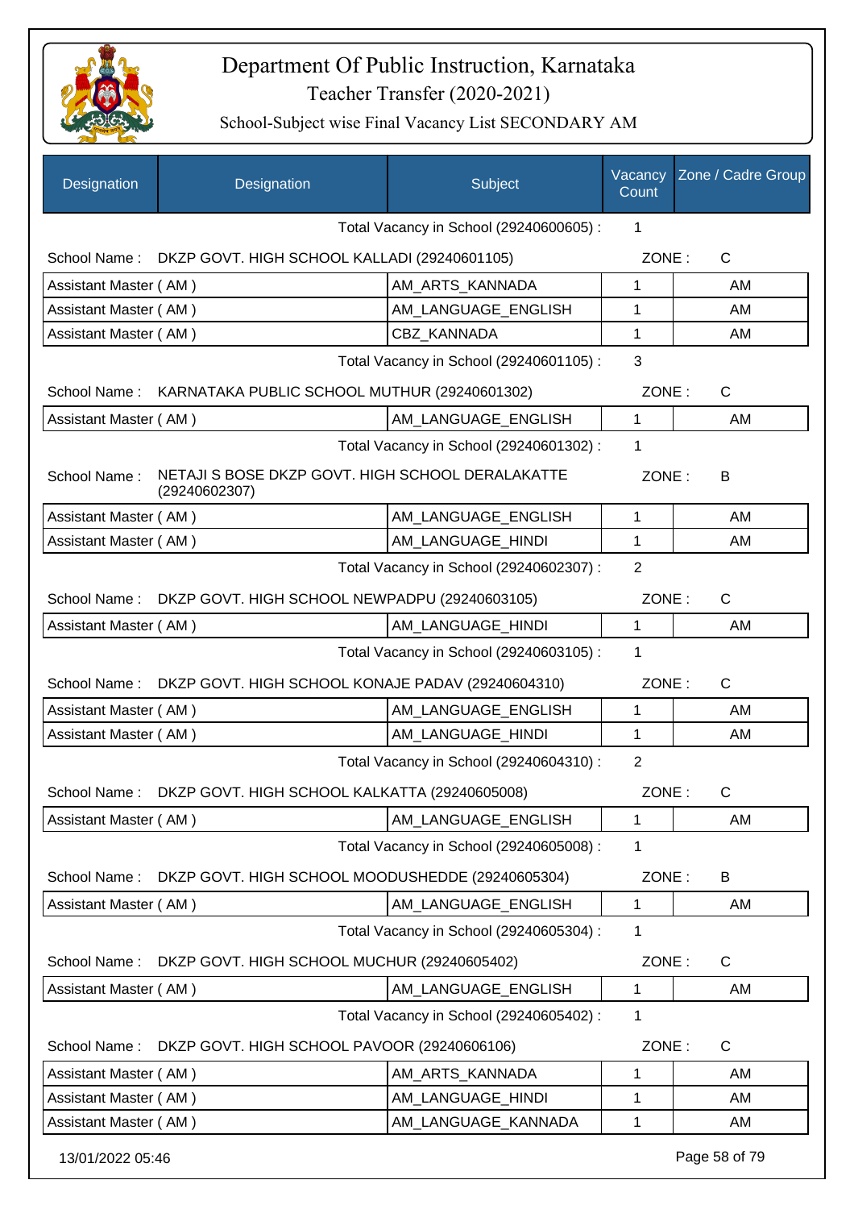# Department Of Public Instruction, Karnataka

## Teacher Transfer (2020-2021)

### School-Subject wise Final Vacancy List SECONDARY AM

| Designation | Designation | Subject | Vacancy Count | Zone / Cadre Group |
|---|---|---|---|---|

Total Vacancy in School (29240600605) : 1

School Name : DKZP GOVT. HIGH SCHOOL KALLADI (29240601105) ZONE : C

| Designation | Subject | Vacancy Count | Zone / Cadre Group |
|---|---|---|---|
| Assistant Master ( AM ) | AM_ARTS_KANNADA | 1 | AM |
| Assistant Master ( AM ) | AM_LANGUAGE_ENGLISH | 1 | AM |
| Assistant Master ( AM ) | CBZ_KANNADA | 1 | AM |

Total Vacancy in School (29240601105) : 3

School Name : KARNATAKA PUBLIC SCHOOL MUTHUR (29240601302) ZONE : C

| Designation | Subject | Vacancy Count | Zone / Cadre Group |
|---|---|---|---|
| Assistant Master ( AM ) | AM_LANGUAGE_ENGLISH | 1 | AM |

Total Vacancy in School (29240601302) : 1

School Name : NETAJI S BOSE DKZP GOVT. HIGH SCHOOL DERALAKATTE (29240602307) ZONE : B

| Designation | Subject | Vacancy Count | Zone / Cadre Group |
|---|---|---|---|
| Assistant Master ( AM ) | AM_LANGUAGE_ENGLISH | 1 | AM |
| Assistant Master ( AM ) | AM_LANGUAGE_HINDI | 1 | AM |

Total Vacancy in School (29240602307) : 2

School Name : DKZP GOVT. HIGH SCHOOL NEWPADPU (29240603105) ZONE : C

| Designation | Subject | Vacancy Count | Zone / Cadre Group |
|---|---|---|---|
| Assistant Master ( AM ) | AM_LANGUAGE_HINDI | 1 | AM |

Total Vacancy in School (29240603105) : 1

School Name : DKZP GOVT. HIGH SCHOOL KONAJE PADAV (29240604310) ZONE : C

| Designation | Subject | Vacancy Count | Zone / Cadre Group |
|---|---|---|---|
| Assistant Master ( AM ) | AM_LANGUAGE_ENGLISH | 1 | AM |
| Assistant Master ( AM ) | AM_LANGUAGE_HINDI | 1 | AM |

Total Vacancy in School (29240604310) : 2

School Name : DKZP GOVT. HIGH SCHOOL KALKATTA (29240605008) ZONE : C

| Designation | Subject | Vacancy Count | Zone / Cadre Group |
|---|---|---|---|
| Assistant Master ( AM ) | AM_LANGUAGE_ENGLISH | 1 | AM |

Total Vacancy in School (29240605008) : 1

School Name : DKZP GOVT. HIGH SCHOOL MOODUSHEDDE (29240605304) ZONE : B

| Designation | Subject | Vacancy Count | Zone / Cadre Group |
|---|---|---|---|
| Assistant Master ( AM ) | AM_LANGUAGE_ENGLISH | 1 | AM |

Total Vacancy in School (29240605304) : 1

School Name : DKZP GOVT. HIGH SCHOOL MUCHUR (29240605402) ZONE : C

| Designation | Subject | Vacancy Count | Zone / Cadre Group |
|---|---|---|---|
| Assistant Master ( AM ) | AM_LANGUAGE_ENGLISH | 1 | AM |

Total Vacancy in School (29240605402) : 1

School Name : DKZP GOVT. HIGH SCHOOL PAVOOR (29240606106) ZONE : C

| Designation | Subject | Vacancy Count | Zone / Cadre Group |
|---|---|---|---|
| Assistant Master ( AM ) | AM_ARTS_KANNADA | 1 | AM |
| Assistant Master ( AM ) | AM_LANGUAGE_HINDI | 1 | AM |
| Assistant Master ( AM ) | AM_LANGUAGE_KANNADA | 1 | AM |

13/01/2022 05:46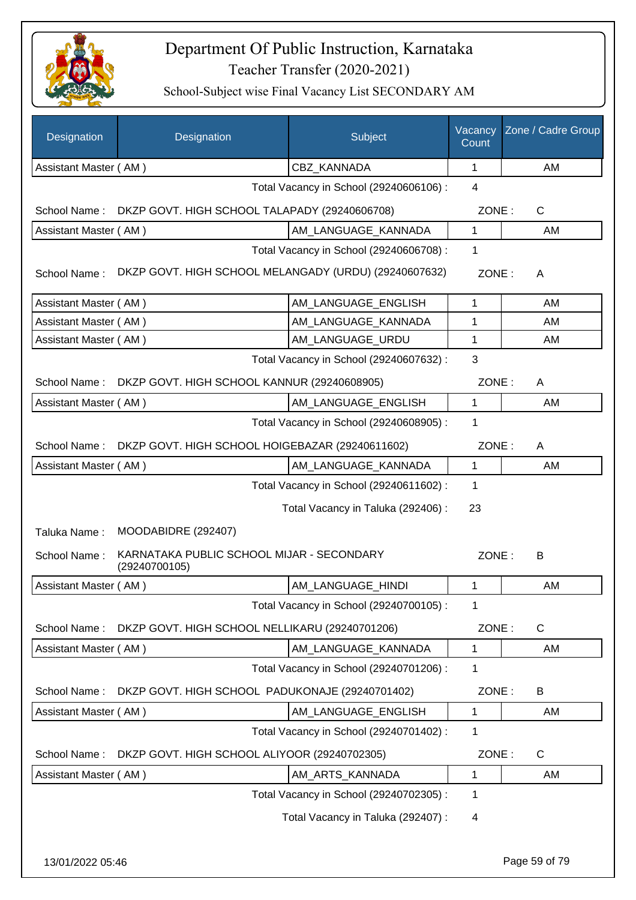# Department Of Public Instruction, Karnataka

## Teacher Transfer (2020-2021)

### School-Subject wise Final Vacancy List SECONDARY AM

| Designation | Designation | Subject | Vacancy Count | Zone / Cadre Group |
|---|---|---|---|---|
| Assistant Master ( AM ) | | CBZ_KANNADA | 1 | AM |

Total Vacancy in School (29240606106) : 4

School Name : DKZP GOVT. HIGH SCHOOL TALAPADY (29240606708) ZONE : C

| Designation | Designation | Subject | Vacancy Count | Zone / Cadre Group |
|---|---|---|---|---|
| Assistant Master ( AM ) | | AM_LANGUAGE_KANNADA | 1 | AM |

Total Vacancy in School (29240606708) : 1

School Name : DKZP GOVT. HIGH SCHOOL MELANGADY (URDU) (29240607632) ZONE : A

| Designation | Designation | Subject | Vacancy Count | Zone / Cadre Group |
|---|---|---|---|---|
| Assistant Master ( AM ) | | AM_LANGUAGE_ENGLISH | 1 | AM |
| Assistant Master ( AM ) | | AM_LANGUAGE_KANNADA | 1 | AM |
| Assistant Master ( AM ) | | AM_LANGUAGE_URDU | 1 | AM |

Total Vacancy in School (29240607632) : 3

School Name : DKZP GOVT. HIGH SCHOOL KANNUR (29240608905) ZONE : A

| Designation | Designation | Subject | Vacancy Count | Zone / Cadre Group |
|---|---|---|---|---|
| Assistant Master ( AM ) | | AM_LANGUAGE_ENGLISH | 1 | AM |

Total Vacancy in School (29240608905) : 1

School Name : DKZP GOVT. HIGH SCHOOL HOIGEBAZAR (29240611602) ZONE : A

| Designation | Designation | Subject | Vacancy Count | Zone / Cadre Group |
|---|---|---|---|---|
| Assistant Master ( AM ) | | AM_LANGUAGE_KANNADA | 1 | AM |

Total Vacancy in School (29240611602) : 1

Total Vacancy in Taluka (292406) : 23

Taluka Name : MOODABIDRE (292407)

School Name : KARNATAKA PUBLIC SCHOOL MIJAR - SECONDARY (29240700105) ZONE : B

| Designation | Designation | Subject | Vacancy Count | Zone / Cadre Group |
|---|---|---|---|---|
| Assistant Master ( AM ) | | AM_LANGUAGE_HINDI | 1 | AM |

Total Vacancy in School (29240700105) : 1

School Name : DKZP GOVT. HIGH SCHOOL NELLIKARU (29240701206) ZONE : C

| Designation | Designation | Subject | Vacancy Count | Zone / Cadre Group |
|---|---|---|---|---|
| Assistant Master ( AM ) | | AM_LANGUAGE_KANNADA | 1 | AM |

Total Vacancy in School (29240701206) : 1

School Name : DKZP GOVT. HIGH SCHOOL PADUKONAJE (29240701402) ZONE : B

| Designation | Designation | Subject | Vacancy Count | Zone / Cadre Group |
|---|---|---|---|---|
| Assistant Master ( AM ) | | AM_LANGUAGE_ENGLISH | 1 | AM |

Total Vacancy in School (29240701402) : 1

School Name : DKZP GOVT. HIGH SCHOOL ALIYOOR (29240702305) ZONE : C

| Designation | Designation | Subject | Vacancy Count | Zone / Cadre Group |
|---|---|---|---|---|
| Assistant Master ( AM ) | | AM_ARTS_KANNADA | 1 | AM |

Total Vacancy in School (29240702305) : 1

Total Vacancy in Taluka (292407) : 4

13/01/2022 05:46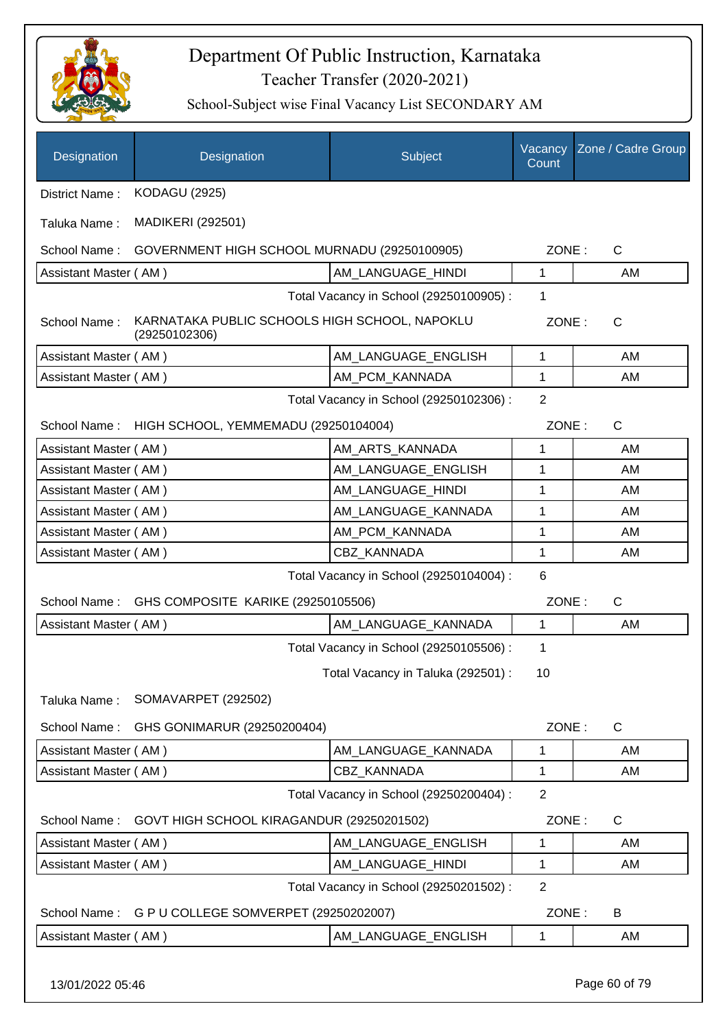# Department Of Public Instruction, Karnataka

Teacher Transfer (2020-2021)

School-Subject wise Final Vacancy List SECONDARY AM

| Designation | Designation | Subject | Vacancy Count | Zone / Cadre Group |
|---|---|---|---|---|

District Name : KODAGU (2925)

Taluka Name : MADIKERI (292501)

School Name : GOVERNMENT HIGH SCHOOL MURNADU (29250100905) ZONE : C

| Assistant Master ( AM ) | AM_LANGUAGE_HINDI | 1 | AM |
|---|---|---|---|

Total Vacancy in School (29250100905) : 1

School Name : KARNATAKA PUBLIC SCHOOLS HIGH SCHOOL, NAPOKLU (29250102306) ZONE : C

| Assistant Master ( AM ) | AM_LANGUAGE_ENGLISH | 1 | AM |
|---|---|---|---|
| Assistant Master ( AM ) | AM_PCM_KANNADA | 1 | AM |

Total Vacancy in School (29250102306) : 2

School Name : HIGH SCHOOL, YEMMEMADU (29250104004) ZONE : C

| Assistant Master ( AM ) | AM_ARTS_KANNADA | 1 | AM |
|---|---|---|---|
| Assistant Master ( AM ) | AM_LANGUAGE_ENGLISH | 1 | AM |
| Assistant Master ( AM ) | AM_LANGUAGE_HINDI | 1 | AM |
| Assistant Master ( AM ) | AM_LANGUAGE_KANNADA | 1 | AM |
| Assistant Master ( AM ) | AM_PCM_KANNADA | 1 | AM |
| Assistant Master ( AM ) | CBZ_KANNADA | 1 | AM |

Total Vacancy in School (29250104004) : 6

School Name : GHS COMPOSITE KARIKE (29250105506) ZONE : C

| Assistant Master ( AM ) | AM_LANGUAGE_KANNADA | 1 | AM |
|---|---|---|---|

Total Vacancy in School (29250105506) : 1

Total Vacancy in Taluka (292501) : 10

Taluka Name : SOMAVARPET (292502)

School Name : GHS GONIMARUR (29250200404) ZONE : C

| Assistant Master ( AM ) | AM_LANGUAGE_KANNADA | 1 | AM |
|---|---|---|---|
| Assistant Master ( AM ) | CBZ_KANNADA | 1 | AM |

Total Vacancy in School (29250200404) : 2

School Name : GOVT HIGH SCHOOL KIRAGANDUR (29250201502) ZONE : C

| Assistant Master ( AM ) | AM_LANGUAGE_ENGLISH | 1 | AM |
|---|---|---|---|
| Assistant Master ( AM ) | AM_LANGUAGE_HINDI | 1 | AM |

Total Vacancy in School (29250201502) : 2

School Name : G P U COLLEGE SOMVERPET (29250202007) ZONE : B

| Assistant Master ( AM ) | AM_LANGUAGE_ENGLISH | 1 | AM |
|---|---|---|---|

13/01/2022 05:46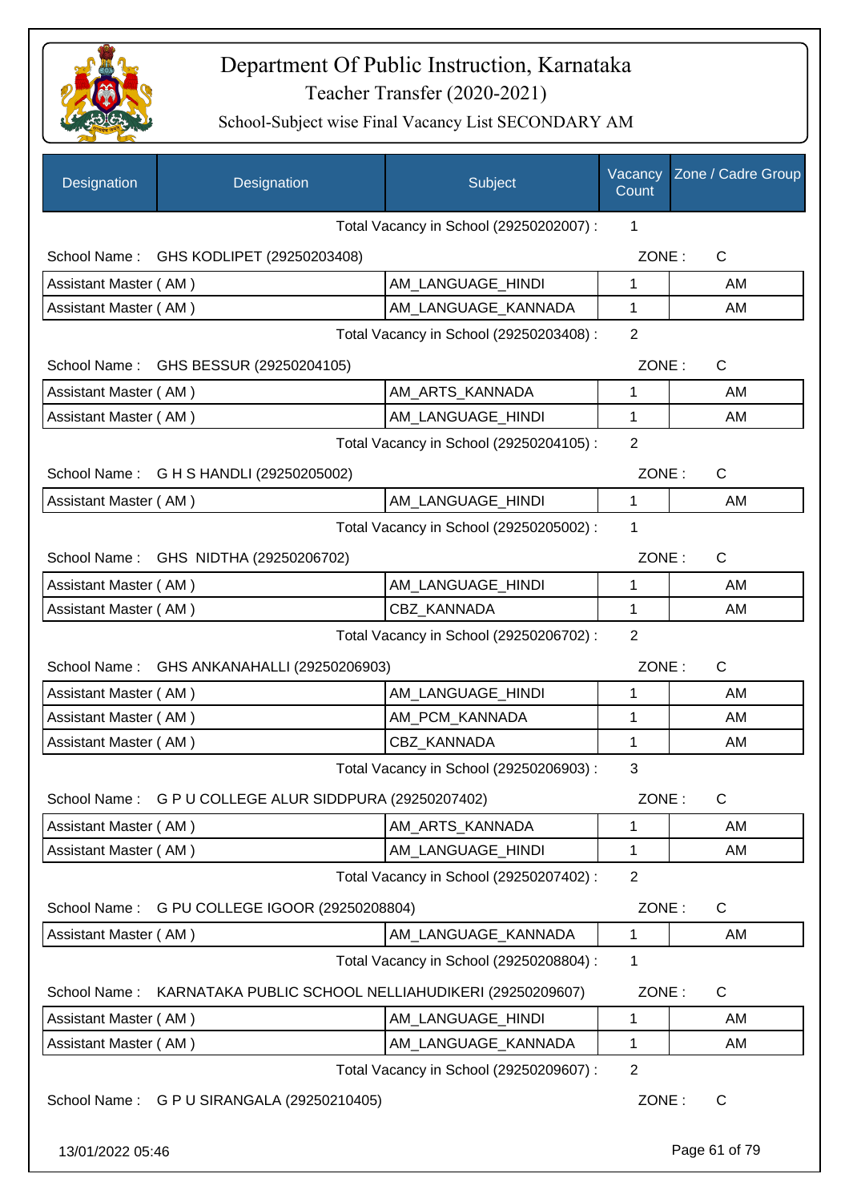# Department Of Public Instruction, Karnataka

Teacher Transfer (2020-2021)

School-Subject wise Final Vacancy List SECONDARY AM

| Designation | Designation | Subject | Vacancy Count | Zone / Cadre Group |
|---|---|---|---|---|
| | | Total Vacancy in School (29250202007) : | 1 | |
| School Name : | GHS KODLIPET (29250203408) | | ZONE : | C |
| Assistant Master ( AM ) | | AM_LANGUAGE_HINDI | 1 | AM |
| Assistant Master ( AM ) | | AM_LANGUAGE_KANNADA | 1 | AM |
| | | Total Vacancy in School (29250203408) : | 2 | |
| School Name : | GHS BESSUR (29250204105) | | ZONE : | C |
| Assistant Master ( AM ) | | AM_ARTS_KANNADA | 1 | AM |
| Assistant Master ( AM ) | | AM_LANGUAGE_HINDI | 1 | AM |
| | | Total Vacancy in School (29250204105) : | 2 | |
| School Name : | G H S HANDLI (29250205002) | | ZONE : | C |
| Assistant Master ( AM ) | | AM_LANGUAGE_HINDI | 1 | AM |
| | | Total Vacancy in School (29250205002) : | 1 | |
| School Name : | GHS NIDTHA (29250206702) | | ZONE : | C |
| Assistant Master ( AM ) | | AM_LANGUAGE_HINDI | 1 | AM |
| Assistant Master ( AM ) | | CBZ_KANNADA | 1 | AM |
| | | Total Vacancy in School (29250206702) : | 2 | |
| School Name : | GHS ANKANAHALLI (29250206903) | | ZONE : | C |
| Assistant Master ( AM ) | | AM_LANGUAGE_HINDI | 1 | AM |
| Assistant Master ( AM ) | | AM_PCM_KANNADA | 1 | AM |
| Assistant Master ( AM ) | | CBZ_KANNADA | 1 | AM |
| | | Total Vacancy in School (29250206903) : | 3 | |
| School Name : | G P U COLLEGE ALUR SIDDPURA (29250207402) | | ZONE : | C |
| Assistant Master ( AM ) | | AM_ARTS_KANNADA | 1 | AM |
| Assistant Master ( AM ) | | AM_LANGUAGE_HINDI | 1 | AM |
| | | Total Vacancy in School (29250207402) : | 2 | |
| School Name : | G PU COLLEGE IGOOR (29250208804) | | ZONE : | C |
| Assistant Master ( AM ) | | AM_LANGUAGE_KANNADA | 1 | AM |
| | | Total Vacancy in School (29250208804) : | 1 | |
| School Name : | KARNATAKA PUBLIC SCHOOL NELLIAHUDIKERI (29250209607) | | ZONE : | C |
| Assistant Master ( AM ) | | AM_LANGUAGE_HINDI | 1 | AM |
| Assistant Master ( AM ) | | AM_LANGUAGE_KANNADA | 1 | AM |
| | | Total Vacancy in School (29250209607) : | 2 | |
| School Name : | G P U SIRANGALA (29250210405) | | ZONE : | C |

13/01/2022 05:46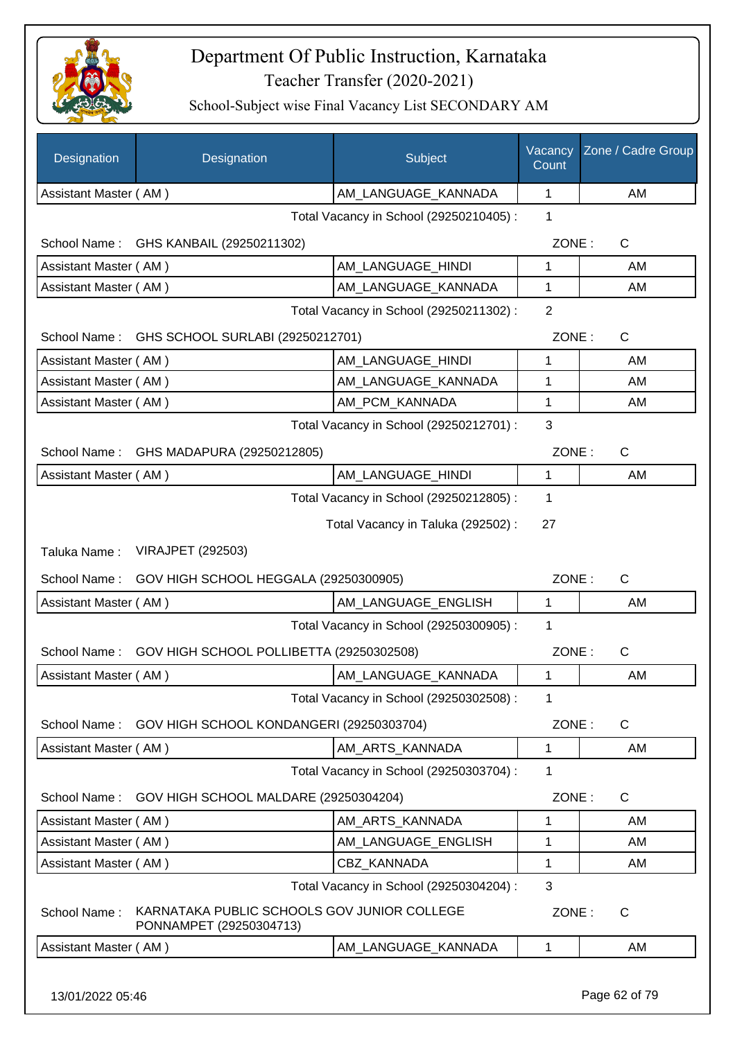# Department Of Public Instruction, Karnataka

Teacher Transfer (2020-2021)

School-Subject wise Final Vacancy List SECONDARY AM

| Designation | Designation | Subject | Vacancy Count | Zone / Cadre Group |
|---|---|---|---|---|
| Assistant Master ( AM ) | | AM_LANGUAGE_KANNADA | 1 | AM |

Total Vacancy in School (29250210405) : 1

School Name : GHS KANBAIL (29250211302) ZONE : C

| Designation | Designation | Subject | Vacancy Count | Zone / Cadre Group |
|---|---|---|---|---|
| Assistant Master ( AM ) | | AM_LANGUAGE_HINDI | 1 | AM |
| Assistant Master ( AM ) | | AM_LANGUAGE_KANNADA | 1 | AM |

Total Vacancy in School (29250211302) : 2

School Name : GHS SCHOOL SURLABI (29250212701) ZONE : C

| Designation | Designation | Subject | Vacancy Count | Zone / Cadre Group |
|---|---|---|---|---|
| Assistant Master ( AM ) | | AM_LANGUAGE_HINDI | 1 | AM |
| Assistant Master ( AM ) | | AM_LANGUAGE_KANNADA | 1 | AM |
| Assistant Master ( AM ) | | AM_PCM_KANNADA | 1 | AM |

Total Vacancy in School (29250212701) : 3

School Name : GHS MADAPURA (29250212805) ZONE : C

| Designation | Designation | Subject | Vacancy Count | Zone / Cadre Group |
|---|---|---|---|---|
| Assistant Master ( AM ) | | AM_LANGUAGE_HINDI | 1 | AM |

Total Vacancy in School (29250212805) : 1

Total Vacancy in Taluka (292502) : 27

Taluka Name : VIRAJPET (292503)

School Name : GOV HIGH SCHOOL HEGGALA (29250300905) ZONE : C

| Designation | Designation | Subject | Vacancy Count | Zone / Cadre Group |
|---|---|---|---|---|
| Assistant Master ( AM ) | | AM_LANGUAGE_ENGLISH | 1 | AM |

Total Vacancy in School (29250300905) : 1

School Name : GOV HIGH SCHOOL POLLIBETTA (29250302508) ZONE : C

| Designation | Designation | Subject | Vacancy Count | Zone / Cadre Group |
|---|---|---|---|---|
| Assistant Master ( AM ) | | AM_LANGUAGE_KANNADA | 1 | AM |

Total Vacancy in School (29250302508) : 1

School Name : GOV HIGH SCHOOL KONDANGERI (29250303704) ZONE : C

| Designation | Designation | Subject | Vacancy Count | Zone / Cadre Group |
|---|---|---|---|---|
| Assistant Master ( AM ) | | AM_ARTS_KANNADA | 1 | AM |

Total Vacancy in School (29250303704) : 1

School Name : GOV HIGH SCHOOL MALDARE (29250304204) ZONE : C

| Designation | Designation | Subject | Vacancy Count | Zone / Cadre Group |
|---|---|---|---|---|
| Assistant Master ( AM ) | | AM_ARTS_KANNADA | 1 | AM |
| Assistant Master ( AM ) | | AM_LANGUAGE_ENGLISH | 1 | AM |
| Assistant Master ( AM ) | | CBZ_KANNADA | 1 | AM |

Total Vacancy in School (29250304204) : 3

School Name : KARNATAKA PUBLIC SCHOOLS GOV JUNIOR COLLEGE PONNAMPET (29250304713) ZONE : C

| Designation | Designation | Subject | Vacancy Count | Zone / Cadre Group |
|---|---|---|---|---|
| Assistant Master ( AM ) | | AM_LANGUAGE_KANNADA | 1 | AM |

13/01/2022 05:46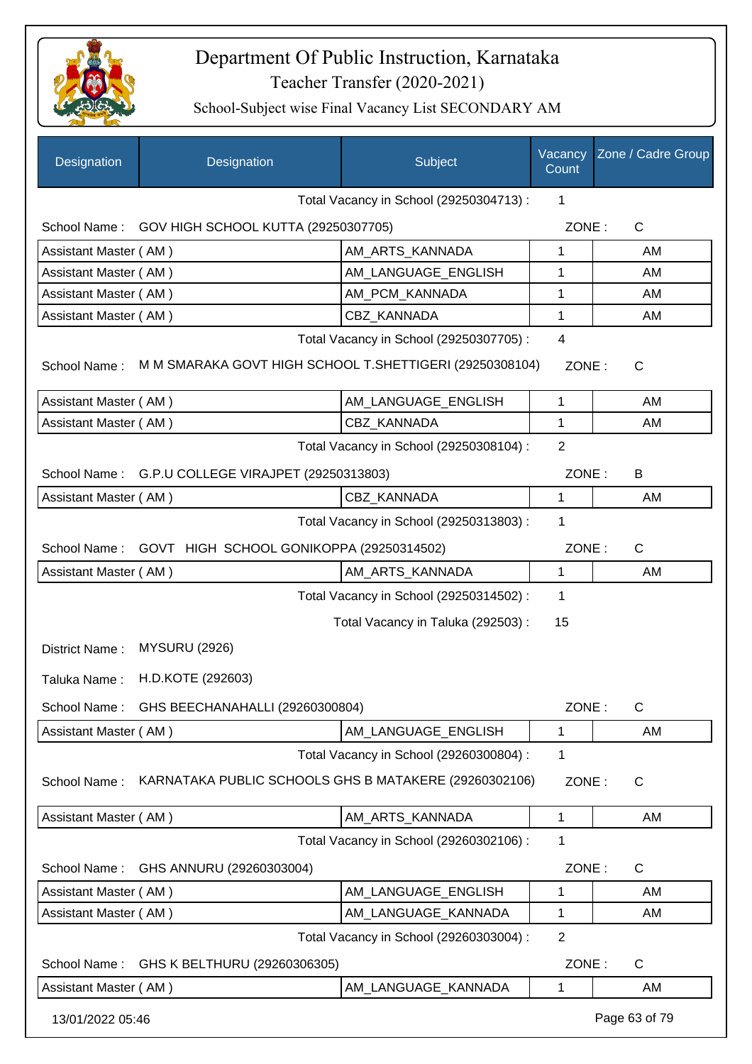# Department Of Public Instruction, Karnataka
## Teacher Transfer (2020-2021)
### School-Subject wise Final Vacancy List SECONDARY AM

| Designation | Designation | Subject | Vacancy Count | Zone / Cadre Group |
|---|---|---|---|---|

Total Vacancy in School (29250304713) : 1

School Name : GOV HIGH SCHOOL KUTTA (29250307705) ZONE : C

| Designation | Subject | Vacancy Count | Zone / Cadre Group |
|---|---|---|---|
| Assistant Master ( AM ) | AM_ARTS_KANNADA | 1 | AM |
| Assistant Master ( AM ) | AM_LANGUAGE_ENGLISH | 1 | AM |
| Assistant Master ( AM ) | AM_PCM_KANNADA | 1 | AM |
| Assistant Master ( AM ) | CBZ_KANNADA | 1 | AM |

Total Vacancy in School (29250307705) : 4

School Name : M M SMARAKA GOVT HIGH SCHOOL T.SHETTIGERI (29250308104) ZONE : C

| Designation | Subject | Vacancy Count | Zone / Cadre Group |
|---|---|---|---|
| Assistant Master ( AM ) | AM_LANGUAGE_ENGLISH | 1 | AM |
| Assistant Master ( AM ) | CBZ_KANNADA | 1 | AM |

Total Vacancy in School (29250308104) : 2

School Name : G.P.U COLLEGE VIRAJPET (29250313803) ZONE : B

| Designation | Subject | Vacancy Count | Zone / Cadre Group |
|---|---|---|---|
| Assistant Master ( AM ) | CBZ_KANNADA | 1 | AM |

Total Vacancy in School (29250313803) : 1

School Name : GOVT HIGH SCHOOL GONIKOPPA (29250314502) ZONE : C

| Designation | Subject | Vacancy Count | Zone / Cadre Group |
|---|---|---|---|
| Assistant Master ( AM ) | AM_ARTS_KANNADA | 1 | AM |

Total Vacancy in School (29250314502) : 1

Total Vacancy in Taluka (292503) : 15

District Name : MYSURU (2926)

Taluka Name : H.D.KOTE (292603)

School Name : GHS BEECHANAHALLI (29260300804) ZONE : C

| Designation | Subject | Vacancy Count | Zone / Cadre Group |
|---|---|---|---|
| Assistant Master ( AM ) | AM_LANGUAGE_ENGLISH | 1 | AM |

Total Vacancy in School (29260300804) : 1

School Name : KARNATAKA PUBLIC SCHOOLS GHS B MATAKERE (29260302106) ZONE : C

| Designation | Subject | Vacancy Count | Zone / Cadre Group |
|---|---|---|---|
| Assistant Master ( AM ) | AM_ARTS_KANNADA | 1 | AM |

Total Vacancy in School (29260302106) : 1

School Name : GHS ANNURU (29260303004) ZONE : C

| Designation | Subject | Vacancy Count | Zone / Cadre Group |
|---|---|---|---|
| Assistant Master ( AM ) | AM_LANGUAGE_ENGLISH | 1 | AM |
| Assistant Master ( AM ) | AM_LANGUAGE_KANNADA | 1 | AM |

Total Vacancy in School (29260303004) : 2

School Name : GHS K BELTHURU (29260306305) ZONE : C

| Designation | Subject | Vacancy Count | Zone / Cadre Group |
|---|---|---|---|
| Assistant Master ( AM ) | AM_LANGUAGE_KANNADA | 1 | AM |

13/01/2022 05:46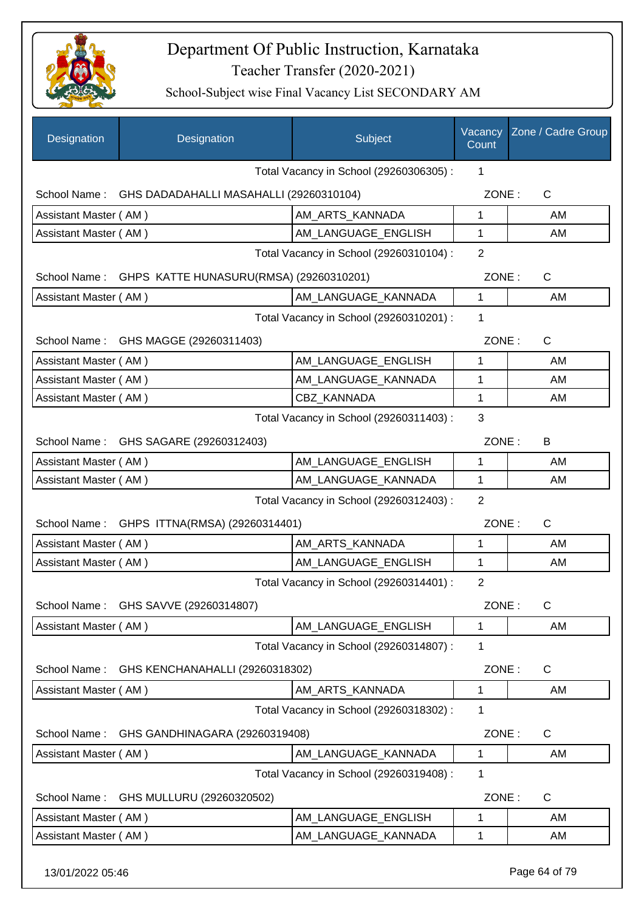# Department Of Public Instruction, Karnataka

Teacher Transfer (2020-2021)

School-Subject wise Final Vacancy List SECONDARY AM

| Designation | Designation | Subject | Vacancy Count | Zone / Cadre Group |
|---|---|---|---|---|
| | | Total Vacancy in School (29260306305) : | 1 | |
| School Name : | GHS DADADAHALLI MASAHALLI (29260310104) | | ZONE : | C |
| Assistant Master ( AM ) | | AM_ARTS_KANNADA | 1 | AM |
| Assistant Master ( AM ) | | AM_LANGUAGE_ENGLISH | 1 | AM |
| | | Total Vacancy in School (29260310104) : | 2 | |
| School Name : | GHPS KATTE HUNASURU(RMSA) (29260310201) | | ZONE : | C |
| Assistant Master ( AM ) | | AM_LANGUAGE_KANNADA | 1 | AM |
| | | Total Vacancy in School (29260310201) : | 1 | |
| School Name : | GHS MAGGE (29260311403) | | ZONE : | C |
| Assistant Master ( AM ) | | AM_LANGUAGE_ENGLISH | 1 | AM |
| Assistant Master ( AM ) | | AM_LANGUAGE_KANNADA | 1 | AM |
| Assistant Master ( AM ) | | CBZ_KANNADA | 1 | AM |
| | | Total Vacancy in School (29260311403) : | 3 | |
| School Name : | GHS SAGARE (29260312403) | | ZONE : | B |
| Assistant Master ( AM ) | | AM_LANGUAGE_ENGLISH | 1 | AM |
| Assistant Master ( AM ) | | AM_LANGUAGE_KANNADA | 1 | AM |
| | | Total Vacancy in School (29260312403) : | 2 | |
| School Name : | GHPS ITTNA(RMSA) (29260314401) | | ZONE : | C |
| Assistant Master ( AM ) | | AM_ARTS_KANNADA | 1 | AM |
| Assistant Master ( AM ) | | AM_LANGUAGE_ENGLISH | 1 | AM |
| | | Total Vacancy in School (29260314401) : | 2 | |
| School Name : | GHS SAVVE (29260314807) | | ZONE : | C |
| Assistant Master ( AM ) | | AM_LANGUAGE_ENGLISH | 1 | AM |
| | | Total Vacancy in School (29260314807) : | 1 | |
| School Name : | GHS KENCHANAHALLI (29260318302) | | ZONE : | C |
| Assistant Master ( AM ) | | AM_ARTS_KANNADA | 1 | AM |
| | | Total Vacancy in School (29260318302) : | 1 | |
| School Name : | GHS GANDHINAGARA (29260319408) | | ZONE : | C |
| Assistant Master ( AM ) | | AM_LANGUAGE_KANNADA | 1 | AM |
| | | Total Vacancy in School (29260319408) : | 1 | |
| School Name : | GHS MULLURU (29260320502) | | ZONE : | C |
| Assistant Master ( AM ) | | AM_LANGUAGE_ENGLISH | 1 | AM |
| Assistant Master ( AM ) | | AM_LANGUAGE_KANNADA | 1 | AM |

13/01/2022 05:46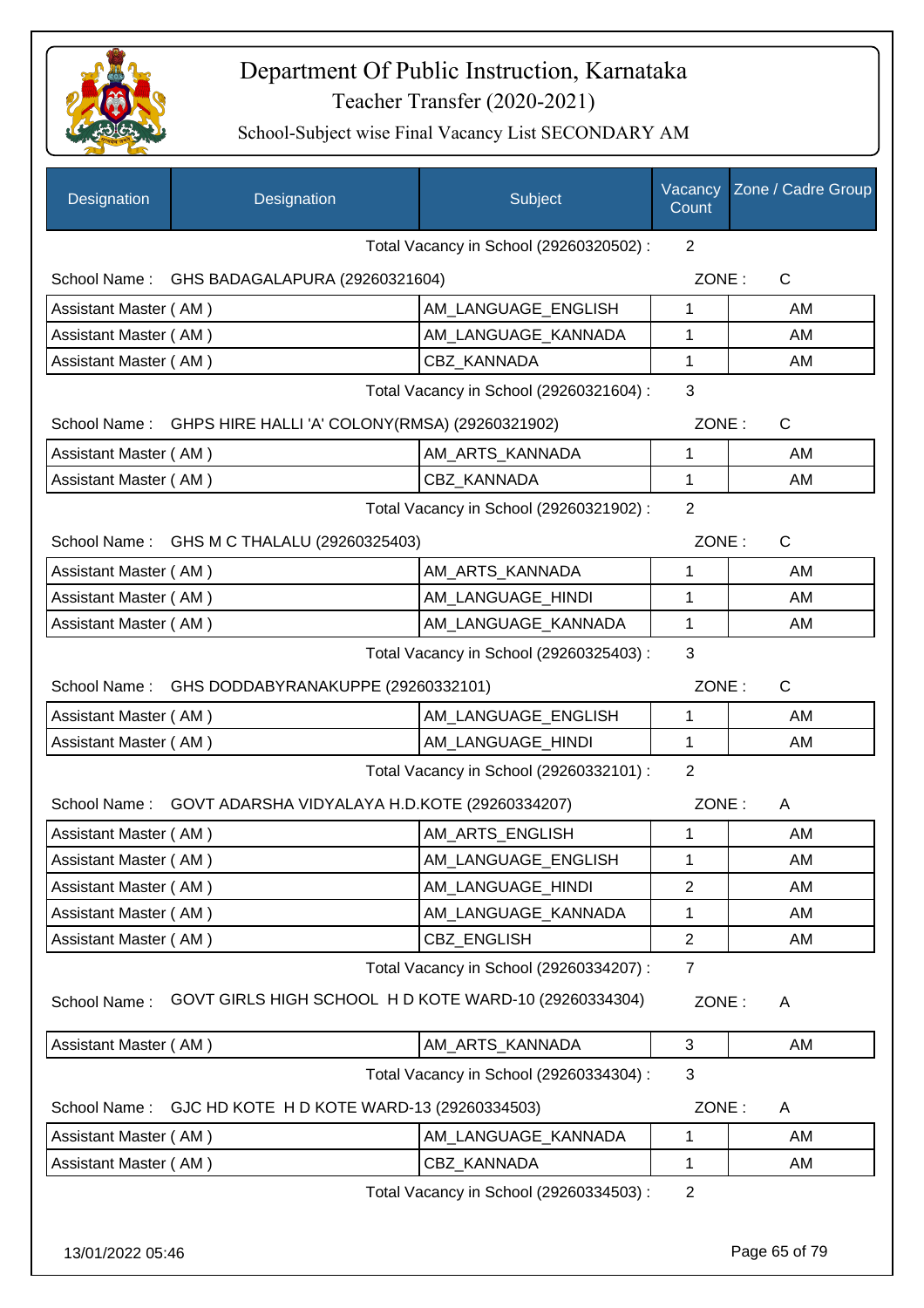# Department Of Public Instruction, Karnataka

Teacher Transfer (2020-2021)

School-Subject wise Final Vacancy List SECONDARY AM

| Designation | Designation | Subject | Vacancy Count | Zone / Cadre Group |
|---|---|---|---|---|
| | | Total Vacancy in School (29260320502) : | 2 | |
| School Name : | GHS BADAGALAPURA (29260321604) | | ZONE : | C |
| Assistant Master ( AM ) | | AM_LANGUAGE_ENGLISH | 1 | AM |
| Assistant Master ( AM ) | | AM_LANGUAGE_KANNADA | 1 | AM |
| Assistant Master ( AM ) | | CBZ_KANNADA | 1 | AM |
| | | Total Vacancy in School (29260321604) : | 3 | |
| School Name : | GHPS HIRE HALLI 'A' COLONY(RMSA) (29260321902) | | ZONE : | C |
| Assistant Master ( AM ) | | AM_ARTS_KANNADA | 1 | AM |
| Assistant Master ( AM ) | | CBZ_KANNADA | 1 | AM |
| | | Total Vacancy in School (29260321902) : | 2 | |
| School Name : | GHS M C THALALU (29260325403) | | ZONE : | C |
| Assistant Master ( AM ) | | AM_ARTS_KANNADA | 1 | AM |
| Assistant Master ( AM ) | | AM_LANGUAGE_HINDI | 1 | AM |
| Assistant Master ( AM ) | | AM_LANGUAGE_KANNADA | 1 | AM |
| | | Total Vacancy in School (29260325403) : | 3 | |
| School Name : | GHS DODDABYRANAKUPPE (29260332101) | | ZONE : | C |
| Assistant Master ( AM ) | | AM_LANGUAGE_ENGLISH | 1 | AM |
| Assistant Master ( AM ) | | AM_LANGUAGE_HINDI | 1 | AM |
| | | Total Vacancy in School (29260332101) : | 2 | |
| School Name : | GOVT ADARSHA VIDYALAYA H.D.KOTE (29260334207) | | ZONE : | A |
| Assistant Master ( AM ) | | AM_ARTS_ENGLISH | 1 | AM |
| Assistant Master ( AM ) | | AM_LANGUAGE_ENGLISH | 1 | AM |
| Assistant Master ( AM ) | | AM_LANGUAGE_HINDI | 2 | AM |
| Assistant Master ( AM ) | | AM_LANGUAGE_KANNADA | 1 | AM |
| Assistant Master ( AM ) | | CBZ_ENGLISH | 2 | AM |
| | | Total Vacancy in School (29260334207) : | 7 | |
| School Name : | GOVT GIRLS HIGH SCHOOL H D KOTE WARD-10 (29260334304) | | ZONE : | A |
| Assistant Master ( AM ) | | AM_ARTS_KANNADA | 3 | AM |
| | | Total Vacancy in School (29260334304) : | 3 | |
| School Name : | GJC HD KOTE H D KOTE WARD-13 (29260334503) | | ZONE : | A |
| Assistant Master ( AM ) | | AM_LANGUAGE_KANNADA | 1 | AM |
| Assistant Master ( AM ) | | CBZ_KANNADA | 1 | AM |
| | | Total Vacancy in School (29260334503) : | 2 | |

13/01/2022 05:46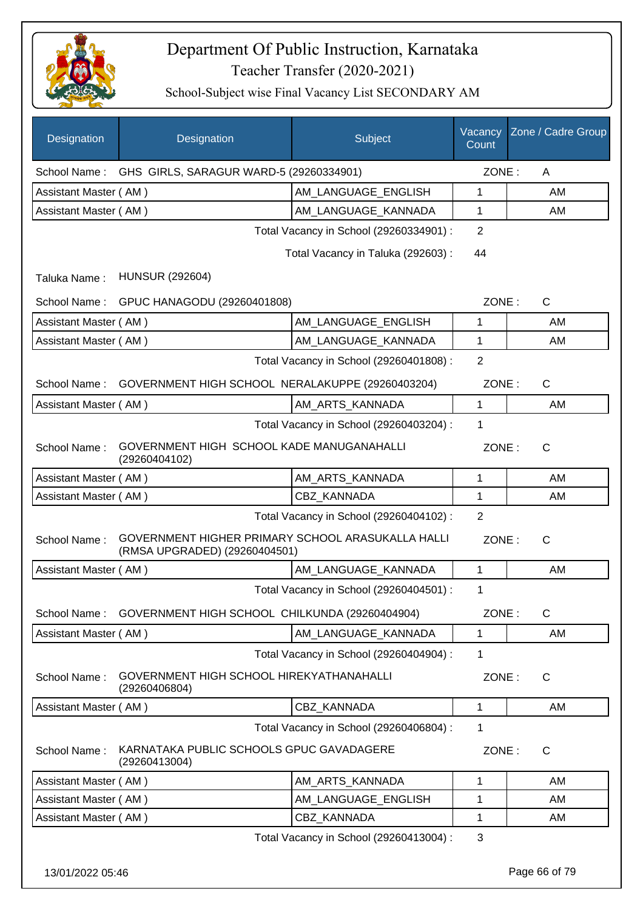# Department Of Public Instruction, Karnataka

## Teacher Transfer (2020-2021)

### School-Subject wise Final Vacancy List SECONDARY AM

| Designation | Designation | Subject | Vacancy Count | Zone / Cadre Group |
|---|---|---|---|---|
| School Name : | GHS GIRLS, SARAGUR WARD-5 (29260334901) | | ZONE : | A |
| Assistant Master ( AM ) | | AM_LANGUAGE_ENGLISH | 1 | AM |
| Assistant Master ( AM ) | | AM_LANGUAGE_KANNADA | 1 | AM |
| | | Total Vacancy in School (29260334901) : | 2 | |
| | | Total Vacancy in Taluka (292603) : | 44 | |
| Taluka Name : | HUNSUR (292604) | | | |
| School Name : | GPUC HANAGODU (29260401808) | | ZONE : | C |
| Assistant Master ( AM ) | | AM_LANGUAGE_ENGLISH | 1 | AM |
| Assistant Master ( AM ) | | AM_LANGUAGE_KANNADA | 1 | AM |
| | | Total Vacancy in School (29260401808) : | 2 | |
| School Name : | GOVERNMENT HIGH SCHOOL NERALAKUPPE (29260403204) | | ZONE : | C |
| Assistant Master ( AM ) | | AM_ARTS_KANNADA | 1 | AM |
| | | Total Vacancy in School (29260403204) : | 1 | |
| School Name : | GOVERNMENT HIGH SCHOOL KADE MANUGANAHALLI (29260404102) | | ZONE : | C |
| Assistant Master ( AM ) | | AM_ARTS_KANNADA | 1 | AM |
| Assistant Master ( AM ) | | CBZ_KANNADA | 1 | AM |
| | | Total Vacancy in School (29260404102) : | 2 | |
| School Name : | GOVERNMENT HIGHER PRIMARY SCHOOL ARASUKALLA HALLI (RMSA UPGRADED) (29260404501) | | ZONE : | C |
| Assistant Master ( AM ) | | AM_LANGUAGE_KANNADA | 1 | AM |
| | | Total Vacancy in School (29260404501) : | 1 | |
| School Name : | GOVERNMENT HIGH SCHOOL CHILKUNDA (29260404904) | | ZONE : | C |
| Assistant Master ( AM ) | | AM_LANGUAGE_KANNADA | 1 | AM |
| | | Total Vacancy in School (29260404904) : | 1 | |
| School Name : | GOVERNMENT HIGH SCHOOL HIREKYATHANAHALLI (29260406804) | | ZONE : | C |
| Assistant Master ( AM ) | | CBZ_KANNADA | 1 | AM |
| | | Total Vacancy in School (29260406804) : | 1 | |
| School Name : | KARNATAKA PUBLIC SCHOOLS GPUC GAVADAGERE (29260413004) | | ZONE : | C |
| Assistant Master ( AM ) | | AM_ARTS_KANNADA | 1 | AM |
| Assistant Master ( AM ) | | AM_LANGUAGE_ENGLISH | 1 | AM |
| Assistant Master ( AM ) | | CBZ_KANNADA | 1 | AM |
| | | Total Vacancy in School (29260413004) : | 3 | |

13/01/2022 05:46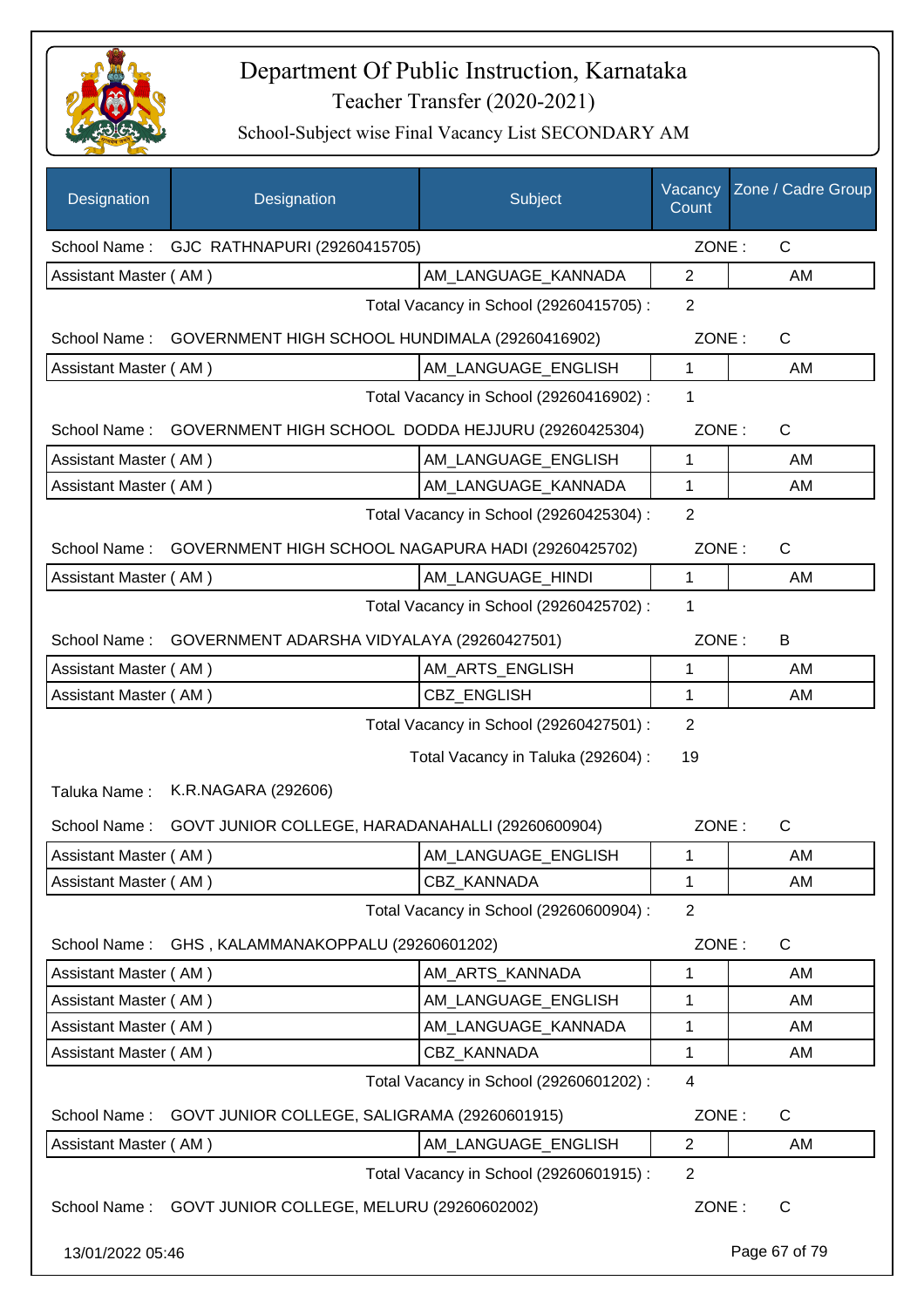# Department Of Public Instruction, Karnataka

Teacher Transfer (2020-2021)

School-Subject wise Final Vacancy List SECONDARY AM

| Designation | Designation | Subject | Vacancy Count | Zone / Cadre Group |
|---|---|---|---|---|
| School Name : | GJC RATHNAPURI (29260415705) | | ZONE : | C |
| Assistant Master ( AM ) | | AM_LANGUAGE_KANNADA | 2 | AM |
| | | Total Vacancy in School (29260415705) : | 2 | |
| School Name : | GOVERNMENT HIGH SCHOOL HUNDIMALA (29260416902) | | ZONE : | C |
| Assistant Master ( AM ) | | AM_LANGUAGE_ENGLISH | 1 | AM |
| | | Total Vacancy in School (29260416902) : | 1 | |
| School Name : | GOVERNMENT HIGH SCHOOL DODDA HEJJURU (29260425304) | | ZONE : | C |
| Assistant Master ( AM ) | | AM_LANGUAGE_ENGLISH | 1 | AM |
| Assistant Master ( AM ) | | AM_LANGUAGE_KANNADA | 1 | AM |
| | | Total Vacancy in School (29260425304) : | 2 | |
| School Name : | GOVERNMENT HIGH SCHOOL NAGAPURA HADI (29260425702) | | ZONE : | C |
| Assistant Master ( AM ) | | AM_LANGUAGE_HINDI | 1 | AM |
| | | Total Vacancy in School (29260425702) : | 1 | |
| School Name : | GOVERNMENT ADARSHA VIDYALAYA (29260427501) | | ZONE : | B |
| Assistant Master ( AM ) | | AM_ARTS_ENGLISH | 1 | AM |
| Assistant Master ( AM ) | | CBZ_ENGLISH | 1 | AM |
| | | Total Vacancy in School (29260427501) : | 2 | |
| | | Total Vacancy in Taluka (292604) : | 19 | |
| Taluka Name : | K.R.NAGARA (292606) | | | |
| School Name : | GOVT JUNIOR COLLEGE, HARADANAHALLI (29260600904) | | ZONE : | C |
| Assistant Master ( AM ) | | AM_LANGUAGE_ENGLISH | 1 | AM |
| Assistant Master ( AM ) | | CBZ_KANNADA | 1 | AM |
| | | Total Vacancy in School (29260600904) : | 2 | |
| School Name : | GHS , KALAMMANAKOPPALU (29260601202) | | ZONE : | C |
| Assistant Master ( AM ) | | AM_ARTS_KANNADA | 1 | AM |
| Assistant Master ( AM ) | | AM_LANGUAGE_ENGLISH | 1 | AM |
| Assistant Master ( AM ) | | AM_LANGUAGE_KANNADA | 1 | AM |
| Assistant Master ( AM ) | | CBZ_KANNADA | 1 | AM |
| | | Total Vacancy in School (29260601202) : | 4 | |
| School Name : | GOVT JUNIOR COLLEGE, SALIGRAMA (29260601915) | | ZONE : | C |
| Assistant Master ( AM ) | | AM_LANGUAGE_ENGLISH | 2 | AM |
| | | Total Vacancy in School (29260601915) : | 2 | |
| School Name : | GOVT JUNIOR COLLEGE, MELURU (29260602002) | | ZONE : | C |

13/01/2022 05:46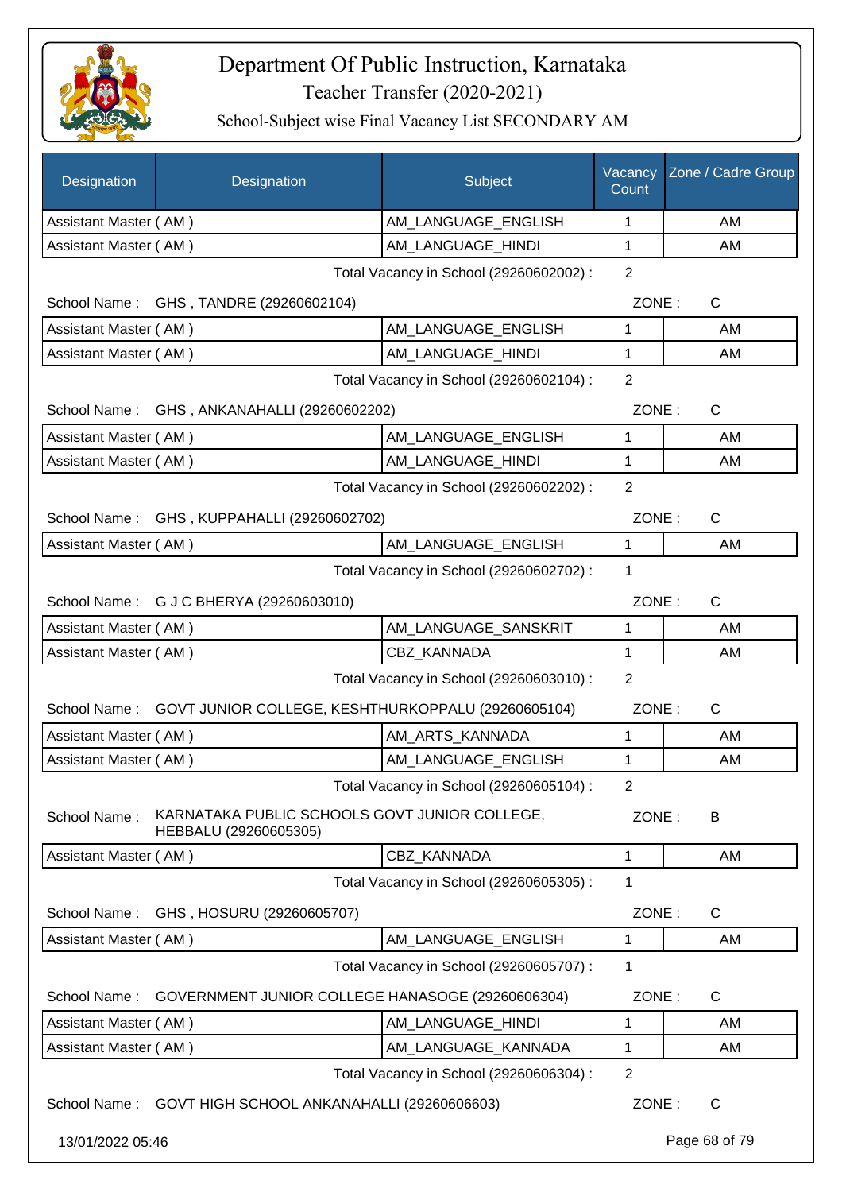# Department Of Public Instruction, Karnataka
## Teacher Transfer (2020-2021)
### School-Subject wise Final Vacancy List SECONDARY AM

| Designation | Designation | Subject | Vacancy Count | Zone / Cadre Group |
|---|---|---|---|---|
| Assistant Master ( AM ) | | AM_LANGUAGE_ENGLISH | 1 | AM |
| Assistant Master ( AM ) | | AM_LANGUAGE_HINDI | 1 | AM |

Total Vacancy in School (29260602002) : 2

School Name : GHS , TANDRE (29260602104) ZONE : C

| Designation | Subject | Vacancy Count | Zone / Cadre Group |
|---|---|---|---|
| Assistant Master ( AM ) | AM_LANGUAGE_ENGLISH | 1 | AM |
| Assistant Master ( AM ) | AM_LANGUAGE_HINDI | 1 | AM |

Total Vacancy in School (29260602104) : 2

School Name : GHS , ANKANAHALLI (29260602202) ZONE : C

| Designation | Subject | Vacancy Count | Zone / Cadre Group |
|---|---|---|---|
| Assistant Master ( AM ) | AM_LANGUAGE_ENGLISH | 1 | AM |
| Assistant Master ( AM ) | AM_LANGUAGE_HINDI | 1 | AM |

Total Vacancy in School (29260602202) : 2

School Name : GHS , KUPPAHALLI (29260602702) ZONE : C

| Designation | Subject | Vacancy Count | Zone / Cadre Group |
|---|---|---|---|
| Assistant Master ( AM ) | AM_LANGUAGE_ENGLISH | 1 | AM |

Total Vacancy in School (29260602702) : 1

School Name : G J C BHERYA (29260603010) ZONE : C

| Designation | Subject | Vacancy Count | Zone / Cadre Group |
|---|---|---|---|
| Assistant Master ( AM ) | AM_LANGUAGE_SANSKRIT | 1 | AM |
| Assistant Master ( AM ) | CBZ_KANNADA | 1 | AM |

Total Vacancy in School (29260603010) : 2

School Name : GOVT JUNIOR COLLEGE, KESHTHURKOPPALU (29260605104) ZONE : C

| Designation | Subject | Vacancy Count | Zone / Cadre Group |
|---|---|---|---|
| Assistant Master ( AM ) | AM_ARTS_KANNADA | 1 | AM |
| Assistant Master ( AM ) | AM_LANGUAGE_ENGLISH | 1 | AM |

Total Vacancy in School (29260605104) : 2

School Name : KARNATAKA PUBLIC SCHOOLS GOVT JUNIOR COLLEGE, HEBBALU (29260605305) ZONE : B

| Designation | Subject | Vacancy Count | Zone / Cadre Group |
|---|---|---|---|
| Assistant Master ( AM ) | CBZ_KANNADA | 1 | AM |

Total Vacancy in School (29260605305) : 1

School Name : GHS , HOSURU (29260605707) ZONE : C

| Designation | Subject | Vacancy Count | Zone / Cadre Group |
|---|---|---|---|
| Assistant Master ( AM ) | AM_LANGUAGE_ENGLISH | 1 | AM |

Total Vacancy in School (29260605707) : 1

School Name : GOVERNMENT JUNIOR COLLEGE HANASOGE (29260606304) ZONE : C

| Designation | Subject | Vacancy Count | Zone / Cadre Group |
|---|---|---|---|
| Assistant Master ( AM ) | AM_LANGUAGE_HINDI | 1 | AM |
| Assistant Master ( AM ) | AM_LANGUAGE_KANNADA | 1 | AM |

Total Vacancy in School (29260606304) : 2

School Name : GOVT HIGH SCHOOL ANKANAHALLI (29260606603) ZONE : C

13/01/2022 05:46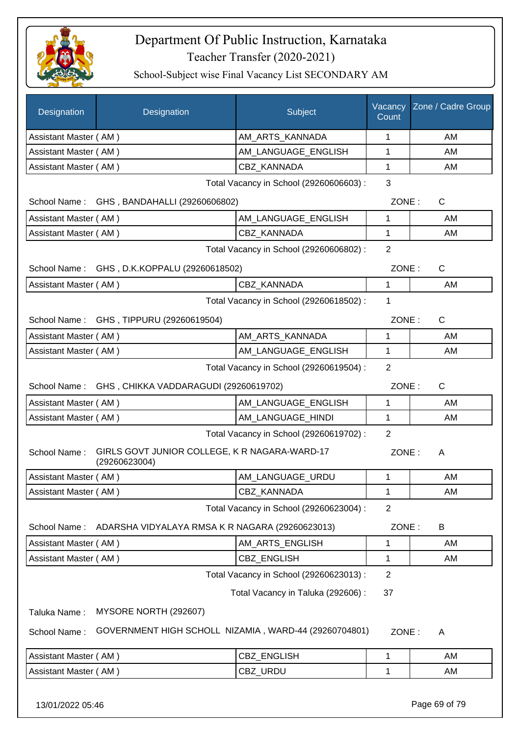# Department Of Public Instruction, Karnataka

## Teacher Transfer (2020-2021)

### School-Subject wise Final Vacancy List SECONDARY AM

| Designation | Designation | Subject | Vacancy Count | Zone / Cadre Group |
|---|---|---|---|---|
| Assistant Master ( AM ) | | AM_ARTS_KANNADA | 1 | AM |
| Assistant Master ( AM ) | | AM_LANGUAGE_ENGLISH | 1 | AM |
| Assistant Master ( AM ) | | CBZ_KANNADA | 1 | AM |

Total Vacancy in School (29260606603) : 3

School Name : GHS , BANDAHALLI (29260606802) ZONE : C

| Designation | Designation | Subject | Vacancy Count | Zone / Cadre Group |
|---|---|---|---|---|
| Assistant Master ( AM ) | | AM_LANGUAGE_ENGLISH | 1 | AM |
| Assistant Master ( AM ) | | CBZ_KANNADA | 1 | AM |

Total Vacancy in School (29260606802) : 2

School Name : GHS , D.K.KOPPALU (29260618502) ZONE : C

| Designation | Designation | Subject | Vacancy Count | Zone / Cadre Group |
|---|---|---|---|---|
| Assistant Master ( AM ) | | CBZ_KANNADA | 1 | AM |

Total Vacancy in School (29260618502) : 1

School Name : GHS , TIPPURU (29260619504) ZONE : C

| Designation | Designation | Subject | Vacancy Count | Zone / Cadre Group |
|---|---|---|---|---|
| Assistant Master ( AM ) | | AM_ARTS_KANNADA | 1 | AM |
| Assistant Master ( AM ) | | AM_LANGUAGE_ENGLISH | 1 | AM |

Total Vacancy in School (29260619504) : 2

School Name : GHS , CHIKKA VADDARAGUDI (29260619702) ZONE : C

| Designation | Designation | Subject | Vacancy Count | Zone / Cadre Group |
|---|---|---|---|---|
| Assistant Master ( AM ) | | AM_LANGUAGE_ENGLISH | 1 | AM |
| Assistant Master ( AM ) | | AM_LANGUAGE_HINDI | 1 | AM |

Total Vacancy in School (29260619702) : 2

School Name : GIRLS GOVT JUNIOR COLLEGE, K R NAGARA-WARD-17 (29260623004) ZONE : A

| Designation | Designation | Subject | Vacancy Count | Zone / Cadre Group |
|---|---|---|---|---|
| Assistant Master ( AM ) | | AM_LANGUAGE_URDU | 1 | AM |
| Assistant Master ( AM ) | | CBZ_KANNADA | 1 | AM |

Total Vacancy in School (29260623004) : 2

School Name : ADARSHA VIDYALAYA RMSA K R NAGARA (29260623013) ZONE : B

| Designation | Designation | Subject | Vacancy Count | Zone / Cadre Group |
|---|---|---|---|---|
| Assistant Master ( AM ) | | AM_ARTS_ENGLISH | 1 | AM |
| Assistant Master ( AM ) | | CBZ_ENGLISH | 1 | AM |

Total Vacancy in School (29260623013) : 2

Total Vacancy in Taluka (292606) : 37

Taluka Name : MYSORE NORTH (292607)

School Name : GOVERNMENT HIGH SCHOLL NIZAMIA , WARD-44 (29260704801) ZONE : A

| Designation | Designation | Subject | Vacancy Count | Zone / Cadre Group |
|---|---|---|---|---|
| Assistant Master ( AM ) | | CBZ_ENGLISH | 1 | AM |
| Assistant Master ( AM ) | | CBZ_URDU | 1 | AM |

13/01/2022 05:46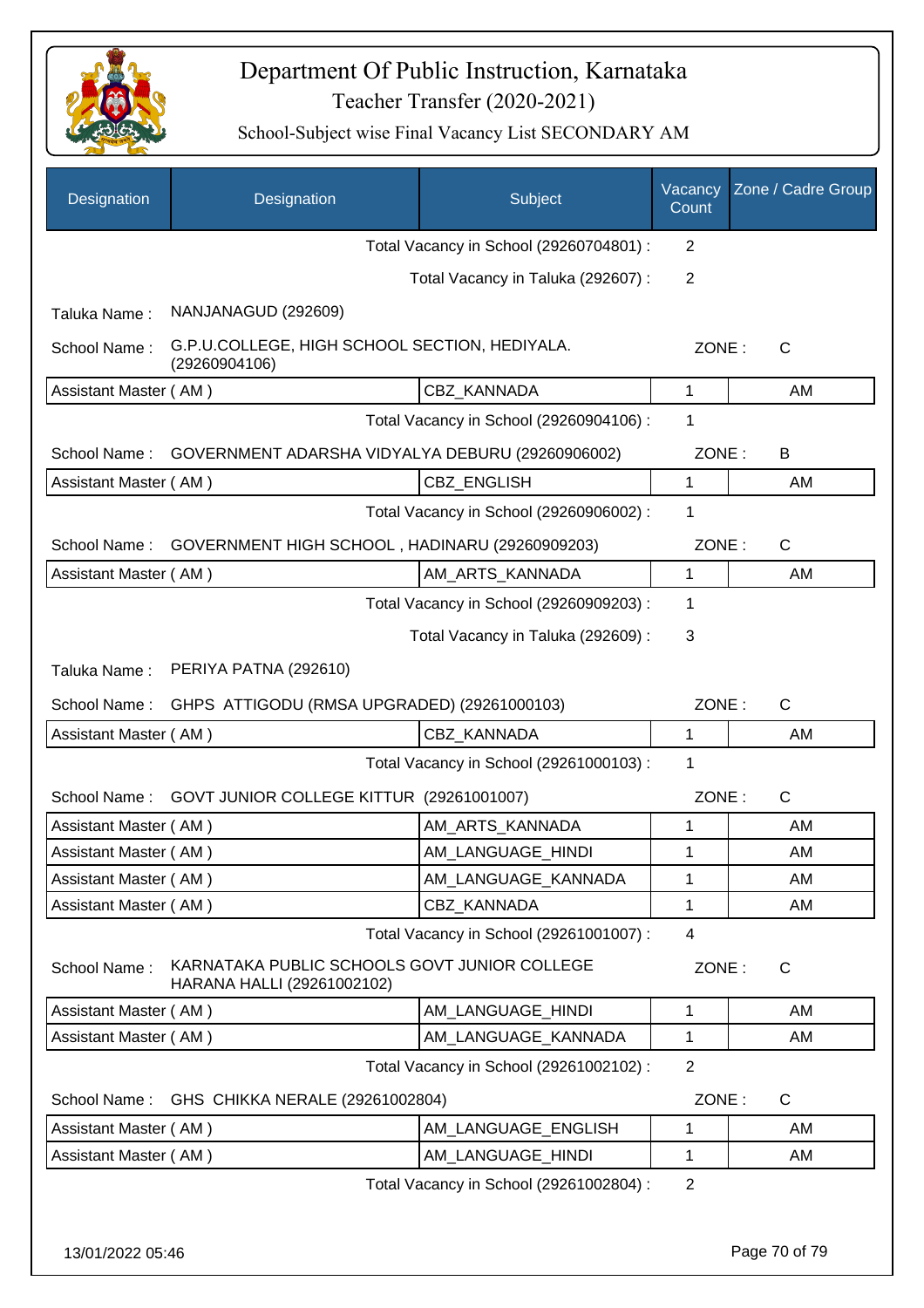# Department Of Public Instruction, Karnataka

## Teacher Transfer (2020-2021)

### School-Subject wise Final Vacancy List SECONDARY AM

| Designation | Designation | Subject | Vacancy Count | Zone / Cadre Group |
|---|---|---|---|---|
| | | Total Vacancy in School (29260704801) : | 2 | |
| | | Total Vacancy in Taluka (292607) : | 2 | |
| Taluka Name : | NANJANAGUD (292609) | | | |
| School Name : | G.P.U.COLLEGE, HIGH SCHOOL SECTION, HEDIYALA. (29260904106) | | ZONE : | C |
| Assistant Master ( AM ) | | CBZ_KANNADA | 1 | AM |
| | | Total Vacancy in School (29260904106) : | 1 | |
| School Name : | GOVERNMENT ADARSHA VIDYALYA DEBURU (29260906002) | | ZONE : | B |
| Assistant Master ( AM ) | | CBZ_ENGLISH | 1 | AM |
| | | Total Vacancy in School (29260906002) : | 1 | |
| School Name : | GOVERNMENT HIGH SCHOOL , HADINARU (29260909203) | | ZONE : | C |
| Assistant Master ( AM ) | | AM_ARTS_KANNADA | 1 | AM |
| | | Total Vacancy in School (29260909203) : | 1 | |
| | | Total Vacancy in Taluka (292609) : | 3 | |
| Taluka Name : | PERIYA PATNA (292610) | | | |
| School Name : | GHPS ATTIGODU (RMSA UPGRADED) (29261000103) | | ZONE : | C |
| Assistant Master ( AM ) | | CBZ_KANNADA | 1 | AM |
| | | Total Vacancy in School (29261000103) : | 1 | |
| School Name : | GOVT JUNIOR COLLEGE KITTUR (29261001007) | | ZONE : | C |
| Assistant Master ( AM ) | | AM_ARTS_KANNADA | 1 | AM |
| Assistant Master ( AM ) | | AM_LANGUAGE_HINDI | 1 | AM |
| Assistant Master ( AM ) | | AM_LANGUAGE_KANNADA | 1 | AM |
| Assistant Master ( AM ) | | CBZ_KANNADA | 1 | AM |
| | | Total Vacancy in School (29261001007) : | 4 | |
| School Name : | KARNATAKA PUBLIC SCHOOLS GOVT JUNIOR COLLEGE HARANA HALLI (29261002102) | | ZONE : | C |
| Assistant Master ( AM ) | | AM_LANGUAGE_HINDI | 1 | AM |
| Assistant Master ( AM ) | | AM_LANGUAGE_KANNADA | 1 | AM |
| | | Total Vacancy in School (29261002102) : | 2 | |
| School Name : | GHS CHIKKA NERALE (29261002804) | | ZONE : | C |
| Assistant Master ( AM ) | | AM_LANGUAGE_ENGLISH | 1 | AM |
| Assistant Master ( AM ) | | AM_LANGUAGE_HINDI | 1 | AM |
| | | Total Vacancy in School (29261002804) : | 2 | |

13/01/2022 05:46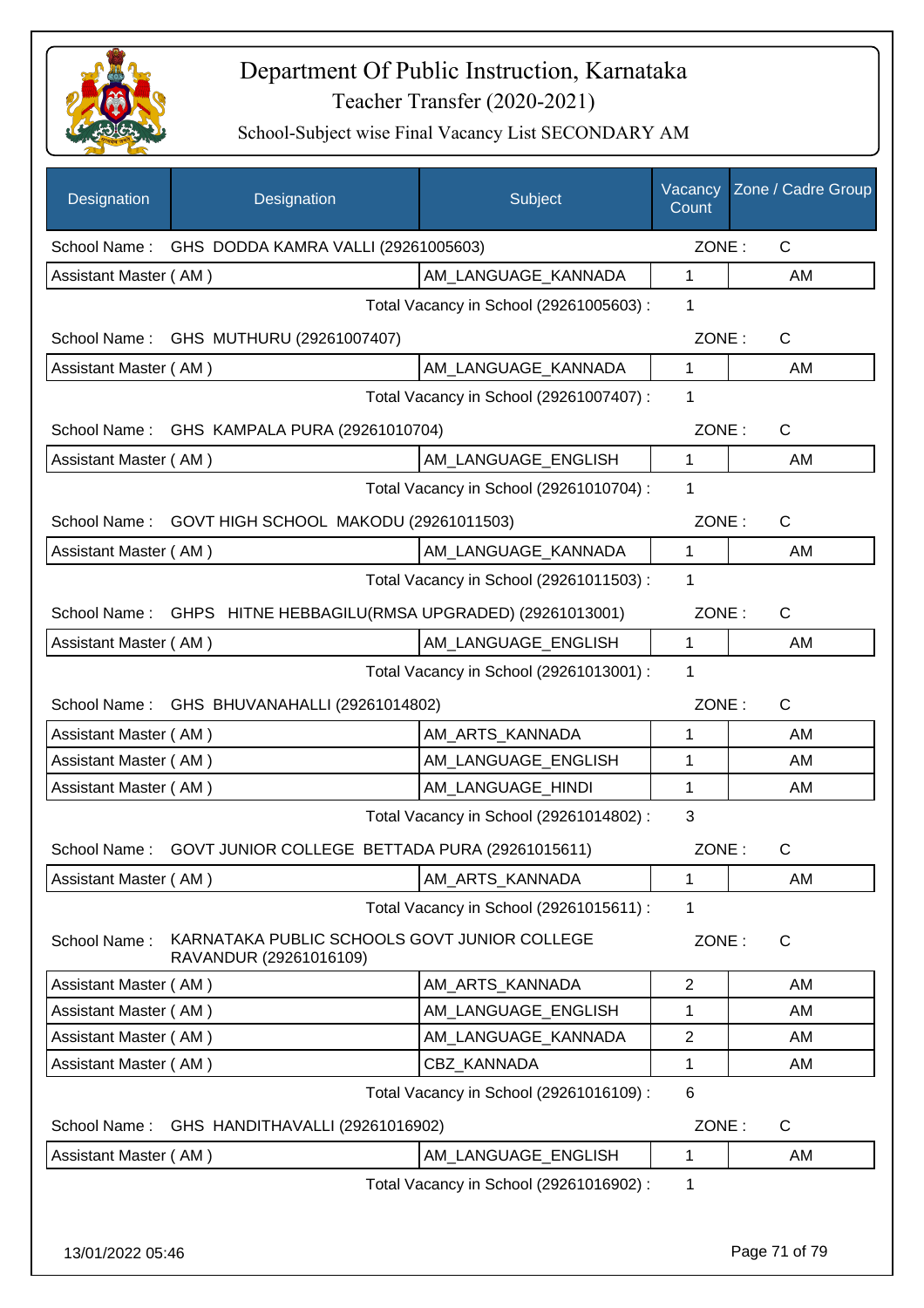# Department Of Public Instruction, Karnataka

## Teacher Transfer (2020-2021)

### School-Subject wise Final Vacancy List SECONDARY AM

| Designation | Designation | Subject | Vacancy Count | Zone / Cadre Group |
|---|---|---|---|---|
| School Name : | GHS DODDA KAMRA VALLI (29261005603) | | ZONE : | C |
| Assistant Master ( AM ) | | AM_LANGUAGE_KANNADA | 1 | AM |
| | | Total Vacancy in School (29261005603) : | 1 | |
| School Name : | GHS MUTHURU (29261007407) | | ZONE : | C |
| Assistant Master ( AM ) | | AM_LANGUAGE_KANNADA | 1 | AM |
| | | Total Vacancy in School (29261007407) : | 1 | |
| School Name : | GHS KAMPALA PURA (29261010704) | | ZONE : | C |
| Assistant Master ( AM ) | | AM_LANGUAGE_ENGLISH | 1 | AM |
| | | Total Vacancy in School (29261010704) : | 1 | |
| School Name : | GOVT HIGH SCHOOL MAKODU (29261011503) | | ZONE : | C |
| Assistant Master ( AM ) | | AM_LANGUAGE_KANNADA | 1 | AM |
| | | Total Vacancy in School (29261011503) : | 1 | |
| School Name : | GHPS HITNE HEBBAGILU(RMSA UPGRADED) (29261013001) | | ZONE : | C |
| Assistant Master ( AM ) | | AM_LANGUAGE_ENGLISH | 1 | AM |
| | | Total Vacancy in School (29261013001) : | 1 | |
| School Name : | GHS BHUVANAHALLI (29261014802) | | ZONE : | C |
| Assistant Master ( AM ) | | AM_ARTS_KANNADA | 1 | AM |
| Assistant Master ( AM ) | | AM_LANGUAGE_ENGLISH | 1 | AM |
| Assistant Master ( AM ) | | AM_LANGUAGE_HINDI | 1 | AM |
| | | Total Vacancy in School (29261014802) : | 3 | |
| School Name : | GOVT JUNIOR COLLEGE BETTADA PURA (29261015611) | | ZONE : | C |
| Assistant Master ( AM ) | | AM_ARTS_KANNADA | 1 | AM |
| | | Total Vacancy in School (29261015611) : | 1 | |
| School Name : | KARNATAKA PUBLIC SCHOOLS GOVT JUNIOR COLLEGE RAVANDUR (29261016109) | | ZONE : | C |
| Assistant Master ( AM ) | | AM_ARTS_KANNADA | 2 | AM |
| Assistant Master ( AM ) | | AM_LANGUAGE_ENGLISH | 1 | AM |
| Assistant Master ( AM ) | | AM_LANGUAGE_KANNADA | 2 | AM |
| Assistant Master ( AM ) | | CBZ_KANNADA | 1 | AM |
| | | Total Vacancy in School (29261016109) : | 6 | |
| School Name : | GHS HANDITHAVALLI (29261016902) | | ZONE : | C |
| Assistant Master ( AM ) | | AM_LANGUAGE_ENGLISH | 1 | AM |
| | | Total Vacancy in School (29261016902) : | 1 | |

13/01/2022 05:46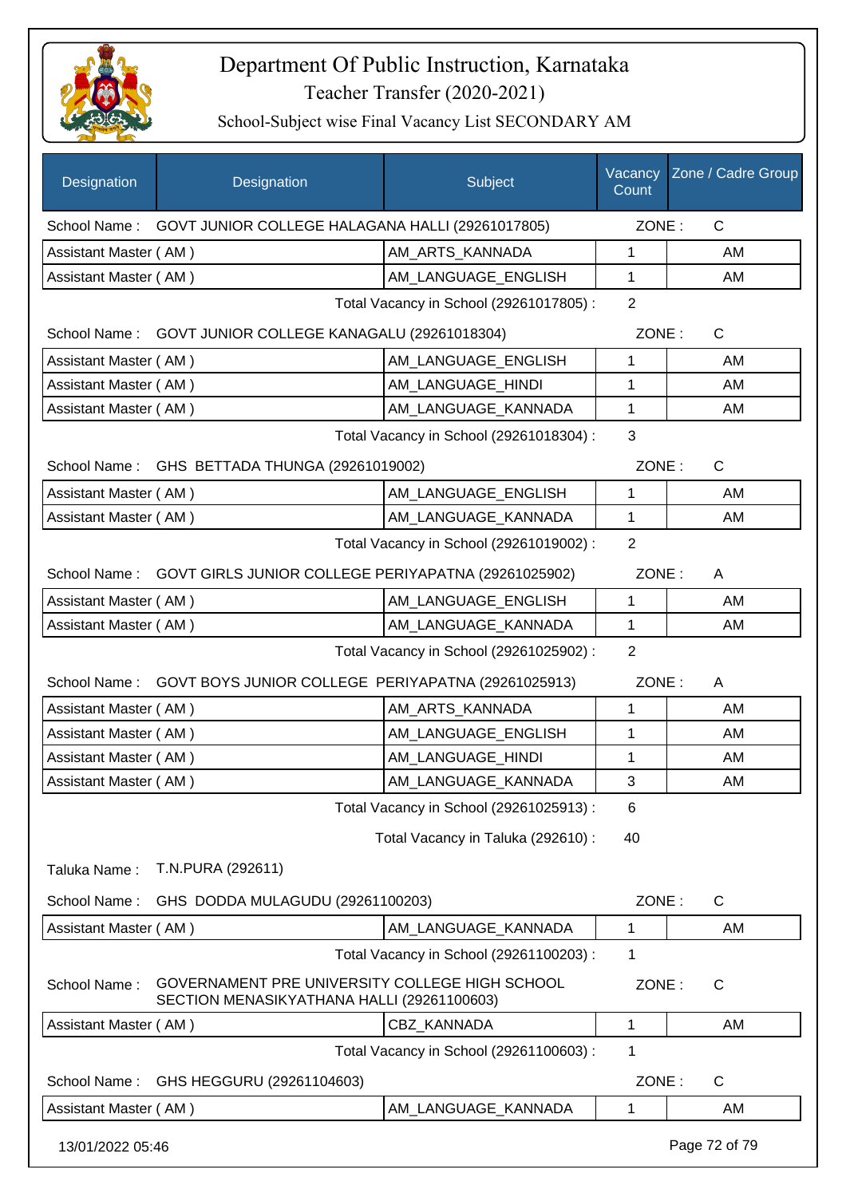# Department Of Public Instruction, Karnataka

## Teacher Transfer (2020-2021)

### School-Subject wise Final Vacancy List SECONDARY AM

| Designation | Designation | Subject | Vacancy Count | Zone / Cadre Group |
|---|---|---|---|---|
| School Name : | GOVT JUNIOR COLLEGE HALAGANA HALLI (29261017805) | | ZONE : | C |
| Assistant Master ( AM ) | | AM_ARTS_KANNADA | 1 | AM |
| Assistant Master ( AM ) | | AM_LANGUAGE_ENGLISH | 1 | AM |
| | | Total Vacancy in School (29261017805) : | 2 | |
| School Name : | GOVT JUNIOR COLLEGE KANAGALU (29261018304) | | ZONE : | C |
| Assistant Master ( AM ) | | AM_LANGUAGE_ENGLISH | 1 | AM |
| Assistant Master ( AM ) | | AM_LANGUAGE_HINDI | 1 | AM |
| Assistant Master ( AM ) | | AM_LANGUAGE_KANNADA | 1 | AM |
| | | Total Vacancy in School (29261018304) : | 3 | |
| School Name : | GHS BETTADA THUNGA (29261019002) | | ZONE : | C |
| Assistant Master ( AM ) | | AM_LANGUAGE_ENGLISH | 1 | AM |
| Assistant Master ( AM ) | | AM_LANGUAGE_KANNADA | 1 | AM |
| | | Total Vacancy in School (29261019002) : | 2 | |
| School Name : | GOVT GIRLS JUNIOR COLLEGE PERIYAPATNA (29261025902) | | ZONE : | A |
| Assistant Master ( AM ) | | AM_LANGUAGE_ENGLISH | 1 | AM |
| Assistant Master ( AM ) | | AM_LANGUAGE_KANNADA | 1 | AM |
| | | Total Vacancy in School (29261025902) : | 2 | |
| School Name : | GOVT BOYS JUNIOR COLLEGE PERIYAPATNA (29261025913) | | ZONE : | A |
| Assistant Master ( AM ) | | AM_ARTS_KANNADA | 1 | AM |
| Assistant Master ( AM ) | | AM_LANGUAGE_ENGLISH | 1 | AM |
| Assistant Master ( AM ) | | AM_LANGUAGE_HINDI | 1 | AM |
| Assistant Master ( AM ) | | AM_LANGUAGE_KANNADA | 3 | AM |
| | | Total Vacancy in School (29261025913) : | 6 | |
| | | Total Vacancy in Taluka (292610) : | 40 | |
| Taluka Name : | T.N.PURA (292611) | | | |
| School Name : | GHS DODDA MULAGUDU (29261100203) | | ZONE : | C |
| Assistant Master ( AM ) | | AM_LANGUAGE_KANNADA | 1 | AM |
| | | Total Vacancy in School (29261100203) : | 1 | |
| School Name : | GOVERNAMENT PRE UNIVERSITY COLLEGE HIGH SCHOOL SECTION MENASIKYATHANA HALLI (29261100603) | | ZONE : | C |
| Assistant Master ( AM ) | | CBZ_KANNADA | 1 | AM |
| | | Total Vacancy in School (29261100603) : | 1 | |
| School Name : | GHS HEGGURU (29261104603) | | ZONE : | C |
| Assistant Master ( AM ) | | AM_LANGUAGE_KANNADA | 1 | AM |

13/01/2022 05:46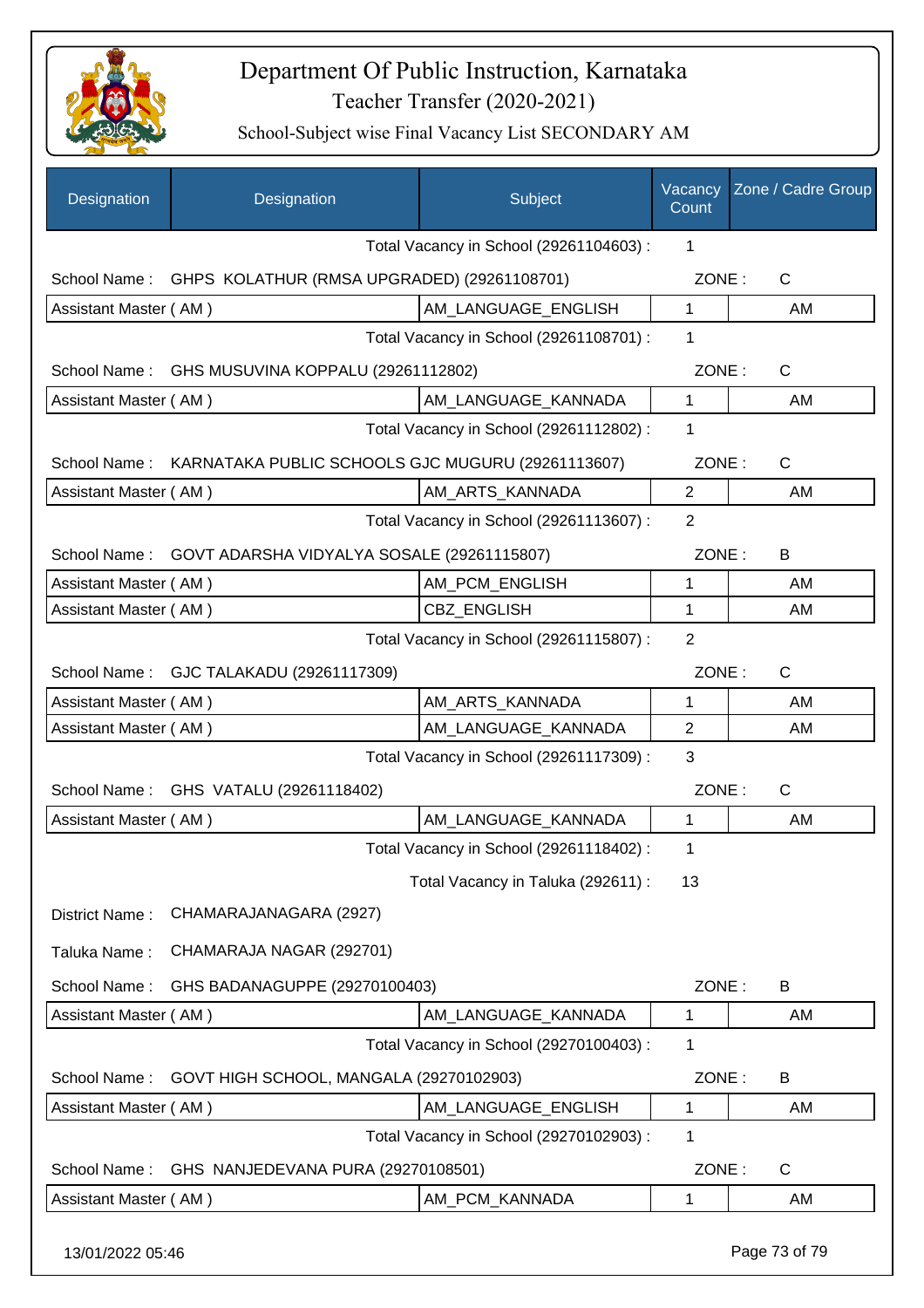# Department Of Public Instruction, Karnataka
## Teacher Transfer (2020-2021)
### School-Subject wise Final Vacancy List SECONDARY AM

| Designation | Designation | Subject | Vacancy Count | Zone / Cadre Group |
|---|---|---|---|---|
| | | Total Vacancy in School (29261104603) : | 1 | |
| School Name : | GHPS KOLATHUR (RMSA UPGRADED) (29261108701) | | ZONE : | C |
| Assistant Master ( AM ) | | AM_LANGUAGE_ENGLISH | 1 | AM |
| | | Total Vacancy in School (29261108701) : | 1 | |
| School Name : | GHS MUSUVINA KOPPALU (29261112802) | | ZONE : | C |
| Assistant Master ( AM ) | | AM_LANGUAGE_KANNADA | 1 | AM |
| | | Total Vacancy in School (29261112802) : | 1 | |
| School Name : | KARNATAKA PUBLIC SCHOOLS GJC MUGURU (29261113607) | | ZONE : | C |
| Assistant Master ( AM ) | | AM_ARTS_KANNADA | 2 | AM |
| | | Total Vacancy in School (29261113607) : | 2 | |
| School Name : | GOVT ADARSHA VIDYALYA SOSALE (29261115807) | | ZONE : | B |
| Assistant Master ( AM ) | | AM_PCM_ENGLISH | 1 | AM |
| Assistant Master ( AM ) | | CBZ_ENGLISH | 1 | AM |
| | | Total Vacancy in School (29261115807) : | 2 | |
| School Name : | GJC TALAKADU (29261117309) | | ZONE : | C |
| Assistant Master ( AM ) | | AM_ARTS_KANNADA | 1 | AM |
| Assistant Master ( AM ) | | AM_LANGUAGE_KANNADA | 2 | AM |
| | | Total Vacancy in School (29261117309) : | 3 | |
| School Name : | GHS VATALU (29261118402) | | ZONE : | C |
| Assistant Master ( AM ) | | AM_LANGUAGE_KANNADA | 1 | AM |
| | | Total Vacancy in School (29261118402) : | 1 | |
| | | Total Vacancy in Taluka (292611) : | 13 | |
| District Name : | CHAMARAJANAGARA (2927) | | | |
| Taluka Name : | CHAMARAJA NAGAR (292701) | | | |
| School Name : | GHS BADANAGUPPE (29270100403) | | ZONE : | B |
| Assistant Master ( AM ) | | AM_LANGUAGE_KANNADA | 1 | AM |
| | | Total Vacancy in School (29270100403) : | 1 | |
| School Name : | GOVT HIGH SCHOOL, MANGALA (29270102903) | | ZONE : | B |
| Assistant Master ( AM ) | | AM_LANGUAGE_ENGLISH | 1 | AM |
| | | Total Vacancy in School (29270102903) : | 1 | |
| School Name : | GHS NANJEDEVANA PURA (29270108501) | | ZONE : | C |
| Assistant Master ( AM ) | | AM_PCM_KANNADA | 1 | AM |

13/01/2022 05:46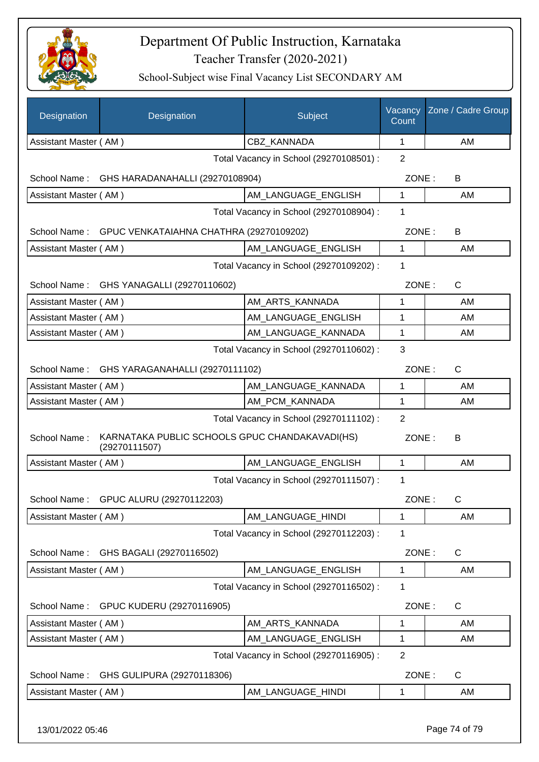# Department Of Public Instruction, Karnataka

Teacher Transfer (2020-2021)

School-Subject wise Final Vacancy List SECONDARY AM

| Designation | Designation | Subject | Vacancy Count | Zone / Cadre Group |
|---|---|---|---|---|
| Assistant Master ( AM ) | | CBZ_KANNADA | 1 | AM |

Total Vacancy in School (29270108501) : 2

School Name : GHS HARADANAHALLI (29270108904) ZONE : B

| Designation | Subject | Vacancy Count | Zone / Cadre Group |
|---|---|---|---|
| Assistant Master ( AM ) | AM_LANGUAGE_ENGLISH | 1 | AM |

Total Vacancy in School (29270108904) : 1

School Name : GPUC VENKATAIAHNA CHATHRA (29270109202) ZONE : B

| Designation | Subject | Vacancy Count | Zone / Cadre Group |
|---|---|---|---|
| Assistant Master ( AM ) | AM_LANGUAGE_ENGLISH | 1 | AM |

Total Vacancy in School (29270109202) : 1

School Name : GHS YANAGALLI (29270110602) ZONE : C

| Designation | Subject | Vacancy Count | Zone / Cadre Group |
|---|---|---|---|
| Assistant Master ( AM ) | AM_ARTS_KANNADA | 1 | AM |
| Assistant Master ( AM ) | AM_LANGUAGE_ENGLISH | 1 | AM |
| Assistant Master ( AM ) | AM_LANGUAGE_KANNADA | 1 | AM |

Total Vacancy in School (29270110602) : 3

School Name : GHS YARAGANAHALLI (29270111102) ZONE : C

| Designation | Subject | Vacancy Count | Zone / Cadre Group |
|---|---|---|---|
| Assistant Master ( AM ) | AM_LANGUAGE_KANNADA | 1 | AM |
| Assistant Master ( AM ) | AM_PCM_KANNADA | 1 | AM |

Total Vacancy in School (29270111102) : 2

School Name : KARNATAKA PUBLIC SCHOOLS GPUC CHANDAKAVADI(HS) (29270111507) ZONE : B

| Designation | Subject | Vacancy Count | Zone / Cadre Group |
|---|---|---|---|
| Assistant Master ( AM ) | AM_LANGUAGE_ENGLISH | 1 | AM |

Total Vacancy in School (29270111507) : 1

School Name : GPUC ALURU (29270112203) ZONE : C

| Designation | Subject | Vacancy Count | Zone / Cadre Group |
|---|---|---|---|
| Assistant Master ( AM ) | AM_LANGUAGE_HINDI | 1 | AM |

Total Vacancy in School (29270112203) : 1

School Name : GHS BAGALI (29270116502) ZONE : C

| Designation | Subject | Vacancy Count | Zone / Cadre Group |
|---|---|---|---|
| Assistant Master ( AM ) | AM_LANGUAGE_ENGLISH | 1 | AM |

Total Vacancy in School (29270116502) : 1

School Name : GPUC KUDERU (29270116905) ZONE : C

| Designation | Subject | Vacancy Count | Zone / Cadre Group |
|---|---|---|---|
| Assistant Master ( AM ) | AM_ARTS_KANNADA | 1 | AM |
| Assistant Master ( AM ) | AM_LANGUAGE_ENGLISH | 1 | AM |

Total Vacancy in School (29270116905) : 2

School Name : GHS GULIPURA (29270118306) ZONE : C

| Designation | Subject | Vacancy Count | Zone / Cadre Group |
|---|---|---|---|
| Assistant Master ( AM ) | AM_LANGUAGE_HINDI | 1 | AM |

13/01/2022 05:46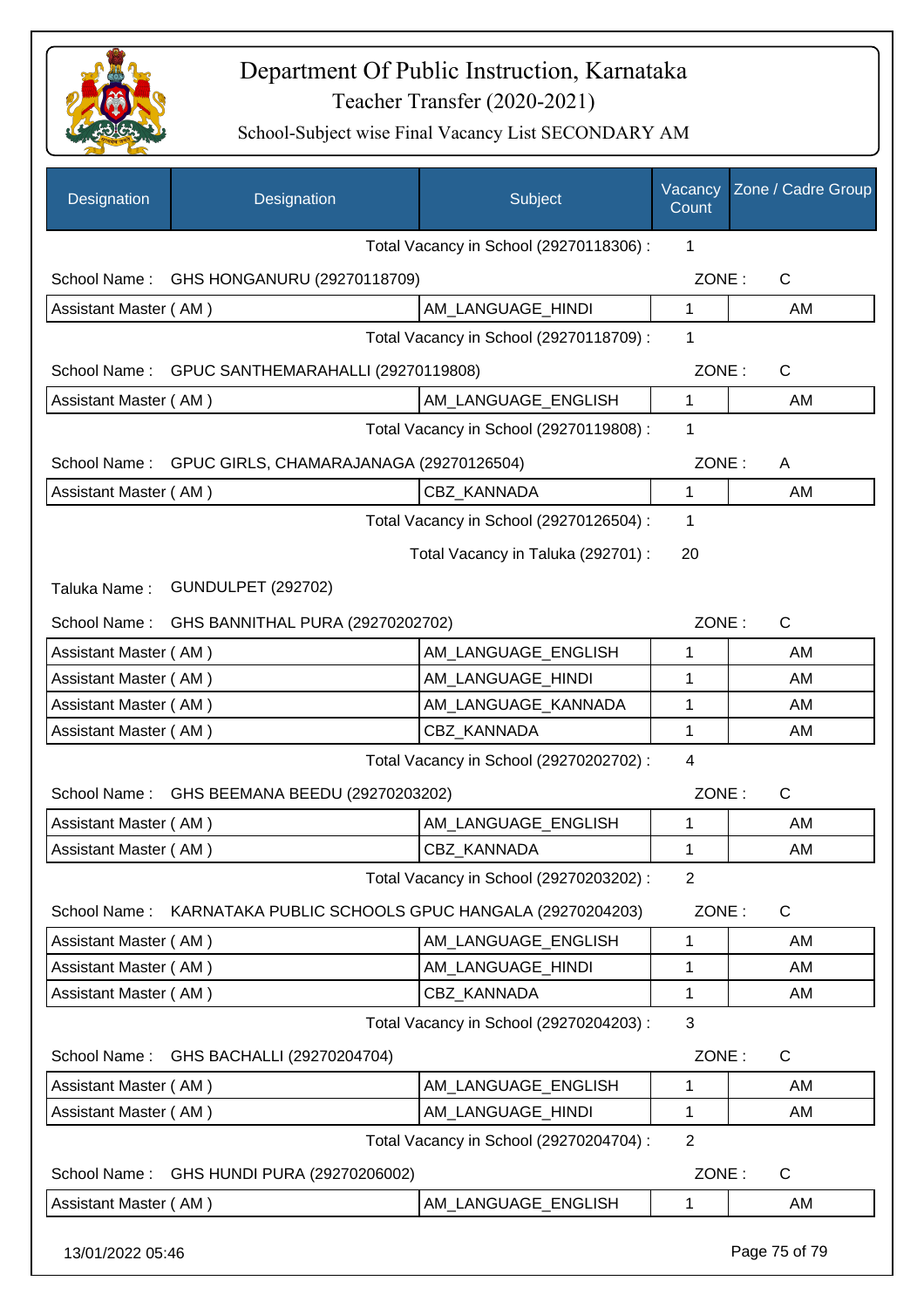# Department Of Public Instruction, Karnataka

## Teacher Transfer (2020-2021)

### School-Subject wise Final Vacancy List SECONDARY AM

| Designation | Designation | Subject | Vacancy Count | Zone / Cadre Group |
|---|---|---|---|---|
| | | Total Vacancy in School (29270118306) : | 1 | |
| School Name : | GHS HONGANURU (29270118709) | | ZONE : | C |
| Assistant Master ( AM ) | | AM_LANGUAGE_HINDI | 1 | AM |
| | | Total Vacancy in School (29270118709) : | 1 | |
| School Name : | GPUC SANTHEMARAHALLI (29270119808) | | ZONE : | C |
| Assistant Master ( AM ) | | AM_LANGUAGE_ENGLISH | 1 | AM |
| | | Total Vacancy in School (29270119808) : | 1 | |
| School Name : | GPUC GIRLS, CHAMARAJANAGA (29270126504) | | ZONE : | A |
| Assistant Master ( AM ) | | CBZ_KANNADA | 1 | AM |
| | | Total Vacancy in School (29270126504) : | 1 | |
| | | Total Vacancy in Taluka (292701) : | 20 | |
| Taluka Name : | GUNDULPET (292702) | | | |
| School Name : | GHS BANNITHAL PURA (29270202702) | | ZONE : | C |
| Assistant Master ( AM ) | | AM_LANGUAGE_ENGLISH | 1 | AM |
| Assistant Master ( AM ) | | AM_LANGUAGE_HINDI | 1 | AM |
| Assistant Master ( AM ) | | AM_LANGUAGE_KANNADA | 1 | AM |
| Assistant Master ( AM ) | | CBZ_KANNADA | 1 | AM |
| | | Total Vacancy in School (29270202702) : | 4 | |
| School Name : | GHS BEEMANA BEEDU (29270203202) | | ZONE : | C |
| Assistant Master ( AM ) | | AM_LANGUAGE_ENGLISH | 1 | AM |
| Assistant Master ( AM ) | | CBZ_KANNADA | 1 | AM |
| | | Total Vacancy in School (29270203202) : | 2 | |
| School Name : | KARNATAKA PUBLIC SCHOOLS GPUC HANGALA (29270204203) | | ZONE : | C |
| Assistant Master ( AM ) | | AM_LANGUAGE_ENGLISH | 1 | AM |
| Assistant Master ( AM ) | | AM_LANGUAGE_HINDI | 1 | AM |
| Assistant Master ( AM ) | | CBZ_KANNADA | 1 | AM |
| | | Total Vacancy in School (29270204203) : | 3 | |
| School Name : | GHS BACHALLI (29270204704) | | ZONE : | C |
| Assistant Master ( AM ) | | AM_LANGUAGE_ENGLISH | 1 | AM |
| Assistant Master ( AM ) | | AM_LANGUAGE_HINDI | 1 | AM |
| | | Total Vacancy in School (29270204704) : | 2 | |
| School Name : | GHS HUNDI PURA (29270206002) | | ZONE : | C |
| Assistant Master ( AM ) | | AM_LANGUAGE_ENGLISH | 1 | AM |

13/01/2022 05:46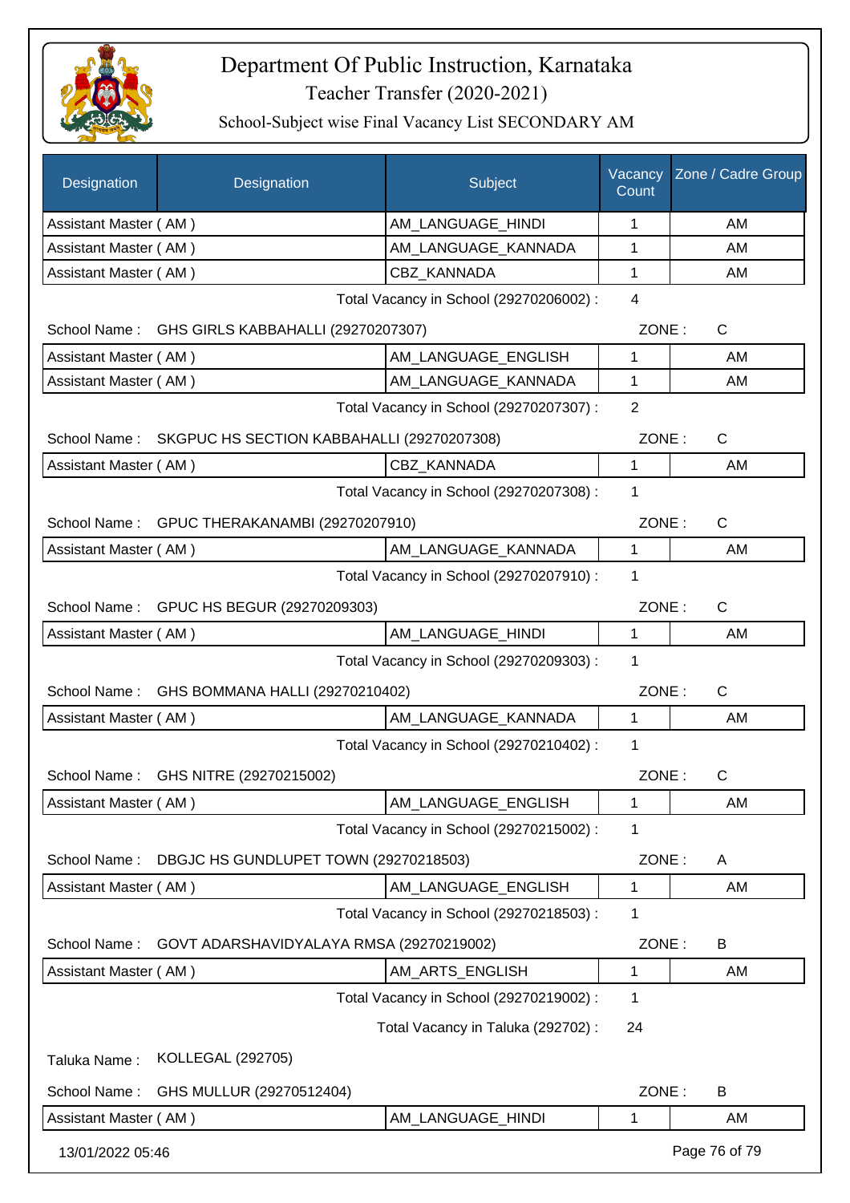# Department Of Public Instruction, Karnataka

## Teacher Transfer (2020-2021)

### School-Subject wise Final Vacancy List SECONDARY AM

| Designation | Designation | Subject | Vacancy Count | Zone / Cadre Group |
|---|---|---|---|---|
| Assistant Master ( AM ) | | AM_LANGUAGE_HINDI | 1 | AM |
| Assistant Master ( AM ) | | AM_LANGUAGE_KANNADA | 1 | AM |
| Assistant Master ( AM ) | | CBZ_KANNADA | 1 | AM |

Total Vacancy in School (29270206002) : 4

School Name : GHS GIRLS KABBAHALLI (29270207307) ZONE : C

| Designation | Subject | Vacancy Count | Zone / Cadre Group |
|---|---|---|---|
| Assistant Master ( AM ) | AM_LANGUAGE_ENGLISH | 1 | AM |
| Assistant Master ( AM ) | AM_LANGUAGE_KANNADA | 1 | AM |

Total Vacancy in School (29270207307) : 2

School Name : SKGPUC HS SECTION KABBAHALLI (29270207308) ZONE : C

| Designation | Subject | Vacancy Count | Zone / Cadre Group |
|---|---|---|---|
| Assistant Master ( AM ) | CBZ_KANNADA | 1 | AM |

Total Vacancy in School (29270207308) : 1

School Name : GPUC THERAKANAMBI (29270207910) ZONE : C

| Designation | Subject | Vacancy Count | Zone / Cadre Group |
|---|---|---|---|
| Assistant Master ( AM ) | AM_LANGUAGE_KANNADA | 1 | AM |

Total Vacancy in School (29270207910) : 1

School Name : GPUC HS BEGUR (29270209303) ZONE : C

| Designation | Subject | Vacancy Count | Zone / Cadre Group |
|---|---|---|---|
| Assistant Master ( AM ) | AM_LANGUAGE_HINDI | 1 | AM |

Total Vacancy in School (29270209303) : 1

School Name : GHS BOMMANA HALLI (29270210402) ZONE : C

| Designation | Subject | Vacancy Count | Zone / Cadre Group |
|---|---|---|---|
| Assistant Master ( AM ) | AM_LANGUAGE_KANNADA | 1 | AM |

Total Vacancy in School (29270210402) : 1

School Name : GHS NITRE (29270215002) ZONE : C

| Designation | Subject | Vacancy Count | Zone / Cadre Group |
|---|---|---|---|
| Assistant Master ( AM ) | AM_LANGUAGE_ENGLISH | 1 | AM |

Total Vacancy in School (29270215002) : 1

School Name : DBGJC HS GUNDLUPET TOWN (29270218503) ZONE : A

| Designation | Subject | Vacancy Count | Zone / Cadre Group |
|---|---|---|---|
| Assistant Master ( AM ) | AM_LANGUAGE_ENGLISH | 1 | AM |

Total Vacancy in School (29270218503) : 1

School Name : GOVT ADARSHAVIDYALAYA RMSA (29270219002) ZONE : B

| Designation | Subject | Vacancy Count | Zone / Cadre Group |
|---|---|---|---|
| Assistant Master ( AM ) | AM_ARTS_ENGLISH | 1 | AM |

Total Vacancy in School (29270219002) : 1

Total Vacancy in Taluka (292702) : 24

Taluka Name : KOLLEGAL (292705)

School Name : GHS MULLUR (29270512404) ZONE : B

| Designation | Subject | Vacancy Count | Zone / Cadre Group |
|---|---|---|---|
| Assistant Master ( AM ) | AM_LANGUAGE_HINDI | 1 | AM |

13/01/2022 05:46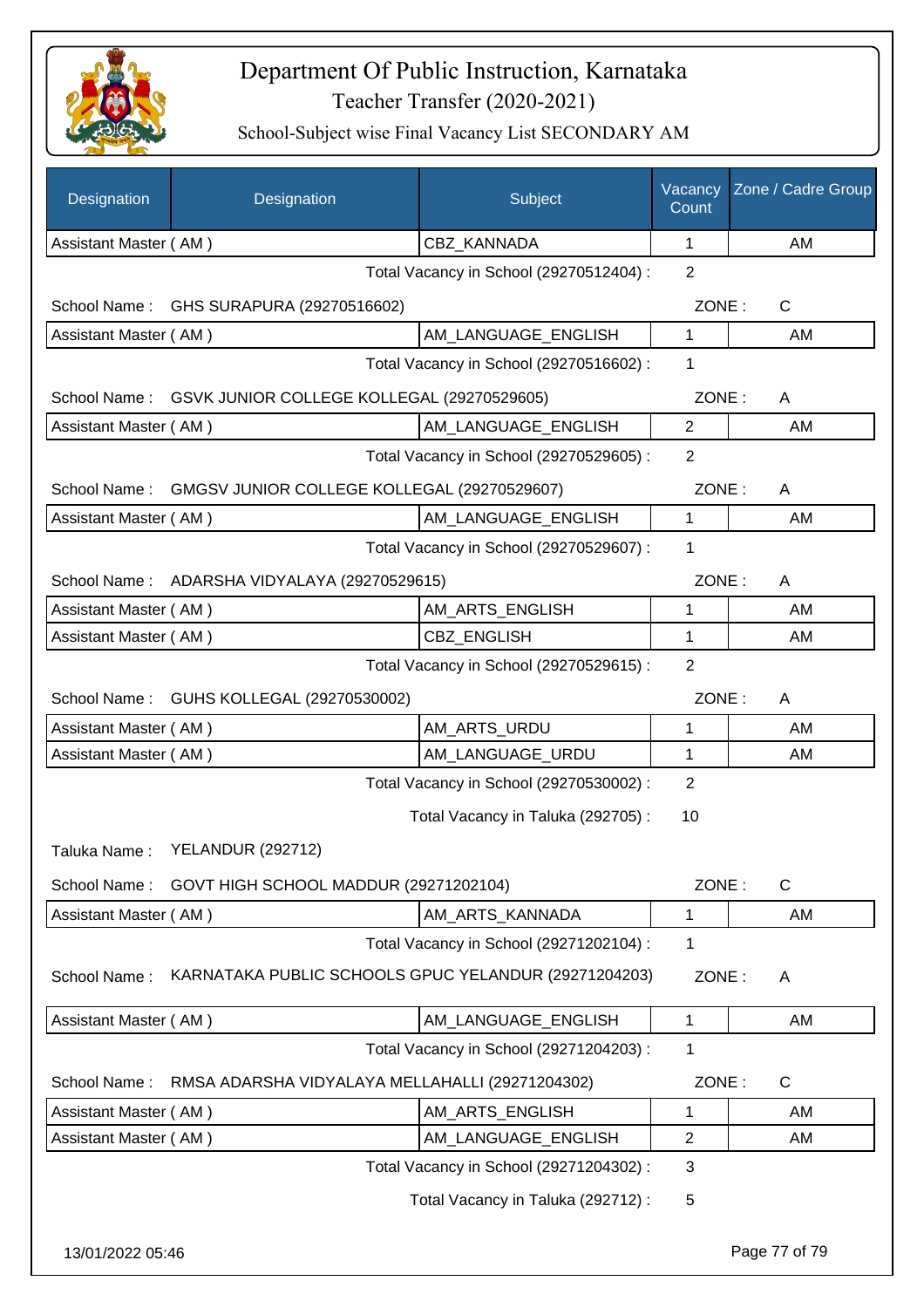# Department Of Public Instruction, Karnataka

Teacher Transfer (2020-2021)

School-Subject wise Final Vacancy List SECONDARY AM

| Designation | Designation | Subject | Vacancy Count | Zone / Cadre Group |
|---|---|---|---|---|
| Assistant Master ( AM ) | | CBZ_KANNADA | 1 | AM |

Total Vacancy in School (29270512404) : 2

School Name : GHS SURAPURA (29270516602) ZONE : C

| Designation | Designation | Subject | Vacancy Count | Zone / Cadre Group |
|---|---|---|---|---|
| Assistant Master ( AM ) | | AM_LANGUAGE_ENGLISH | 1 | AM |

Total Vacancy in School (29270516602) : 1

School Name : GSVK JUNIOR COLLEGE KOLLEGAL (29270529605) ZONE : A

| Designation | Designation | Subject | Vacancy Count | Zone / Cadre Group |
|---|---|---|---|---|
| Assistant Master ( AM ) | | AM_LANGUAGE_ENGLISH | 2 | AM |

Total Vacancy in School (29270529605) : 2

School Name : GMGSV JUNIOR COLLEGE KOLLEGAL (29270529607) ZONE : A

| Designation | Designation | Subject | Vacancy Count | Zone / Cadre Group |
|---|---|---|---|---|
| Assistant Master ( AM ) | | AM_LANGUAGE_ENGLISH | 1 | AM |

Total Vacancy in School (29270529607) : 1

School Name : ADARSHA VIDYALAYA (29270529615) ZONE : A

| Designation | Designation | Subject | Vacancy Count | Zone / Cadre Group |
|---|---|---|---|---|
| Assistant Master ( AM ) | | AM_ARTS_ENGLISH | 1 | AM |
| Assistant Master ( AM ) | | CBZ_ENGLISH | 1 | AM |

Total Vacancy in School (29270529615) : 2

School Name : GUHS KOLLEGAL (29270530002) ZONE : A

| Designation | Designation | Subject | Vacancy Count | Zone / Cadre Group |
|---|---|---|---|---|
| Assistant Master ( AM ) | | AM_ARTS_URDU | 1 | AM |
| Assistant Master ( AM ) | | AM_LANGUAGE_URDU | 1 | AM |

Total Vacancy in School (29270530002) : 2

Total Vacancy in Taluka (292705) : 10

Taluka Name : YELANDUR (292712)

School Name : GOVT HIGH SCHOOL MADDUR (29271202104) ZONE : C

| Designation | Designation | Subject | Vacancy Count | Zone / Cadre Group |
|---|---|---|---|---|
| Assistant Master ( AM ) | | AM_ARTS_KANNADA | 1 | AM |

Total Vacancy in School (29271202104) : 1

School Name : KARNATAKA PUBLIC SCHOOLS GPUC YELANDUR (29271204203) ZONE : A

| Designation | Designation | Subject | Vacancy Count | Zone / Cadre Group |
|---|---|---|---|---|
| Assistant Master ( AM ) | | AM_LANGUAGE_ENGLISH | 1 | AM |

Total Vacancy in School (29271204203) : 1

School Name : RMSA ADARSHA VIDYALAYA MELLAHALLI (29271204302) ZONE : C

| Designation | Designation | Subject | Vacancy Count | Zone / Cadre Group |
|---|---|---|---|---|
| Assistant Master ( AM ) | | AM_ARTS_ENGLISH | 1 | AM |
| Assistant Master ( AM ) | | AM_LANGUAGE_ENGLISH | 2 | AM |

Total Vacancy in School (29271204302) : 3

Total Vacancy in Taluka (292712) : 5

13/01/2022 05:46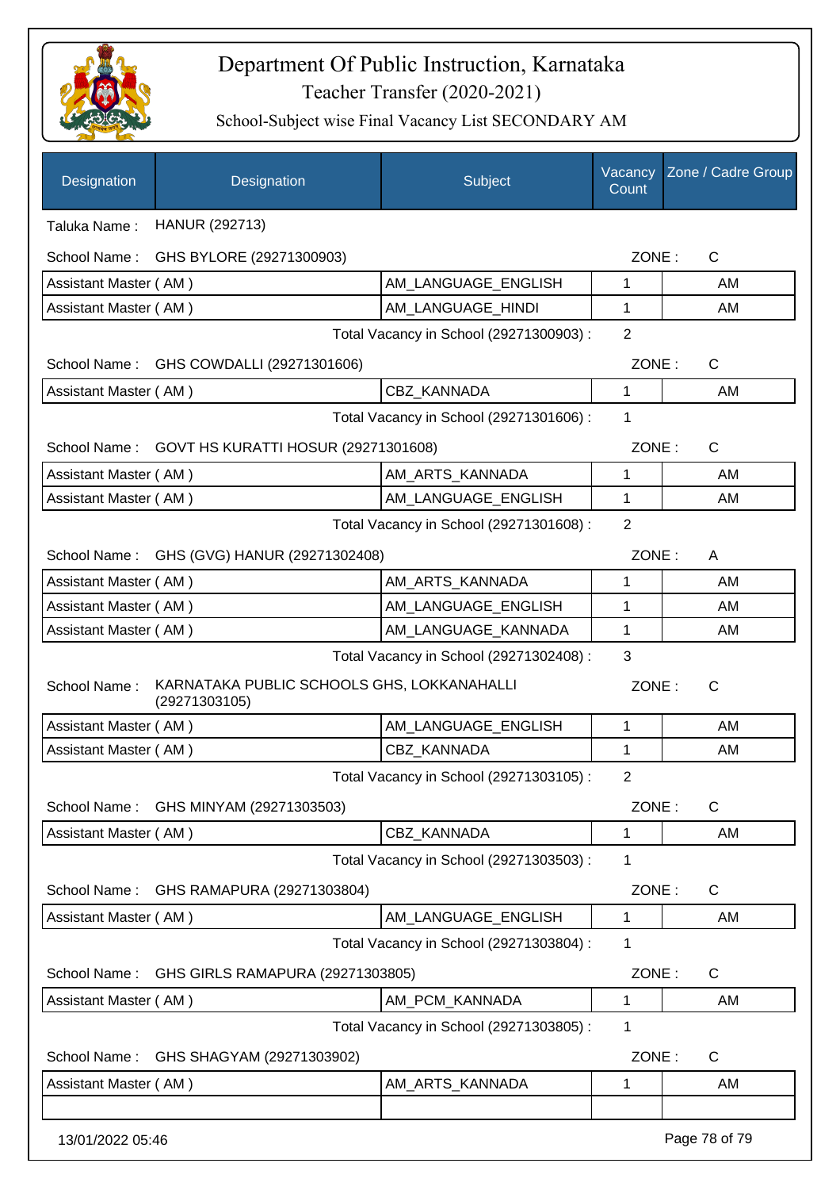# Department Of Public Instruction, Karnataka

## Teacher Transfer (2020-2021)

### School-Subject wise Final Vacancy List SECONDARY AM

| Designation | Designation | Subject | Vacancy Count | Zone / Cadre Group |
|---|---|---|---|---|

Taluka Name : HANUR (292713)

School Name : GHS BYLORE (29271300903) — ZONE : C

| Designation | Subject | Vacancy Count | Zone / Cadre Group |
|---|---|---|---|
| Assistant Master ( AM ) | AM_LANGUAGE_ENGLISH | 1 | AM |
| Assistant Master ( AM ) | AM_LANGUAGE_HINDI | 1 | AM |

Total Vacancy in School (29271300903) : 2

School Name : GHS COWDALLI (29271301606) — ZONE : C

| Designation | Subject | Vacancy Count | Zone / Cadre Group |
|---|---|---|---|
| Assistant Master ( AM ) | CBZ_KANNADA | 1 | AM |

Total Vacancy in School (29271301606) : 1

School Name : GOVT HS KURATTI HOSUR (29271301608) — ZONE : C

| Designation | Subject | Vacancy Count | Zone / Cadre Group |
|---|---|---|---|
| Assistant Master ( AM ) | AM_ARTS_KANNADA | 1 | AM |
| Assistant Master ( AM ) | AM_LANGUAGE_ENGLISH | 1 | AM |

Total Vacancy in School (29271301608) : 2

School Name : GHS (GVG) HANUR (29271302408) — ZONE : A

| Designation | Subject | Vacancy Count | Zone / Cadre Group |
|---|---|---|---|
| Assistant Master ( AM ) | AM_ARTS_KANNADA | 1 | AM |
| Assistant Master ( AM ) | AM_LANGUAGE_ENGLISH | 1 | AM |
| Assistant Master ( AM ) | AM_LANGUAGE_KANNADA | 1 | AM |

Total Vacancy in School (29271302408) : 3

School Name : KARNATAKA PUBLIC SCHOOLS GHS, LOKKANAHALLI (29271303105) — ZONE : C

| Designation | Subject | Vacancy Count | Zone / Cadre Group |
|---|---|---|---|
| Assistant Master ( AM ) | AM_LANGUAGE_ENGLISH | 1 | AM |
| Assistant Master ( AM ) | CBZ_KANNADA | 1 | AM |

Total Vacancy in School (29271303105) : 2

School Name : GHS MINYAM (29271303503) — ZONE : C

| Designation | Subject | Vacancy Count | Zone / Cadre Group |
|---|---|---|---|
| Assistant Master ( AM ) | CBZ_KANNADA | 1 | AM |

Total Vacancy in School (29271303503) : 1

School Name : GHS RAMAPURA (29271303804) — ZONE : C

| Designation | Subject | Vacancy Count | Zone / Cadre Group |
|---|---|---|---|
| Assistant Master ( AM ) | AM_LANGUAGE_ENGLISH | 1 | AM |

Total Vacancy in School (29271303804) : 1

School Name : GHS GIRLS RAMAPURA (29271303805) — ZONE : C

| Designation | Subject | Vacancy Count | Zone / Cadre Group |
|---|---|---|---|
| Assistant Master ( AM ) | AM_PCM_KANNADA | 1 | AM |

Total Vacancy in School (29271303805) : 1

School Name : GHS SHAGYAM (29271303902) — ZONE : C

| Designation | Subject | Vacancy Count | Zone / Cadre Group |
|---|---|---|---|
| Assistant Master ( AM ) | AM_ARTS_KANNADA | 1 | AM |
| | | | |

13/01/2022 05:46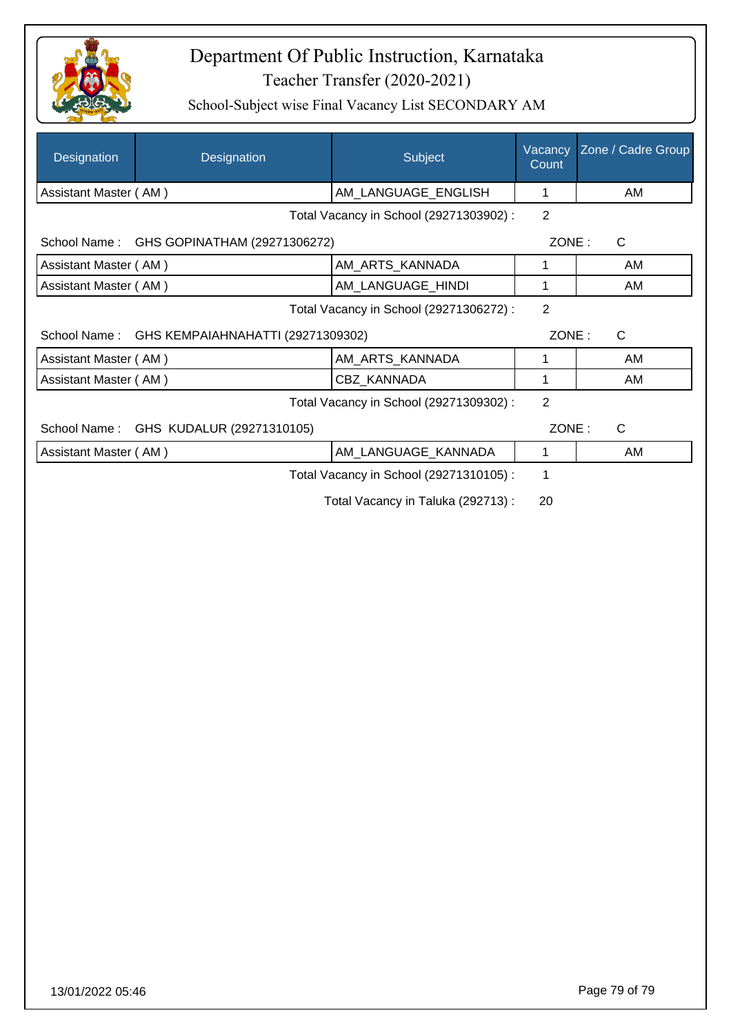# Department Of Public Instruction, Karnataka

## Teacher Transfer (2020-2021)

### School-Subject wise Final Vacancy List SECONDARY AM

| Designation | Designation | Subject | Vacancy Count | Zone / Cadre Group |
|---|---|---|---|---|
| Assistant Master ( AM ) | | AM_LANGUAGE_ENGLISH | 1 | AM |
| | | Total Vacancy in School (29271303902) : | 2 | |
| School Name : | GHS GOPINATHAM (29271306272) | | ZONE : | C |
| Assistant Master ( AM ) | | AM_ARTS_KANNADA | 1 | AM |
| Assistant Master ( AM ) | | AM_LANGUAGE_HINDI | 1 | AM |
| | | Total Vacancy in School (29271306272) : | 2 | |
| School Name : | GHS KEMPAIAHNAHATTI (29271309302) | | ZONE : | C |
| Assistant Master ( AM ) | | AM_ARTS_KANNADA | 1 | AM |
| Assistant Master ( AM ) | | CBZ_KANNADA | 1 | AM |
| | | Total Vacancy in School (29271309302) : | 2 | |
| School Name : | GHS KUDALUR (29271310105) | | ZONE : | C |
| Assistant Master ( AM ) | | AM_LANGUAGE_KANNADA | 1 | AM |
| | | Total Vacancy in School (29271310105) : | 1 | |
| | | Total Vacancy in Taluka (292713) : | 20 | |

13/01/2022 05:46